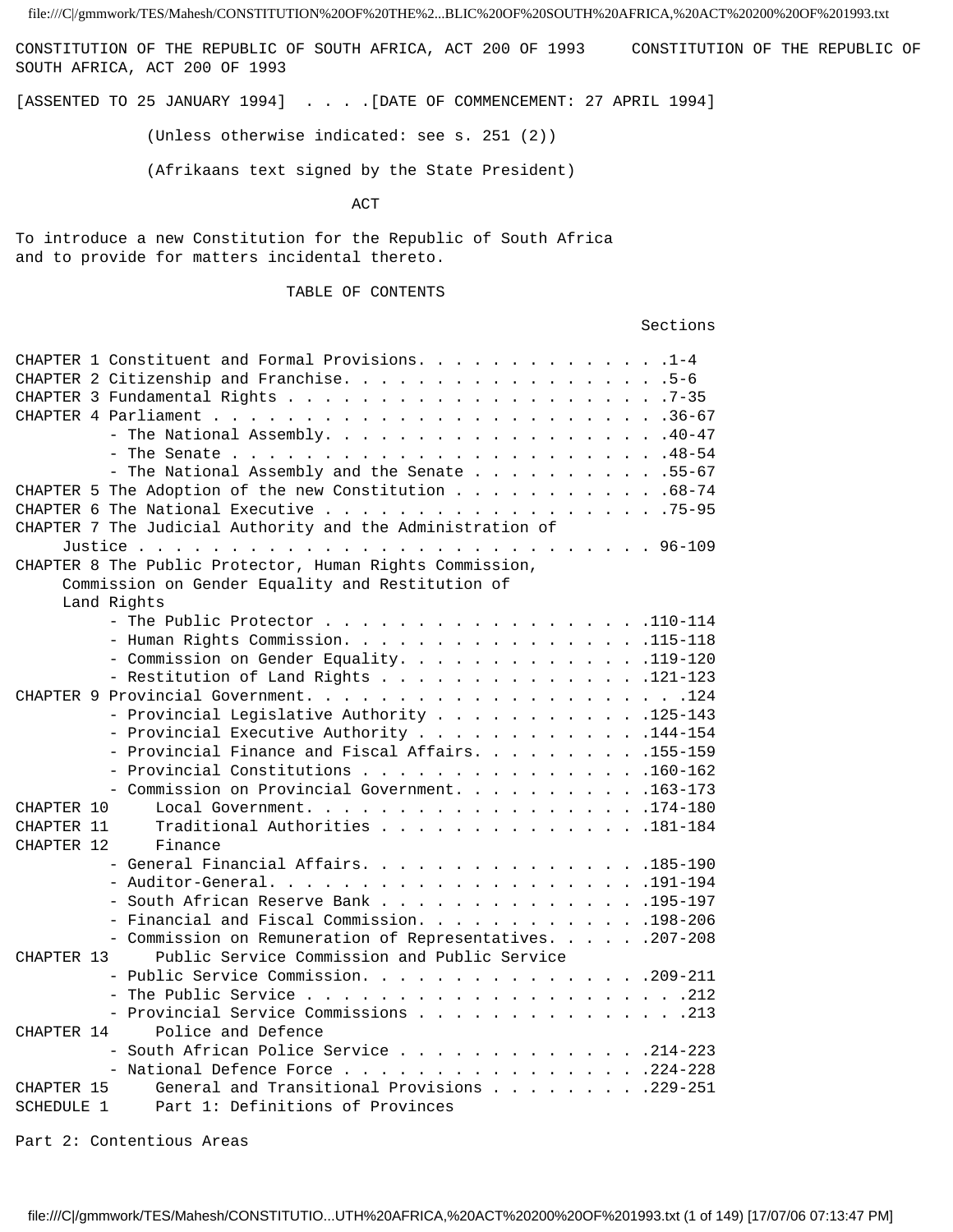# CONSTITUTION OF THE REPUBLIC OF SOUTH AFRICA, ACT 200 OF 1993

CONSTITUTION OF THE REPUBLIC OF SOUTH AFRICA, ACT 200 OF 1993

[ASSENTED TO 25 JANUARY 1994] . . . .[DATE OF COMMENCEMENT: 27 APRIL 1994]

(Unless otherwise indicated: see s. 251 (2))

(Afrikaans text signed by the State President)

## ACT

To introduce a new Constitution for the Republic of South Africa and to provide for matters incidental thereto.

## TABLE OF CONTENTS

| | Sections |
|---|---|
| CHAPTER 1 Constituent and Formal Provisions | 1-4 |
| CHAPTER 2 Citizenship and Franchise | 5-6 |
| CHAPTER 3 Fundamental Rights | 7-35 |
| CHAPTER 4 Parliament | 36-67 |
| - The National Assembly | 40-47 |
| - The Senate | 48-54 |
| - The National Assembly and the Senate | 55-67 |
| CHAPTER 5 The Adoption of the new Constitution | 68-74 |
| CHAPTER 6 The National Executive | 75-95 |
| CHAPTER 7 The Judicial Authority and the Administration of Justice | 96-109 |
| CHAPTER 8 The Public Protector, Human Rights Commission, Commission on Gender Equality and Restitution of Land Rights | |
| - The Public Protector | 110-114 |
| - Human Rights Commission | 115-118 |
| - Commission on Gender Equality | 119-120 |
| - Restitution of Land Rights | 121-123 |
| CHAPTER 9 Provincial Government | 124 |
| - Provincial Legislative Authority | 125-143 |
| - Provincial Executive Authority | 144-154 |
| - Provincial Finance and Fiscal Affairs | 155-159 |
| - Provincial Constitutions | 160-162 |
| - Commission on Provincial Government | 163-173 |
| CHAPTER 10 Local Government | 174-180 |
| CHAPTER 11 Traditional Authorities | 181-184 |
| CHAPTER 12 Finance | |
| - General Financial Affairs | 185-190 |
| - Auditor-General | 191-194 |
| - South African Reserve Bank | 195-197 |
| - Financial and Fiscal Commission | 198-206 |
| - Commission on Remuneration of Representatives | 207-208 |
| CHAPTER 13 Public Service Commission and Public Service | |
| - Public Service Commission | 209-211 |
| - The Public Service | 212 |
| - Provincial Service Commissions | 213 |
| CHAPTER 14 Police and Defence | |
| - South African Police Service | 214-223 |
| - National Defence Force | 224-228 |
| CHAPTER 15 General and Transitional Provisions | 229-251 |
| SCHEDULE 1 Part 1: Definitions of Provinces | |

Part 2: Contentious Areas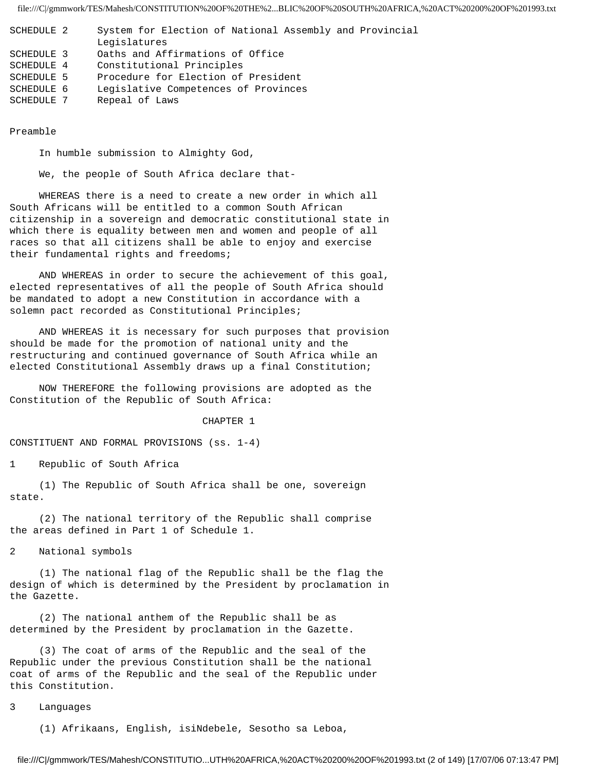| | |
|---|---|
| SCHEDULE 2 | System for Election of National Assembly and Provincial Legislatures |
| SCHEDULE 3 | Oaths and Affirmations of Office |
| SCHEDULE 4 | Constitutional Principles |
| SCHEDULE 5 | Procedure for Election of President |
| SCHEDULE 6 | Legislative Competences of Provinces |
| SCHEDULE 7 | Repeal of Laws |

## Preamble

In humble submission to Almighty God,

We, the people of South Africa declare that-

WHEREAS there is a need to create a new order in which all South Africans will be entitled to a common South African citizenship in a sovereign and democratic constitutional state in which there is equality between men and women and people of all races so that all citizens shall be able to enjoy and exercise their fundamental rights and freedoms;

AND WHEREAS in order to secure the achievement of this goal, elected representatives of all the people of South Africa should be mandated to adopt a new Constitution in accordance with a solemn pact recorded as Constitutional Principles;

AND WHEREAS it is necessary for such purposes that provision should be made for the promotion of national unity and the restructuring and continued governance of South Africa while an elected Constitutional Assembly draws up a final Constitution;

NOW THEREFORE the following provisions are adopted as the Constitution of the Republic of South Africa:

# CHAPTER 1

## CONSTITUENT AND FORMAL PROVISIONS (ss. 1-4)

### 1 Republic of South Africa

(1) The Republic of South Africa shall be one, sovereign state.

(2) The national territory of the Republic shall comprise the areas defined in Part 1 of Schedule 1.

### 2 National symbols

(1) The national flag of the Republic shall be the flag the design of which is determined by the President by proclamation in the Gazette.

(2) The national anthem of the Republic shall be as determined by the President by proclamation in the Gazette.

(3) The coat of arms of the Republic and the seal of the Republic under the previous Constitution shall be the national coat of arms of the Republic and the seal of the Republic under this Constitution.

### 3 Languages

(1) Afrikaans, English, isiNdebele, Sesotho sa Leboa,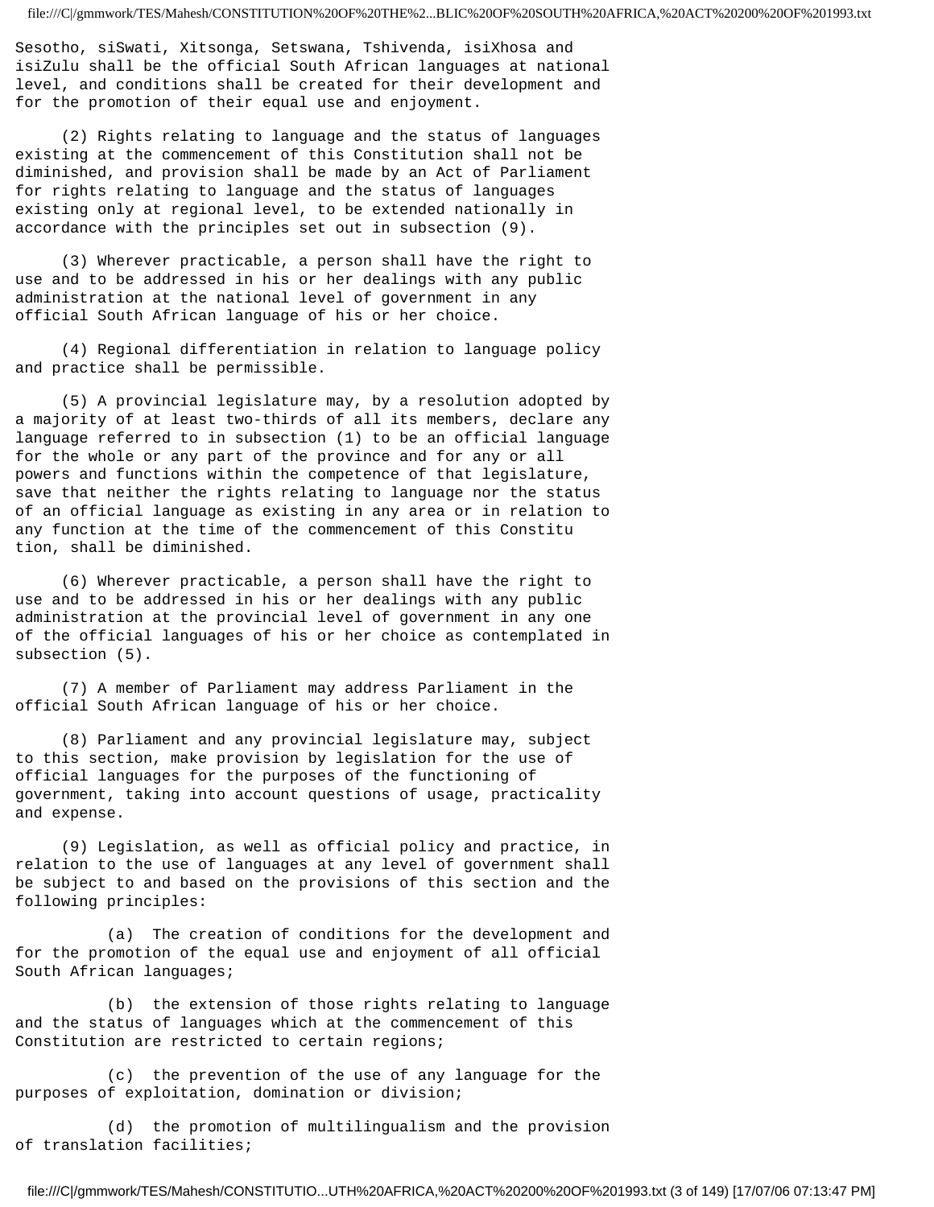Sesotho, siSwati, Xitsonga, Setswana, Tshivenda, isiXhosa and isiZulu shall be the official South African languages at national level, and conditions shall be created for their development and for the promotion of their equal use and enjoyment.

(2) Rights relating to language and the status of languages existing at the commencement of this Constitution shall not be diminished, and provision shall be made by an Act of Parliament for rights relating to language and the status of languages existing only at regional level, to be extended nationally in accordance with the principles set out in subsection (9).

(3) Wherever practicable, a person shall have the right to use and to be addressed in his or her dealings with any public administration at the national level of government in any official South African language of his or her choice.

(4) Regional differentiation in relation to language policy and practice shall be permissible.

(5) A provincial legislature may, by a resolution adopted by a majority of at least two-thirds of all its members, declare any language referred to in subsection (1) to be an official language for the whole or any part of the province and for any or all powers and functions within the competence of that legislature, save that neither the rights relating to language nor the status of an official language as existing in any area or in relation to any function at the time of the commencement of this Constitution, shall be diminished.

(6) Wherever practicable, a person shall have the right to use and to be addressed in his or her dealings with any public administration at the provincial level of government in any one of the official languages of his or her choice as contemplated in subsection (5).

(7) A member of Parliament may address Parliament in the official South African language of his or her choice.

(8) Parliament and any provincial legislature may, subject to this section, make provision by legislation for the use of official languages for the purposes of the functioning of government, taking into account questions of usage, practicality and expense.

(9) Legislation, as well as official policy and practice, in relation to the use of languages at any level of government shall be subject to and based on the provisions of this section and the following principles:

(a) The creation of conditions for the development and for the promotion of the equal use and enjoyment of all official South African languages;

(b) the extension of those rights relating to language and the status of languages which at the commencement of this Constitution are restricted to certain regions;

(c) the prevention of the use of any language for the purposes of exploitation, domination or division;

(d) the promotion of multilingualism and the provision of translation facilities;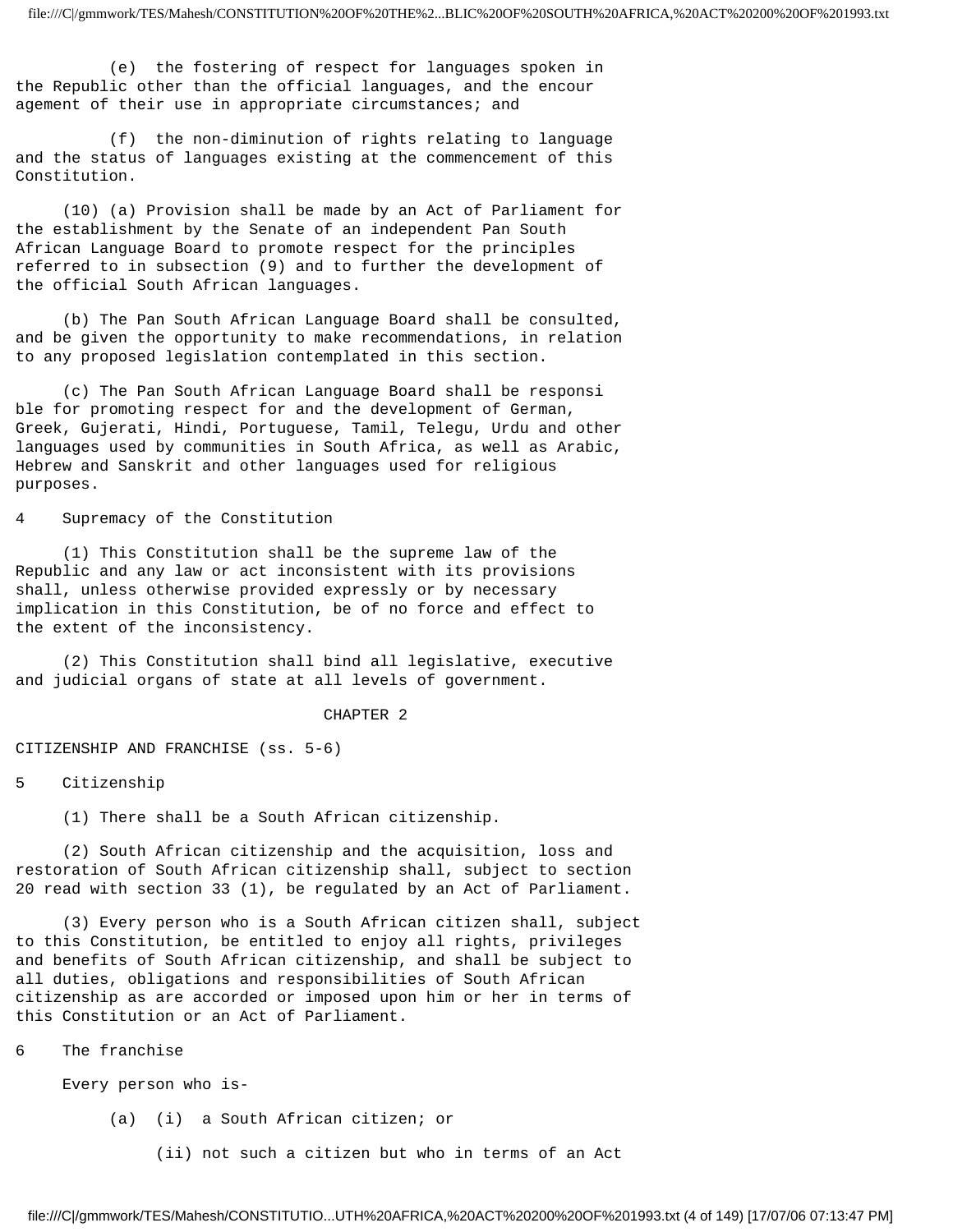(e) the fostering of respect for languages spoken in the Republic other than the official languages, and the encouragement of their use in appropriate circumstances; and

(f) the non-diminution of rights relating to language and the status of languages existing at the commencement of this Constitution.

(10) (a) Provision shall be made by an Act of Parliament for the establishment by the Senate of an independent Pan South African Language Board to promote respect for the principles referred to in subsection (9) and to further the development of the official South African languages.

(b) The Pan South African Language Board shall be consulted, and be given the opportunity to make recommendations, in relation to any proposed legislation contemplated in this section.

(c) The Pan South African Language Board shall be responsible for promoting respect for and the development of German, Greek, Gujerati, Hindi, Portuguese, Tamil, Telegu, Urdu and other languages used by communities in South Africa, as well as Arabic, Hebrew and Sanskrit and other languages used for religious purposes.

### 4 Supremacy of the Constitution

(1) This Constitution shall be the supreme law of the Republic and any law or act inconsistent with its provisions shall, unless otherwise provided expressly or by necessary implication in this Constitution, be of no force and effect to the extent of the inconsistency.

(2) This Constitution shall bind all legislative, executive and judicial organs of state at all levels of government.

## CHAPTER 2

## CITIZENSHIP AND FRANCHISE (ss. 5-6)

### 5 Citizenship

(1) There shall be a South African citizenship.

(2) South African citizenship and the acquisition, loss and restoration of South African citizenship shall, subject to section 20 read with section 33 (1), be regulated by an Act of Parliament.

(3) Every person who is a South African citizen shall, subject to this Constitution, be entitled to enjoy all rights, privileges and benefits of South African citizenship, and shall be subject to all duties, obligations and responsibilities of South African citizenship as are accorded or imposed upon him or her in terms of this Constitution or an Act of Parliament.

### 6 The franchise

Every person who is-

(a) (i) a South African citizen; or

(ii) not such a citizen but who in terms of an Act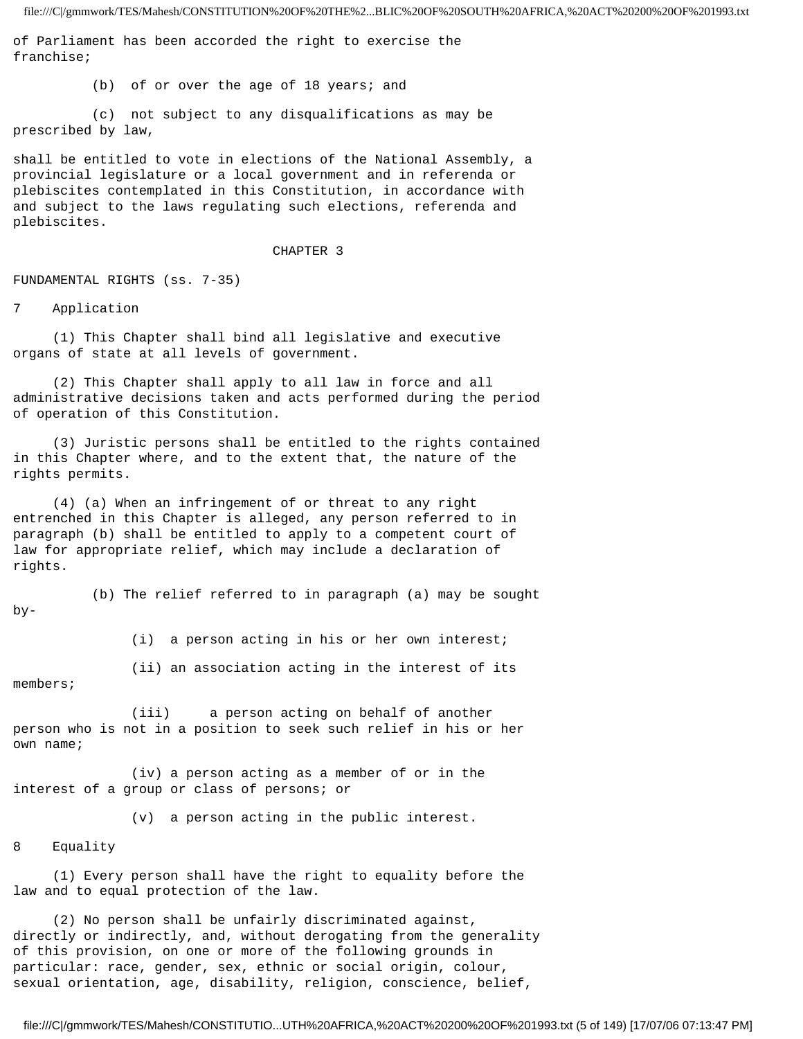of Parliament has been accorded the right to exercise the franchise;

(b) of or over the age of 18 years; and

(c) not subject to any disqualifications as may be prescribed by law,

shall be entitled to vote in elections of the National Assembly, a provincial legislature or a local government and in referenda or plebiscites contemplated in this Constitution, in accordance with and subject to the laws regulating such elections, referenda and plebiscites.

## CHAPTER 3

## FUNDAMENTAL RIGHTS (ss. 7-35)

### 7 Application

(1) This Chapter shall bind all legislative and executive organs of state at all levels of government.

(2) This Chapter shall apply to all law in force and all administrative decisions taken and acts performed during the period of operation of this Constitution.

(3) Juristic persons shall be entitled to the rights contained in this Chapter where, and to the extent that, the nature of the rights permits.

(4) (a) When an infringement of or threat to any right entrenched in this Chapter is alleged, any person referred to in paragraph (b) shall be entitled to apply to a competent court of law for appropriate relief, which may include a declaration of rights.

(b) The relief referred to in paragraph (a) may be sought by-

(i) a person acting in his or her own interest;

(ii) an association acting in the interest of its members;

(iii) a person acting on behalf of another person who is not in a position to seek such relief in his or her own name;

(iv) a person acting as a member of or in the interest of a group or class of persons; or

(v) a person acting in the public interest.

### 8 Equality

(1) Every person shall have the right to equality before the law and to equal protection of the law.

(2) No person shall be unfairly discriminated against, directly or indirectly, and, without derogating from the generality of this provision, on one or more of the following grounds in particular: race, gender, sex, ethnic or social origin, colour, sexual orientation, age, disability, religion, conscience, belief,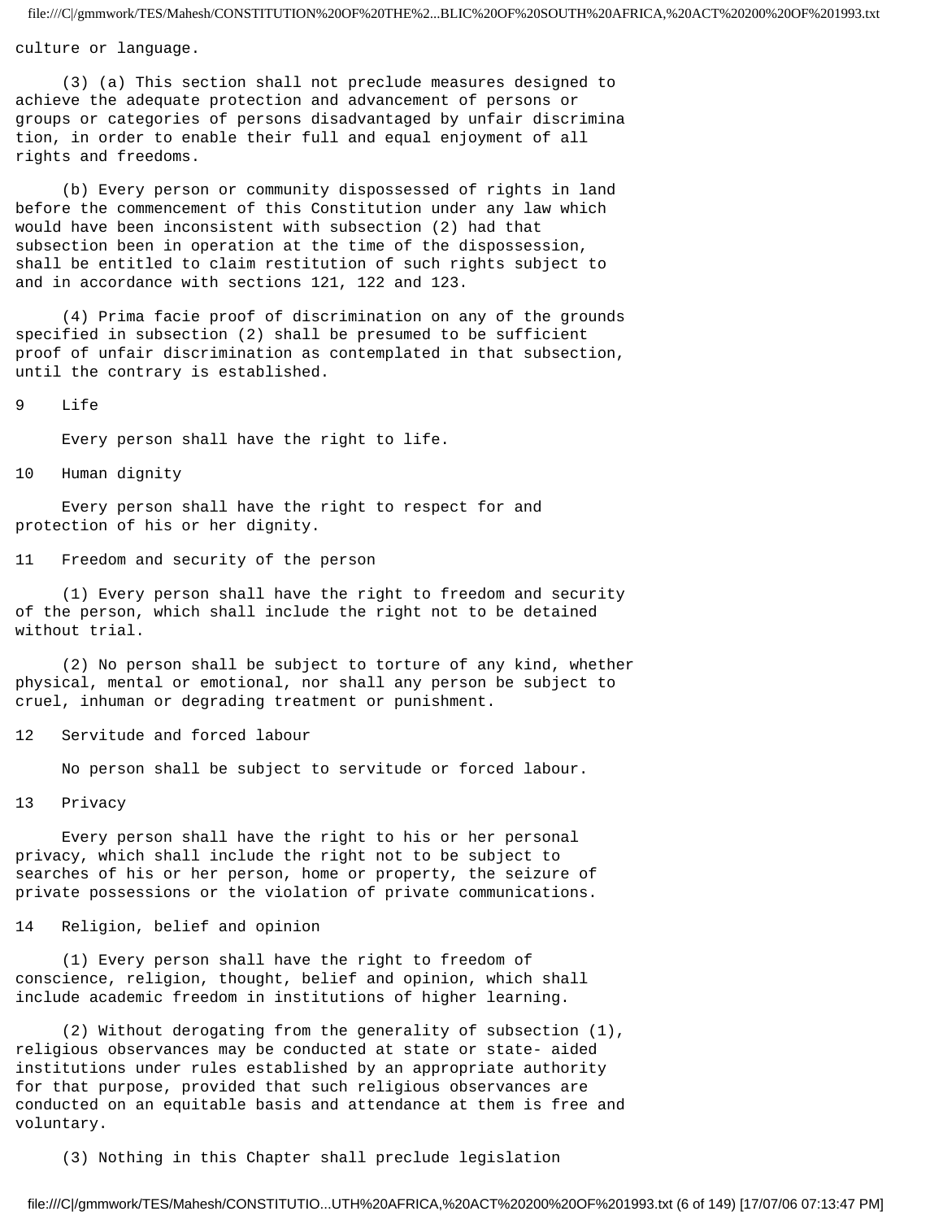culture or language.

(3) (a) This section shall not preclude measures designed to achieve the adequate protection and advancement of persons or groups or categories of persons disadvantaged by unfair discrimination, in order to enable their full and equal enjoyment of all rights and freedoms.

(b) Every person or community dispossessed of rights in land before the commencement of this Constitution under any law which would have been inconsistent with subsection (2) had that subsection been in operation at the time of the dispossession, shall be entitled to claim restitution of such rights subject to and in accordance with sections 121, 122 and 123.

(4) Prima facie proof of discrimination on any of the grounds specified in subsection (2) shall be presumed to be sufficient proof of unfair discrimination as contemplated in that subsection, until the contrary is established.

### 9 Life

Every person shall have the right to life.

### 10 Human dignity

Every person shall have the right to respect for and protection of his or her dignity.

### 11 Freedom and security of the person

(1) Every person shall have the right to freedom and security of the person, which shall include the right not to be detained without trial.

(2) No person shall be subject to torture of any kind, whether physical, mental or emotional, nor shall any person be subject to cruel, inhuman or degrading treatment or punishment.

### 12 Servitude and forced labour

No person shall be subject to servitude or forced labour.

### 13 Privacy

Every person shall have the right to his or her personal privacy, which shall include the right not to be subject to searches of his or her person, home or property, the seizure of private possessions or the violation of private communications.

### 14 Religion, belief and opinion

(1) Every person shall have the right to freedom of conscience, religion, thought, belief and opinion, which shall include academic freedom in institutions of higher learning.

(2) Without derogating from the generality of subsection (1), religious observances may be conducted at state or state- aided institutions under rules established by an appropriate authority for that purpose, provided that such religious observances are conducted on an equitable basis and attendance at them is free and voluntary.

(3) Nothing in this Chapter shall preclude legislation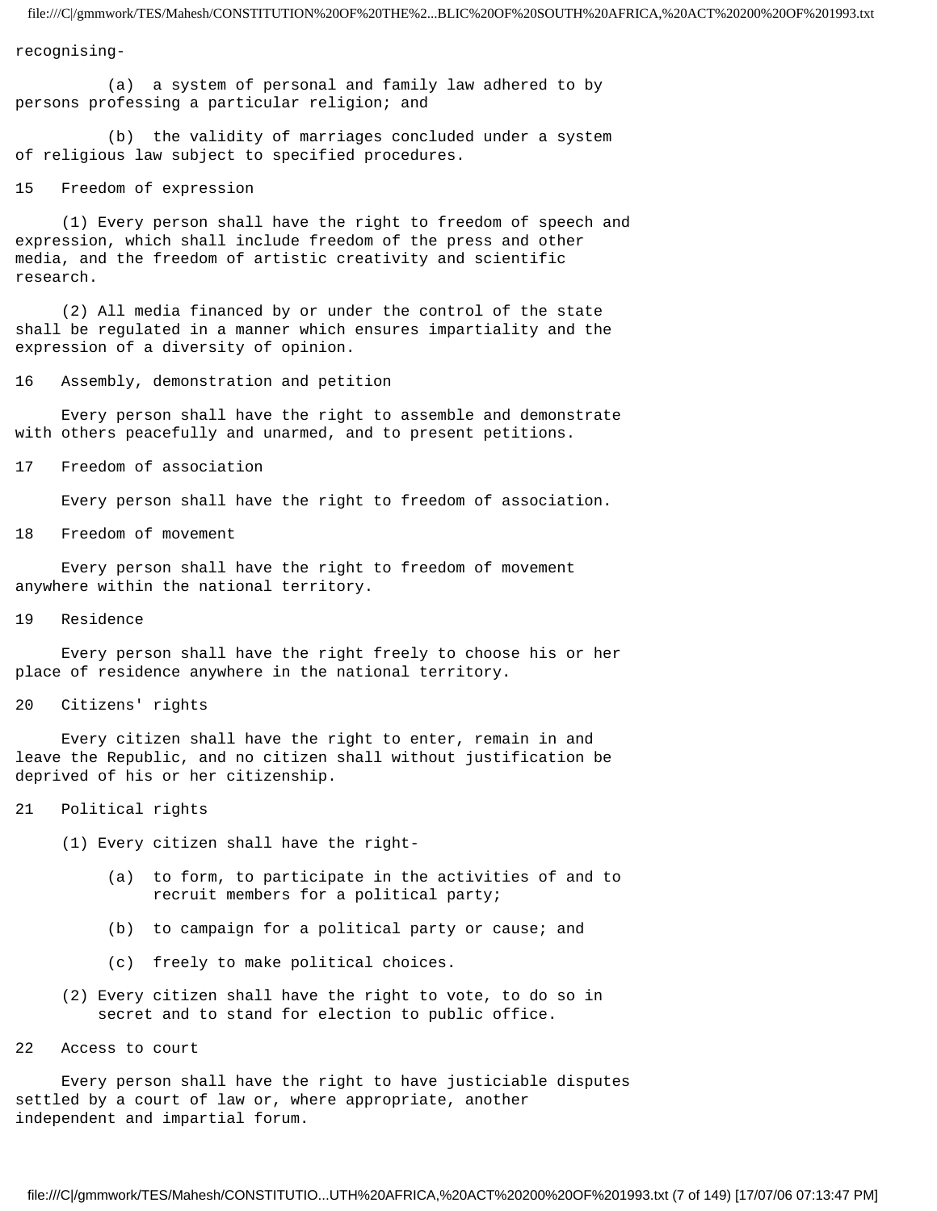recognising-

(a) a system of personal and family law adhered to by persons professing a particular religion; and

(b) the validity of marriages concluded under a system of religious law subject to specified procedures.

## 15 Freedom of expression

(1) Every person shall have the right to freedom of speech and expression, which shall include freedom of the press and other media, and the freedom of artistic creativity and scientific research.

(2) All media financed by or under the control of the state shall be regulated in a manner which ensures impartiality and the expression of a diversity of opinion.

## 16 Assembly, demonstration and petition

Every person shall have the right to assemble and demonstrate with others peacefully and unarmed, and to present petitions.

## 17 Freedom of association

Every person shall have the right to freedom of association.

## 18 Freedom of movement

Every person shall have the right to freedom of movement anywhere within the national territory.

## 19 Residence

Every person shall have the right freely to choose his or her place of residence anywhere in the national territory.

## 20 Citizens' rights

Every citizen shall have the right to enter, remain in and leave the Republic, and no citizen shall without justification be deprived of his or her citizenship.

## 21 Political rights

(1) Every citizen shall have the right-

(a) to form, to participate in the activities of and to recruit members for a political party;

(b) to campaign for a political party or cause; and

(c) freely to make political choices.

(2) Every citizen shall have the right to vote, to do so in secret and to stand for election to public office.

## 22 Access to court

Every person shall have the right to have justiciable disputes settled by a court of law or, where appropriate, another independent and impartial forum.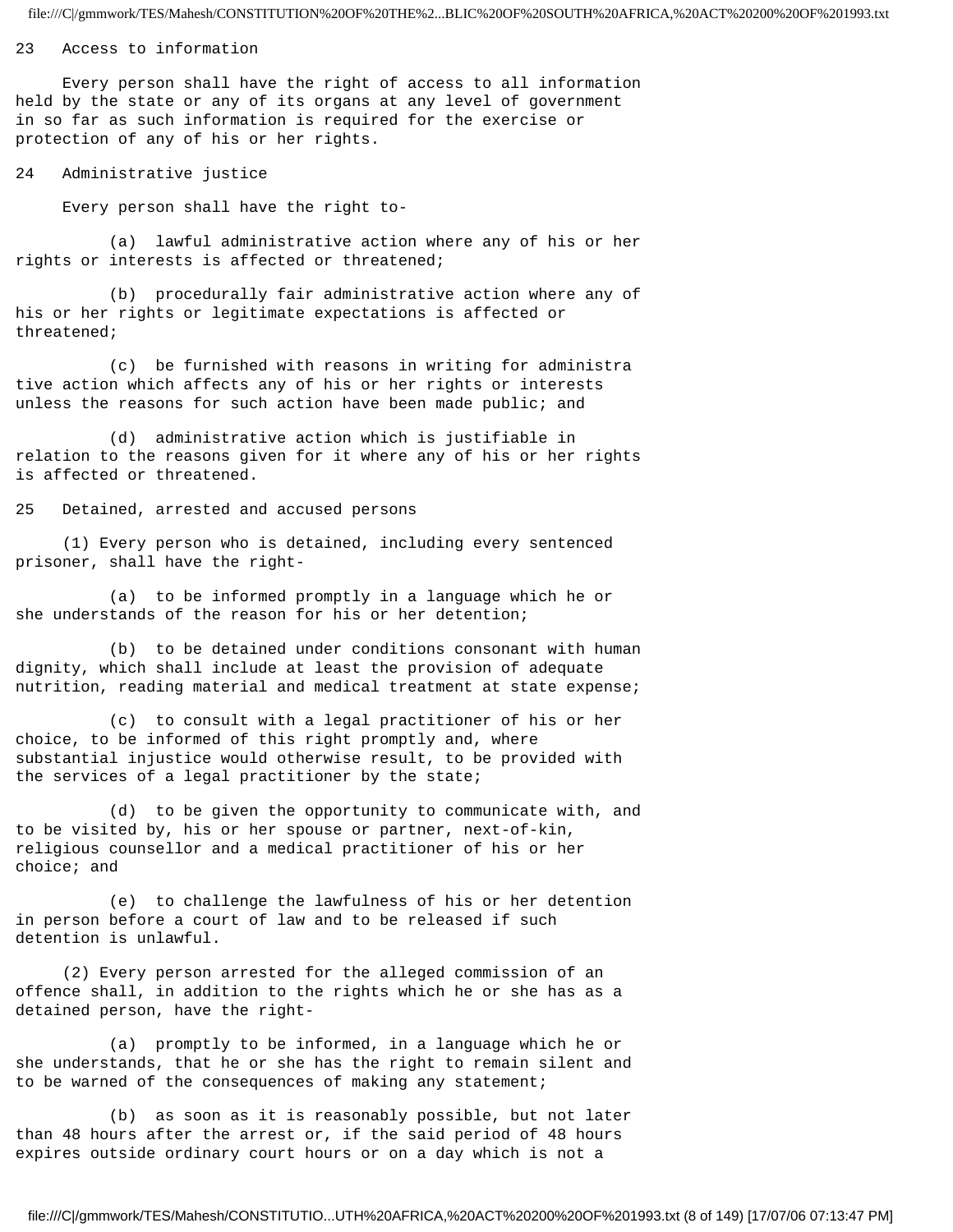## 23 Access to information

Every person shall have the right of access to all information held by the state or any of its organs at any level of government in so far as such information is required for the exercise or protection of any of his or her rights.

## 24 Administrative justice

Every person shall have the right to-

(a) lawful administrative action where any of his or her rights or interests is affected or threatened;

(b) procedurally fair administrative action where any of his or her rights or legitimate expectations is affected or threatened;

(c) be furnished with reasons in writing for administrative action which affects any of his or her rights or interests unless the reasons for such action have been made public; and

(d) administrative action which is justifiable in relation to the reasons given for it where any of his or her rights is affected or threatened.

## 25 Detained, arrested and accused persons

(1) Every person who is detained, including every sentenced prisoner, shall have the right-

(a) to be informed promptly in a language which he or she understands of the reason for his or her detention;

(b) to be detained under conditions consonant with human dignity, which shall include at least the provision of adequate nutrition, reading material and medical treatment at state expense;

(c) to consult with a legal practitioner of his or her choice, to be informed of this right promptly and, where substantial injustice would otherwise result, to be provided with the services of a legal practitioner by the state;

(d) to be given the opportunity to communicate with, and to be visited by, his or her spouse or partner, next-of-kin, religious counsellor and a medical practitioner of his or her choice; and

(e) to challenge the lawfulness of his or her detention in person before a court of law and to be released if such detention is unlawful.

(2) Every person arrested for the alleged commission of an offence shall, in addition to the rights which he or she has as a detained person, have the right-

(a) promptly to be informed, in a language which he or she understands, that he or she has the right to remain silent and to be warned of the consequences of making any statement;

(b) as soon as it is reasonably possible, but not later than 48 hours after the arrest or, if the said period of 48 hours expires outside ordinary court hours or on a day which is not a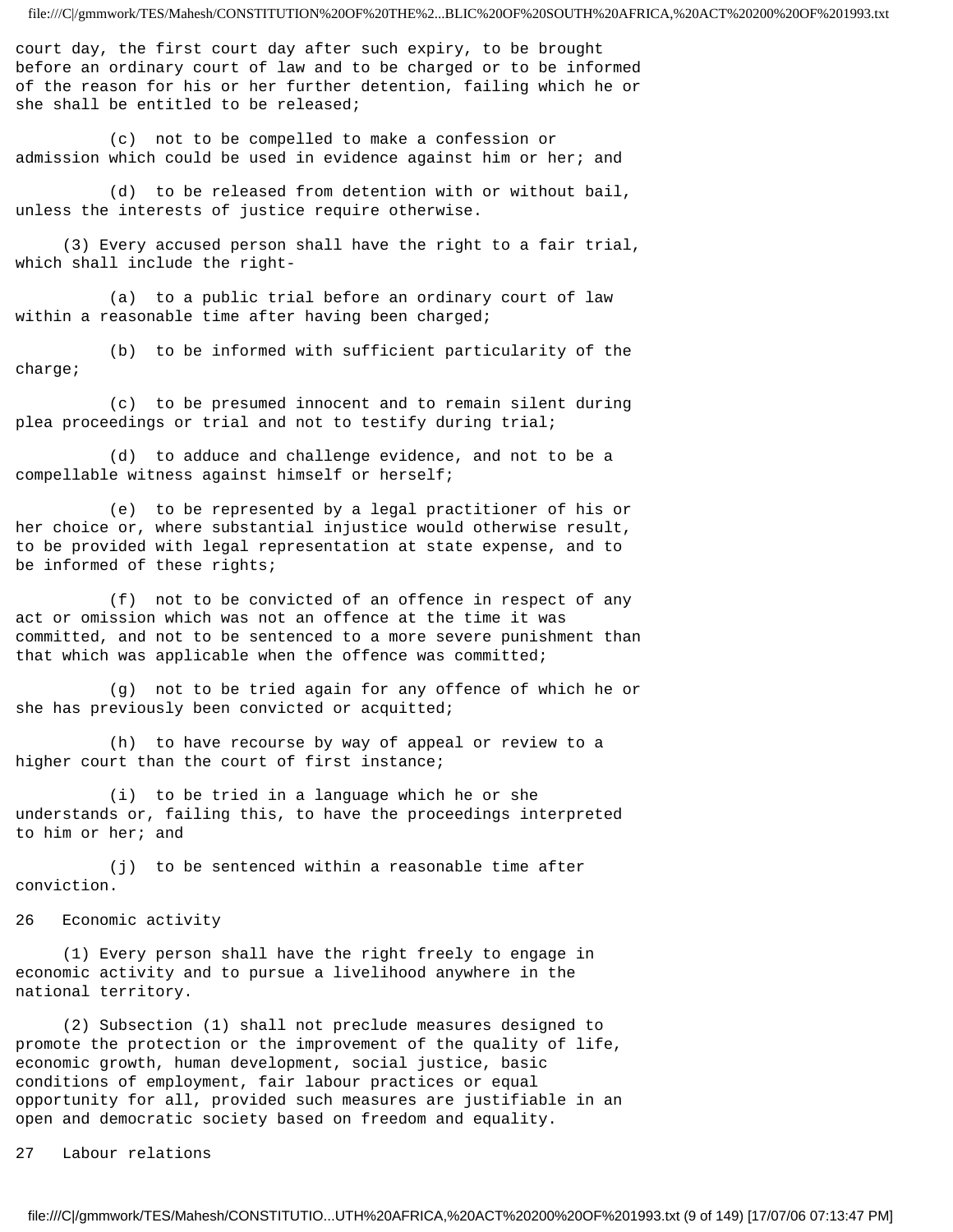court day, the first court day after such expiry, to be brought before an ordinary court of law and to be charged or to be informed of the reason for his or her further detention, failing which he or she shall be entitled to be released;

(c) not to be compelled to make a confession or admission which could be used in evidence against him or her; and

(d) to be released from detention with or without bail, unless the interests of justice require otherwise.

(3) Every accused person shall have the right to a fair trial, which shall include the right-

(a) to a public trial before an ordinary court of law within a reasonable time after having been charged;

(b) to be informed with sufficient particularity of the charge;

(c) to be presumed innocent and to remain silent during plea proceedings or trial and not to testify during trial;

(d) to adduce and challenge evidence, and not to be a compellable witness against himself or herself;

(e) to be represented by a legal practitioner of his or her choice or, where substantial injustice would otherwise result, to be provided with legal representation at state expense, and to be informed of these rights;

(f) not to be convicted of an offence in respect of any act or omission which was not an offence at the time it was committed, and not to be sentenced to a more severe punishment than that which was applicable when the offence was committed;

(g) not to be tried again for any offence of which he or she has previously been convicted or acquitted;

(h) to have recourse by way of appeal or review to a higher court than the court of first instance;

(i) to be tried in a language which he or she understands or, failing this, to have the proceedings interpreted to him or her; and

(j) to be sentenced within a reasonable time after conviction.

## 26 Economic activity

(1) Every person shall have the right freely to engage in economic activity and to pursue a livelihood anywhere in the national territory.

(2) Subsection (1) shall not preclude measures designed to promote the protection or the improvement of the quality of life, economic growth, human development, social justice, basic conditions of employment, fair labour practices or equal opportunity for all, provided such measures are justifiable in an open and democratic society based on freedom and equality.

## 27 Labour relations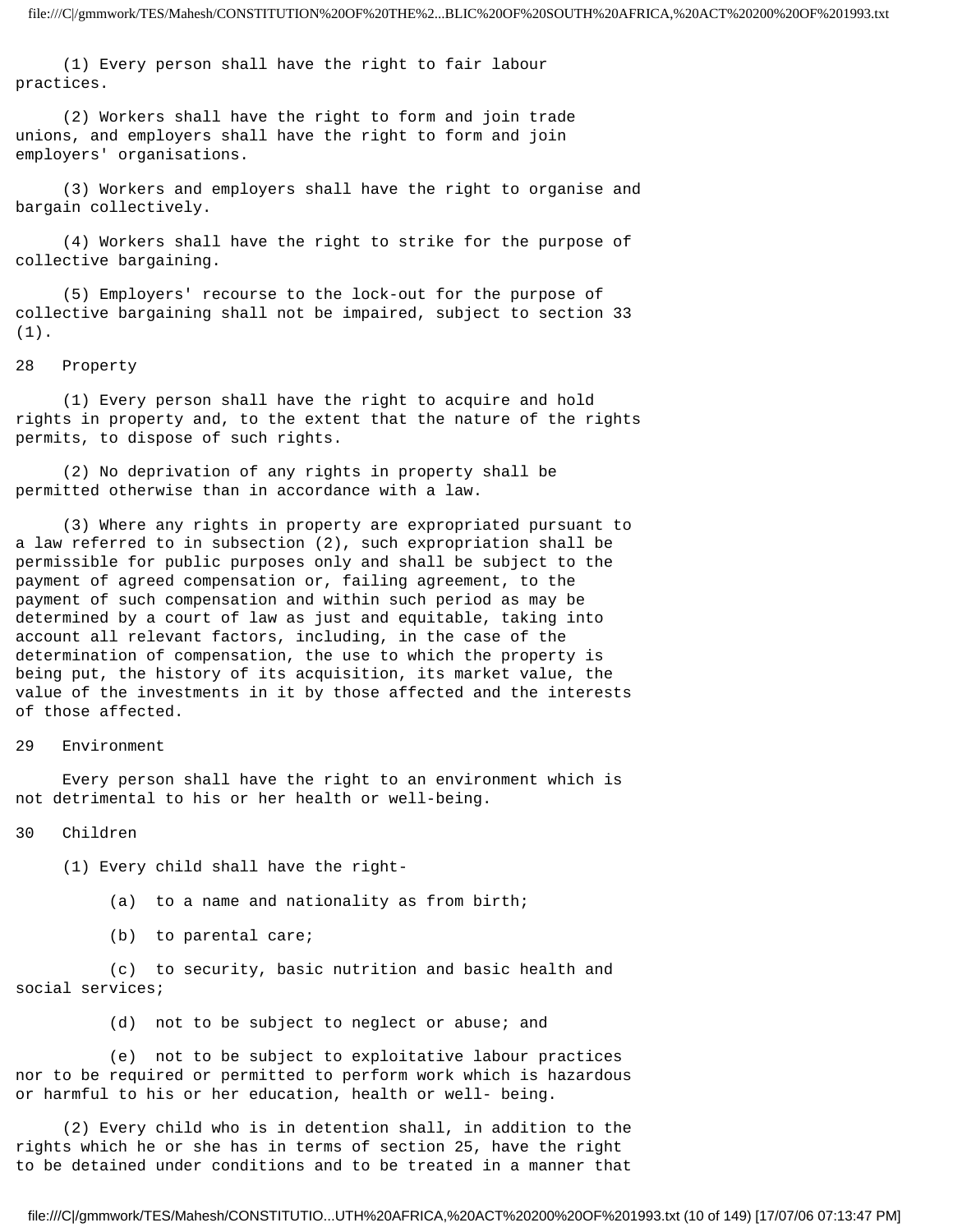(1) Every person shall have the right to fair labour practices.

(2) Workers shall have the right to form and join trade unions, and employers shall have the right to form and join employers' organisations.

(3) Workers and employers shall have the right to organise and bargain collectively.

(4) Workers shall have the right to strike for the purpose of collective bargaining.

(5) Employers' recourse to the lock-out for the purpose of collective bargaining shall not be impaired, subject to section 33 (1).

### 28 Property

(1) Every person shall have the right to acquire and hold rights in property and, to the extent that the nature of the rights permits, to dispose of such rights.

(2) No deprivation of any rights in property shall be permitted otherwise than in accordance with a law.

(3) Where any rights in property are expropriated pursuant to a law referred to in subsection (2), such expropriation shall be permissible for public purposes only and shall be subject to the payment of agreed compensation or, failing agreement, to the payment of such compensation and within such period as may be determined by a court of law as just and equitable, taking into account all relevant factors, including, in the case of the determination of compensation, the use to which the property is being put, the history of its acquisition, its market value, the value of the investments in it by those affected and the interests of those affected.

### 29 Environment

Every person shall have the right to an environment which is not detrimental to his or her health or well-being.

### 30 Children

(1) Every child shall have the right-

(a) to a name and nationality as from birth;

(b) to parental care;

(c) to security, basic nutrition and basic health and social services;

(d) not to be subject to neglect or abuse; and

(e) not to be subject to exploitative labour practices nor to be required or permitted to perform work which is hazardous or harmful to his or her education, health or well- being.

(2) Every child who is in detention shall, in addition to the rights which he or she has in terms of section 25, have the right to be detained under conditions and to be treated in a manner that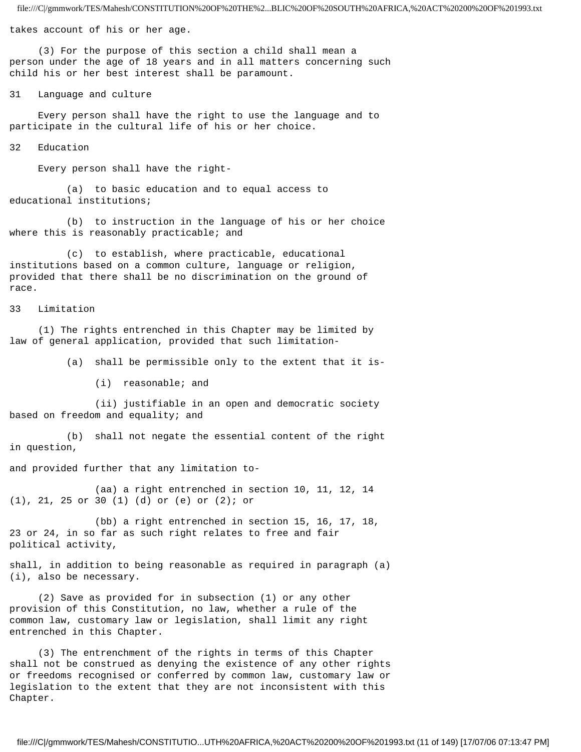takes account of his or her age.

(3) For the purpose of this section a child shall mean a person under the age of 18 years and in all matters concerning such child his or her best interest shall be paramount.

### 31 Language and culture

Every person shall have the right to use the language and to participate in the cultural life of his or her choice.

### 32 Education

Every person shall have the right-

(a) to basic education and to equal access to educational institutions;

(b) to instruction in the language of his or her choice where this is reasonably practicable; and

(c) to establish, where practicable, educational institutions based on a common culture, language or religion, provided that there shall be no discrimination on the ground of race.

### 33 Limitation

(1) The rights entrenched in this Chapter may be limited by law of general application, provided that such limitation-

(a) shall be permissible only to the extent that it is-

(i) reasonable; and

(ii) justifiable in an open and democratic society based on freedom and equality; and

(b) shall not negate the essential content of the right in question,

and provided further that any limitation to-

(aa) a right entrenched in section 10, 11, 12, 14 (1), 21, 25 or 30 (1) (d) or (e) or (2); or

(bb) a right entrenched in section 15, 16, 17, 18, 23 or 24, in so far as such right relates to free and fair political activity,

shall, in addition to being reasonable as required in paragraph (a) (i), also be necessary.

(2) Save as provided for in subsection (1) or any other provision of this Constitution, no law, whether a rule of the common law, customary law or legislation, shall limit any right entrenched in this Chapter.

(3) The entrenchment of the rights in terms of this Chapter shall not be construed as denying the existence of any other rights or freedoms recognised or conferred by common law, customary law or legislation to the extent that they are not inconsistent with this Chapter.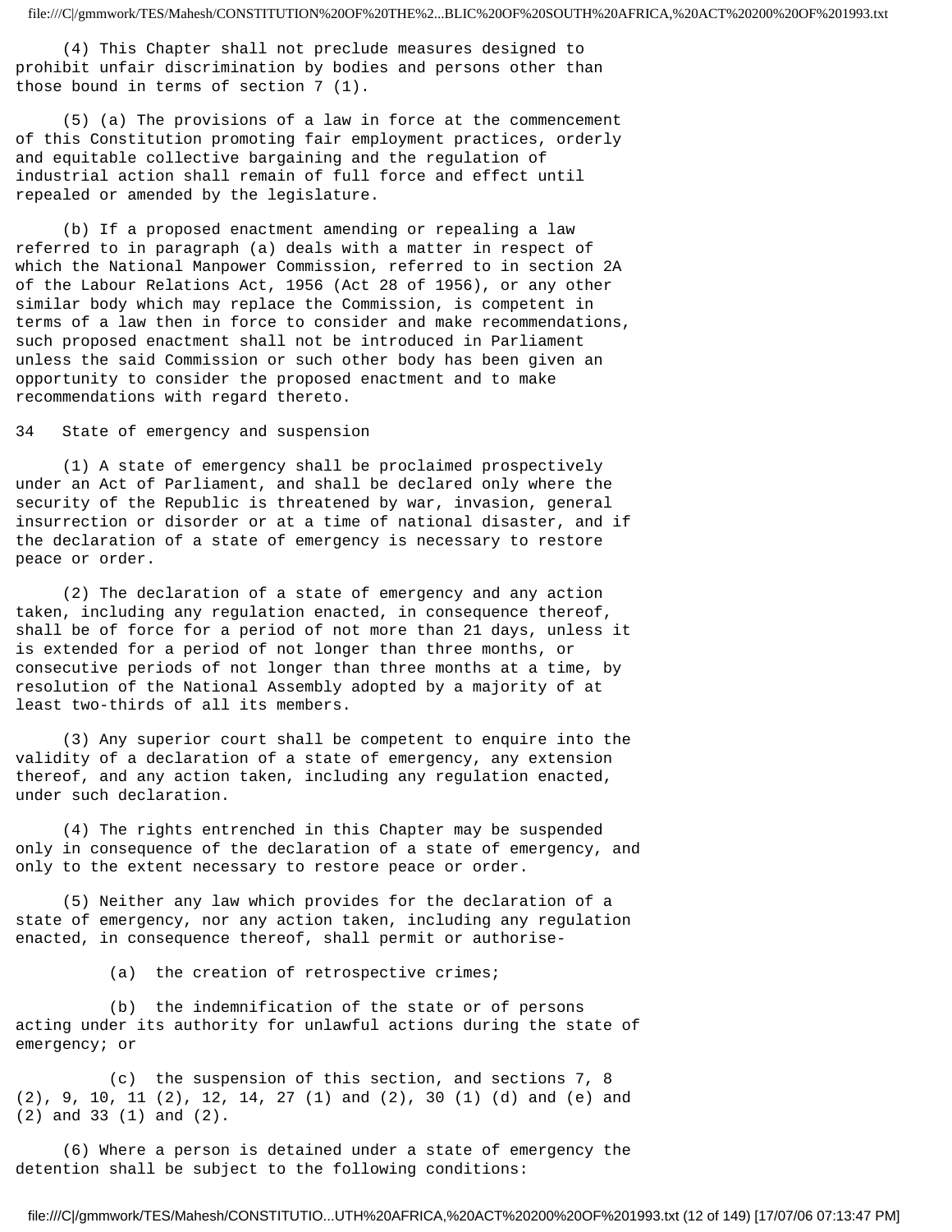(4) This Chapter shall not preclude measures designed to prohibit unfair discrimination by bodies and persons other than those bound in terms of section 7 (1).

(5) (a) The provisions of a law in force at the commencement of this Constitution promoting fair employment practices, orderly and equitable collective bargaining and the regulation of industrial action shall remain of full force and effect until repealed or amended by the legislature.

(b) If a proposed enactment amending or repealing a law referred to in paragraph (a) deals with a matter in respect of which the National Manpower Commission, referred to in section 2A of the Labour Relations Act, 1956 (Act 28 of 1956), or any other similar body which may replace the Commission, is competent in terms of a law then in force to consider and make recommendations, such proposed enactment shall not be introduced in Parliament unless the said Commission or such other body has been given an opportunity to consider the proposed enactment and to make recommendations with regard thereto.

## 34 State of emergency and suspension

(1) A state of emergency shall be proclaimed prospectively under an Act of Parliament, and shall be declared only where the security of the Republic is threatened by war, invasion, general insurrection or disorder or at a time of national disaster, and if the declaration of a state of emergency is necessary to restore peace or order.

(2) The declaration of a state of emergency and any action taken, including any regulation enacted, in consequence thereof, shall be of force for a period of not more than 21 days, unless it is extended for a period of not longer than three months, or consecutive periods of not longer than three months at a time, by resolution of the National Assembly adopted by a majority of at least two-thirds of all its members.

(3) Any superior court shall be competent to enquire into the validity of a declaration of a state of emergency, any extension thereof, and any action taken, including any regulation enacted, under such declaration.

(4) The rights entrenched in this Chapter may be suspended only in consequence of the declaration of a state of emergency, and only to the extent necessary to restore peace or order.

(5) Neither any law which provides for the declaration of a state of emergency, nor any action taken, including any regulation enacted, in consequence thereof, shall permit or authorise-

(a) the creation of retrospective crimes;

(b) the indemnification of the state or of persons acting under its authority for unlawful actions during the state of emergency; or

(c) the suspension of this section, and sections 7, 8 (2), 9, 10, 11 (2), 12, 14, 27 (1) and (2), 30 (1) (d) and (e) and (2) and 33 (1) and (2).

(6) Where a person is detained under a state of emergency the detention shall be subject to the following conditions: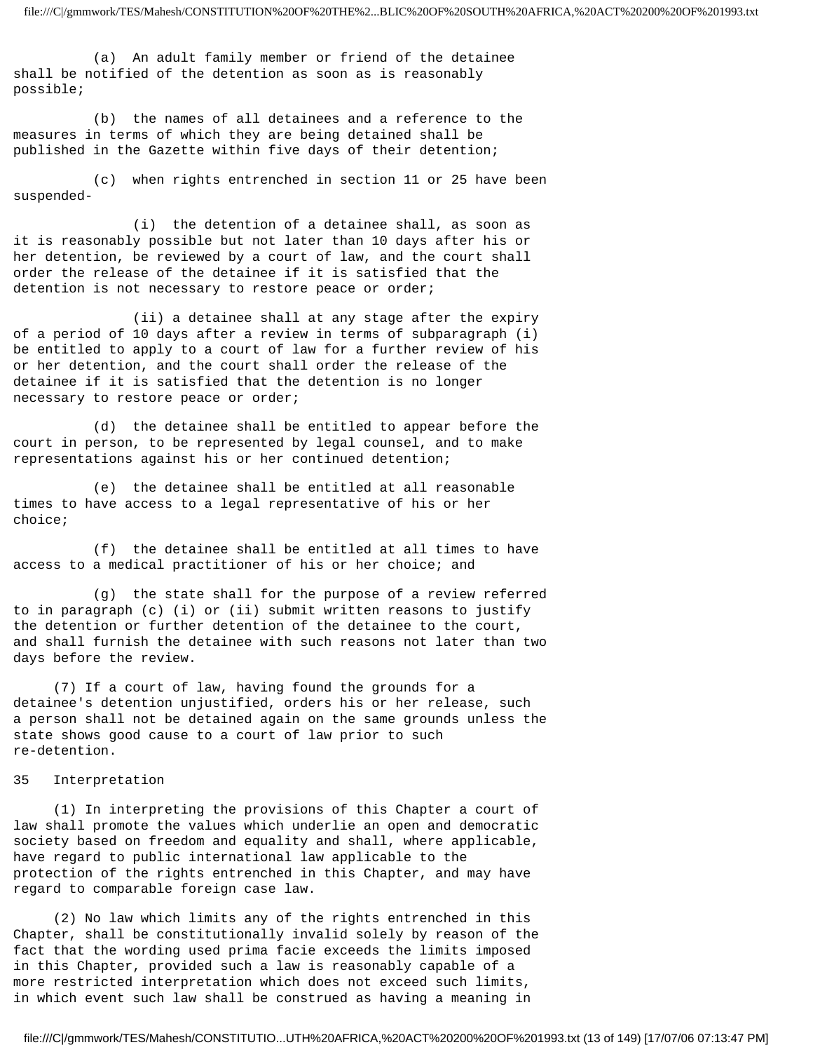(a) An adult family member or friend of the detainee shall be notified of the detention as soon as is reasonably possible;

(b) the names of all detainees and a reference to the measures in terms of which they are being detained shall be published in the Gazette within five days of their detention;

(c) when rights entrenched in section 11 or 25 have been suspended-

(i) the detention of a detainee shall, as soon as it is reasonably possible but not later than 10 days after his or her detention, be reviewed by a court of law, and the court shall order the release of the detainee if it is satisfied that the detention is not necessary to restore peace or order;

(ii) a detainee shall at any stage after the expiry of a period of 10 days after a review in terms of subparagraph (i) be entitled to apply to a court of law for a further review of his or her detention, and the court shall order the release of the detainee if it is satisfied that the detention is no longer necessary to restore peace or order;

(d) the detainee shall be entitled to appear before the court in person, to be represented by legal counsel, and to make representations against his or her continued detention;

(e) the detainee shall be entitled at all reasonable times to have access to a legal representative of his or her choice;

(f) the detainee shall be entitled at all times to have access to a medical practitioner of his or her choice; and

(g) the state shall for the purpose of a review referred to in paragraph (c) (i) or (ii) submit written reasons to justify the detention or further detention of the detainee to the court, and shall furnish the detainee with such reasons not later than two days before the review.

(7) If a court of law, having found the grounds for a detainee's detention unjustified, orders his or her release, such a person shall not be detained again on the same grounds unless the state shows good cause to a court of law prior to such re-detention.

## 35 Interpretation

(1) In interpreting the provisions of this Chapter a court of law shall promote the values which underlie an open and democratic society based on freedom and equality and shall, where applicable, have regard to public international law applicable to the protection of the rights entrenched in this Chapter, and may have regard to comparable foreign case law.

(2) No law which limits any of the rights entrenched in this Chapter, shall be constitutionally invalid solely by reason of the fact that the wording used prima facie exceeds the limits imposed in this Chapter, provided such a law is reasonably capable of a more restricted interpretation which does not exceed such limits, in which event such law shall be construed as having a meaning in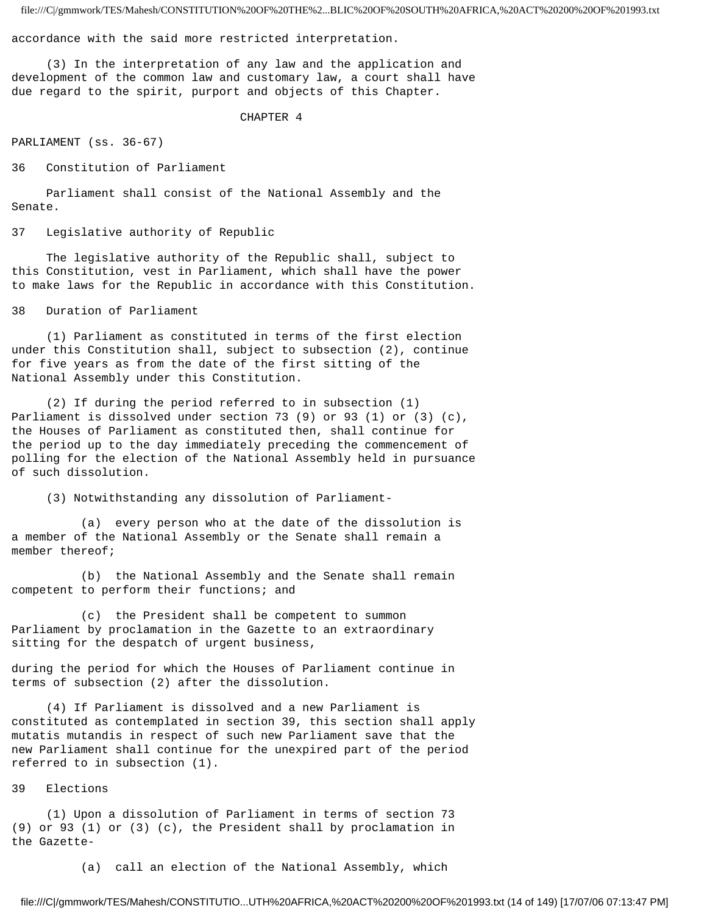accordance with the said more restricted interpretation.

(3) In the interpretation of any law and the application and development of the common law and customary law, a court shall have due regard to the spirit, purport and objects of this Chapter.

## CHAPTER 4

PARLIAMENT (ss. 36-67)

### 36 Constitution of Parliament

Parliament shall consist of the National Assembly and the Senate.

### 37 Legislative authority of Republic

The legislative authority of the Republic shall, subject to this Constitution, vest in Parliament, which shall have the power to make laws for the Republic in accordance with this Constitution.

### 38 Duration of Parliament

(1) Parliament as constituted in terms of the first election under this Constitution shall, subject to subsection (2), continue for five years as from the date of the first sitting of the National Assembly under this Constitution.

(2) If during the period referred to in subsection (1) Parliament is dissolved under section 73 (9) or 93 (1) or (3) (c), the Houses of Parliament as constituted then, shall continue for the period up to the day immediately preceding the commencement of polling for the election of the National Assembly held in pursuance of such dissolution.

(3) Notwithstanding any dissolution of Parliament-

(a) every person who at the date of the dissolution is a member of the National Assembly or the Senate shall remain a member thereof;

(b) the National Assembly and the Senate shall remain competent to perform their functions; and

(c) the President shall be competent to summon Parliament by proclamation in the Gazette to an extraordinary sitting for the despatch of urgent business,

during the period for which the Houses of Parliament continue in terms of subsection (2) after the dissolution.

(4) If Parliament is dissolved and a new Parliament is constituted as contemplated in section 39, this section shall apply mutatis mutandis in respect of such new Parliament save that the new Parliament shall continue for the unexpired part of the period referred to in subsection (1).

### 39 Elections

(1) Upon a dissolution of Parliament in terms of section 73 (9) or 93 (1) or (3) (c), the President shall by proclamation in the Gazette-

(a) call an election of the National Assembly, which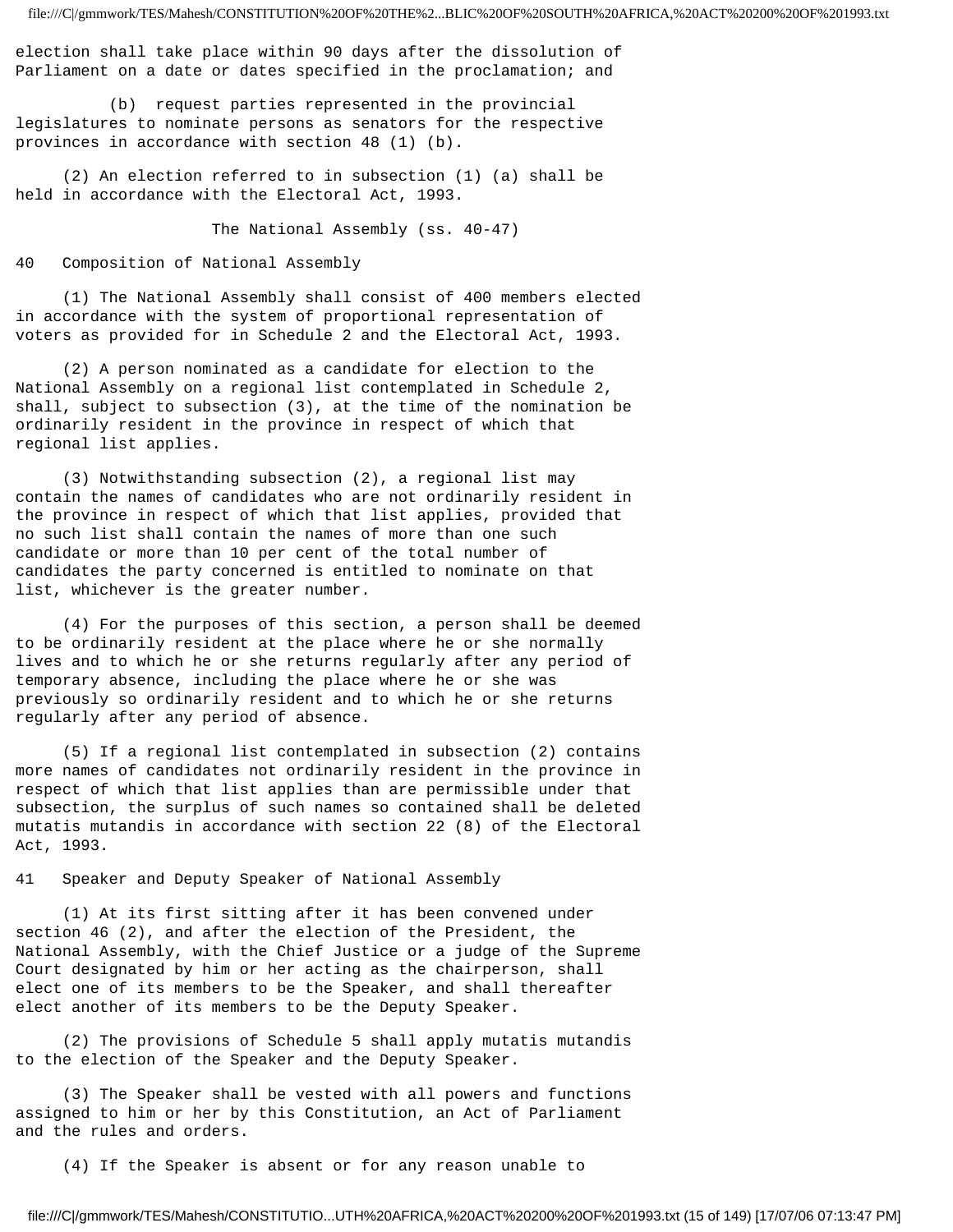election shall take place within 90 days after the dissolution of Parliament on a date or dates specified in the proclamation; and

(b) request parties represented in the provincial legislatures to nominate persons as senators for the respective provinces in accordance with section 48 (1) (b).

(2) An election referred to in subsection (1) (a) shall be held in accordance with the Electoral Act, 1993.

## The National Assembly (ss. 40-47)

### 40 Composition of National Assembly

(1) The National Assembly shall consist of 400 members elected in accordance with the system of proportional representation of voters as provided for in Schedule 2 and the Electoral Act, 1993.

(2) A person nominated as a candidate for election to the National Assembly on a regional list contemplated in Schedule 2, shall, subject to subsection (3), at the time of the nomination be ordinarily resident in the province in respect of which that regional list applies.

(3) Notwithstanding subsection (2), a regional list may contain the names of candidates who are not ordinarily resident in the province in respect of which that list applies, provided that no such list shall contain the names of more than one such candidate or more than 10 per cent of the total number of candidates the party concerned is entitled to nominate on that list, whichever is the greater number.

(4) For the purposes of this section, a person shall be deemed to be ordinarily resident at the place where he or she normally lives and to which he or she returns regularly after any period of temporary absence, including the place where he or she was previously so ordinarily resident and to which he or she returns regularly after any period of absence.

(5) If a regional list contemplated in subsection (2) contains more names of candidates not ordinarily resident in the province in respect of which that list applies than are permissible under that subsection, the surplus of such names so contained shall be deleted mutatis mutandis in accordance with section 22 (8) of the Electoral Act, 1993.

### 41 Speaker and Deputy Speaker of National Assembly

(1) At its first sitting after it has been convened under section 46 (2), and after the election of the President, the National Assembly, with the Chief Justice or a judge of the Supreme Court designated by him or her acting as the chairperson, shall elect one of its members to be the Speaker, and shall thereafter elect another of its members to be the Deputy Speaker.

(2) The provisions of Schedule 5 shall apply mutatis mutandis to the election of the Speaker and the Deputy Speaker.

(3) The Speaker shall be vested with all powers and functions assigned to him or her by this Constitution, an Act of Parliament and the rules and orders.

(4) If the Speaker is absent or for any reason unable to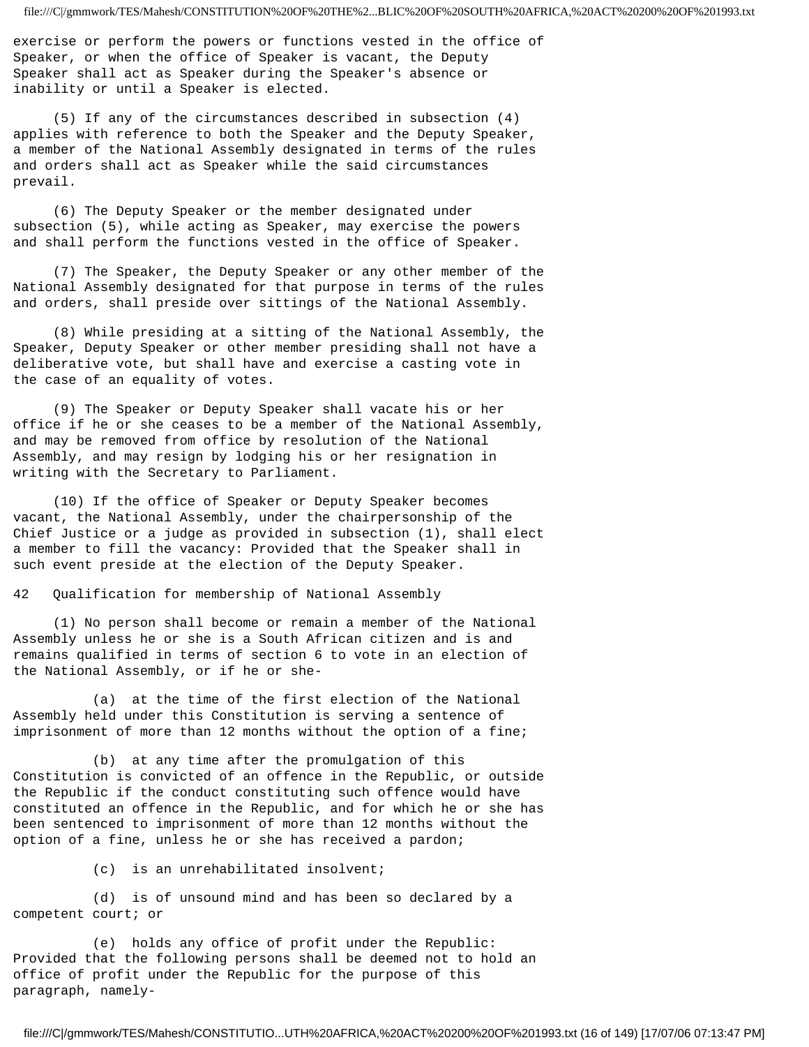exercise or perform the powers or functions vested in the office of Speaker, or when the office of Speaker is vacant, the Deputy Speaker shall act as Speaker during the Speaker's absence or inability or until a Speaker is elected.

(5) If any of the circumstances described in subsection (4) applies with reference to both the Speaker and the Deputy Speaker, a member of the National Assembly designated in terms of the rules and orders shall act as Speaker while the said circumstances prevail.

(6) The Deputy Speaker or the member designated under subsection (5), while acting as Speaker, may exercise the powers and shall perform the functions vested in the office of Speaker.

(7) The Speaker, the Deputy Speaker or any other member of the National Assembly designated for that purpose in terms of the rules and orders, shall preside over sittings of the National Assembly.

(8) While presiding at a sitting of the National Assembly, the Speaker, Deputy Speaker or other member presiding shall not have a deliberative vote, but shall have and exercise a casting vote in the case of an equality of votes.

(9) The Speaker or Deputy Speaker shall vacate his or her office if he or she ceases to be a member of the National Assembly, and may be removed from office by resolution of the National Assembly, and may resign by lodging his or her resignation in writing with the Secretary to Parliament.

(10) If the office of Speaker or Deputy Speaker becomes vacant, the National Assembly, under the chairpersonship of the Chief Justice or a judge as provided in subsection (1), shall elect a member to fill the vacancy: Provided that the Speaker shall in such event preside at the election of the Deputy Speaker.

## 42 Qualification for membership of National Assembly

(1) No person shall become or remain a member of the National Assembly unless he or she is a South African citizen and is and remains qualified in terms of section 6 to vote in an election of the National Assembly, or if he or she-

(a) at the time of the first election of the National Assembly held under this Constitution is serving a sentence of imprisonment of more than 12 months without the option of a fine;

(b) at any time after the promulgation of this Constitution is convicted of an offence in the Republic, or outside the Republic if the conduct constituting such offence would have constituted an offence in the Republic, and for which he or she has been sentenced to imprisonment of more than 12 months without the option of a fine, unless he or she has received a pardon;

(c) is an unrehabilitated insolvent;

(d) is of unsound mind and has been so declared by a competent court; or

(e) holds any office of profit under the Republic: Provided that the following persons shall be deemed not to hold an office of profit under the Republic for the purpose of this paragraph, namely-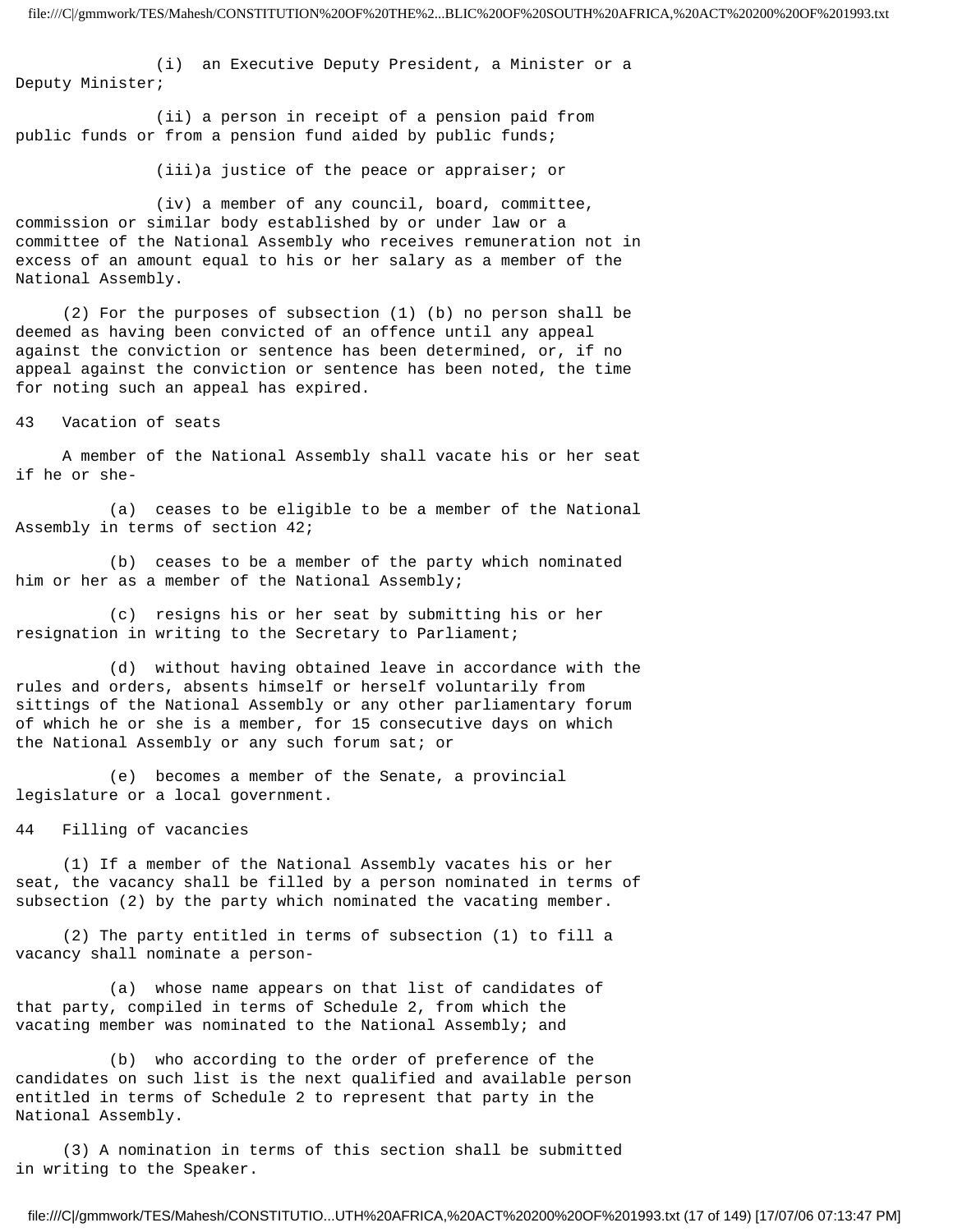(i) an Executive Deputy President, a Minister or a Deputy Minister;

(ii) a person in receipt of a pension paid from public funds or from a pension fund aided by public funds;

(iii)a justice of the peace or appraiser; or

(iv) a member of any council, board, committee, commission or similar body established by or under law or a committee of the National Assembly who receives remuneration not in excess of an amount equal to his or her salary as a member of the National Assembly.

(2) For the purposes of subsection (1) (b) no person shall be deemed as having been convicted of an offence until any appeal against the conviction or sentence has been determined, or, if no appeal against the conviction or sentence has been noted, the time for noting such an appeal has expired.

## 43 Vacation of seats

A member of the National Assembly shall vacate his or her seat if he or she-

(a) ceases to be eligible to be a member of the National Assembly in terms of section 42;

(b) ceases to be a member of the party which nominated him or her as a member of the National Assembly;

(c) resigns his or her seat by submitting his or her resignation in writing to the Secretary to Parliament;

(d) without having obtained leave in accordance with the rules and orders, absents himself or herself voluntarily from sittings of the National Assembly or any other parliamentary forum of which he or she is a member, for 15 consecutive days on which the National Assembly or any such forum sat; or

(e) becomes a member of the Senate, a provincial legislature or a local government.

## 44 Filling of vacancies

(1) If a member of the National Assembly vacates his or her seat, the vacancy shall be filled by a person nominated in terms of subsection (2) by the party which nominated the vacating member.

(2) The party entitled in terms of subsection (1) to fill a vacancy shall nominate a person-

(a) whose name appears on that list of candidates of that party, compiled in terms of Schedule 2, from which the vacating member was nominated to the National Assembly; and

(b) who according to the order of preference of the candidates on such list is the next qualified and available person entitled in terms of Schedule 2 to represent that party in the National Assembly.

(3) A nomination in terms of this section shall be submitted in writing to the Speaker.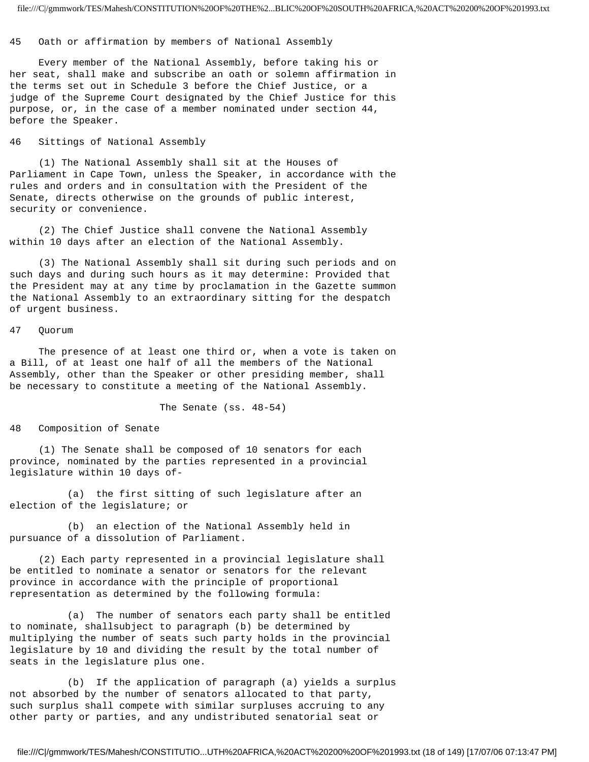## 45 Oath or affirmation by members of National Assembly

Every member of the National Assembly, before taking his or her seat, shall make and subscribe an oath or solemn affirmation in the terms set out in Schedule 3 before the Chief Justice, or a judge of the Supreme Court designated by the Chief Justice for this purpose, or, in the case of a member nominated under section 44, before the Speaker.

## 46 Sittings of National Assembly

(1) The National Assembly shall sit at the Houses of Parliament in Cape Town, unless the Speaker, in accordance with the rules and orders and in consultation with the President of the Senate, directs otherwise on the grounds of public interest, security or convenience.

(2) The Chief Justice shall convene the National Assembly within 10 days after an election of the National Assembly.

(3) The National Assembly shall sit during such periods and on such days and during such hours as it may determine: Provided that the President may at any time by proclamation in the Gazette summon the National Assembly to an extraordinary sitting for the despatch of urgent business.

## 47 Quorum

The presence of at least one third or, when a vote is taken on a Bill, of at least one half of all the members of the National Assembly, other than the Speaker or other presiding member, shall be necessary to constitute a meeting of the National Assembly.

# The Senate (ss. 48-54)

## 48 Composition of Senate

(1) The Senate shall be composed of 10 senators for each province, nominated by the parties represented in a provincial legislature within 10 days of-

(a) the first sitting of such legislature after an election of the legislature; or

(b) an election of the National Assembly held in pursuance of a dissolution of Parliament.

(2) Each party represented in a provincial legislature shall be entitled to nominate a senator or senators for the relevant province in accordance with the principle of proportional representation as determined by the following formula:

(a) The number of senators each party shall be entitled to nominate, shallsubject to paragraph (b) be determined by multiplying the number of seats such party holds in the provincial legislature by 10 and dividing the result by the total number of seats in the legislature plus one.

(b) If the application of paragraph (a) yields a surplus not absorbed by the number of senators allocated to that party, such surplus shall compete with similar surpluses accruing to any other party or parties, and any undistributed senatorial seat or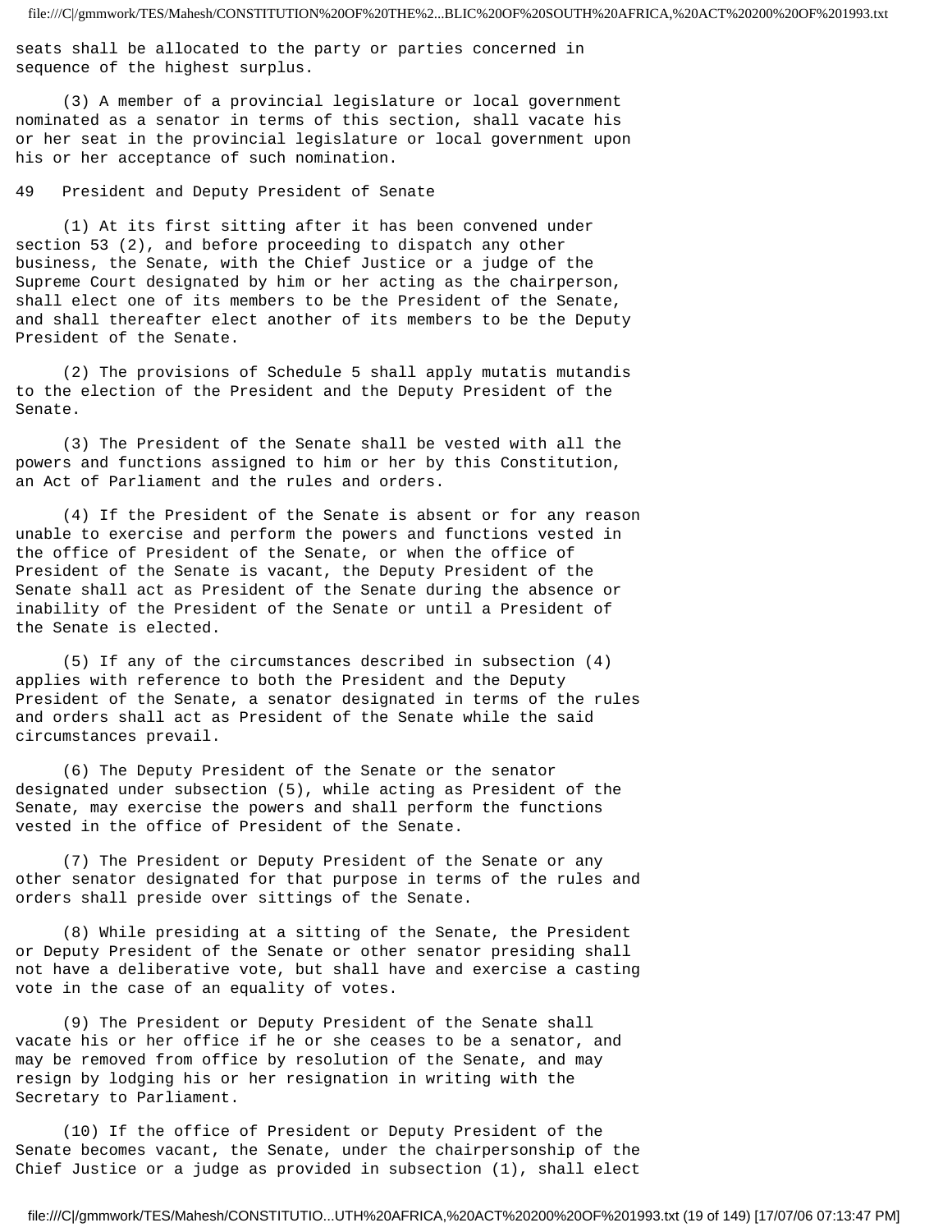seats shall be allocated to the party or parties concerned in sequence of the highest surplus.

(3) A member of a provincial legislature or local government nominated as a senator in terms of this section, shall vacate his or her seat in the provincial legislature or local government upon his or her acceptance of such nomination.

## 49 President and Deputy President of Senate

(1) At its first sitting after it has been convened under section 53 (2), and before proceeding to dispatch any other business, the Senate, with the Chief Justice or a judge of the Supreme Court designated by him or her acting as the chairperson, shall elect one of its members to be the President of the Senate, and shall thereafter elect another of its members to be the Deputy President of the Senate.

(2) The provisions of Schedule 5 shall apply mutatis mutandis to the election of the President and the Deputy President of the Senate.

(3) The President of the Senate shall be vested with all the powers and functions assigned to him or her by this Constitution, an Act of Parliament and the rules and orders.

(4) If the President of the Senate is absent or for any reason unable to exercise and perform the powers and functions vested in the office of President of the Senate, or when the office of President of the Senate is vacant, the Deputy President of the Senate shall act as President of the Senate during the absence or inability of the President of the Senate or until a President of the Senate is elected.

(5) If any of the circumstances described in subsection (4) applies with reference to both the President and the Deputy President of the Senate, a senator designated in terms of the rules and orders shall act as President of the Senate while the said circumstances prevail.

(6) The Deputy President of the Senate or the senator designated under subsection (5), while acting as President of the Senate, may exercise the powers and shall perform the functions vested in the office of President of the Senate.

(7) The President or Deputy President of the Senate or any other senator designated for that purpose in terms of the rules and orders shall preside over sittings of the Senate.

(8) While presiding at a sitting of the Senate, the President or Deputy President of the Senate or other senator presiding shall not have a deliberative vote, but shall have and exercise a casting vote in the case of an equality of votes.

(9) The President or Deputy President of the Senate shall vacate his or her office if he or she ceases to be a senator, and may be removed from office by resolution of the Senate, and may resign by lodging his or her resignation in writing with the Secretary to Parliament.

(10) If the office of President or Deputy President of the Senate becomes vacant, the Senate, under the chairpersonship of the Chief Justice or a judge as provided in subsection (1), shall elect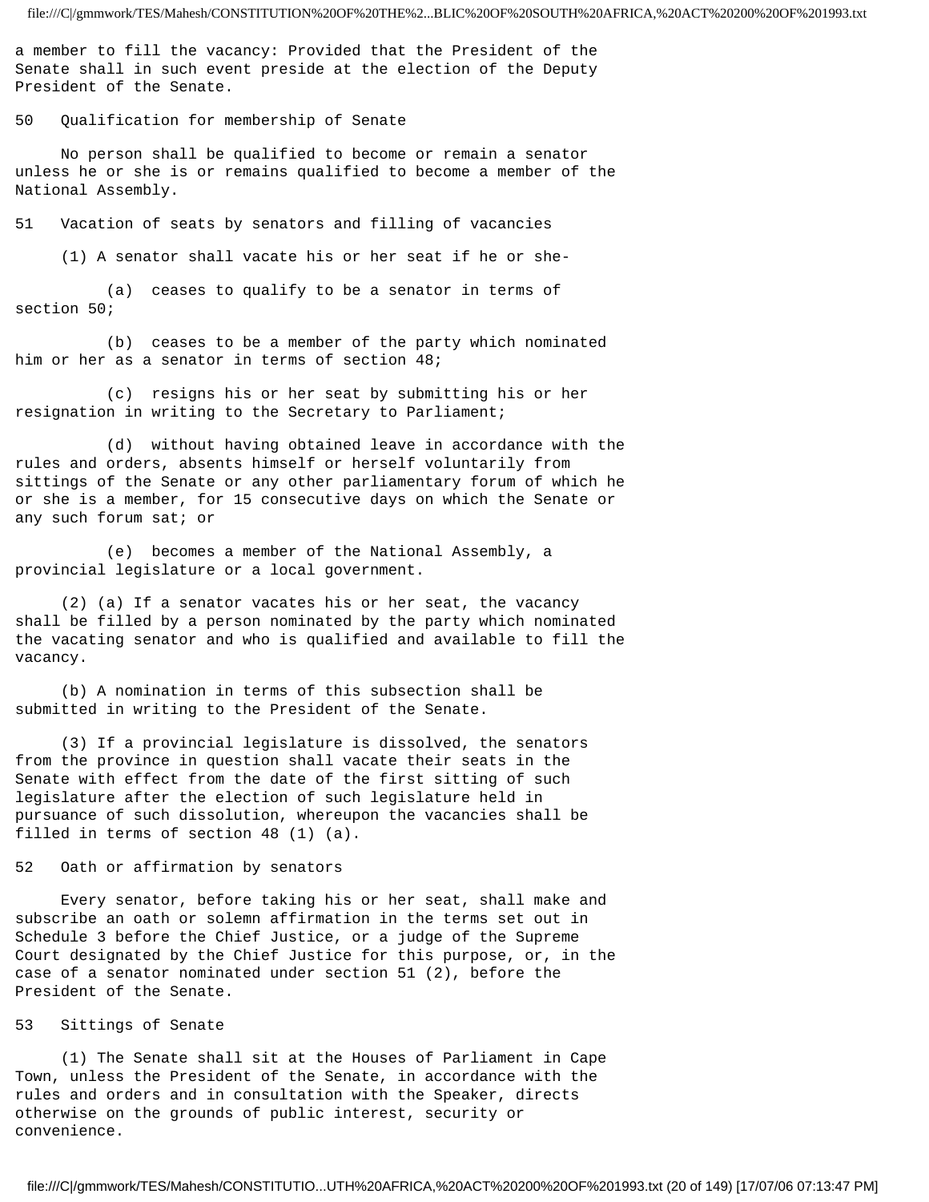a member to fill the vacancy: Provided that the President of the Senate shall in such event preside at the election of the Deputy President of the Senate.

## 50 Qualification for membership of Senate

No person shall be qualified to become or remain a senator unless he or she is or remains qualified to become a member of the National Assembly.

## 51 Vacation of seats by senators and filling of vacancies

(1) A senator shall vacate his or her seat if he or she-

(a) ceases to qualify to be a senator in terms of section 50;

(b) ceases to be a member of the party which nominated him or her as a senator in terms of section 48;

(c) resigns his or her seat by submitting his or her resignation in writing to the Secretary to Parliament;

(d) without having obtained leave in accordance with the rules and orders, absents himself or herself voluntarily from sittings of the Senate or any other parliamentary forum of which he or she is a member, for 15 consecutive days on which the Senate or any such forum sat; or

(e) becomes a member of the National Assembly, a provincial legislature or a local government.

(2) (a) If a senator vacates his or her seat, the vacancy shall be filled by a person nominated by the party which nominated the vacating senator and who is qualified and available to fill the vacancy.

(b) A nomination in terms of this subsection shall be submitted in writing to the President of the Senate.

(3) If a provincial legislature is dissolved, the senators from the province in question shall vacate their seats in the Senate with effect from the date of the first sitting of such legislature after the election of such legislature held in pursuance of such dissolution, whereupon the vacancies shall be filled in terms of section 48 (1) (a).

## 52 Oath or affirmation by senators

Every senator, before taking his or her seat, shall make and subscribe an oath or solemn affirmation in the terms set out in Schedule 3 before the Chief Justice, or a judge of the Supreme Court designated by the Chief Justice for this purpose, or, in the case of a senator nominated under section 51 (2), before the President of the Senate.

## 53 Sittings of Senate

(1) The Senate shall sit at the Houses of Parliament in Cape Town, unless the President of the Senate, in accordance with the rules and orders and in consultation with the Speaker, directs otherwise on the grounds of public interest, security or convenience.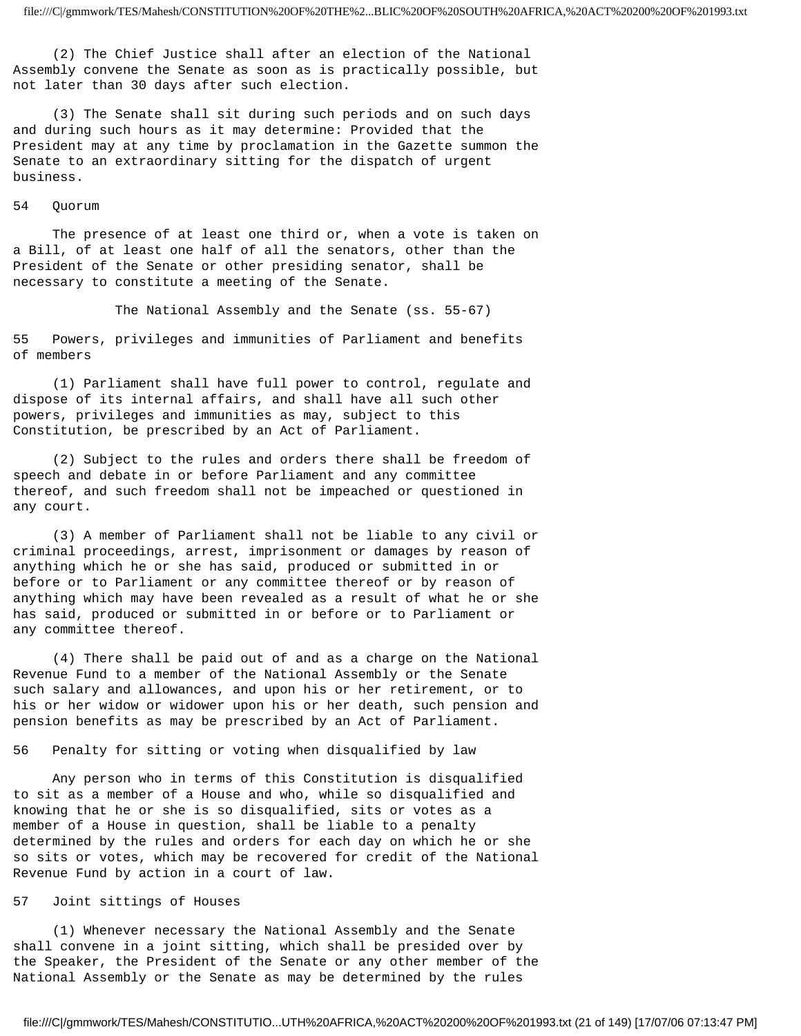(2) The Chief Justice shall after an election of the National Assembly convene the Senate as soon as is practically possible, but not later than 30 days after such election.

(3) The Senate shall sit during such periods and on such days and during such hours as it may determine: Provided that the President may at any time by proclamation in the Gazette summon the Senate to an extraordinary sitting for the dispatch of urgent business.

### 54 Quorum

The presence of at least one third or, when a vote is taken on a Bill, of at least one half of all the senators, other than the President of the Senate or other presiding senator, shall be necessary to constitute a meeting of the Senate.

## The National Assembly and the Senate (ss. 55-67)

### 55 Powers, privileges and immunities of Parliament and benefits of members

(1) Parliament shall have full power to control, regulate and dispose of its internal affairs, and shall have all such other powers, privileges and immunities as may, subject to this Constitution, be prescribed by an Act of Parliament.

(2) Subject to the rules and orders there shall be freedom of speech and debate in or before Parliament and any committee thereof, and such freedom shall not be impeached or questioned in any court.

(3) A member of Parliament shall not be liable to any civil or criminal proceedings, arrest, imprisonment or damages by reason of anything which he or she has said, produced or submitted in or before or to Parliament or any committee thereof or by reason of anything which may have been revealed as a result of what he or she has said, produced or submitted in or before or to Parliament or any committee thereof.

(4) There shall be paid out of and as a charge on the National Revenue Fund to a member of the National Assembly or the Senate such salary and allowances, and upon his or her retirement, or to his or her widow or widower upon his or her death, such pension and pension benefits as may be prescribed by an Act of Parliament.

### 56 Penalty for sitting or voting when disqualified by law

Any person who in terms of this Constitution is disqualified to sit as a member of a House and who, while so disqualified and knowing that he or she is so disqualified, sits or votes as a member of a House in question, shall be liable to a penalty determined by the rules and orders for each day on which he or she so sits or votes, which may be recovered for credit of the National Revenue Fund by action in a court of law.

### 57 Joint sittings of Houses

(1) Whenever necessary the National Assembly and the Senate shall convene in a joint sitting, which shall be presided over by the Speaker, the President of the Senate or any other member of the National Assembly or the Senate as may be determined by the rules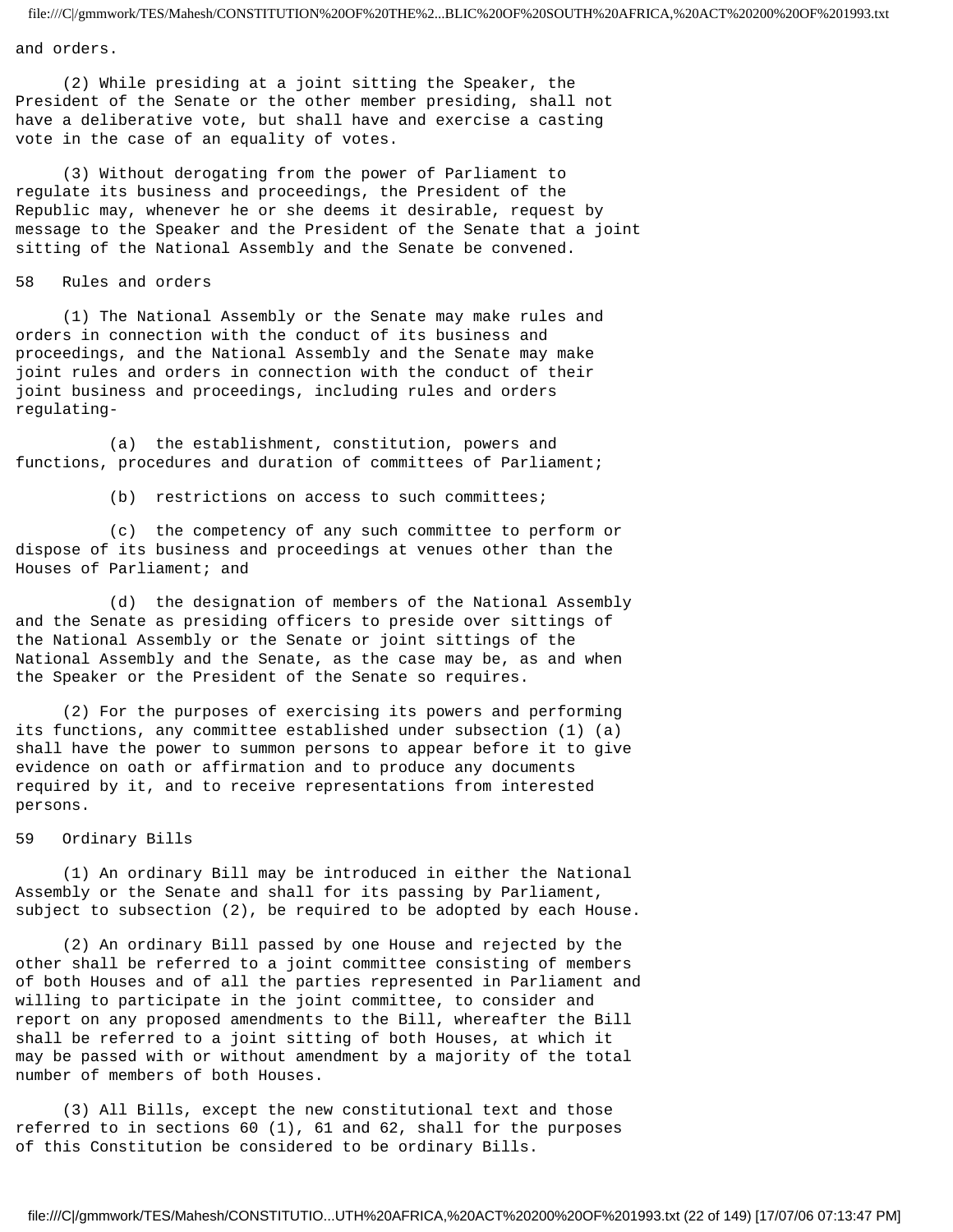and orders.

(2) While presiding at a joint sitting the Speaker, the President of the Senate or the other member presiding, shall not have a deliberative vote, but shall have and exercise a casting vote in the case of an equality of votes.

(3) Without derogating from the power of Parliament to regulate its business and proceedings, the President of the Republic may, whenever he or she deems it desirable, request by message to the Speaker and the President of the Senate that a joint sitting of the National Assembly and the Senate be convened.

## 58 Rules and orders

(1) The National Assembly or the Senate may make rules and orders in connection with the conduct of its business and proceedings, and the National Assembly and the Senate may make joint rules and orders in connection with the conduct of their joint business and proceedings, including rules and orders regulating-

(a) the establishment, constitution, powers and functions, procedures and duration of committees of Parliament;

(b) restrictions on access to such committees;

(c) the competency of any such committee to perform or dispose of its business and proceedings at venues other than the Houses of Parliament; and

(d) the designation of members of the National Assembly and the Senate as presiding officers to preside over sittings of the National Assembly or the Senate or joint sittings of the National Assembly and the Senate, as the case may be, as and when the Speaker or the President of the Senate so requires.

(2) For the purposes of exercising its powers and performing its functions, any committee established under subsection (1) (a) shall have the power to summon persons to appear before it to give evidence on oath or affirmation and to produce any documents required by it, and to receive representations from interested persons.

## 59 Ordinary Bills

(1) An ordinary Bill may be introduced in either the National Assembly or the Senate and shall for its passing by Parliament, subject to subsection (2), be required to be adopted by each House.

(2) An ordinary Bill passed by one House and rejected by the other shall be referred to a joint committee consisting of members of both Houses and of all the parties represented in Parliament and willing to participate in the joint committee, to consider and report on any proposed amendments to the Bill, whereafter the Bill shall be referred to a joint sitting of both Houses, at which it may be passed with or without amendment by a majority of the total number of members of both Houses.

(3) All Bills, except the new constitutional text and those referred to in sections 60 (1), 61 and 62, shall for the purposes of this Constitution be considered to be ordinary Bills.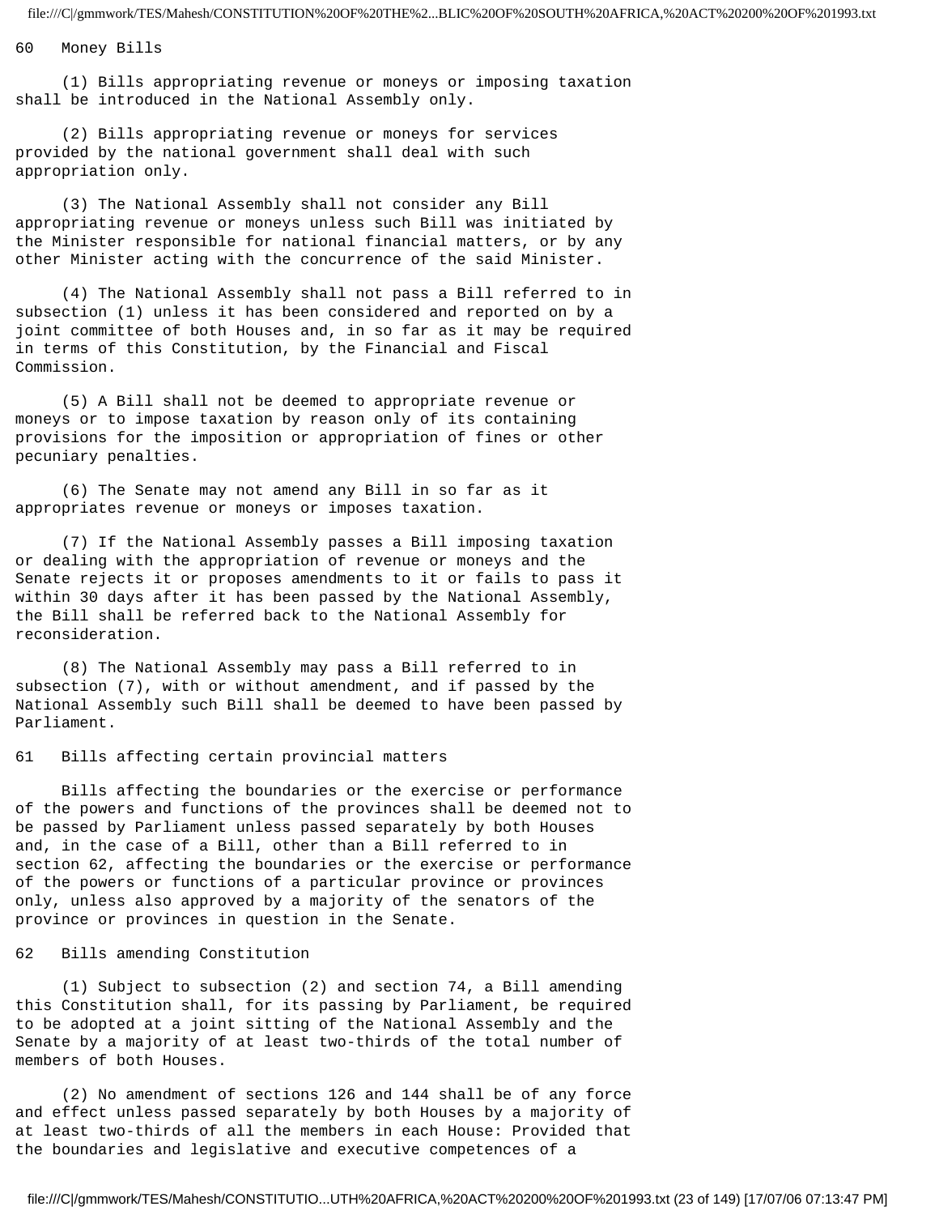### 60 Money Bills

(1) Bills appropriating revenue or moneys or imposing taxation shall be introduced in the National Assembly only.

(2) Bills appropriating revenue or moneys for services provided by the national government shall deal with such appropriation only.

(3) The National Assembly shall not consider any Bill appropriating revenue or moneys unless such Bill was initiated by the Minister responsible for national financial matters, or by any other Minister acting with the concurrence of the said Minister.

(4) The National Assembly shall not pass a Bill referred to in subsection (1) unless it has been considered and reported on by a joint committee of both Houses and, in so far as it may be required in terms of this Constitution, by the Financial and Fiscal Commission.

(5) A Bill shall not be deemed to appropriate revenue or moneys or to impose taxation by reason only of its containing provisions for the imposition or appropriation of fines or other pecuniary penalties.

(6) The Senate may not amend any Bill in so far as it appropriates revenue or moneys or imposes taxation.

(7) If the National Assembly passes a Bill imposing taxation or dealing with the appropriation of revenue or moneys and the Senate rejects it or proposes amendments to it or fails to pass it within 30 days after it has been passed by the National Assembly, the Bill shall be referred back to the National Assembly for reconsideration.

(8) The National Assembly may pass a Bill referred to in subsection (7), with or without amendment, and if passed by the National Assembly such Bill shall be deemed to have been passed by Parliament.

### 61 Bills affecting certain provincial matters

Bills affecting the boundaries or the exercise or performance of the powers and functions of the provinces shall be deemed not to be passed by Parliament unless passed separately by both Houses and, in the case of a Bill, other than a Bill referred to in section 62, affecting the boundaries or the exercise or performance of the powers or functions of a particular province or provinces only, unless also approved by a majority of the senators of the province or provinces in question in the Senate.

### 62 Bills amending Constitution

(1) Subject to subsection (2) and section 74, a Bill amending this Constitution shall, for its passing by Parliament, be required to be adopted at a joint sitting of the National Assembly and the Senate by a majority of at least two-thirds of the total number of members of both Houses.

(2) No amendment of sections 126 and 144 shall be of any force and effect unless passed separately by both Houses by a majority of at least two-thirds of all the members in each House: Provided that the boundaries and legislative and executive competences of a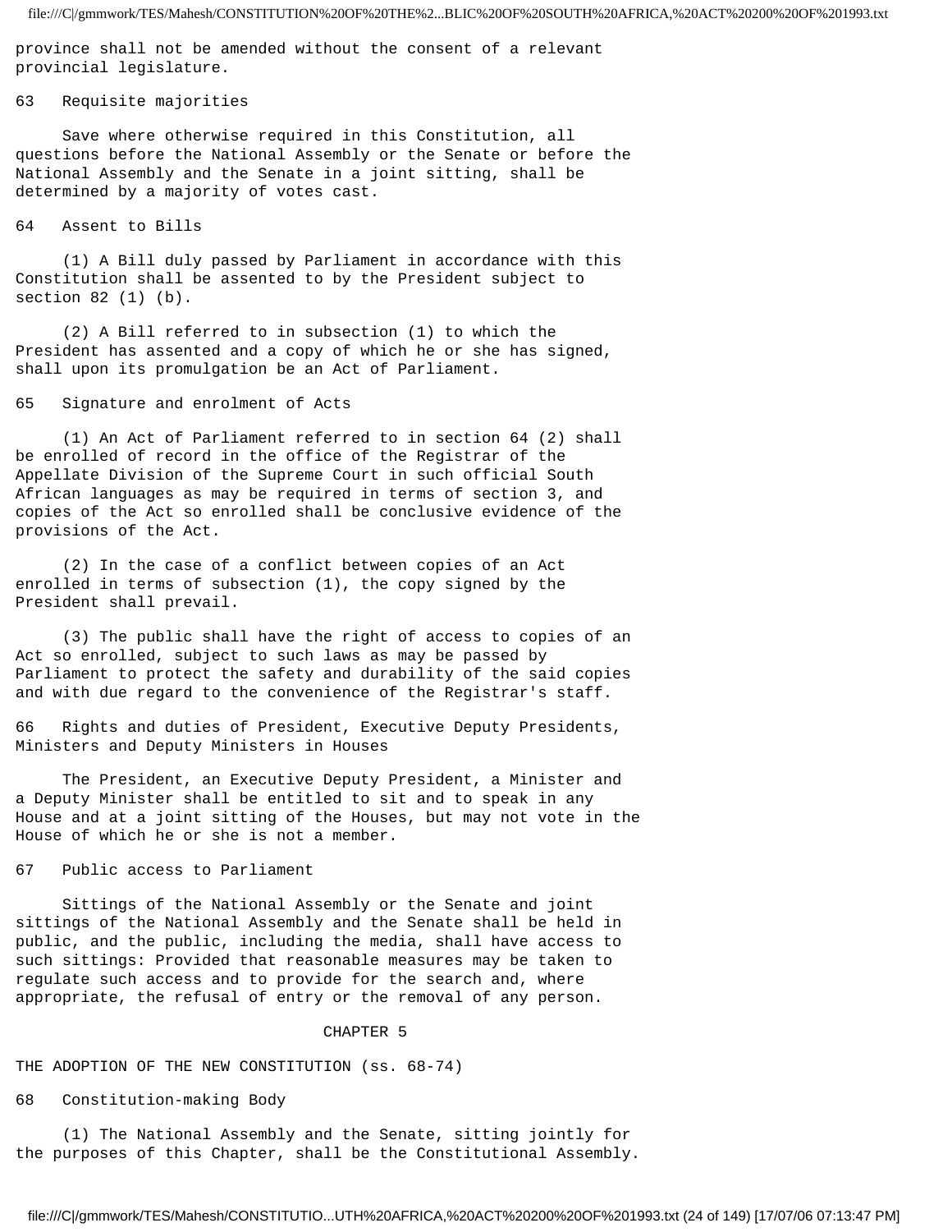province shall not be amended without the consent of a relevant provincial legislature.

63 Requisite majorities

Save where otherwise required in this Constitution, all questions before the National Assembly or the Senate or before the National Assembly and the Senate in a joint sitting, shall be determined by a majority of votes cast.

64 Assent to Bills

(1) A Bill duly passed by Parliament in accordance with this Constitution shall be assented to by the President subject to section 82 (1) (b).

(2) A Bill referred to in subsection (1) to which the President has assented and a copy of which he or she has signed, shall upon its promulgation be an Act of Parliament.

65 Signature and enrolment of Acts

(1) An Act of Parliament referred to in section 64 (2) shall be enrolled of record in the office of the Registrar of the Appellate Division of the Supreme Court in such official South African languages as may be required in terms of section 3, and copies of the Act so enrolled shall be conclusive evidence of the provisions of the Act.

(2) In the case of a conflict between copies of an Act enrolled in terms of subsection (1), the copy signed by the President shall prevail.

(3) The public shall have the right of access to copies of an Act so enrolled, subject to such laws as may be passed by Parliament to protect the safety and durability of the said copies and with due regard to the convenience of the Registrar's staff.

66 Rights and duties of President, Executive Deputy Presidents, Ministers and Deputy Ministers in Houses

The President, an Executive Deputy President, a Minister and a Deputy Minister shall be entitled to sit and to speak in any House and at a joint sitting of the Houses, but may not vote in the House of which he or she is not a member.

67 Public access to Parliament

Sittings of the National Assembly or the Senate and joint sittings of the National Assembly and the Senate shall be held in public, and the public, including the media, shall have access to such sittings: Provided that reasonable measures may be taken to regulate such access and to provide for the search and, where appropriate, the refusal of entry or the removal of any person.

## CHAPTER 5

## THE ADOPTION OF THE NEW CONSTITUTION (ss. 68-74)

68 Constitution-making Body

(1) The National Assembly and the Senate, sitting jointly for the purposes of this Chapter, shall be the Constitutional Assembly.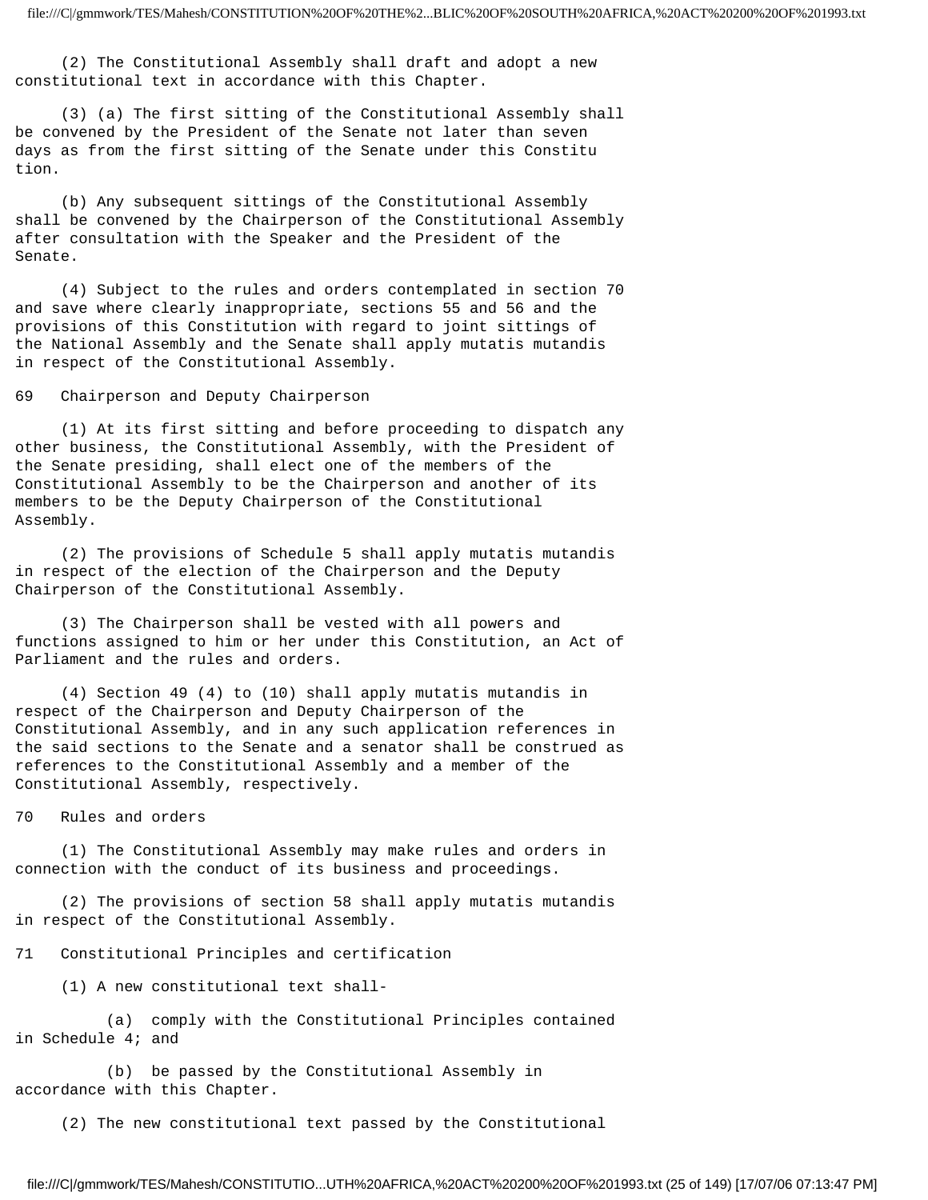(2) The Constitutional Assembly shall draft and adopt a new constitutional text in accordance with this Chapter.

(3) (a) The first sitting of the Constitutional Assembly shall be convened by the President of the Senate not later than seven days as from the first sitting of the Senate under this Constitution.

(b) Any subsequent sittings of the Constitutional Assembly shall be convened by the Chairperson of the Constitutional Assembly after consultation with the Speaker and the President of the Senate.

(4) Subject to the rules and orders contemplated in section 70 and save where clearly inappropriate, sections 55 and 56 and the provisions of this Constitution with regard to joint sittings of the National Assembly and the Senate shall apply mutatis mutandis in respect of the Constitutional Assembly.

### 69 Chairperson and Deputy Chairperson

(1) At its first sitting and before proceeding to dispatch any other business, the Constitutional Assembly, with the President of the Senate presiding, shall elect one of the members of the Constitutional Assembly to be the Chairperson and another of its members to be the Deputy Chairperson of the Constitutional Assembly.

(2) The provisions of Schedule 5 shall apply mutatis mutandis in respect of the election of the Chairperson and the Deputy Chairperson of the Constitutional Assembly.

(3) The Chairperson shall be vested with all powers and functions assigned to him or her under this Constitution, an Act of Parliament and the rules and orders.

(4) Section 49 (4) to (10) shall apply mutatis mutandis in respect of the Chairperson and Deputy Chairperson of the Constitutional Assembly, and in any such application references in the said sections to the Senate and a senator shall be construed as references to the Constitutional Assembly and a member of the Constitutional Assembly, respectively.

### 70 Rules and orders

(1) The Constitutional Assembly may make rules and orders in connection with the conduct of its business and proceedings.

(2) The provisions of section 58 shall apply mutatis mutandis in respect of the Constitutional Assembly.

### 71 Constitutional Principles and certification

(1) A new constitutional text shall-

(a) comply with the Constitutional Principles contained in Schedule 4; and

(b) be passed by the Constitutional Assembly in accordance with this Chapter.

(2) The new constitutional text passed by the Constitutional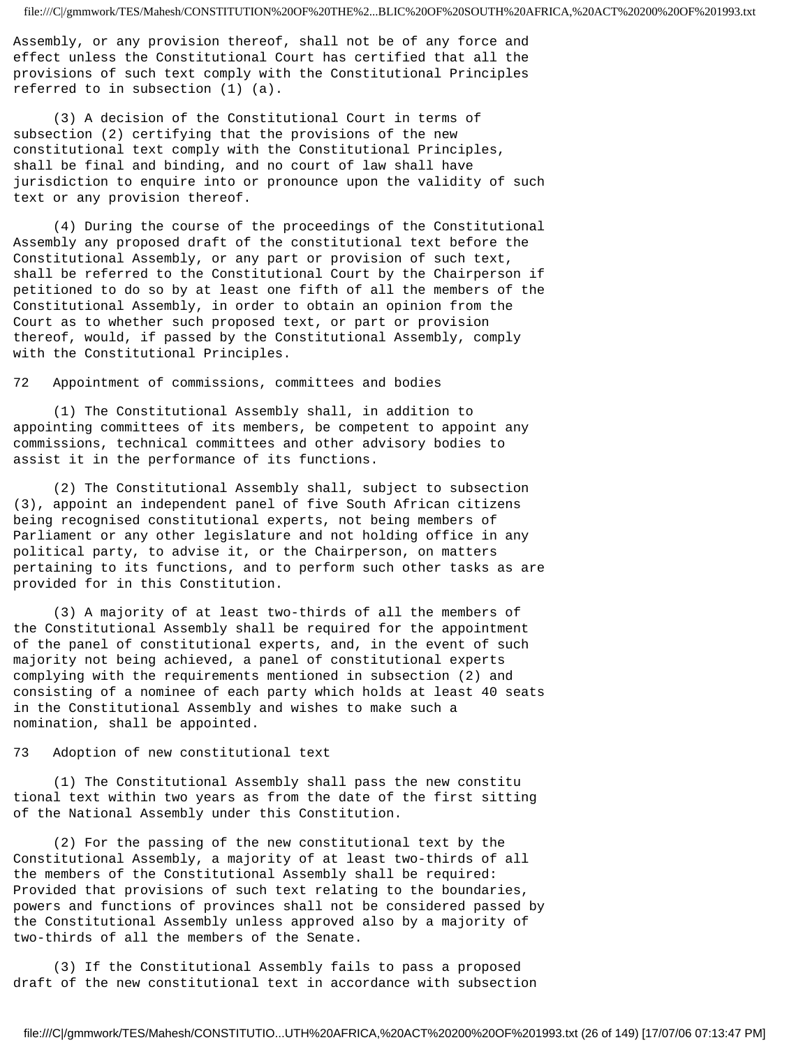Assembly, or any provision thereof, shall not be of any force and effect unless the Constitutional Court has certified that all the provisions of such text comply with the Constitutional Principles referred to in subsection (1) (a).

(3) A decision of the Constitutional Court in terms of subsection (2) certifying that the provisions of the new constitutional text comply with the Constitutional Principles, shall be final and binding, and no court of law shall have jurisdiction to enquire into or pronounce upon the validity of such text or any provision thereof.

(4) During the course of the proceedings of the Constitutional Assembly any proposed draft of the constitutional text before the Constitutional Assembly, or any part or provision of such text, shall be referred to the Constitutional Court by the Chairperson if petitioned to do so by at least one fifth of all the members of the Constitutional Assembly, in order to obtain an opinion from the Court as to whether such proposed text, or part or provision thereof, would, if passed by the Constitutional Assembly, comply with the Constitutional Principles.

72 Appointment of commissions, committees and bodies

(1) The Constitutional Assembly shall, in addition to appointing committees of its members, be competent to appoint any commissions, technical committees and other advisory bodies to assist it in the performance of its functions.

(2) The Constitutional Assembly shall, subject to subsection (3), appoint an independent panel of five South African citizens being recognised constitutional experts, not being members of Parliament or any other legislature and not holding office in any political party, to advise it, or the Chairperson, on matters pertaining to its functions, and to perform such other tasks as are provided for in this Constitution.

(3) A majority of at least two-thirds of all the members of the Constitutional Assembly shall be required for the appointment of the panel of constitutional experts, and, in the event of such majority not being achieved, a panel of constitutional experts complying with the requirements mentioned in subsection (2) and consisting of a nominee of each party which holds at least 40 seats in the Constitutional Assembly and wishes to make such a nomination, shall be appointed.

73 Adoption of new constitutional text

(1) The Constitutional Assembly shall pass the new constitutional text within two years as from the date of the first sitting of the National Assembly under this Constitution.

(2) For the passing of the new constitutional text by the Constitutional Assembly, a majority of at least two-thirds of all the members of the Constitutional Assembly shall be required: Provided that provisions of such text relating to the boundaries, powers and functions of provinces shall not be considered passed by the Constitutional Assembly unless approved also by a majority of two-thirds of all the members of the Senate.

(3) If the Constitutional Assembly fails to pass a proposed draft of the new constitutional text in accordance with subsection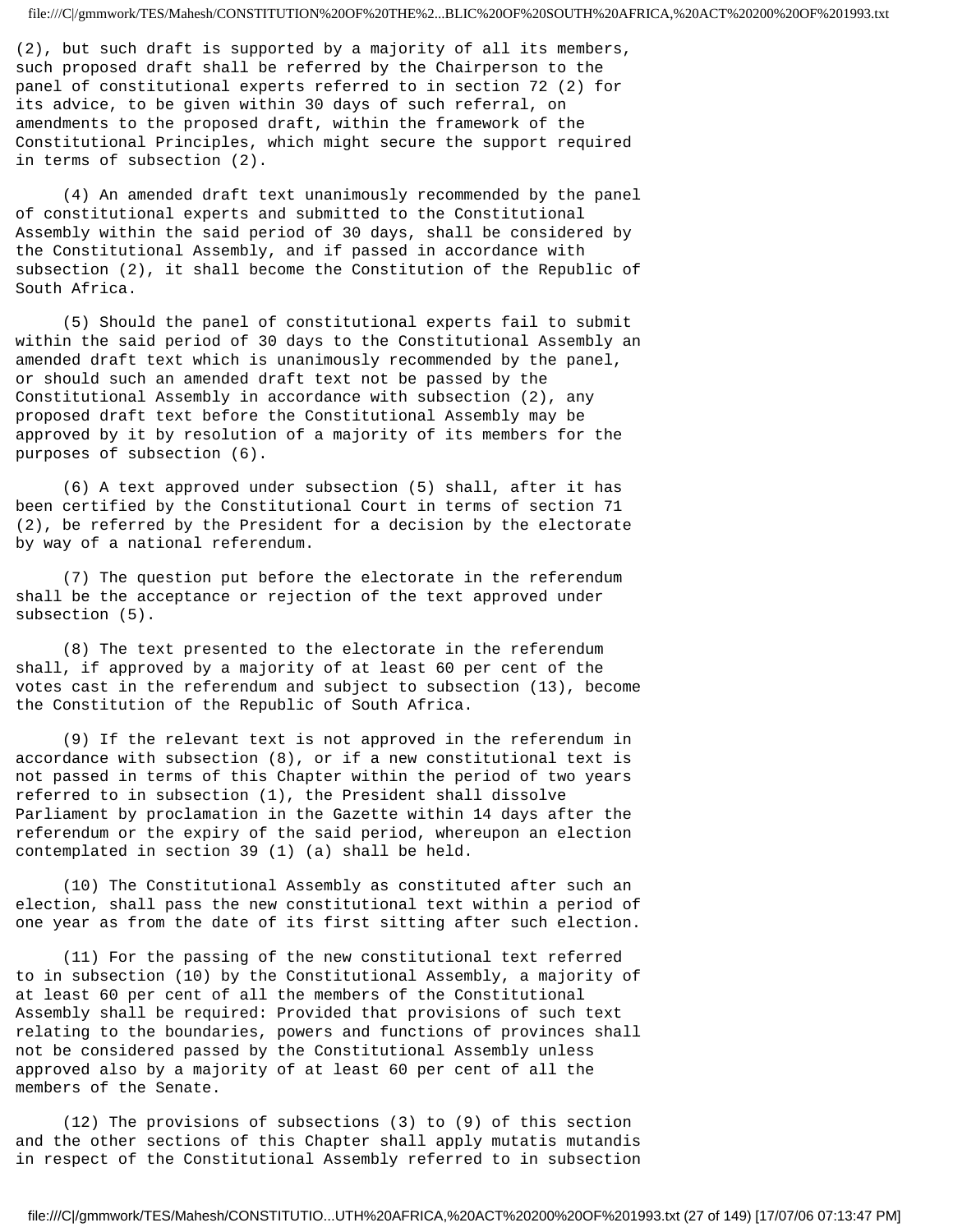(2), but such draft is supported by a majority of all its members, such proposed draft shall be referred by the Chairperson to the panel of constitutional experts referred to in section 72 (2) for its advice, to be given within 30 days of such referral, on amendments to the proposed draft, within the framework of the Constitutional Principles, which might secure the support required in terms of subsection (2).

(4) An amended draft text unanimously recommended by the panel of constitutional experts and submitted to the Constitutional Assembly within the said period of 30 days, shall be considered by the Constitutional Assembly, and if passed in accordance with subsection (2), it shall become the Constitution of the Republic of South Africa.

(5) Should the panel of constitutional experts fail to submit within the said period of 30 days to the Constitutional Assembly an amended draft text which is unanimously recommended by the panel, or should such an amended draft text not be passed by the Constitutional Assembly in accordance with subsection (2), any proposed draft text before the Constitutional Assembly may be approved by it by resolution of a majority of its members for the purposes of subsection (6).

(6) A text approved under subsection (5) shall, after it has been certified by the Constitutional Court in terms of section 71 (2), be referred by the President for a decision by the electorate by way of a national referendum.

(7) The question put before the electorate in the referendum shall be the acceptance or rejection of the text approved under subsection (5).

(8) The text presented to the electorate in the referendum shall, if approved by a majority of at least 60 per cent of the votes cast in the referendum and subject to subsection (13), become the Constitution of the Republic of South Africa.

(9) If the relevant text is not approved in the referendum in accordance with subsection (8), or if a new constitutional text is not passed in terms of this Chapter within the period of two years referred to in subsection (1), the President shall dissolve Parliament by proclamation in the Gazette within 14 days after the referendum or the expiry of the said period, whereupon an election contemplated in section 39 (1) (a) shall be held.

(10) The Constitutional Assembly as constituted after such an election, shall pass the new constitutional text within a period of one year as from the date of its first sitting after such election.

(11) For the passing of the new constitutional text referred to in subsection (10) by the Constitutional Assembly, a majority of at least 60 per cent of all the members of the Constitutional Assembly shall be required: Provided that provisions of such text relating to the boundaries, powers and functions of provinces shall not be considered passed by the Constitutional Assembly unless approved also by a majority of at least 60 per cent of all the members of the Senate.

(12) The provisions of subsections (3) to (9) of this section and the other sections of this Chapter shall apply mutatis mutandis in respect of the Constitutional Assembly referred to in subsection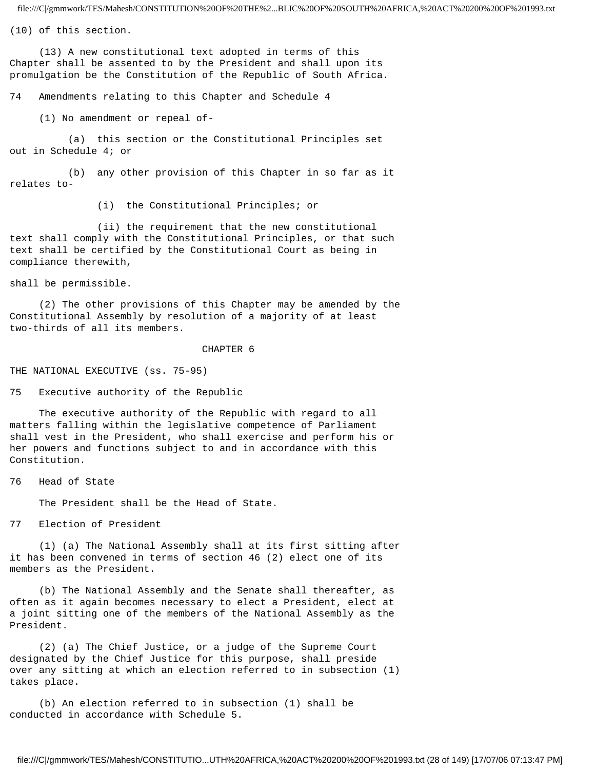(10) of this section.

(13) A new constitutional text adopted in terms of this Chapter shall be assented to by the President and shall upon its promulgation be the Constitution of the Republic of South Africa.

74 Amendments relating to this Chapter and Schedule 4

(1) No amendment or repeal of-

(a) this section or the Constitutional Principles set out in Schedule 4; or

(b) any other provision of this Chapter in so far as it relates to-

(i) the Constitutional Principles; or

(ii) the requirement that the new constitutional text shall comply with the Constitutional Principles, or that such text shall be certified by the Constitutional Court as being in compliance therewith,

shall be permissible.

(2) The other provisions of this Chapter may be amended by the Constitutional Assembly by resolution of a majority of at least two-thirds of all its members.

CHAPTER 6

THE NATIONAL EXECUTIVE (ss. 75-95)

75 Executive authority of the Republic

The executive authority of the Republic with regard to all matters falling within the legislative competence of Parliament shall vest in the President, who shall exercise and perform his or her powers and functions subject to and in accordance with this Constitution.

76 Head of State

The President shall be the Head of State.

77 Election of President

(1) (a) The National Assembly shall at its first sitting after it has been convened in terms of section 46 (2) elect one of its members as the President.

(b) The National Assembly and the Senate shall thereafter, as often as it again becomes necessary to elect a President, elect at a joint sitting one of the members of the National Assembly as the President.

(2) (a) The Chief Justice, or a judge of the Supreme Court designated by the Chief Justice for this purpose, shall preside over any sitting at which an election referred to in subsection (1) takes place.

(b) An election referred to in subsection (1) shall be conducted in accordance with Schedule 5.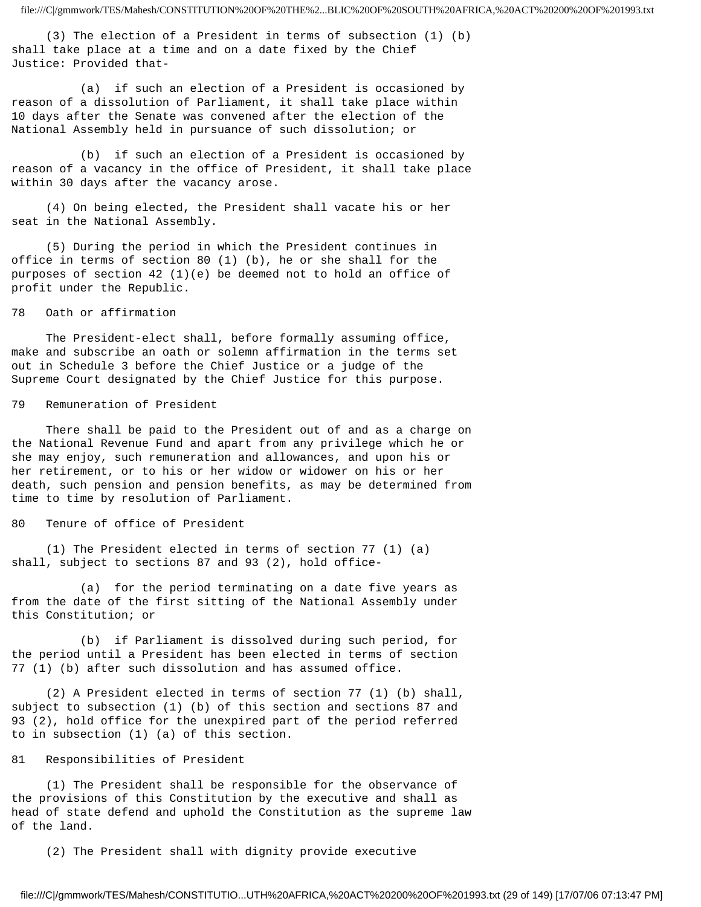(3) The election of a President in terms of subsection (1) (b) shall take place at a time and on a date fixed by the Chief Justice: Provided that-

(a) if such an election of a President is occasioned by reason of a dissolution of Parliament, it shall take place within 10 days after the Senate was convened after the election of the National Assembly held in pursuance of such dissolution; or

(b) if such an election of a President is occasioned by reason of a vacancy in the office of President, it shall take place within 30 days after the vacancy arose.

(4) On being elected, the President shall vacate his or her seat in the National Assembly.

(5) During the period in which the President continues in office in terms of section 80 (1) (b), he or she shall for the purposes of section 42 (1)(e) be deemed not to hold an office of profit under the Republic.

### 78 Oath or affirmation

The President-elect shall, before formally assuming office, make and subscribe an oath or solemn affirmation in the terms set out in Schedule 3 before the Chief Justice or a judge of the Supreme Court designated by the Chief Justice for this purpose.

### 79 Remuneration of President

There shall be paid to the President out of and as a charge on the National Revenue Fund and apart from any privilege which he or she may enjoy, such remuneration and allowances, and upon his or her retirement, or to his or her widow or widower on his or her death, such pension and pension benefits, as may be determined from time to time by resolution of Parliament.

### 80 Tenure of office of President

(1) The President elected in terms of section 77 (1) (a) shall, subject to sections 87 and 93 (2), hold office-

(a) for the period terminating on a date five years as from the date of the first sitting of the National Assembly under this Constitution; or

(b) if Parliament is dissolved during such period, for the period until a President has been elected in terms of section 77 (1) (b) after such dissolution and has assumed office.

(2) A President elected in terms of section 77 (1) (b) shall, subject to subsection (1) (b) of this section and sections 87 and 93 (2), hold office for the unexpired part of the period referred to in subsection (1) (a) of this section.

### 81 Responsibilities of President

(1) The President shall be responsible for the observance of the provisions of this Constitution by the executive and shall as head of state defend and uphold the Constitution as the supreme law of the land.

(2) The President shall with dignity provide executive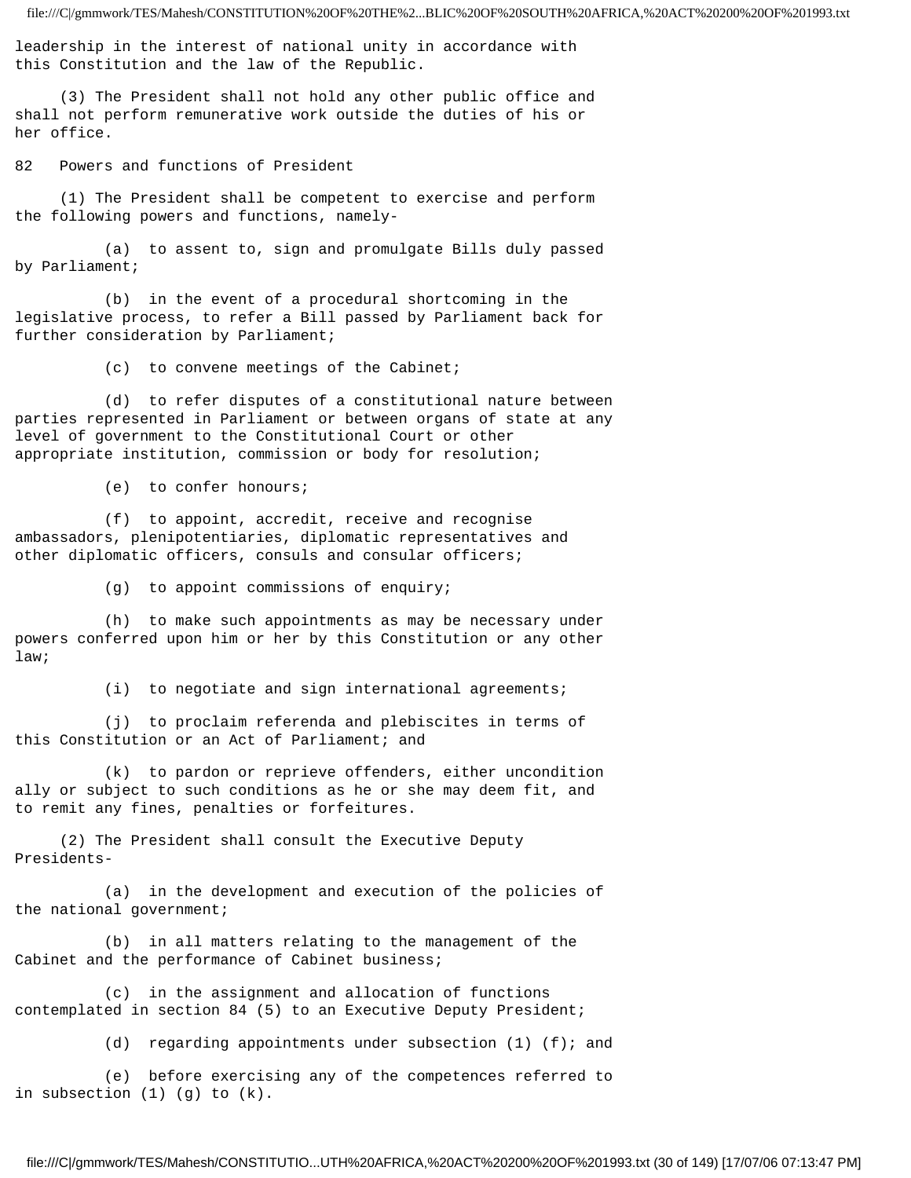leadership in the interest of national unity in accordance with this Constitution and the law of the Republic.

(3) The President shall not hold any other public office and shall not perform remunerative work outside the duties of his or her office.

## 82 Powers and functions of President

(1) The President shall be competent to exercise and perform the following powers and functions, namely-

(a) to assent to, sign and promulgate Bills duly passed by Parliament;

(b) in the event of a procedural shortcoming in the legislative process, to refer a Bill passed by Parliament back for further consideration by Parliament;

(c) to convene meetings of the Cabinet;

(d) to refer disputes of a constitutional nature between parties represented in Parliament or between organs of state at any level of government to the Constitutional Court or other appropriate institution, commission or body for resolution;

(e) to confer honours;

(f) to appoint, accredit, receive and recognise ambassadors, plenipotentiaries, diplomatic representatives and other diplomatic officers, consuls and consular officers;

(g) to appoint commissions of enquiry;

(h) to make such appointments as may be necessary under powers conferred upon him or her by this Constitution or any other law;

(i) to negotiate and sign international agreements;

(j) to proclaim referenda and plebiscites in terms of this Constitution or an Act of Parliament; and

(k) to pardon or reprieve offenders, either unconditionally or subject to such conditions as he or she may deem fit, and to remit any fines, penalties or forfeitures.

(2) The President shall consult the Executive Deputy Presidents-

(a) in the development and execution of the policies of the national government;

(b) in all matters relating to the management of the Cabinet and the performance of Cabinet business;

(c) in the assignment and allocation of functions contemplated in section 84 (5) to an Executive Deputy President;

(d) regarding appointments under subsection (1) (f); and

(e) before exercising any of the competences referred to in subsection (1) (g) to (k).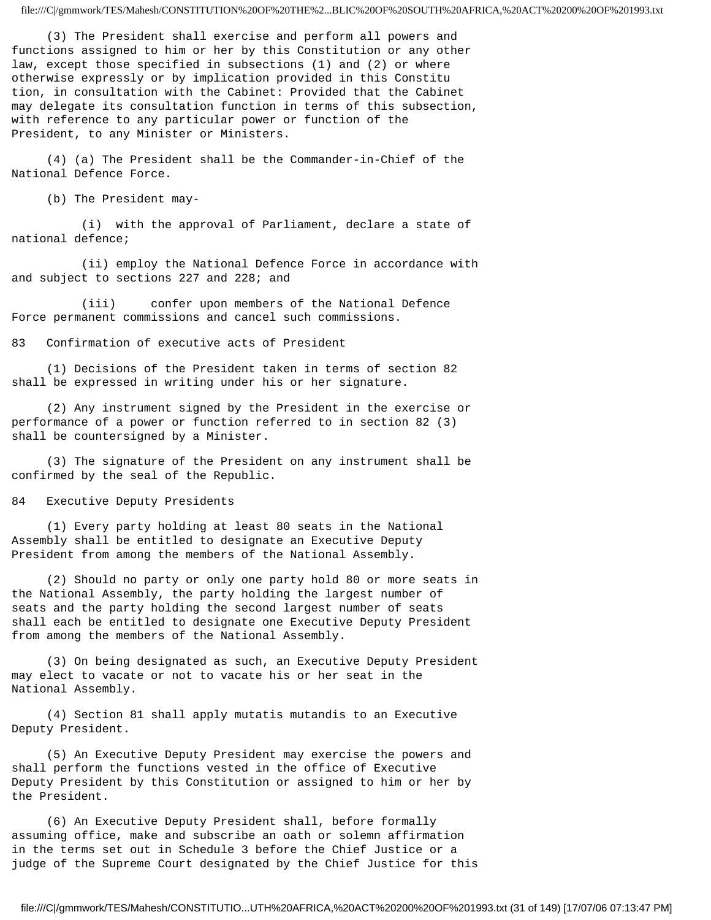(3) The President shall exercise and perform all powers and functions assigned to him or her by this Constitution or any other law, except those specified in subsections (1) and (2) or where otherwise expressly or by implication provided in this Constitution, in consultation with the Cabinet: Provided that the Cabinet may delegate its consultation function in terms of this subsection, with reference to any particular power or function of the President, to any Minister or Ministers.

(4) (a) The President shall be the Commander-in-Chief of the National Defence Force.

(b) The President may-

(i) with the approval of Parliament, declare a state of national defence;

(ii) employ the National Defence Force in accordance with and subject to sections 227 and 228; and

(iii) confer upon members of the National Defence Force permanent commissions and cancel such commissions.

## 83 Confirmation of executive acts of President

(1) Decisions of the President taken in terms of section 82 shall be expressed in writing under his or her signature.

(2) Any instrument signed by the President in the exercise or performance of a power or function referred to in section 82 (3) shall be countersigned by a Minister.

(3) The signature of the President on any instrument shall be confirmed by the seal of the Republic.

## 84 Executive Deputy Presidents

(1) Every party holding at least 80 seats in the National Assembly shall be entitled to designate an Executive Deputy President from among the members of the National Assembly.

(2) Should no party or only one party hold 80 or more seats in the National Assembly, the party holding the largest number of seats and the party holding the second largest number of seats shall each be entitled to designate one Executive Deputy President from among the members of the National Assembly.

(3) On being designated as such, an Executive Deputy President may elect to vacate or not to vacate his or her seat in the National Assembly.

(4) Section 81 shall apply mutatis mutandis to an Executive Deputy President.

(5) An Executive Deputy President may exercise the powers and shall perform the functions vested in the office of Executive Deputy President by this Constitution or assigned to him or her by the President.

(6) An Executive Deputy President shall, before formally assuming office, make and subscribe an oath or solemn affirmation in the terms set out in Schedule 3 before the Chief Justice or a judge of the Supreme Court designated by the Chief Justice for this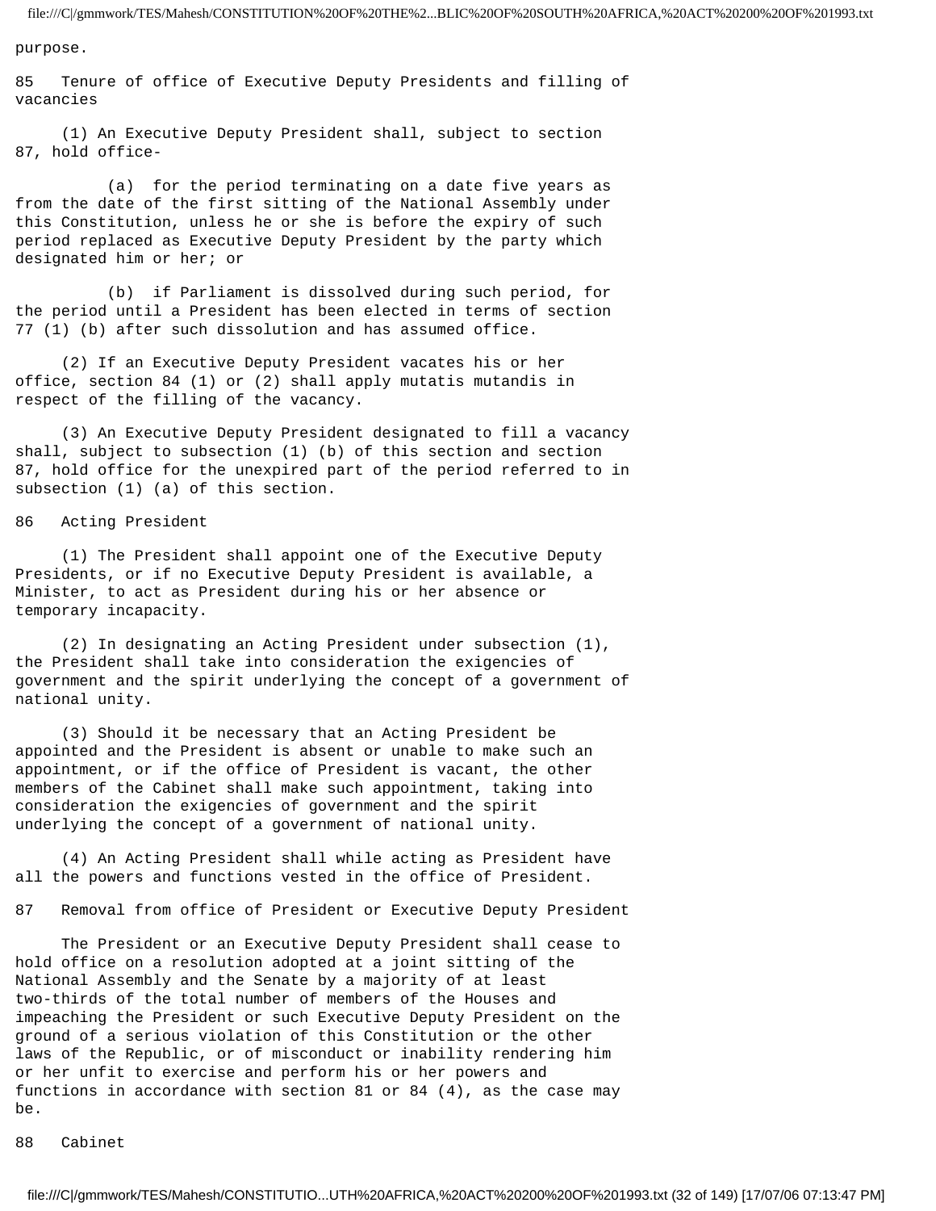purpose.

## 85 Tenure of office of Executive Deputy Presidents and filling of vacancies

(1) An Executive Deputy President shall, subject to section 87, hold office-

(a) for the period terminating on a date five years as from the date of the first sitting of the National Assembly under this Constitution, unless he or she is before the expiry of such period replaced as Executive Deputy President by the party which designated him or her; or

(b) if Parliament is dissolved during such period, for the period until a President has been elected in terms of section 77 (1) (b) after such dissolution and has assumed office.

(2) If an Executive Deputy President vacates his or her office, section 84 (1) or (2) shall apply mutatis mutandis in respect of the filling of the vacancy.

(3) An Executive Deputy President designated to fill a vacancy shall, subject to subsection (1) (b) of this section and section 87, hold office for the unexpired part of the period referred to in subsection (1) (a) of this section.

## 86 Acting President

(1) The President shall appoint one of the Executive Deputy Presidents, or if no Executive Deputy President is available, a Minister, to act as President during his or her absence or temporary incapacity.

(2) In designating an Acting President under subsection (1), the President shall take into consideration the exigencies of government and the spirit underlying the concept of a government of national unity.

(3) Should it be necessary that an Acting President be appointed and the President is absent or unable to make such an appointment, or if the office of President is vacant, the other members of the Cabinet shall make such appointment, taking into consideration the exigencies of government and the spirit underlying the concept of a government of national unity.

(4) An Acting President shall while acting as President have all the powers and functions vested in the office of President.

## 87 Removal from office of President or Executive Deputy President

The President or an Executive Deputy President shall cease to hold office on a resolution adopted at a joint sitting of the National Assembly and the Senate by a majority of at least two-thirds of the total number of members of the Houses and impeaching the President or such Executive Deputy President on the ground of a serious violation of this Constitution or the other laws of the Republic, or of misconduct or inability rendering him or her unfit to exercise and perform his or her powers and functions in accordance with section 81 or 84 (4), as the case may be.

## 88 Cabinet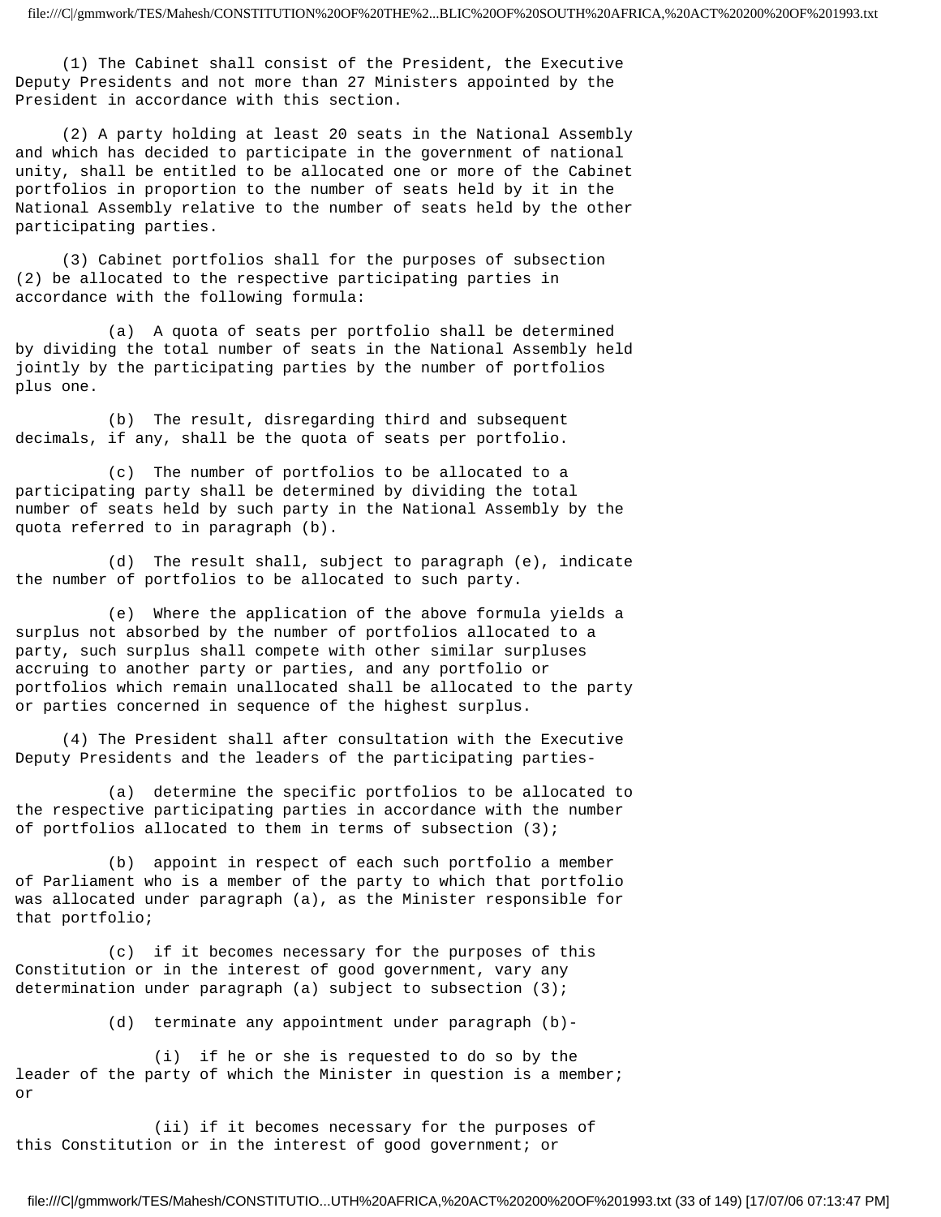(1) The Cabinet shall consist of the President, the Executive Deputy Presidents and not more than 27 Ministers appointed by the President in accordance with this section.

(2) A party holding at least 20 seats in the National Assembly and which has decided to participate in the government of national unity, shall be entitled to be allocated one or more of the Cabinet portfolios in proportion to the number of seats held by it in the National Assembly relative to the number of seats held by the other participating parties.

(3) Cabinet portfolios shall for the purposes of subsection (2) be allocated to the respective participating parties in accordance with the following formula:

(a) A quota of seats per portfolio shall be determined by dividing the total number of seats in the National Assembly held jointly by the participating parties by the number of portfolios plus one.

(b) The result, disregarding third and subsequent decimals, if any, shall be the quota of seats per portfolio.

(c) The number of portfolios to be allocated to a participating party shall be determined by dividing the total number of seats held by such party in the National Assembly by the quota referred to in paragraph (b).

(d) The result shall, subject to paragraph (e), indicate the number of portfolios to be allocated to such party.

(e) Where the application of the above formula yields a surplus not absorbed by the number of portfolios allocated to a party, such surplus shall compete with other similar surpluses accruing to another party or parties, and any portfolio or portfolios which remain unallocated shall be allocated to the party or parties concerned in sequence of the highest surplus.

(4) The President shall after consultation with the Executive Deputy Presidents and the leaders of the participating parties-

(a) determine the specific portfolios to be allocated to the respective participating parties in accordance with the number of portfolios allocated to them in terms of subsection (3);

(b) appoint in respect of each such portfolio a member of Parliament who is a member of the party to which that portfolio was allocated under paragraph (a), as the Minister responsible for that portfolio;

(c) if it becomes necessary for the purposes of this Constitution or in the interest of good government, vary any determination under paragraph (a) subject to subsection (3);

(d) terminate any appointment under paragraph (b)-

(i) if he or she is requested to do so by the leader of the party of which the Minister in question is a member; or

(ii) if it becomes necessary for the purposes of this Constitution or in the interest of good government; or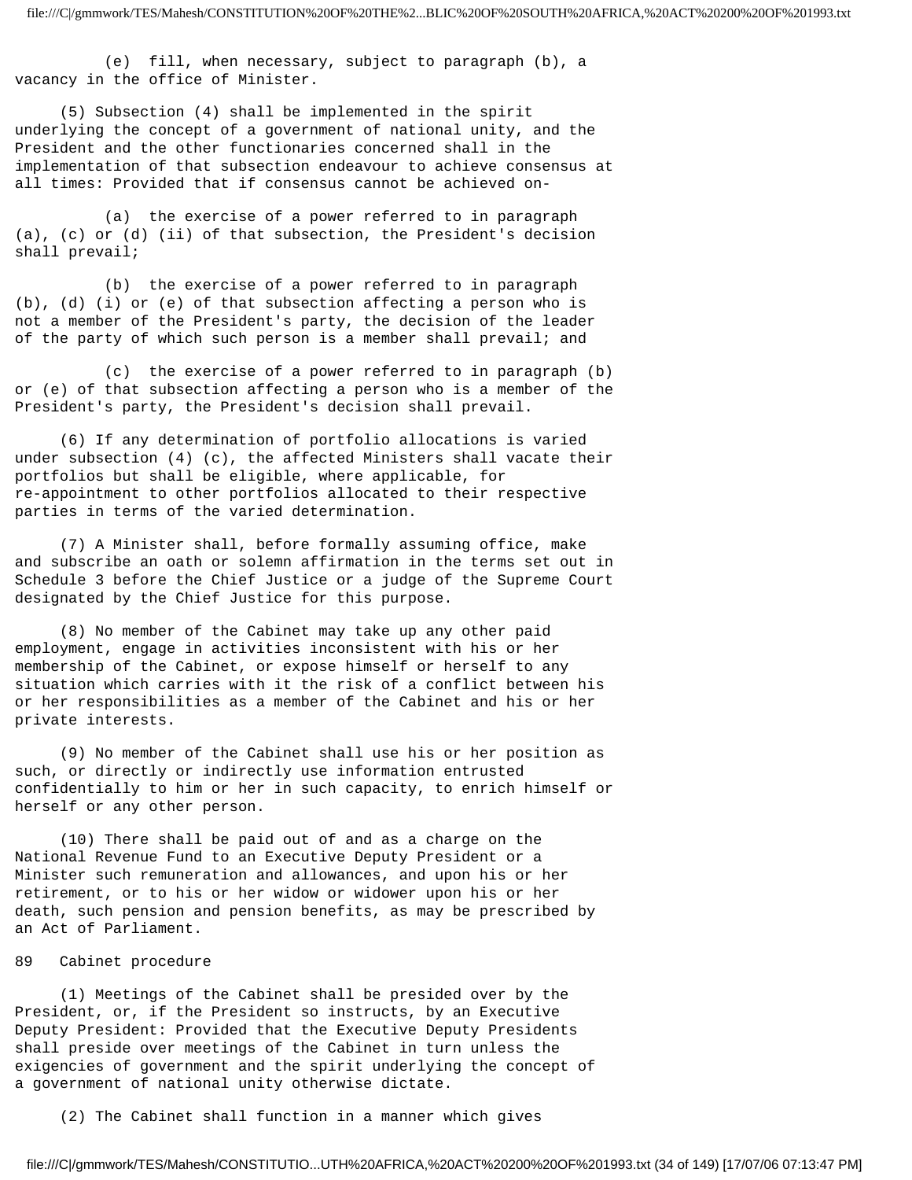(e) fill, when necessary, subject to paragraph (b), a vacancy in the office of Minister.

(5) Subsection (4) shall be implemented in the spirit underlying the concept of a government of national unity, and the President and the other functionaries concerned shall in the implementation of that subsection endeavour to achieve consensus at all times: Provided that if consensus cannot be achieved on-

(a) the exercise of a power referred to in paragraph (a), (c) or (d) (ii) of that subsection, the President's decision shall prevail;

(b) the exercise of a power referred to in paragraph (b), (d) (i) or (e) of that subsection affecting a person who is not a member of the President's party, the decision of the leader of the party of which such person is a member shall prevail; and

(c) the exercise of a power referred to in paragraph (b) or (e) of that subsection affecting a person who is a member of the President's party, the President's decision shall prevail.

(6) If any determination of portfolio allocations is varied under subsection (4) (c), the affected Ministers shall vacate their portfolios but shall be eligible, where applicable, for re-appointment to other portfolios allocated to their respective parties in terms of the varied determination.

(7) A Minister shall, before formally assuming office, make and subscribe an oath or solemn affirmation in the terms set out in Schedule 3 before the Chief Justice or a judge of the Supreme Court designated by the Chief Justice for this purpose.

(8) No member of the Cabinet may take up any other paid employment, engage in activities inconsistent with his or her membership of the Cabinet, or expose himself or herself to any situation which carries with it the risk of a conflict between his or her responsibilities as a member of the Cabinet and his or her private interests.

(9) No member of the Cabinet shall use his or her position as such, or directly or indirectly use information entrusted confidentially to him or her in such capacity, to enrich himself or herself or any other person.

(10) There shall be paid out of and as a charge on the National Revenue Fund to an Executive Deputy President or a Minister such remuneration and allowances, and upon his or her retirement, or to his or her widow or widower upon his or her death, such pension and pension benefits, as may be prescribed by an Act of Parliament.

## 89 Cabinet procedure

(1) Meetings of the Cabinet shall be presided over by the President, or, if the President so instructs, by an Executive Deputy President: Provided that the Executive Deputy Presidents shall preside over meetings of the Cabinet in turn unless the exigencies of government and the spirit underlying the concept of a government of national unity otherwise dictate.

(2) The Cabinet shall function in a manner which gives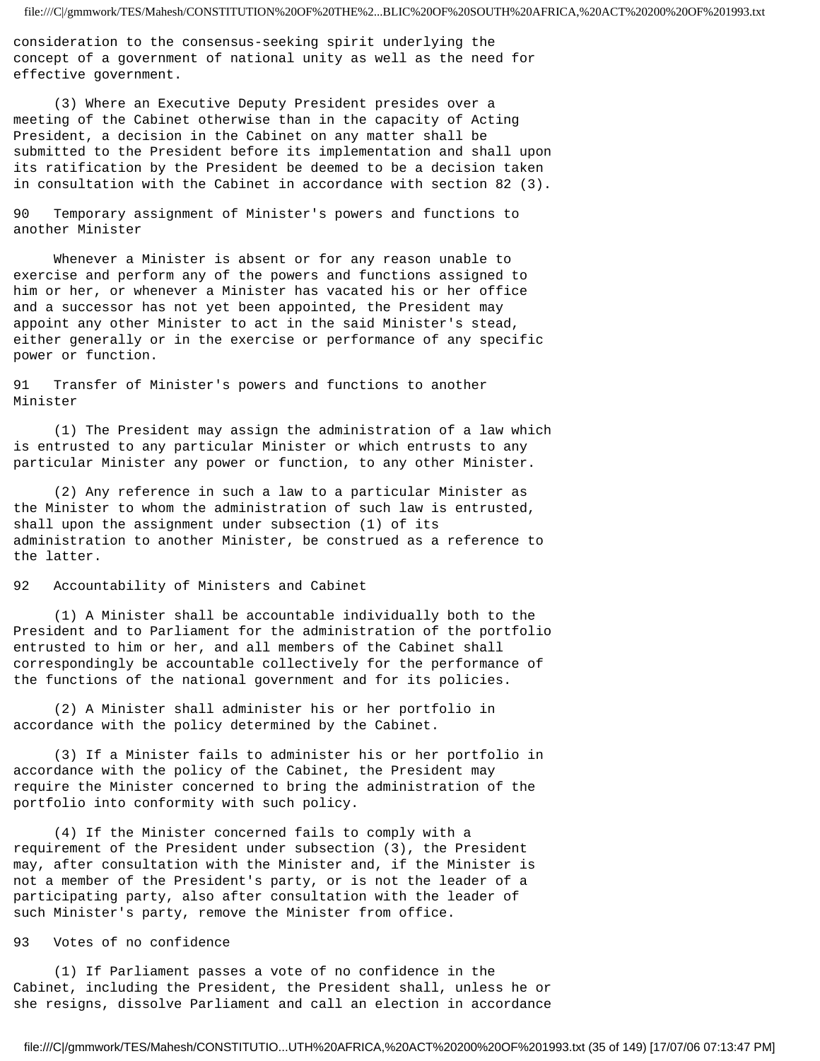consideration to the consensus-seeking spirit underlying the concept of a government of national unity as well as the need for effective government.

(3) Where an Executive Deputy President presides over a meeting of the Cabinet otherwise than in the capacity of Acting President, a decision in the Cabinet on any matter shall be submitted to the President before its implementation and shall upon its ratification by the President be deemed to be a decision taken in consultation with the Cabinet in accordance with section 82 (3).

### 90 Temporary assignment of Minister's powers and functions to another Minister

Whenever a Minister is absent or for any reason unable to exercise and perform any of the powers and functions assigned to him or her, or whenever a Minister has vacated his or her office and a successor has not yet been appointed, the President may appoint any other Minister to act in the said Minister's stead, either generally or in the exercise or performance of any specific power or function.

### 91 Transfer of Minister's powers and functions to another Minister

(1) The President may assign the administration of a law which is entrusted to any particular Minister or which entrusts to any particular Minister any power or function, to any other Minister.

(2) Any reference in such a law to a particular Minister as the Minister to whom the administration of such law is entrusted, shall upon the assignment under subsection (1) of its administration to another Minister, be construed as a reference to the latter.

### 92 Accountability of Ministers and Cabinet

(1) A Minister shall be accountable individually both to the President and to Parliament for the administration of the portfolio entrusted to him or her, and all members of the Cabinet shall correspondingly be accountable collectively for the performance of the functions of the national government and for its policies.

(2) A Minister shall administer his or her portfolio in accordance with the policy determined by the Cabinet.

(3) If a Minister fails to administer his or her portfolio in accordance with the policy of the Cabinet, the President may require the Minister concerned to bring the administration of the portfolio into conformity with such policy.

(4) If the Minister concerned fails to comply with a requirement of the President under subsection (3), the President may, after consultation with the Minister and, if the Minister is not a member of the President's party, or is not the leader of a participating party, also after consultation with the leader of such Minister's party, remove the Minister from office.

### 93 Votes of no confidence

(1) If Parliament passes a vote of no confidence in the Cabinet, including the President, the President shall, unless he or she resigns, dissolve Parliament and call an election in accordance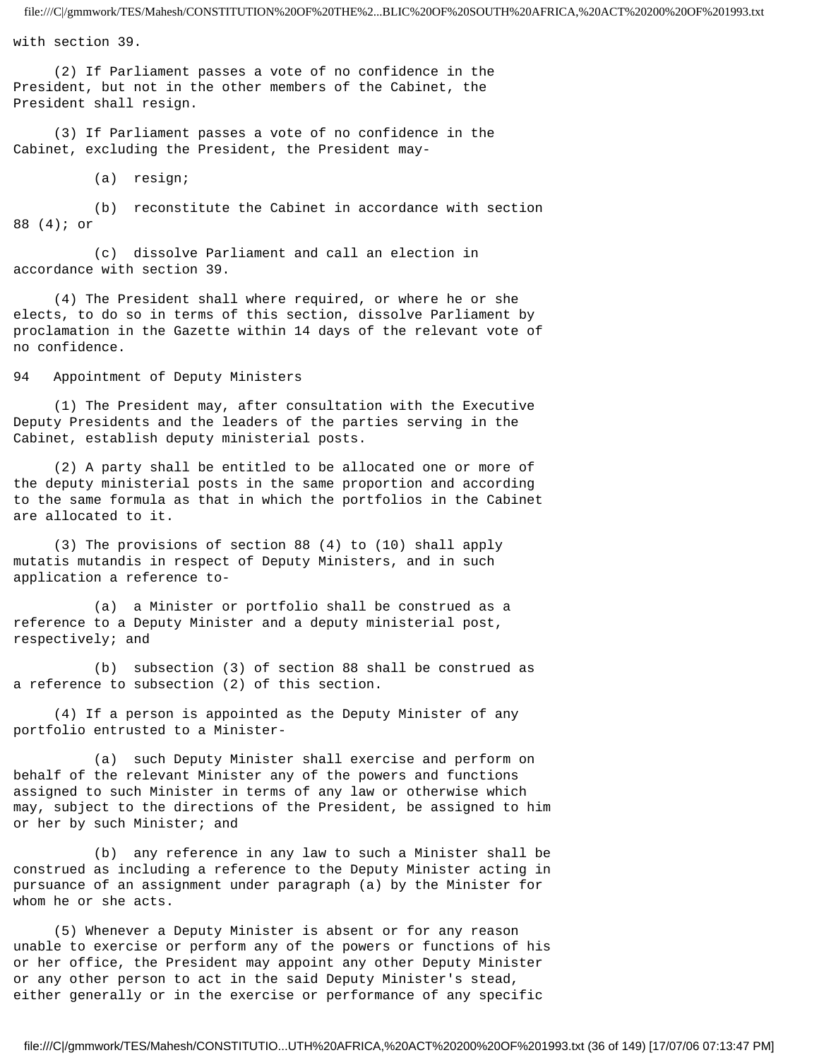with section 39.

(2) If Parliament passes a vote of no confidence in the President, but not in the other members of the Cabinet, the President shall resign.

(3) If Parliament passes a vote of no confidence in the Cabinet, excluding the President, the President may-

(a) resign;

(b) reconstitute the Cabinet in accordance with section 88 (4); or

(c) dissolve Parliament and call an election in accordance with section 39.

(4) The President shall where required, or where he or she elects, to do so in terms of this section, dissolve Parliament by proclamation in the Gazette within 14 days of the relevant vote of no confidence.

## 94 Appointment of Deputy Ministers

(1) The President may, after consultation with the Executive Deputy Presidents and the leaders of the parties serving in the Cabinet, establish deputy ministerial posts.

(2) A party shall be entitled to be allocated one or more of the deputy ministerial posts in the same proportion and according to the same formula as that in which the portfolios in the Cabinet are allocated to it.

(3) The provisions of section 88 (4) to (10) shall apply mutatis mutandis in respect of Deputy Ministers, and in such application a reference to-

(a) a Minister or portfolio shall be construed as a reference to a Deputy Minister and a deputy ministerial post, respectively; and

(b) subsection (3) of section 88 shall be construed as a reference to subsection (2) of this section.

(4) If a person is appointed as the Deputy Minister of any portfolio entrusted to a Minister-

(a) such Deputy Minister shall exercise and perform on behalf of the relevant Minister any of the powers and functions assigned to such Minister in terms of any law or otherwise which may, subject to the directions of the President, be assigned to him or her by such Minister; and

(b) any reference in any law to such a Minister shall be construed as including a reference to the Deputy Minister acting in pursuance of an assignment under paragraph (a) by the Minister for whom he or she acts.

(5) Whenever a Deputy Minister is absent or for any reason unable to exercise or perform any of the powers or functions of his or her office, the President may appoint any other Deputy Minister or any other person to act in the said Deputy Minister's stead, either generally or in the exercise or performance of any specific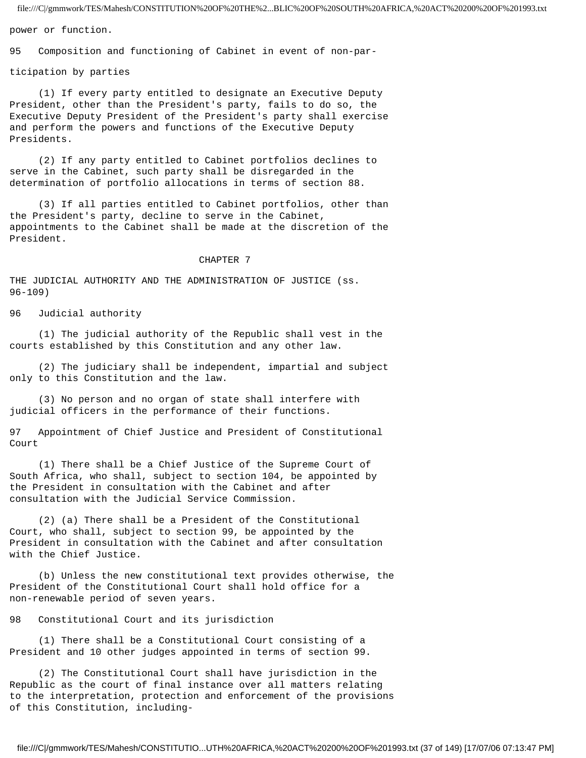power or function.

### 95 Composition and functioning of Cabinet in event of non-participation by parties

(1) If every party entitled to designate an Executive Deputy President, other than the President's party, fails to do so, the Executive Deputy President of the President's party shall exercise and perform the powers and functions of the Executive Deputy Presidents.

(2) If any party entitled to Cabinet portfolios declines to serve in the Cabinet, such party shall be disregarded in the determination of portfolio allocations in terms of section 88.

(3) If all parties entitled to Cabinet portfolios, other than the President's party, decline to serve in the Cabinet, appointments to the Cabinet shall be made at the discretion of the President.

## CHAPTER 7

## THE JUDICIAL AUTHORITY AND THE ADMINISTRATION OF JUSTICE (ss. 96-109)

### 96 Judicial authority

(1) The judicial authority of the Republic shall vest in the courts established by this Constitution and any other law.

(2) The judiciary shall be independent, impartial and subject only to this Constitution and the law.

(3) No person and no organ of state shall interfere with judicial officers in the performance of their functions.

### 97 Appointment of Chief Justice and President of Constitutional Court

(1) There shall be a Chief Justice of the Supreme Court of South Africa, who shall, subject to section 104, be appointed by the President in consultation with the Cabinet and after consultation with the Judicial Service Commission.

(2) (a) There shall be a President of the Constitutional Court, who shall, subject to section 99, be appointed by the President in consultation with the Cabinet and after consultation with the Chief Justice.

(b) Unless the new constitutional text provides otherwise, the President of the Constitutional Court shall hold office for a non-renewable period of seven years.

### 98 Constitutional Court and its jurisdiction

(1) There shall be a Constitutional Court consisting of a President and 10 other judges appointed in terms of section 99.

(2) The Constitutional Court shall have jurisdiction in the Republic as the court of final instance over all matters relating to the interpretation, protection and enforcement of the provisions of this Constitution, including-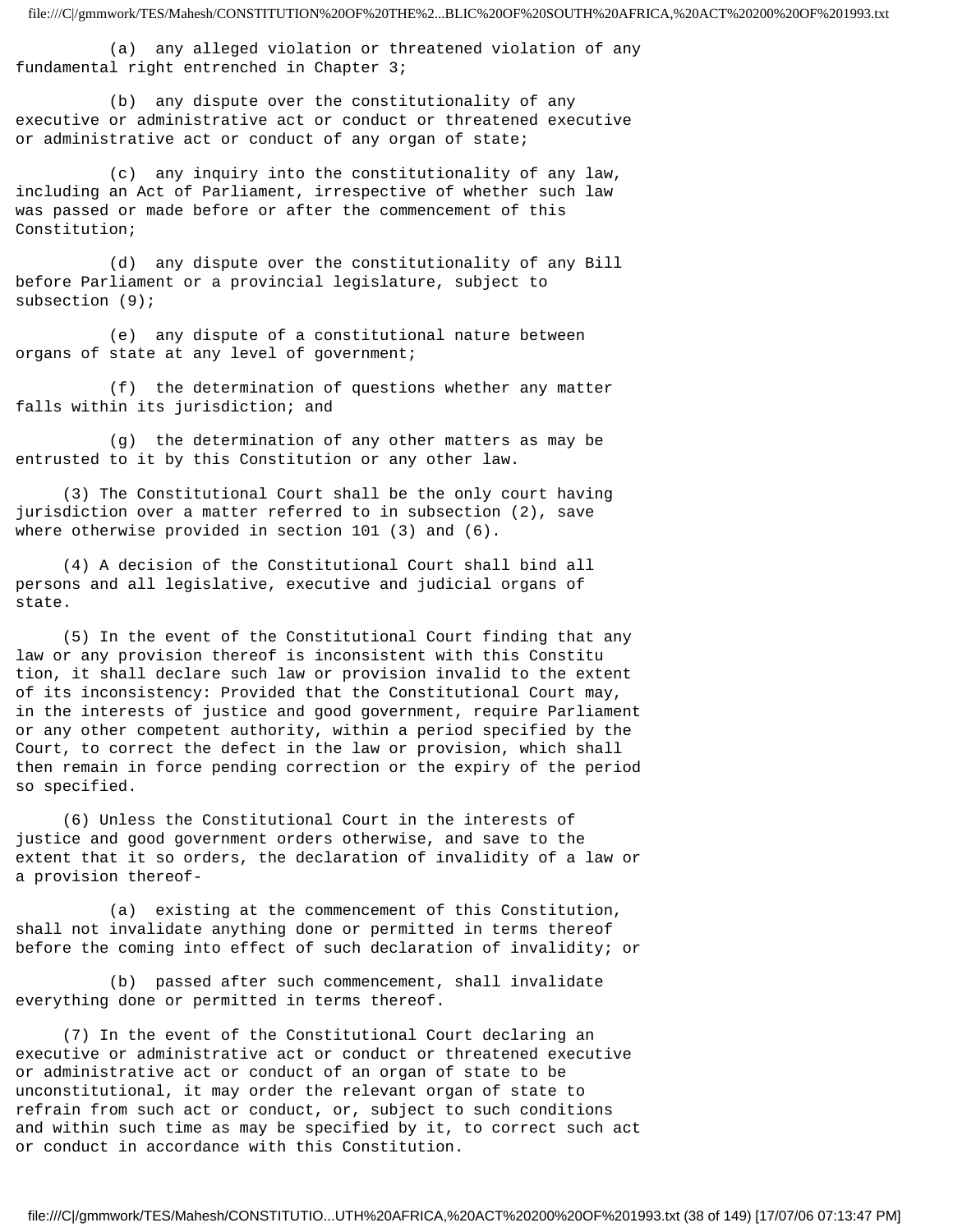(a) any alleged violation or threatened violation of any fundamental right entrenched in Chapter 3;

(b) any dispute over the constitutionality of any executive or administrative act or conduct or threatened executive or administrative act or conduct of any organ of state;

(c) any inquiry into the constitutionality of any law, including an Act of Parliament, irrespective of whether such law was passed or made before or after the commencement of this Constitution;

(d) any dispute over the constitutionality of any Bill before Parliament or a provincial legislature, subject to subsection (9);

(e) any dispute of a constitutional nature between organs of state at any level of government;

(f) the determination of questions whether any matter falls within its jurisdiction; and

(g) the determination of any other matters as may be entrusted to it by this Constitution or any other law.

(3) The Constitutional Court shall be the only court having jurisdiction over a matter referred to in subsection (2), save where otherwise provided in section 101 (3) and (6).

(4) A decision of the Constitutional Court shall bind all persons and all legislative, executive and judicial organs of state.

(5) In the event of the Constitutional Court finding that any law or any provision thereof is inconsistent with this Constitution, it shall declare such law or provision invalid to the extent of its inconsistency: Provided that the Constitutional Court may, in the interests of justice and good government, require Parliament or any other competent authority, within a period specified by the Court, to correct the defect in the law or provision, which shall then remain in force pending correction or the expiry of the period so specified.

(6) Unless the Constitutional Court in the interests of justice and good government orders otherwise, and save to the extent that it so orders, the declaration of invalidity of a law or a provision thereof-

(a) existing at the commencement of this Constitution, shall not invalidate anything done or permitted in terms thereof before the coming into effect of such declaration of invalidity; or

(b) passed after such commencement, shall invalidate everything done or permitted in terms thereof.

(7) In the event of the Constitutional Court declaring an executive or administrative act or conduct or threatened executive or administrative act or conduct of an organ of state to be unconstitutional, it may order the relevant organ of state to refrain from such act or conduct, or, subject to such conditions and within such time as may be specified by it, to correct such act or conduct in accordance with this Constitution.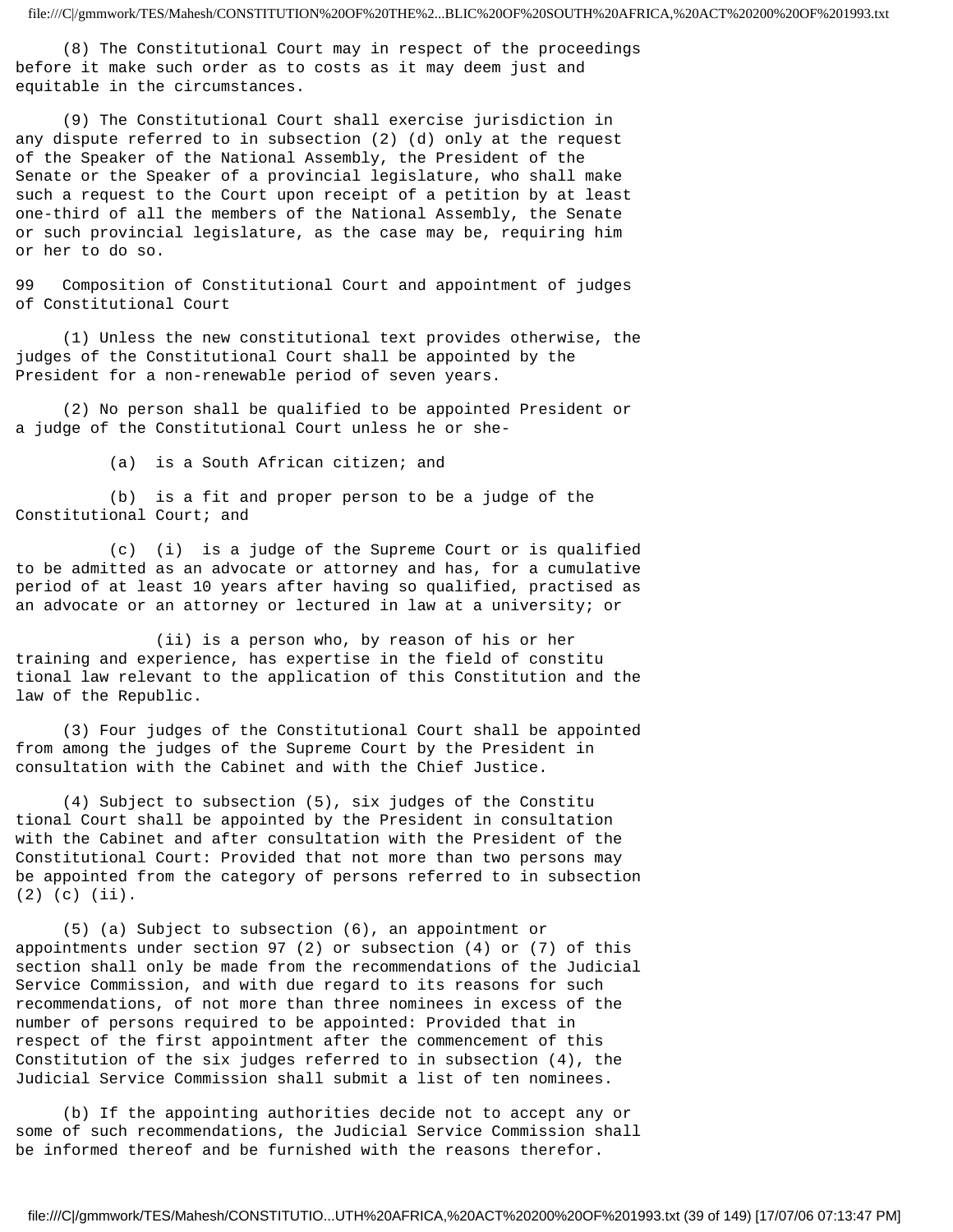(8) The Constitutional Court may in respect of the proceedings before it make such order as to costs as it may deem just and equitable in the circumstances.

(9) The Constitutional Court shall exercise jurisdiction in any dispute referred to in subsection (2) (d) only at the request of the Speaker of the National Assembly, the President of the Senate or the Speaker of a provincial legislature, who shall make such a request to the Court upon receipt of a petition by at least one-third of all the members of the National Assembly, the Senate or such provincial legislature, as the case may be, requiring him or her to do so.

## 99 Composition of Constitutional Court and appointment of judges of Constitutional Court

(1) Unless the new constitutional text provides otherwise, the judges of the Constitutional Court shall be appointed by the President for a non-renewable period of seven years.

(2) No person shall be qualified to be appointed President or a judge of the Constitutional Court unless he or she-

(a) is a South African citizen; and

(b) is a fit and proper person to be a judge of the Constitutional Court; and

(c) (i) is a judge of the Supreme Court or is qualified to be admitted as an advocate or attorney and has, for a cumulative period of at least 10 years after having so qualified, practised as an advocate or an attorney or lectured in law at a university; or

(ii) is a person who, by reason of his or her training and experience, has expertise in the field of constitutional law relevant to the application of this Constitution and the law of the Republic.

(3) Four judges of the Constitutional Court shall be appointed from among the judges of the Supreme Court by the President in consultation with the Cabinet and with the Chief Justice.

(4) Subject to subsection (5), six judges of the Constitutional Court shall be appointed by the President in consultation with the Cabinet and after consultation with the President of the Constitutional Court: Provided that not more than two persons may be appointed from the category of persons referred to in subsection (2) (c) (ii).

(5) (a) Subject to subsection (6), an appointment or appointments under section 97 (2) or subsection (4) or (7) of this section shall only be made from the recommendations of the Judicial Service Commission, and with due regard to its reasons for such recommendations, of not more than three nominees in excess of the number of persons required to be appointed: Provided that in respect of the first appointment after the commencement of this Constitution of the six judges referred to in subsection (4), the Judicial Service Commission shall submit a list of ten nominees.

(b) If the appointing authorities decide not to accept any or some of such recommendations, the Judicial Service Commission shall be informed thereof and be furnished with the reasons therefor.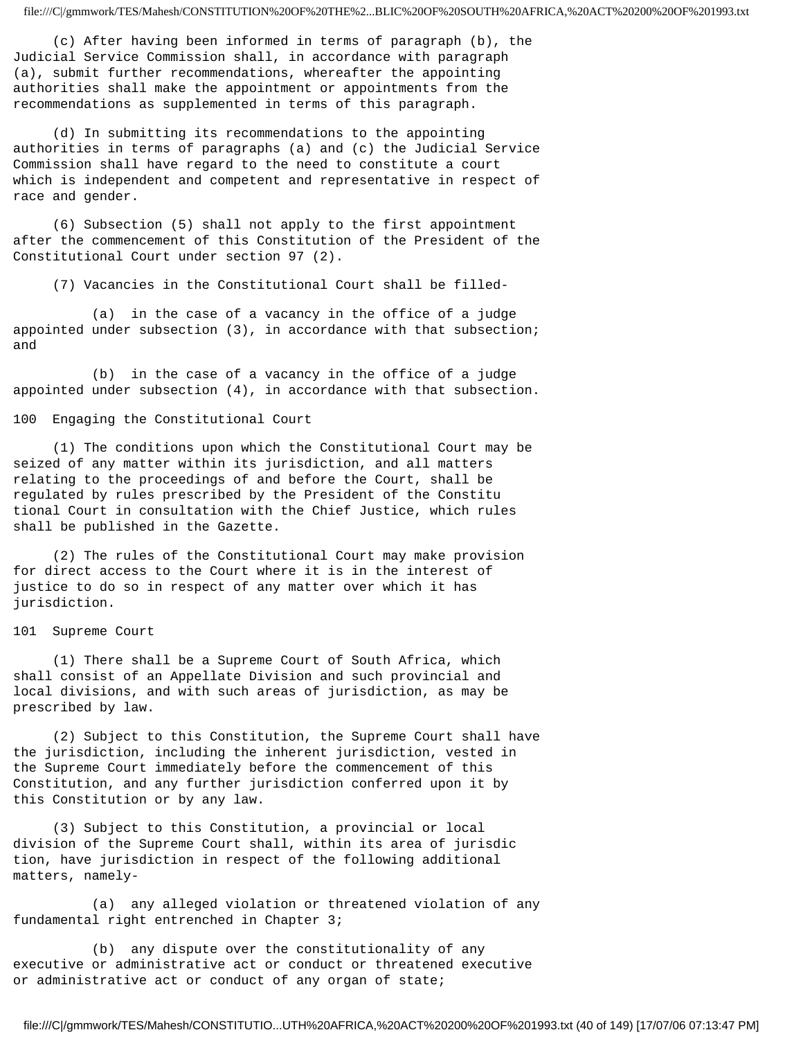(c) After having been informed in terms of paragraph (b), the Judicial Service Commission shall, in accordance with paragraph (a), submit further recommendations, whereafter the appointing authorities shall make the appointment or appointments from the recommendations as supplemented in terms of this paragraph.

(d) In submitting its recommendations to the appointing authorities in terms of paragraphs (a) and (c) the Judicial Service Commission shall have regard to the need to constitute a court which is independent and competent and representative in respect of race and gender.

(6) Subsection (5) shall not apply to the first appointment after the commencement of this Constitution of the President of the Constitutional Court under section 97 (2).

(7) Vacancies in the Constitutional Court shall be filled-

(a) in the case of a vacancy in the office of a judge appointed under subsection (3), in accordance with that subsection; and

(b) in the case of a vacancy in the office of a judge appointed under subsection (4), in accordance with that subsection.

## 100 Engaging the Constitutional Court

(1) The conditions upon which the Constitutional Court may be seized of any matter within its jurisdiction, and all matters relating to the proceedings of and before the Court, shall be regulated by rules prescribed by the President of the Constitutional Court in consultation with the Chief Justice, which rules shall be published in the Gazette.

(2) The rules of the Constitutional Court may make provision for direct access to the Court where it is in the interest of justice to do so in respect of any matter over which it has jurisdiction.

## 101 Supreme Court

(1) There shall be a Supreme Court of South Africa, which shall consist of an Appellate Division and such provincial and local divisions, and with such areas of jurisdiction, as may be prescribed by law.

(2) Subject to this Constitution, the Supreme Court shall have the jurisdiction, including the inherent jurisdiction, vested in the Supreme Court immediately before the commencement of this Constitution, and any further jurisdiction conferred upon it by this Constitution or by any law.

(3) Subject to this Constitution, a provincial or local division of the Supreme Court shall, within its area of jurisdiction, have jurisdiction in respect of the following additional matters, namely-

(a) any alleged violation or threatened violation of any fundamental right entrenched in Chapter 3;

(b) any dispute over the constitutionality of any executive or administrative act or conduct or threatened executive or administrative act or conduct of any organ of state;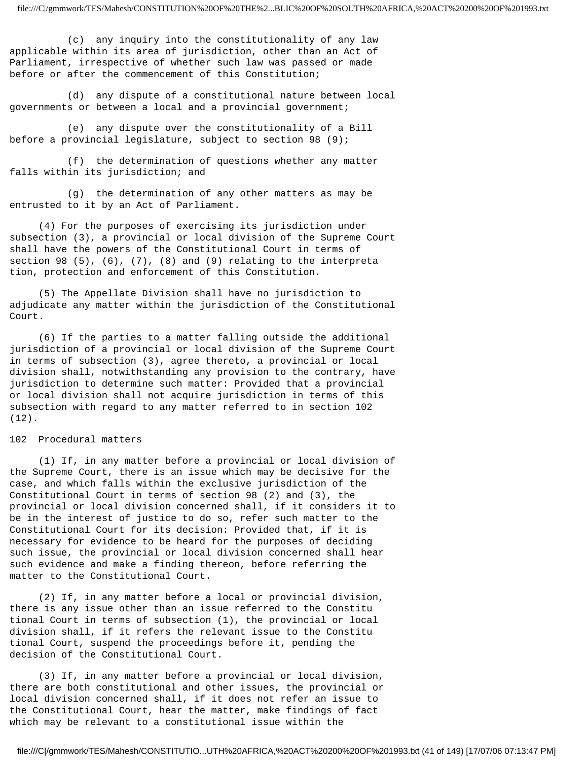(c) any inquiry into the constitutionality of any law applicable within its area of jurisdiction, other than an Act of Parliament, irrespective of whether such law was passed or made before or after the commencement of this Constitution;

(d) any dispute of a constitutional nature between local governments or between a local and a provincial government;

(e) any dispute over the constitutionality of a Bill before a provincial legislature, subject to section 98 (9);

(f) the determination of questions whether any matter falls within its jurisdiction; and

(g) the determination of any other matters as may be entrusted to it by an Act of Parliament.

(4) For the purposes of exercising its jurisdiction under subsection (3), a provincial or local division of the Supreme Court shall have the powers of the Constitutional Court in terms of section 98 (5), (6), (7), (8) and (9) relating to the interpreta tion, protection and enforcement of this Constitution.

(5) The Appellate Division shall have no jurisdiction to adjudicate any matter within the jurisdiction of the Constitutional Court.

(6) If the parties to a matter falling outside the additional jurisdiction of a provincial or local division of the Supreme Court in terms of subsection (3), agree thereto, a provincial or local division shall, notwithstanding any provision to the contrary, have jurisdiction to determine such matter: Provided that a provincial or local division shall not acquire jurisdiction in terms of this subsection with regard to any matter referred to in section 102 (12).

## 102 Procedural matters

(1) If, in any matter before a provincial or local division of the Supreme Court, there is an issue which may be decisive for the case, and which falls within the exclusive jurisdiction of the Constitutional Court in terms of section 98 (2) and (3), the provincial or local division concerned shall, if it considers it to be in the interest of justice to do so, refer such matter to the Constitutional Court for its decision: Provided that, if it is necessary for evidence to be heard for the purposes of deciding such issue, the provincial or local division concerned shall hear such evidence and make a finding thereon, before referring the matter to the Constitutional Court.

(2) If, in any matter before a local or provincial division, there is any issue other than an issue referred to the Constitu tional Court in terms of subsection (1), the provincial or local division shall, if it refers the relevant issue to the Constitu tional Court, suspend the proceedings before it, pending the decision of the Constitutional Court.

(3) If, in any matter before a provincial or local division, there are both constitutional and other issues, the provincial or local division concerned shall, if it does not refer an issue to the Constitutional Court, hear the matter, make findings of fact which may be relevant to a constitutional issue within the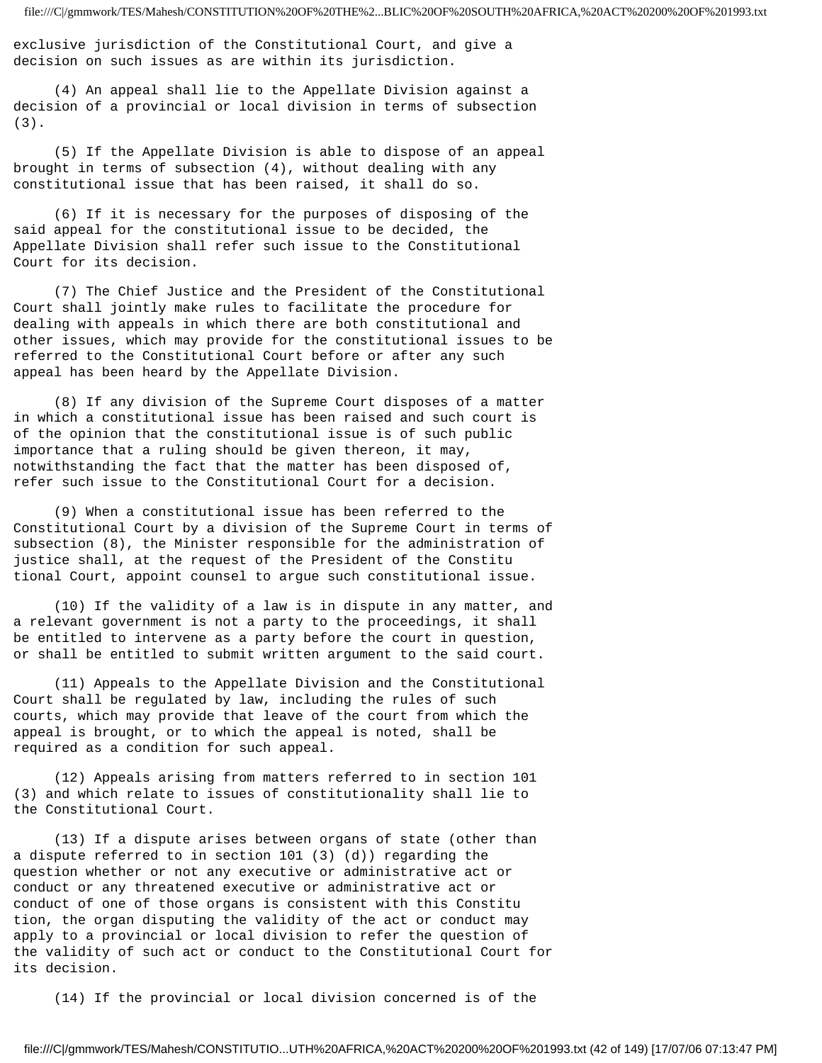exclusive jurisdiction of the Constitutional Court, and give a decision on such issues as are within its jurisdiction.

(4) An appeal shall lie to the Appellate Division against a decision of a provincial or local division in terms of subsection (3).

(5) If the Appellate Division is able to dispose of an appeal brought in terms of subsection (4), without dealing with any constitutional issue that has been raised, it shall do so.

(6) If it is necessary for the purposes of disposing of the said appeal for the constitutional issue to be decided, the Appellate Division shall refer such issue to the Constitutional Court for its decision.

(7) The Chief Justice and the President of the Constitutional Court shall jointly make rules to facilitate the procedure for dealing with appeals in which there are both constitutional and other issues, which may provide for the constitutional issues to be referred to the Constitutional Court before or after any such appeal has been heard by the Appellate Division.

(8) If any division of the Supreme Court disposes of a matter in which a constitutional issue has been raised and such court is of the opinion that the constitutional issue is of such public importance that a ruling should be given thereon, it may, notwithstanding the fact that the matter has been disposed of, refer such issue to the Constitutional Court for a decision.

(9) When a constitutional issue has been referred to the Constitutional Court by a division of the Supreme Court in terms of subsection (8), the Minister responsible for the administration of justice shall, at the request of the President of the Constitu tional Court, appoint counsel to argue such constitutional issue.

(10) If the validity of a law is in dispute in any matter, and a relevant government is not a party to the proceedings, it shall be entitled to intervene as a party before the court in question, or shall be entitled to submit written argument to the said court.

(11) Appeals to the Appellate Division and the Constitutional Court shall be regulated by law, including the rules of such courts, which may provide that leave of the court from which the appeal is brought, or to which the appeal is noted, shall be required as a condition for such appeal.

(12) Appeals arising from matters referred to in section 101 (3) and which relate to issues of constitutionality shall lie to the Constitutional Court.

(13) If a dispute arises between organs of state (other than a dispute referred to in section 101 (3) (d)) regarding the question whether or not any executive or administrative act or conduct or any threatened executive or administrative act or conduct of one of those organs is consistent with this Constitu tion, the organ disputing the validity of the act or conduct may apply to a provincial or local division to refer the question of the validity of such act or conduct to the Constitutional Court for its decision.

(14) If the provincial or local division concerned is of the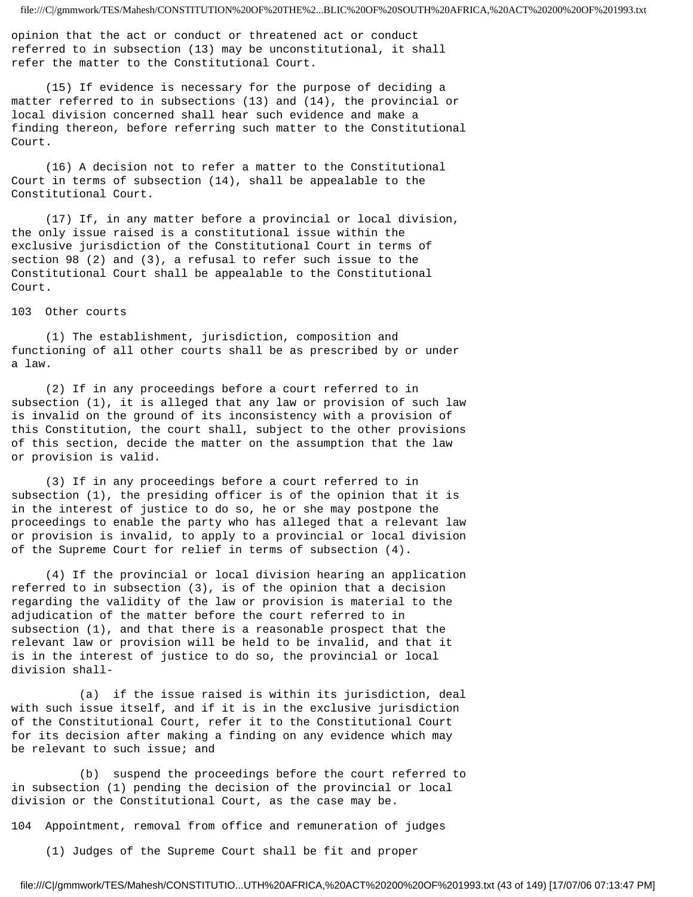opinion that the act or conduct or threatened act or conduct referred to in subsection (13) may be unconstitutional, it shall refer the matter to the Constitutional Court.

(15) If evidence is necessary for the purpose of deciding a matter referred to in subsections (13) and (14), the provincial or local division concerned shall hear such evidence and make a finding thereon, before referring such matter to the Constitutional Court.

(16) A decision not to refer a matter to the Constitutional Court in terms of subsection (14), shall be appealable to the Constitutional Court.

(17) If, in any matter before a provincial or local division, the only issue raised is a constitutional issue within the exclusive jurisdiction of the Constitutional Court in terms of section 98 (2) and (3), a refusal to refer such issue to the Constitutional Court shall be appealable to the Constitutional Court.

## 103 Other courts

(1) The establishment, jurisdiction, composition and functioning of all other courts shall be as prescribed by or under a law.

(2) If in any proceedings before a court referred to in subsection (1), it is alleged that any law or provision of such law is invalid on the ground of its inconsistency with a provision of this Constitution, the court shall, subject to the other provisions of this section, decide the matter on the assumption that the law or provision is valid.

(3) If in any proceedings before a court referred to in subsection (1), the presiding officer is of the opinion that it is in the interest of justice to do so, he or she may postpone the proceedings to enable the party who has alleged that a relevant law or provision is invalid, to apply to a provincial or local division of the Supreme Court for relief in terms of subsection (4).

(4) If the provincial or local division hearing an application referred to in subsection (3), is of the opinion that a decision regarding the validity of the law or provision is material to the adjudication of the matter before the court referred to in subsection (1), and that there is a reasonable prospect that the relevant law or provision will be held to be invalid, and that it is in the interest of justice to do so, the provincial or local division shall-

(a) if the issue raised is within its jurisdiction, deal with such issue itself, and if it is in the exclusive jurisdiction of the Constitutional Court, refer it to the Constitutional Court for its decision after making a finding on any evidence which may be relevant to such issue; and

(b) suspend the proceedings before the court referred to in subsection (1) pending the decision of the provincial or local division or the Constitutional Court, as the case may be.

## 104 Appointment, removal from office and remuneration of judges

(1) Judges of the Supreme Court shall be fit and proper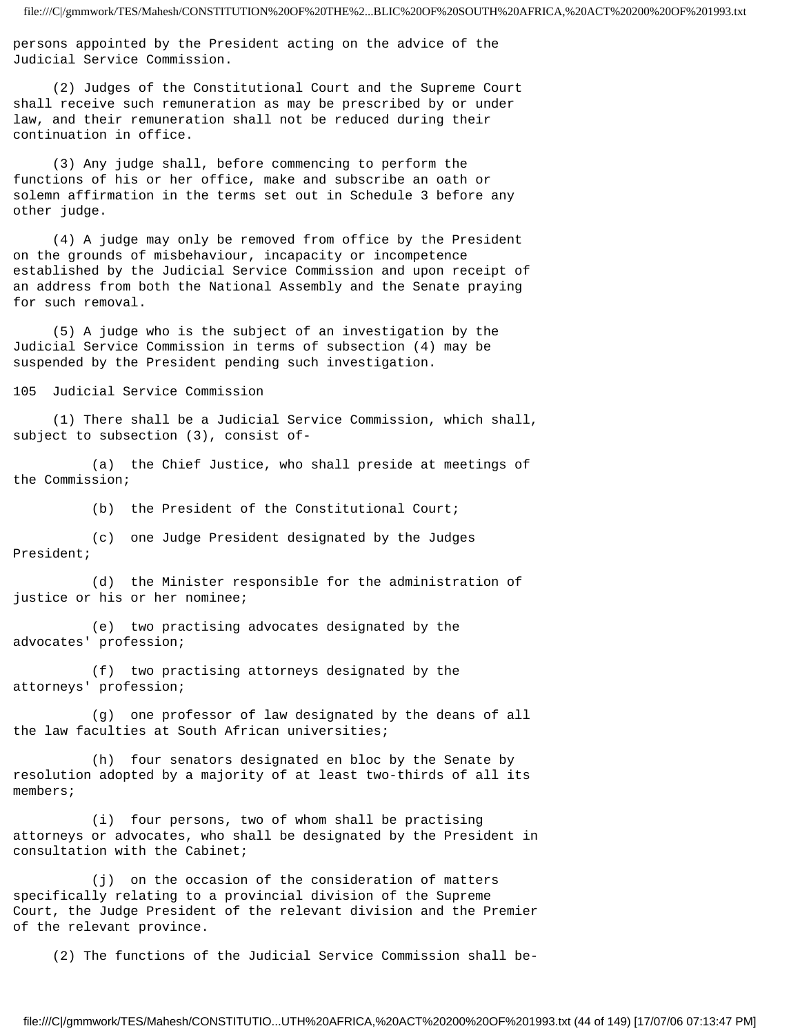persons appointed by the President acting on the advice of the Judicial Service Commission.

(2) Judges of the Constitutional Court and the Supreme Court shall receive such remuneration as may be prescribed by or under law, and their remuneration shall not be reduced during their continuation in office.

(3) Any judge shall, before commencing to perform the functions of his or her office, make and subscribe an oath or solemn affirmation in the terms set out in Schedule 3 before any other judge.

(4) A judge may only be removed from office by the President on the grounds of misbehaviour, incapacity or incompetence established by the Judicial Service Commission and upon receipt of an address from both the National Assembly and the Senate praying for such removal.

(5) A judge who is the subject of an investigation by the Judicial Service Commission in terms of subsection (4) may be suspended by the President pending such investigation.

### 105 Judicial Service Commission

(1) There shall be a Judicial Service Commission, which shall, subject to subsection (3), consist of-

(a) the Chief Justice, who shall preside at meetings of the Commission;

(b) the President of the Constitutional Court;

(c) one Judge President designated by the Judges President;

(d) the Minister responsible for the administration of justice or his or her nominee;

(e) two practising advocates designated by the advocates' profession;

(f) two practising attorneys designated by the attorneys' profession;

(g) one professor of law designated by the deans of all the law faculties at South African universities;

(h) four senators designated en bloc by the Senate by resolution adopted by a majority of at least two-thirds of all its members;

(i) four persons, two of whom shall be practising attorneys or advocates, who shall be designated by the President in consultation with the Cabinet;

(j) on the occasion of the consideration of matters specifically relating to a provincial division of the Supreme Court, the Judge President of the relevant division and the Premier of the relevant province.

(2) The functions of the Judicial Service Commission shall be-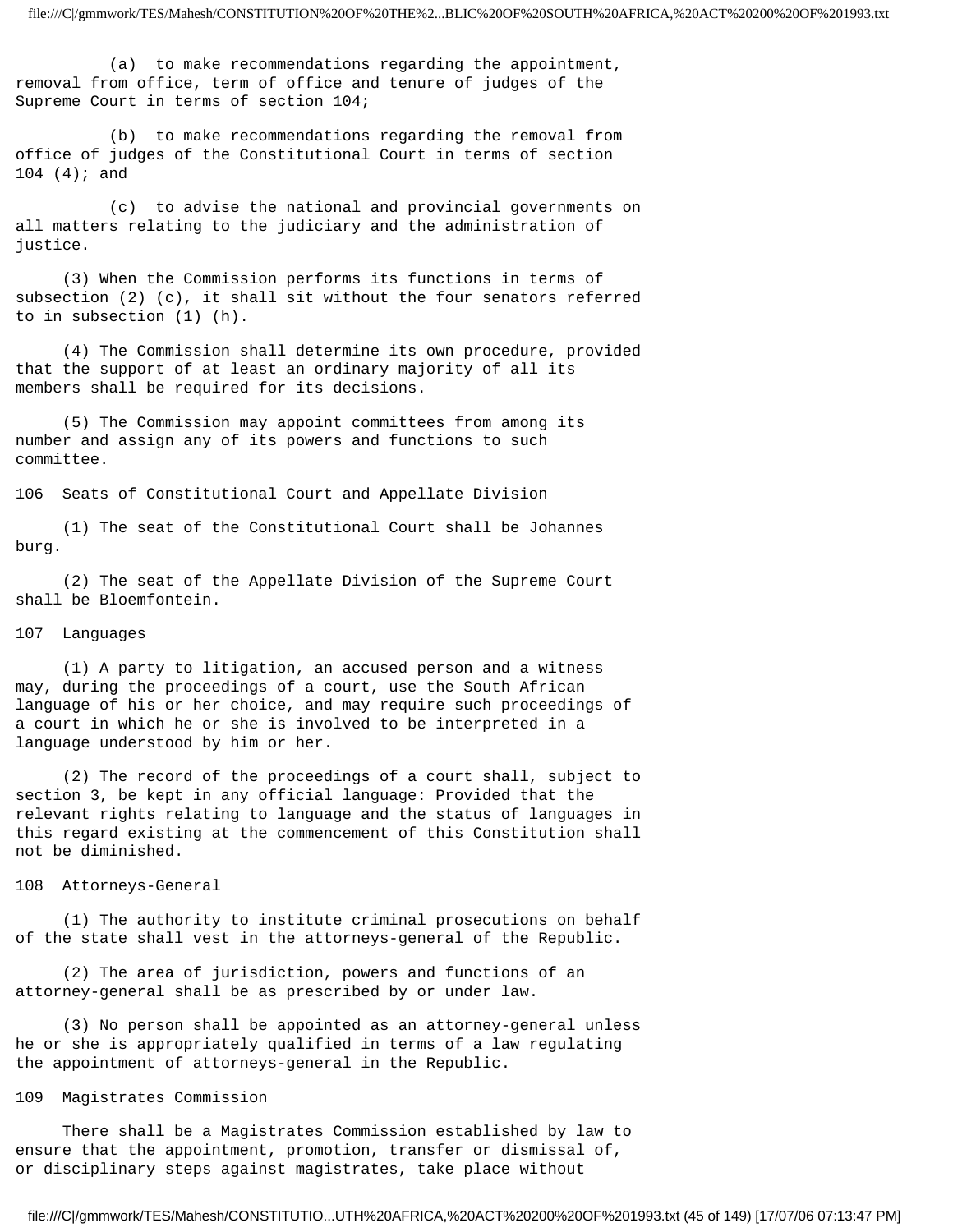(a) to make recommendations regarding the appointment, removal from office, term of office and tenure of judges of the Supreme Court in terms of section 104;

(b) to make recommendations regarding the removal from office of judges of the Constitutional Court in terms of section 104 (4); and

(c) to advise the national and provincial governments on all matters relating to the judiciary and the administration of justice.

(3) When the Commission performs its functions in terms of subsection (2) (c), it shall sit without the four senators referred to in subsection (1) (h).

(4) The Commission shall determine its own procedure, provided that the support of at least an ordinary majority of all its members shall be required for its decisions.

(5) The Commission may appoint committees from among its number and assign any of its powers and functions to such committee.

### 106 Seats of Constitutional Court and Appellate Division

(1) The seat of the Constitutional Court shall be Johannes burg.

(2) The seat of the Appellate Division of the Supreme Court shall be Bloemfontein.

### 107 Languages

(1) A party to litigation, an accused person and a witness may, during the proceedings of a court, use the South African language of his or her choice, and may require such proceedings of a court in which he or she is involved to be interpreted in a language understood by him or her.

(2) The record of the proceedings of a court shall, subject to section 3, be kept in any official language: Provided that the relevant rights relating to language and the status of languages in this regard existing at the commencement of this Constitution shall not be diminished.

### 108 Attorneys-General

(1) The authority to institute criminal prosecutions on behalf of the state shall vest in the attorneys-general of the Republic.

(2) The area of jurisdiction, powers and functions of an attorney-general shall be as prescribed by or under law.

(3) No person shall be appointed as an attorney-general unless he or she is appropriately qualified in terms of a law regulating the appointment of attorneys-general in the Republic.

### 109 Magistrates Commission

There shall be a Magistrates Commission established by law to ensure that the appointment, promotion, transfer or dismissal of, or disciplinary steps against magistrates, take place without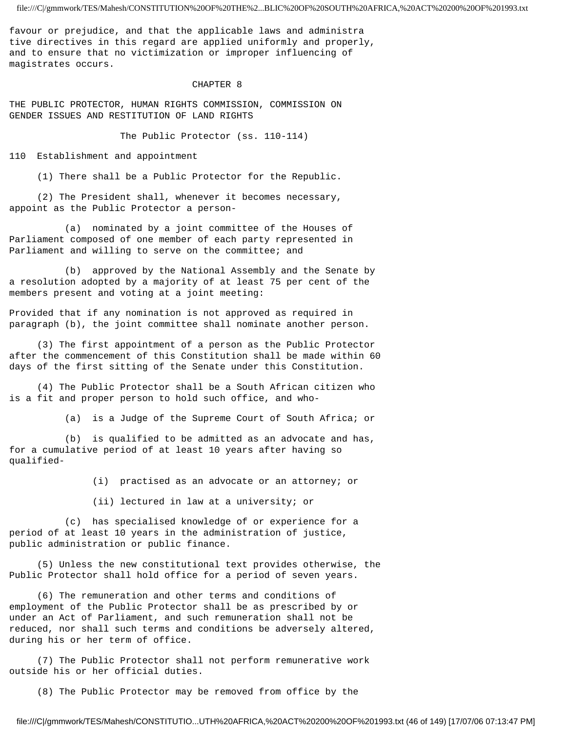favour or prejudice, and that the applicable laws and administrative directives in this regard are applied uniformly and properly, and to ensure that no victimization or improper influencing of magistrates occurs.

## CHAPTER 8

## THE PUBLIC PROTECTOR, HUMAN RIGHTS COMMISSION, COMMISSION ON GENDER ISSUES AND RESTITUTION OF LAND RIGHTS

### The Public Protector (ss. 110-114)

**110 Establishment and appointment**

(1) There shall be a Public Protector for the Republic.

(2) The President shall, whenever it becomes necessary, appoint as the Public Protector a person-

(a) nominated by a joint committee of the Houses of Parliament composed of one member of each party represented in Parliament and willing to serve on the committee; and

(b) approved by the National Assembly and the Senate by a resolution adopted by a majority of at least 75 per cent of the members present and voting at a joint meeting:

Provided that if any nomination is not approved as required in paragraph (b), the joint committee shall nominate another person.

(3) The first appointment of a person as the Public Protector after the commencement of this Constitution shall be made within 60 days of the first sitting of the Senate under this Constitution.

(4) The Public Protector shall be a South African citizen who is a fit and proper person to hold such office, and who-

(a) is a Judge of the Supreme Court of South Africa; or

(b) is qualified to be admitted as an advocate and has, for a cumulative period of at least 10 years after having so qualified-

(i) practised as an advocate or an attorney; or

(ii) lectured in law at a university; or

(c) has specialised knowledge of or experience for a period of at least 10 years in the administration of justice, public administration or public finance.

(5) Unless the new constitutional text provides otherwise, the Public Protector shall hold office for a period of seven years.

(6) The remuneration and other terms and conditions of employment of the Public Protector shall be as prescribed by or under an Act of Parliament, and such remuneration shall not be reduced, nor shall such terms and conditions be adversely altered, during his or her term of office.

(7) The Public Protector shall not perform remunerative work outside his or her official duties.

(8) The Public Protector may be removed from office by the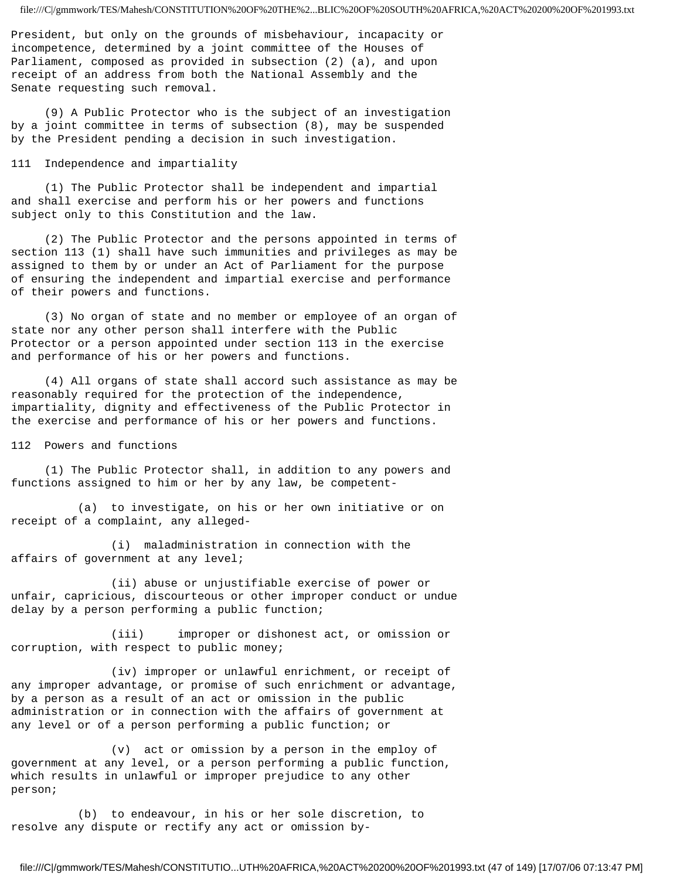President, but only on the grounds of misbehaviour, incapacity or incompetence, determined by a joint committee of the Houses of Parliament, composed as provided in subsection (2) (a), and upon receipt of an address from both the National Assembly and the Senate requesting such removal.

(9) A Public Protector who is the subject of an investigation by a joint committee in terms of subsection (8), may be suspended by the President pending a decision in such investigation.

### 111 Independence and impartiality

(1) The Public Protector shall be independent and impartial and shall exercise and perform his or her powers and functions subject only to this Constitution and the law.

(2) The Public Protector and the persons appointed in terms of section 113 (1) shall have such immunities and privileges as may be assigned to them by or under an Act of Parliament for the purpose of ensuring the independent and impartial exercise and performance of their powers and functions.

(3) No organ of state and no member or employee of an organ of state nor any other person shall interfere with the Public Protector or a person appointed under section 113 in the exercise and performance of his or her powers and functions.

(4) All organs of state shall accord such assistance as may be reasonably required for the protection of the independence, impartiality, dignity and effectiveness of the Public Protector in the exercise and performance of his or her powers and functions.

### 112 Powers and functions

(1) The Public Protector shall, in addition to any powers and functions assigned to him or her by any law, be competent-

(a) to investigate, on his or her own initiative or on receipt of a complaint, any alleged-

(i) maladministration in connection with the affairs of government at any level;

(ii) abuse or unjustifiable exercise of power or unfair, capricious, discourteous or other improper conduct or undue delay by a person performing a public function;

(iii) improper or dishonest act, or omission or corruption, with respect to public money;

(iv) improper or unlawful enrichment, or receipt of any improper advantage, or promise of such enrichment or advantage, by a person as a result of an act or omission in the public administration or in connection with the affairs of government at any level or of a person performing a public function; or

(v) act or omission by a person in the employ of government at any level, or a person performing a public function, which results in unlawful or improper prejudice to any other person;

(b) to endeavour, in his or her sole discretion, to resolve any dispute or rectify any act or omission by-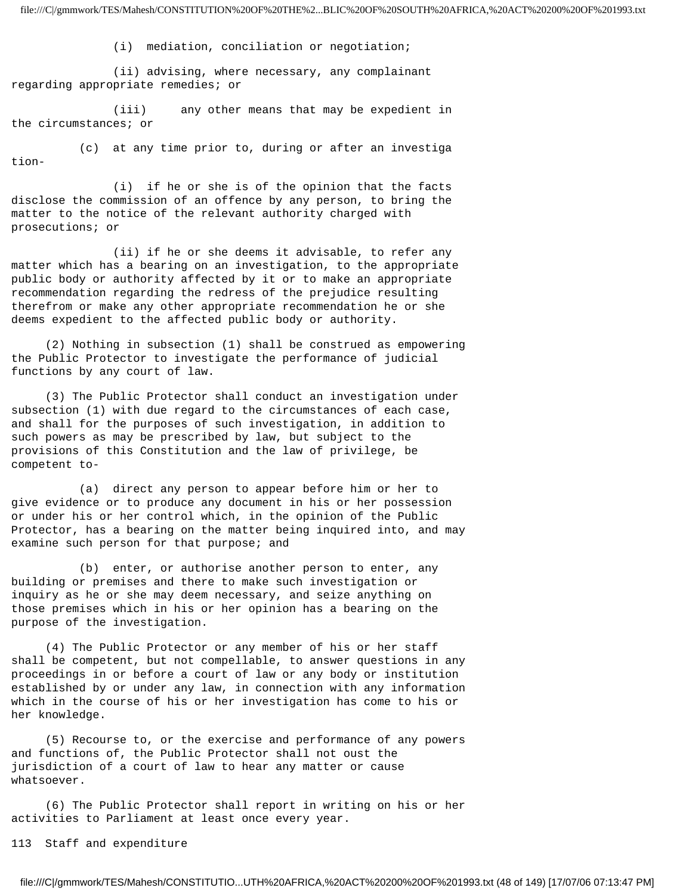(i) mediation, conciliation or negotiation;

(ii) advising, where necessary, any complainant regarding appropriate remedies; or

(iii) any other means that may be expedient in the circumstances; or

(c) at any time prior to, during or after an investigation-

(i) if he or she is of the opinion that the facts disclose the commission of an offence by any person, to bring the matter to the notice of the relevant authority charged with prosecutions; or

(ii) if he or she deems it advisable, to refer any matter which has a bearing on an investigation, to the appropriate public body or authority affected by it or to make an appropriate recommendation regarding the redress of the prejudice resulting therefrom or make any other appropriate recommendation he or she deems expedient to the affected public body or authority.

(2) Nothing in subsection (1) shall be construed as empowering the Public Protector to investigate the performance of judicial functions by any court of law.

(3) The Public Protector shall conduct an investigation under subsection (1) with due regard to the circumstances of each case, and shall for the purposes of such investigation, in addition to such powers as may be prescribed by law, but subject to the provisions of this Constitution and the law of privilege, be competent to-

(a) direct any person to appear before him or her to give evidence or to produce any document in his or her possession or under his or her control which, in the opinion of the Public Protector, has a bearing on the matter being inquired into, and may examine such person for that purpose; and

(b) enter, or authorise another person to enter, any building or premises and there to make such investigation or inquiry as he or she may deem necessary, and seize anything on those premises which in his or her opinion has a bearing on the purpose of the investigation.

(4) The Public Protector or any member of his or her staff shall be competent, but not compellable, to answer questions in any proceedings in or before a court of law or any body or institution established by or under any law, in connection with any information which in the course of his or her investigation has come to his or her knowledge.

(5) Recourse to, or the exercise and performance of any powers and functions of, the Public Protector shall not oust the jurisdiction of a court of law to hear any matter or cause whatsoever.

(6) The Public Protector shall report in writing on his or her activities to Parliament at least once every year.

113 Staff and expenditure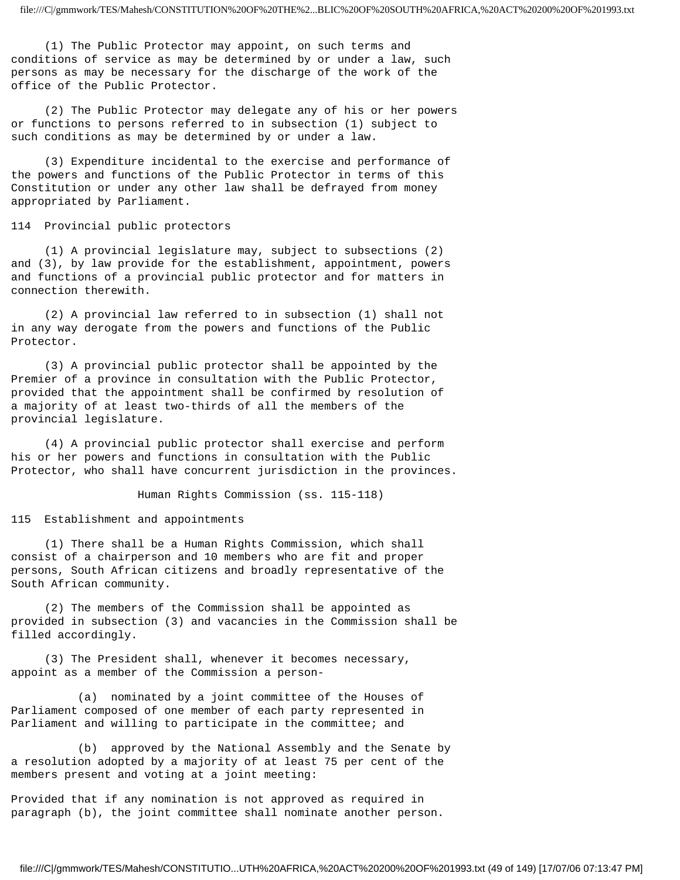(1) The Public Protector may appoint, on such terms and conditions of service as may be determined by or under a law, such persons as may be necessary for the discharge of the work of the office of the Public Protector.

(2) The Public Protector may delegate any of his or her powers or functions to persons referred to in subsection (1) subject to such conditions as may be determined by or under a law.

(3) Expenditure incidental to the exercise and performance of the powers and functions of the Public Protector in terms of this Constitution or under any other law shall be defrayed from money appropriated by Parliament.

### 114 Provincial public protectors

(1) A provincial legislature may, subject to subsections (2) and (3), by law provide for the establishment, appointment, powers and functions of a provincial public protector and for matters in connection therewith.

(2) A provincial law referred to in subsection (1) shall not in any way derogate from the powers and functions of the Public Protector.

(3) A provincial public protector shall be appointed by the Premier of a province in consultation with the Public Protector, provided that the appointment shall be confirmed by resolution of a majority of at least two-thirds of all the members of the provincial legislature.

(4) A provincial public protector shall exercise and perform his or her powers and functions in consultation with the Public Protector, who shall have concurrent jurisdiction in the provinces.

## Human Rights Commission (ss. 115-118)

### 115 Establishment and appointments

(1) There shall be a Human Rights Commission, which shall consist of a chairperson and 10 members who are fit and proper persons, South African citizens and broadly representative of the South African community.

(2) The members of the Commission shall be appointed as provided in subsection (3) and vacancies in the Commission shall be filled accordingly.

(3) The President shall, whenever it becomes necessary, appoint as a member of the Commission a person-

(a) nominated by a joint committee of the Houses of Parliament composed of one member of each party represented in Parliament and willing to participate in the committee; and

(b) approved by the National Assembly and the Senate by a resolution adopted by a majority of at least 75 per cent of the members present and voting at a joint meeting:

Provided that if any nomination is not approved as required in paragraph (b), the joint committee shall nominate another person.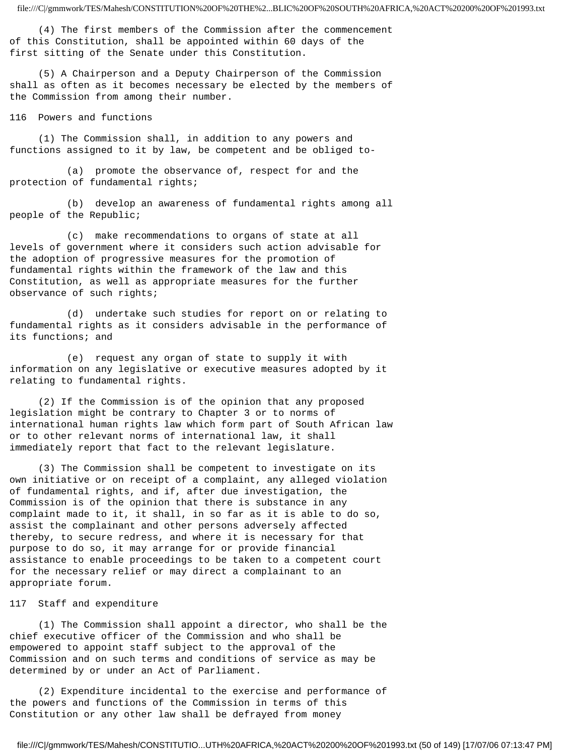(4) The first members of the Commission after the commencement of this Constitution, shall be appointed within 60 days of the first sitting of the Senate under this Constitution.

(5) A Chairperson and a Deputy Chairperson of the Commission shall as often as it becomes necessary be elected by the members of the Commission from among their number.

## 116 Powers and functions

(1) The Commission shall, in addition to any powers and functions assigned to it by law, be competent and be obliged to-

(a) promote the observance of, respect for and the protection of fundamental rights;

(b) develop an awareness of fundamental rights among all people of the Republic;

(c) make recommendations to organs of state at all levels of government where it considers such action advisable for the adoption of progressive measures for the promotion of fundamental rights within the framework of the law and this Constitution, as well as appropriate measures for the further observance of such rights;

(d) undertake such studies for report on or relating to fundamental rights as it considers advisable in the performance of its functions; and

(e) request any organ of state to supply it with information on any legislative or executive measures adopted by it relating to fundamental rights.

(2) If the Commission is of the opinion that any proposed legislation might be contrary to Chapter 3 or to norms of international human rights law which form part of South African law or to other relevant norms of international law, it shall immediately report that fact to the relevant legislature.

(3) The Commission shall be competent to investigate on its own initiative or on receipt of a complaint, any alleged violation of fundamental rights, and if, after due investigation, the Commission is of the opinion that there is substance in any complaint made to it, it shall, in so far as it is able to do so, assist the complainant and other persons adversely affected thereby, to secure redress, and where it is necessary for that purpose to do so, it may arrange for or provide financial assistance to enable proceedings to be taken to a competent court for the necessary relief or may direct a complainant to an appropriate forum.

## 117 Staff and expenditure

(1) The Commission shall appoint a director, who shall be the chief executive officer of the Commission and who shall be empowered to appoint staff subject to the approval of the Commission and on such terms and conditions of service as may be determined by or under an Act of Parliament.

(2) Expenditure incidental to the exercise and performance of the powers and functions of the Commission in terms of this Constitution or any other law shall be defrayed from money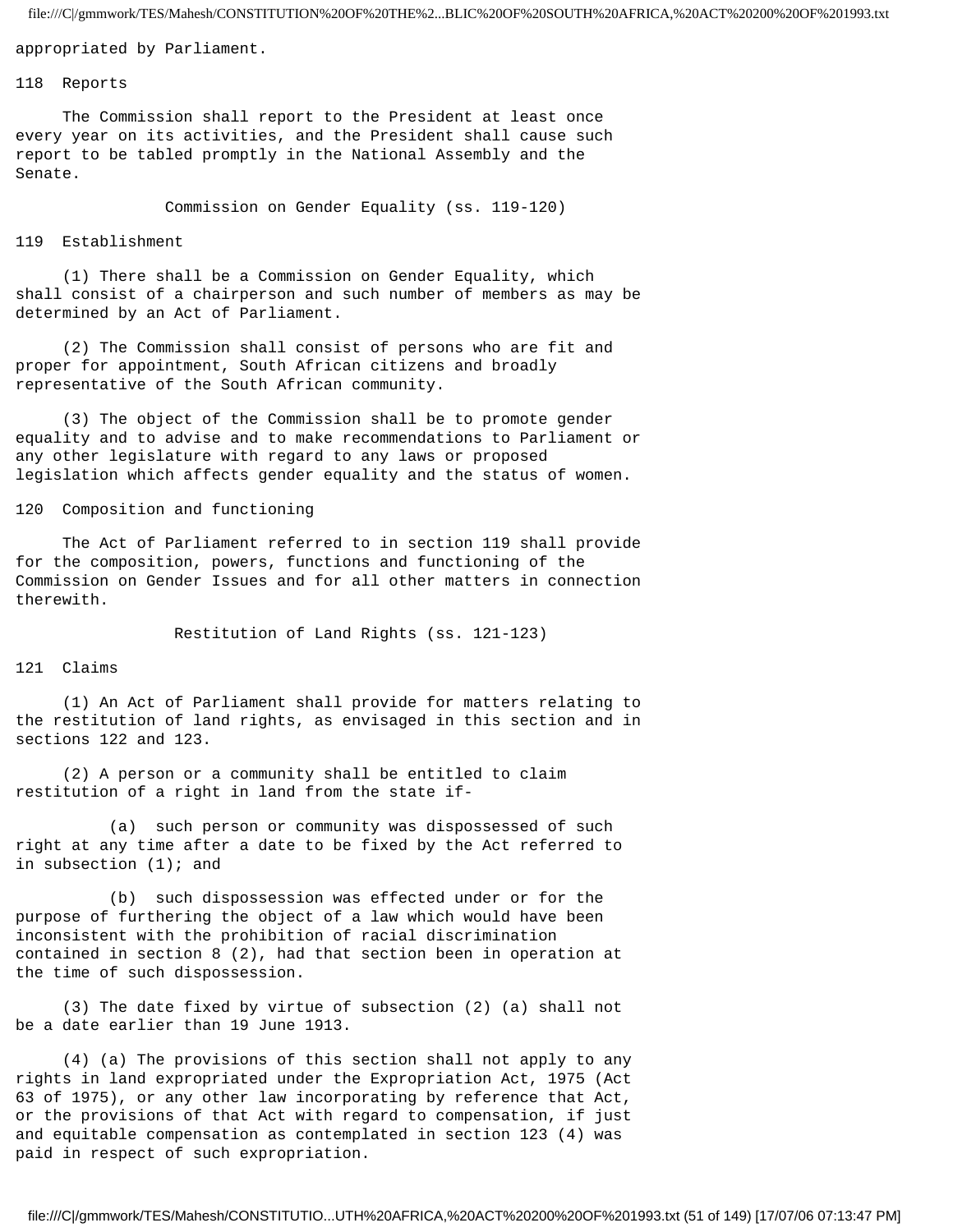appropriated by Parliament.

118 Reports

The Commission shall report to the President at least once every year on its activities, and the President shall cause such report to be tabled promptly in the National Assembly and the Senate.

## Commission on Gender Equality (ss. 119-120)

119 Establishment

(1) There shall be a Commission on Gender Equality, which shall consist of a chairperson and such number of members as may be determined by an Act of Parliament.

(2) The Commission shall consist of persons who are fit and proper for appointment, South African citizens and broadly representative of the South African community.

(3) The object of the Commission shall be to promote gender equality and to advise and to make recommendations to Parliament or any other legislature with regard to any laws or proposed legislation which affects gender equality and the status of women.

120 Composition and functioning

The Act of Parliament referred to in section 119 shall provide for the composition, powers, functions and functioning of the Commission on Gender Issues and for all other matters in connection therewith.

## Restitution of Land Rights (ss. 121-123)

121 Claims

(1) An Act of Parliament shall provide for matters relating to the restitution of land rights, as envisaged in this section and in sections 122 and 123.

(2) A person or a community shall be entitled to claim restitution of a right in land from the state if-

(a) such person or community was dispossessed of such right at any time after a date to be fixed by the Act referred to in subsection (1); and

(b) such dispossession was effected under or for the purpose of furthering the object of a law which would have been inconsistent with the prohibition of racial discrimination contained in section 8 (2), had that section been in operation at the time of such dispossession.

(3) The date fixed by virtue of subsection (2) (a) shall not be a date earlier than 19 June 1913.

(4) (a) The provisions of this section shall not apply to any rights in land expropriated under the Expropriation Act, 1975 (Act 63 of 1975), or any other law incorporating by reference that Act, or the provisions of that Act with regard to compensation, if just and equitable compensation as contemplated in section 123 (4) was paid in respect of such expropriation.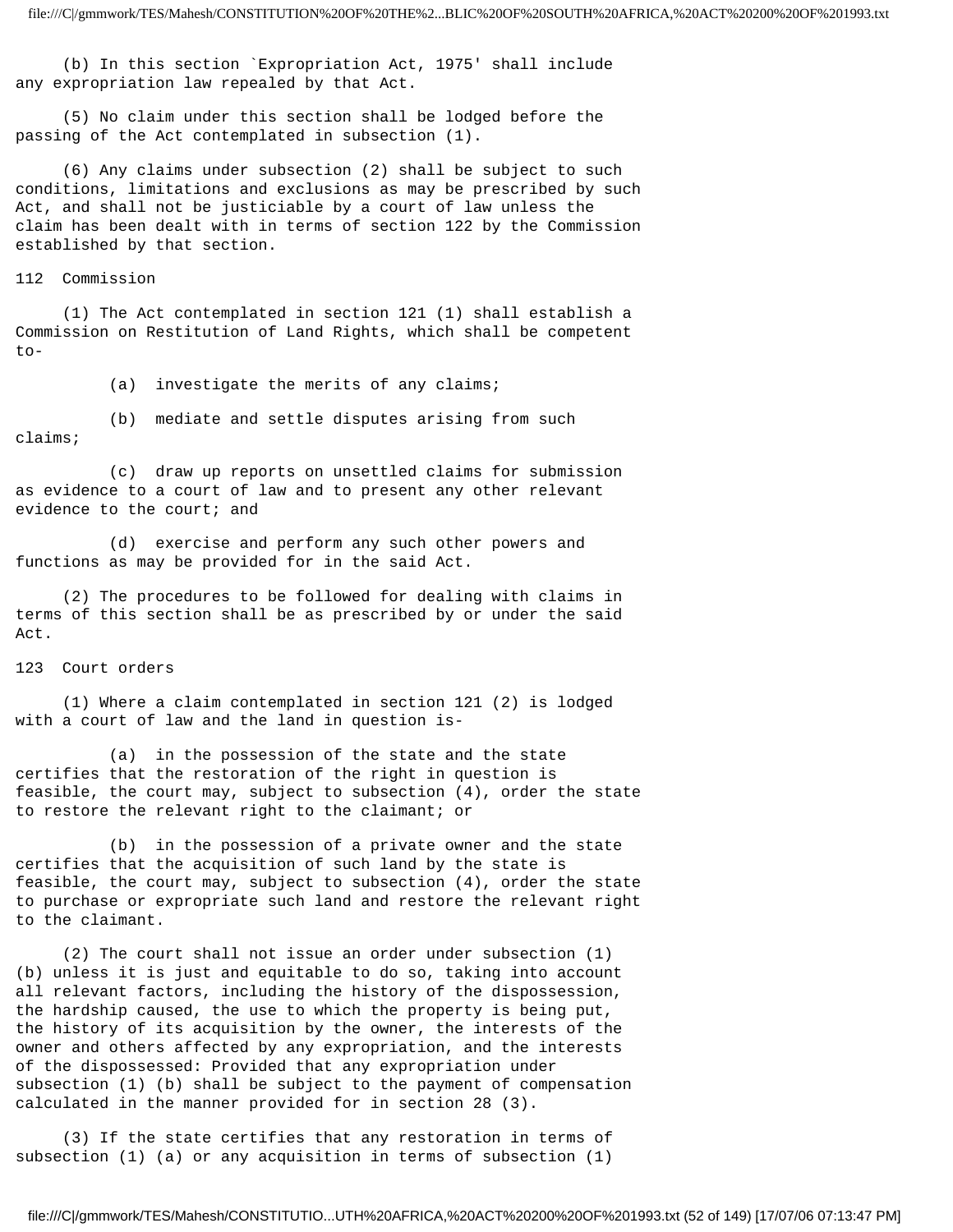(b) In this section `Expropriation Act, 1975' shall include any expropriation law repealed by that Act.

(5) No claim under this section shall be lodged before the passing of the Act contemplated in subsection (1).

(6) Any claims under subsection (2) shall be subject to such conditions, limitations and exclusions as may be prescribed by such Act, and shall not be justiciable by a court of law unless the claim has been dealt with in terms of section 122 by the Commission established by that section.

## 112 Commission

(1) The Act contemplated in section 121 (1) shall establish a Commission on Restitution of Land Rights, which shall be competent to-

(a) investigate the merits of any claims;

(b) mediate and settle disputes arising from such claims;

(c) draw up reports on unsettled claims for submission as evidence to a court of law and to present any other relevant evidence to the court; and

(d) exercise and perform any such other powers and functions as may be provided for in the said Act.

(2) The procedures to be followed for dealing with claims in terms of this section shall be as prescribed by or under the said Act.

## 123 Court orders

(1) Where a claim contemplated in section 121 (2) is lodged with a court of law and the land in question is-

(a) in the possession of the state and the state certifies that the restoration of the right in question is feasible, the court may, subject to subsection (4), order the state to restore the relevant right to the claimant; or

(b) in the possession of a private owner and the state certifies that the acquisition of such land by the state is feasible, the court may, subject to subsection (4), order the state to purchase or expropriate such land and restore the relevant right to the claimant.

(2) The court shall not issue an order under subsection (1) (b) unless it is just and equitable to do so, taking into account all relevant factors, including the history of the dispossession, the hardship caused, the use to which the property is being put, the history of its acquisition by the owner, the interests of the owner and others affected by any expropriation, and the interests of the dispossessed: Provided that any expropriation under subsection (1) (b) shall be subject to the payment of compensation calculated in the manner provided for in section 28 (3).

(3) If the state certifies that any restoration in terms of subsection (1) (a) or any acquisition in terms of subsection (1)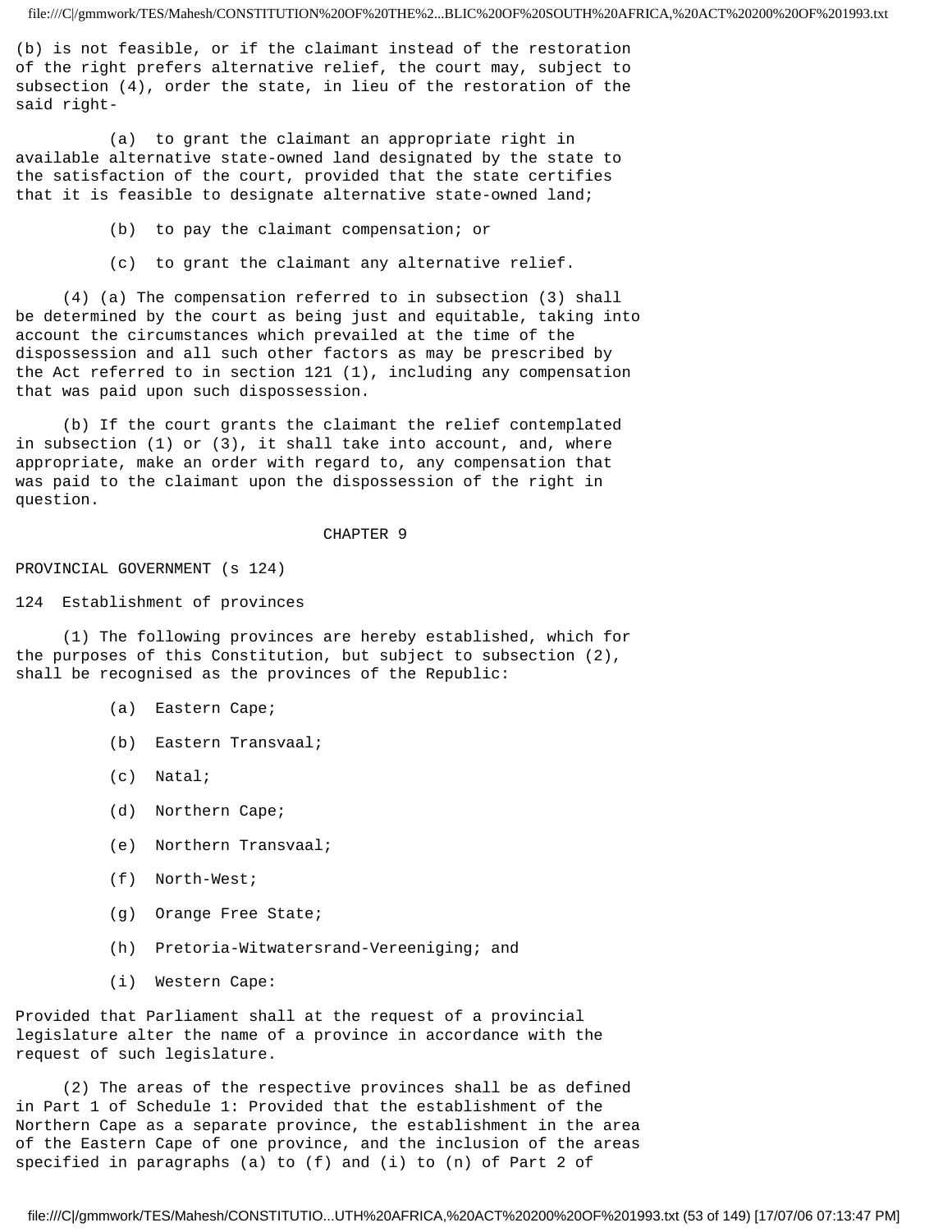(b) is not feasible, or if the claimant instead of the restoration of the right prefers alternative relief, the court may, subject to subsection (4), order the state, in lieu of the restoration of the said right-

(a) to grant the claimant an appropriate right in available alternative state-owned land designated by the state to the satisfaction of the court, provided that the state certifies that it is feasible to designate alternative state-owned land;

(b) to pay the claimant compensation; or

(c) to grant the claimant any alternative relief.

(4) (a) The compensation referred to in subsection (3) shall be determined by the court as being just and equitable, taking into account the circumstances which prevailed at the time of the dispossession and all such other factors as may be prescribed by the Act referred to in section 121 (1), including any compensation that was paid upon such dispossession.

(b) If the court grants the claimant the relief contemplated in subsection (1) or (3), it shall take into account, and, where appropriate, make an order with regard to, any compensation that was paid to the claimant upon the dispossession of the right in question.

## CHAPTER 9

PROVINCIAL GOVERNMENT (s 124)

### 124 Establishment of provinces

(1) The following provinces are hereby established, which for the purposes of this Constitution, but subject to subsection (2), shall be recognised as the provinces of the Republic:

(a) Eastern Cape;

(b) Eastern Transvaal;

(c) Natal;

(d) Northern Cape;

(e) Northern Transvaal;

(f) North-West;

(g) Orange Free State;

(h) Pretoria-Witwatersrand-Vereeniging; and

(i) Western Cape:

Provided that Parliament shall at the request of a provincial legislature alter the name of a province in accordance with the request of such legislature.

(2) The areas of the respective provinces shall be as defined in Part 1 of Schedule 1: Provided that the establishment of the Northern Cape as a separate province, the establishment in the area of the Eastern Cape of one province, and the inclusion of the areas specified in paragraphs (a) to (f) and (i) to (n) of Part 2 of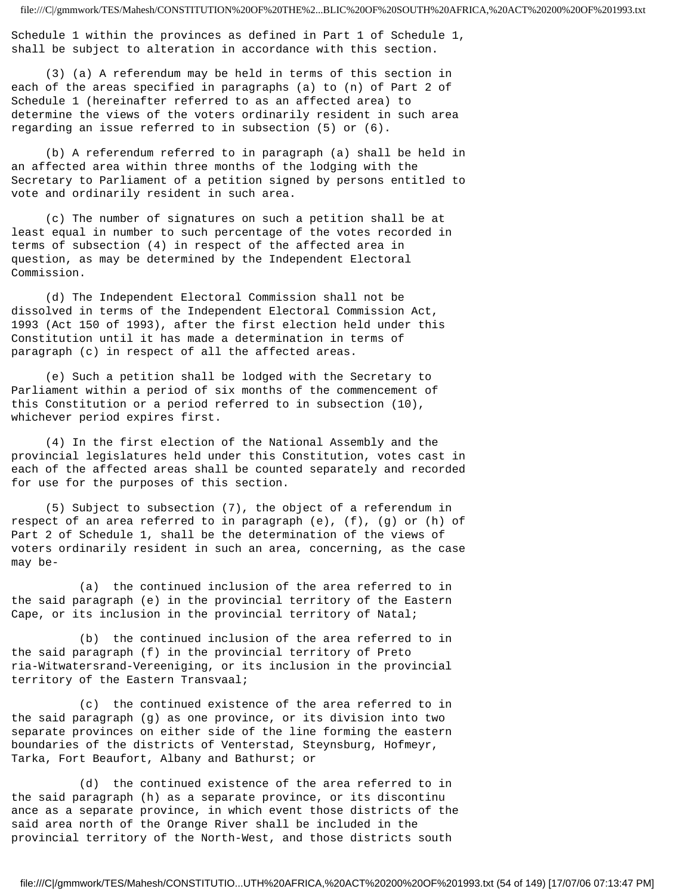Schedule 1 within the provinces as defined in Part 1 of Schedule 1, shall be subject to alteration in accordance with this section.

(3) (a) A referendum may be held in terms of this section in each of the areas specified in paragraphs (a) to (n) of Part 2 of Schedule 1 (hereinafter referred to as an affected area) to determine the views of the voters ordinarily resident in such area regarding an issue referred to in subsection (5) or (6).

(b) A referendum referred to in paragraph (a) shall be held in an affected area within three months of the lodging with the Secretary to Parliament of a petition signed by persons entitled to vote and ordinarily resident in such area.

(c) The number of signatures on such a petition shall be at least equal in number to such percentage of the votes recorded in terms of subsection (4) in respect of the affected area in question, as may be determined by the Independent Electoral Commission.

(d) The Independent Electoral Commission shall not be dissolved in terms of the Independent Electoral Commission Act, 1993 (Act 150 of 1993), after the first election held under this Constitution until it has made a determination in terms of paragraph (c) in respect of all the affected areas.

(e) Such a petition shall be lodged with the Secretary to Parliament within a period of six months of the commencement of this Constitution or a period referred to in subsection (10), whichever period expires first.

(4) In the first election of the National Assembly and the provincial legislatures held under this Constitution, votes cast in each of the affected areas shall be counted separately and recorded for use for the purposes of this section.

(5) Subject to subsection (7), the object of a referendum in respect of an area referred to in paragraph (e), (f), (g) or (h) of Part 2 of Schedule 1, shall be the determination of the views of voters ordinarily resident in such an area, concerning, as the case may be-

(a) the continued inclusion of the area referred to in the said paragraph (e) in the provincial territory of the Eastern Cape, or its inclusion in the provincial territory of Natal;

(b) the continued inclusion of the area referred to in the said paragraph (f) in the provincial territory of Pretoria-Witwatersrand-Vereeniging, or its inclusion in the provincial territory of the Eastern Transvaal;

(c) the continued existence of the area referred to in the said paragraph (g) as one province, or its division into two separate provinces on either side of the line forming the eastern boundaries of the districts of Venterstad, Steynsburg, Hofmeyr, Tarka, Fort Beaufort, Albany and Bathurst; or

(d) the continued existence of the area referred to in the said paragraph (h) as a separate province, or its discontinuance as a separate province, in which event those districts of the said area north of the Orange River shall be included in the provincial territory of the North-West, and those districts south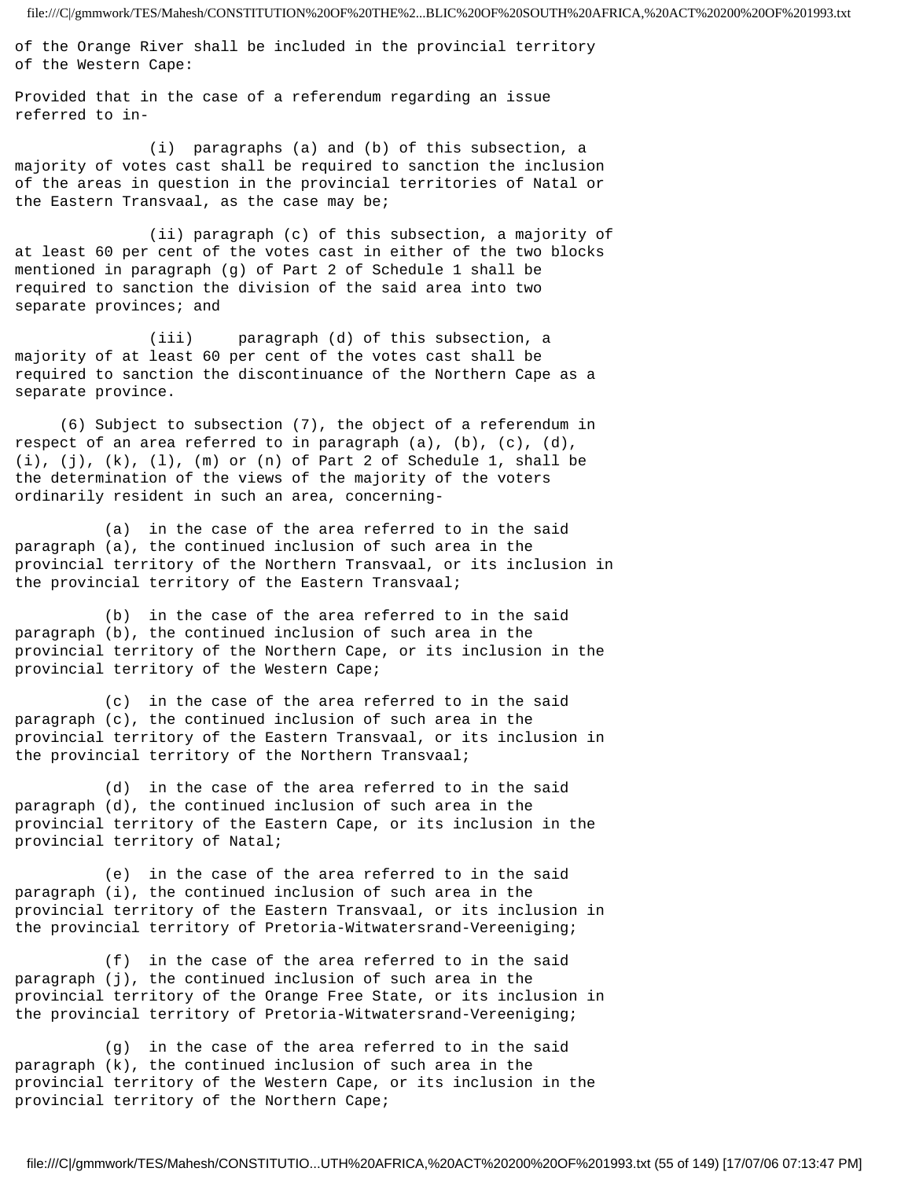of the Orange River shall be included in the provincial territory of the Western Cape:

Provided that in the case of a referendum regarding an issue referred to in-

(i) paragraphs (a) and (b) of this subsection, a majority of votes cast shall be required to sanction the inclusion of the areas in question in the provincial territories of Natal or the Eastern Transvaal, as the case may be;

(ii) paragraph (c) of this subsection, a majority of at least 60 per cent of the votes cast in either of the two blocks mentioned in paragraph (g) of Part 2 of Schedule 1 shall be required to sanction the division of the said area into two separate provinces; and

(iii) paragraph (d) of this subsection, a majority of at least 60 per cent of the votes cast shall be required to sanction the discontinuance of the Northern Cape as a separate province.

(6) Subject to subsection (7), the object of a referendum in respect of an area referred to in paragraph (a), (b), (c), (d), (i), (j), (k), (l), (m) or (n) of Part 2 of Schedule 1, shall be the determination of the views of the majority of the voters ordinarily resident in such an area, concerning-

(a) in the case of the area referred to in the said paragraph (a), the continued inclusion of such area in the provincial territory of the Northern Transvaal, or its inclusion in the provincial territory of the Eastern Transvaal;

(b) in the case of the area referred to in the said paragraph (b), the continued inclusion of such area in the provincial territory of the Northern Cape, or its inclusion in the provincial territory of the Western Cape;

(c) in the case of the area referred to in the said paragraph (c), the continued inclusion of such area in the provincial territory of the Eastern Transvaal, or its inclusion in the provincial territory of the Northern Transvaal;

(d) in the case of the area referred to in the said paragraph (d), the continued inclusion of such area in the provincial territory of the Eastern Cape, or its inclusion in the provincial territory of Natal;

(e) in the case of the area referred to in the said paragraph (i), the continued inclusion of such area in the provincial territory of the Eastern Transvaal, or its inclusion in the provincial territory of Pretoria-Witwatersrand-Vereeniging;

(f) in the case of the area referred to in the said paragraph (j), the continued inclusion of such area in the provincial territory of the Orange Free State, or its inclusion in the provincial territory of Pretoria-Witwatersrand-Vereeniging;

(g) in the case of the area referred to in the said paragraph (k), the continued inclusion of such area in the provincial territory of the Western Cape, or its inclusion in the provincial territory of the Northern Cape;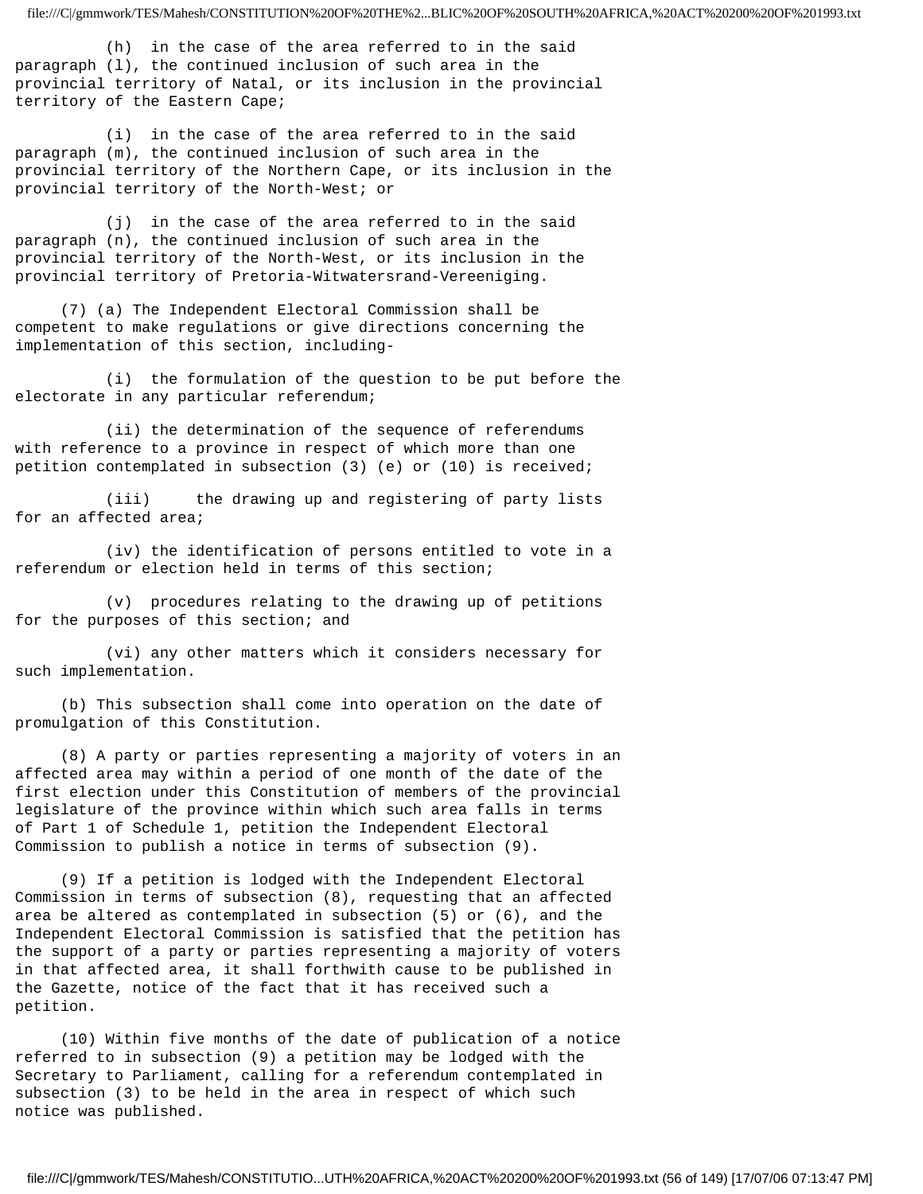(h) in the case of the area referred to in the said paragraph (l), the continued inclusion of such area in the provincial territory of Natal, or its inclusion in the provincial territory of the Eastern Cape;

(i) in the case of the area referred to in the said paragraph (m), the continued inclusion of such area in the provincial territory of the Northern Cape, or its inclusion in the provincial territory of the North-West; or

(j) in the case of the area referred to in the said paragraph (n), the continued inclusion of such area in the provincial territory of the North-West, or its inclusion in the provincial territory of Pretoria-Witwatersrand-Vereeniging.

(7) (a) The Independent Electoral Commission shall be competent to make regulations or give directions concerning the implementation of this section, including-

(i) the formulation of the question to be put before the electorate in any particular referendum;

(ii) the determination of the sequence of referendums with reference to a province in respect of which more than one petition contemplated in subsection (3) (e) or (10) is received;

(iii) the drawing up and registering of party lists for an affected area;

(iv) the identification of persons entitled to vote in a referendum or election held in terms of this section;

(v) procedures relating to the drawing up of petitions for the purposes of this section; and

(vi) any other matters which it considers necessary for such implementation.

(b) This subsection shall come into operation on the date of promulgation of this Constitution.

(8) A party or parties representing a majority of voters in an affected area may within a period of one month of the date of the first election under this Constitution of members of the provincial legislature of the province within which such area falls in terms of Part 1 of Schedule 1, petition the Independent Electoral Commission to publish a notice in terms of subsection (9).

(9) If a petition is lodged with the Independent Electoral Commission in terms of subsection (8), requesting that an affected area be altered as contemplated in subsection (5) or (6), and the Independent Electoral Commission is satisfied that the petition has the support of a party or parties representing a majority of voters in that affected area, it shall forthwith cause to be published in the Gazette, notice of the fact that it has received such a petition.

(10) Within five months of the date of publication of a notice referred to in subsection (9) a petition may be lodged with the Secretary to Parliament, calling for a referendum contemplated in subsection (3) to be held in the area in respect of which such notice was published.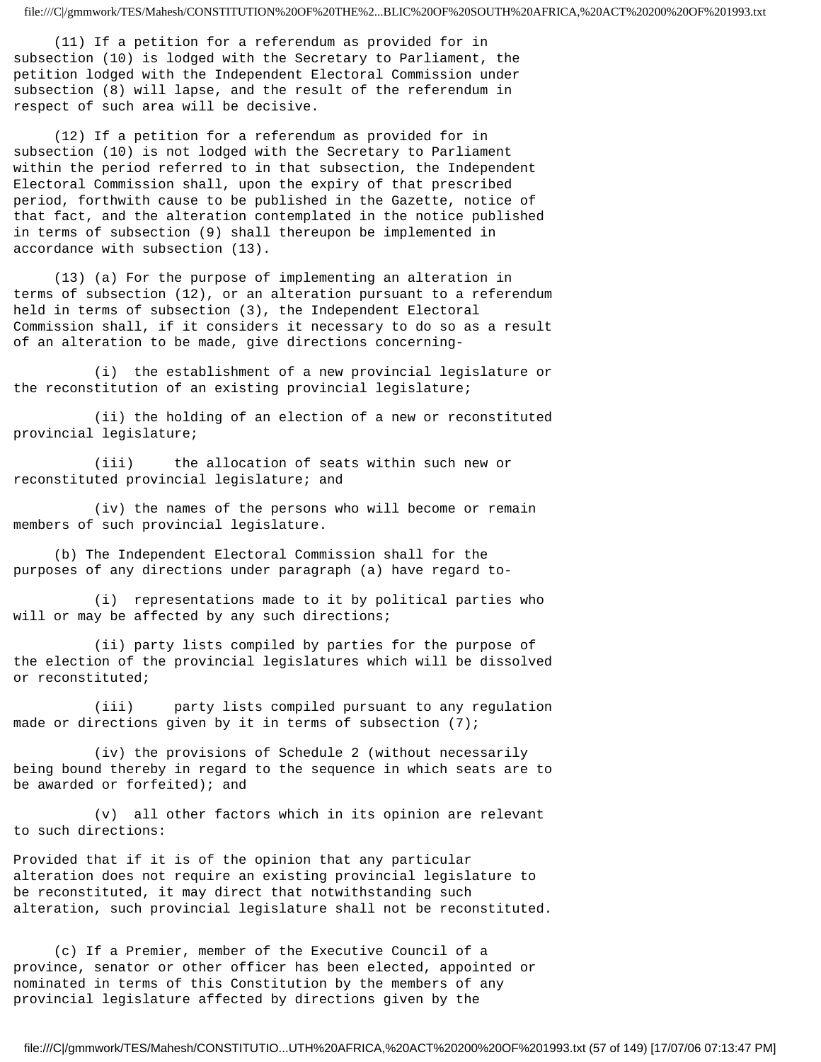(11) If a petition for a referendum as provided for in subsection (10) is lodged with the Secretary to Parliament, the petition lodged with the Independent Electoral Commission under subsection (8) will lapse, and the result of the referendum in respect of such area will be decisive.

(12) If a petition for a referendum as provided for in subsection (10) is not lodged with the Secretary to Parliament within the period referred to in that subsection, the Independent Electoral Commission shall, upon the expiry of that prescribed period, forthwith cause to be published in the Gazette, notice of that fact, and the alteration contemplated in the notice published in terms of subsection (9) shall thereupon be implemented in accordance with subsection (13).

(13) (a) For the purpose of implementing an alteration in terms of subsection (12), or an alteration pursuant to a referendum held in terms of subsection (3), the Independent Electoral Commission shall, if it considers it necessary to do so as a result of an alteration to be made, give directions concerning-

(i) the establishment of a new provincial legislature or the reconstitution of an existing provincial legislature;

(ii) the holding of an election of a new or reconstituted provincial legislature;

(iii) the allocation of seats within such new or reconstituted provincial legislature; and

(iv) the names of the persons who will become or remain members of such provincial legislature.

(b) The Independent Electoral Commission shall for the purposes of any directions under paragraph (a) have regard to-

(i) representations made to it by political parties who will or may be affected by any such directions;

(ii) party lists compiled by parties for the purpose of the election of the provincial legislatures which will be dissolved or reconstituted;

(iii) party lists compiled pursuant to any regulation made or directions given by it in terms of subsection (7);

(iv) the provisions of Schedule 2 (without necessarily being bound thereby in regard to the sequence in which seats are to be awarded or forfeited); and

(v) all other factors which in its opinion are relevant to such directions:

Provided that if it is of the opinion that any particular alteration does not require an existing provincial legislature to be reconstituted, it may direct that notwithstanding such alteration, such provincial legislature shall not be reconstituted.

(c) If a Premier, member of the Executive Council of a province, senator or other officer has been elected, appointed or nominated in terms of this Constitution by the members of any provincial legislature affected by directions given by the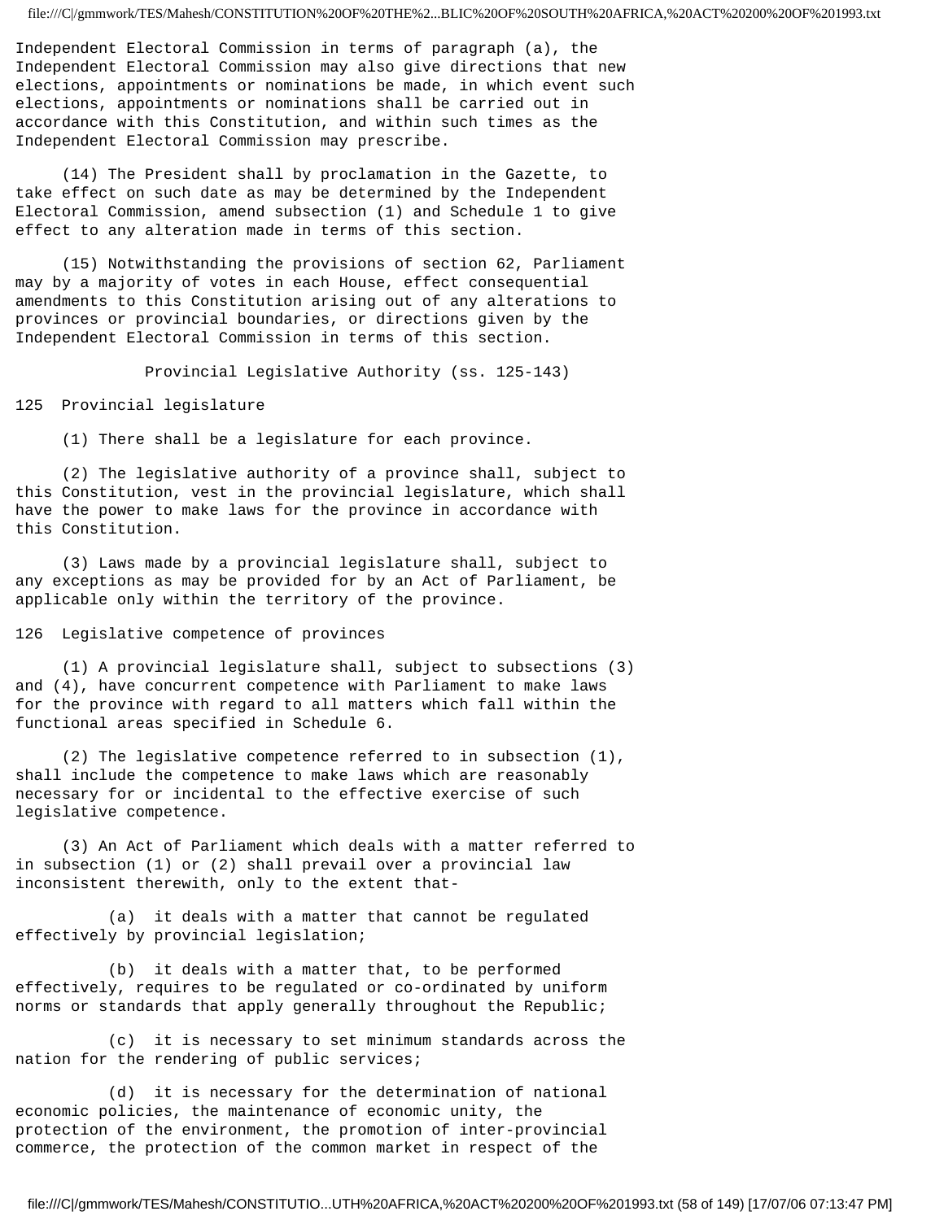Independent Electoral Commission in terms of paragraph (a), the Independent Electoral Commission may also give directions that new elections, appointments or nominations be made, in which event such elections, appointments or nominations shall be carried out in accordance with this Constitution, and within such times as the Independent Electoral Commission may prescribe.

(14) The President shall by proclamation in the Gazette, to take effect on such date as may be determined by the Independent Electoral Commission, amend subsection (1) and Schedule 1 to give effect to any alteration made in terms of this section.

(15) Notwithstanding the provisions of section 62, Parliament may by a majority of votes in each House, effect consequential amendments to this Constitution arising out of any alterations to provinces or provincial boundaries, or directions given by the Independent Electoral Commission in terms of this section.

## Provincial Legislative Authority (ss. 125-143)

### 125 Provincial legislature

(1) There shall be a legislature for each province.

(2) The legislative authority of a province shall, subject to this Constitution, vest in the provincial legislature, which shall have the power to make laws for the province in accordance with this Constitution.

(3) Laws made by a provincial legislature shall, subject to any exceptions as may be provided for by an Act of Parliament, be applicable only within the territory of the province.

### 126 Legislative competence of provinces

(1) A provincial legislature shall, subject to subsections (3) and (4), have concurrent competence with Parliament to make laws for the province with regard to all matters which fall within the functional areas specified in Schedule 6.

(2) The legislative competence referred to in subsection (1), shall include the competence to make laws which are reasonably necessary for or incidental to the effective exercise of such legislative competence.

(3) An Act of Parliament which deals with a matter referred to in subsection (1) or (2) shall prevail over a provincial law inconsistent therewith, only to the extent that-

(a) it deals with a matter that cannot be regulated effectively by provincial legislation;

(b) it deals with a matter that, to be performed effectively, requires to be regulated or co-ordinated by uniform norms or standards that apply generally throughout the Republic;

(c) it is necessary to set minimum standards across the nation for the rendering of public services;

(d) it is necessary for the determination of national economic policies, the maintenance of economic unity, the protection of the environment, the promotion of inter-provincial commerce, the protection of the common market in respect of the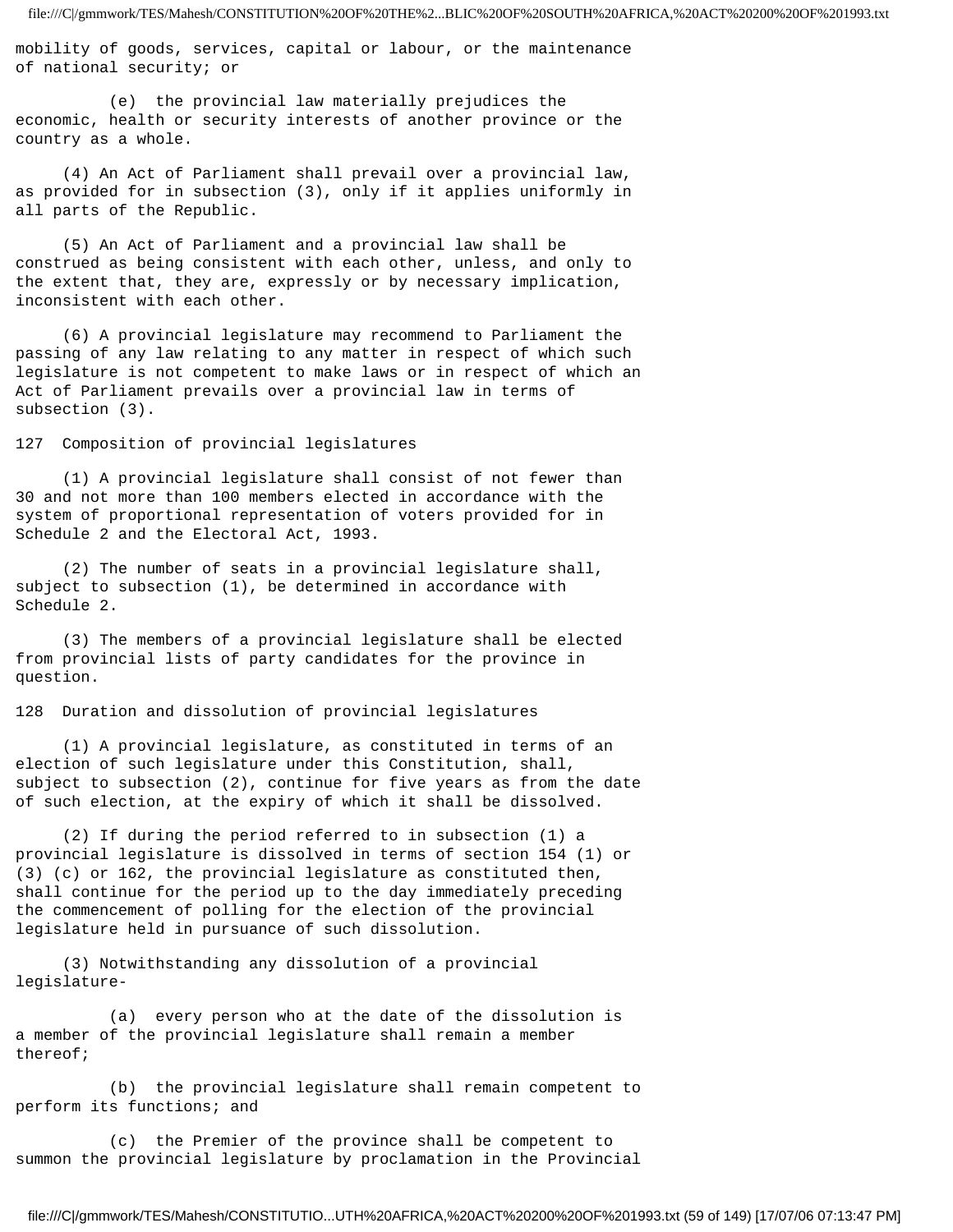mobility of goods, services, capital or labour, or the maintenance of national security; or

(e) the provincial law materially prejudices the economic, health or security interests of another province or the country as a whole.

(4) An Act of Parliament shall prevail over a provincial law, as provided for in subsection (3), only if it applies uniformly in all parts of the Republic.

(5) An Act of Parliament and a provincial law shall be construed as being consistent with each other, unless, and only to the extent that, they are, expressly or by necessary implication, inconsistent with each other.

(6) A provincial legislature may recommend to Parliament the passing of any law relating to any matter in respect of which such legislature is not competent to make laws or in respect of which an Act of Parliament prevails over a provincial law in terms of subsection (3).

127 Composition of provincial legislatures

(1) A provincial legislature shall consist of not fewer than 30 and not more than 100 members elected in accordance with the system of proportional representation of voters provided for in Schedule 2 and the Electoral Act, 1993.

(2) The number of seats in a provincial legislature shall, subject to subsection (1), be determined in accordance with Schedule 2.

(3) The members of a provincial legislature shall be elected from provincial lists of party candidates for the province in question.

128 Duration and dissolution of provincial legislatures

(1) A provincial legislature, as constituted in terms of an election of such legislature under this Constitution, shall, subject to subsection (2), continue for five years as from the date of such election, at the expiry of which it shall be dissolved.

(2) If during the period referred to in subsection (1) a provincial legislature is dissolved in terms of section 154 (1) or (3) (c) or 162, the provincial legislature as constituted then, shall continue for the period up to the day immediately preceding the commencement of polling for the election of the provincial legislature held in pursuance of such dissolution.

(3) Notwithstanding any dissolution of a provincial legislature-

(a) every person who at the date of the dissolution is a member of the provincial legislature shall remain a member thereof;

(b) the provincial legislature shall remain competent to perform its functions; and

(c) the Premier of the province shall be competent to summon the provincial legislature by proclamation in the Provincial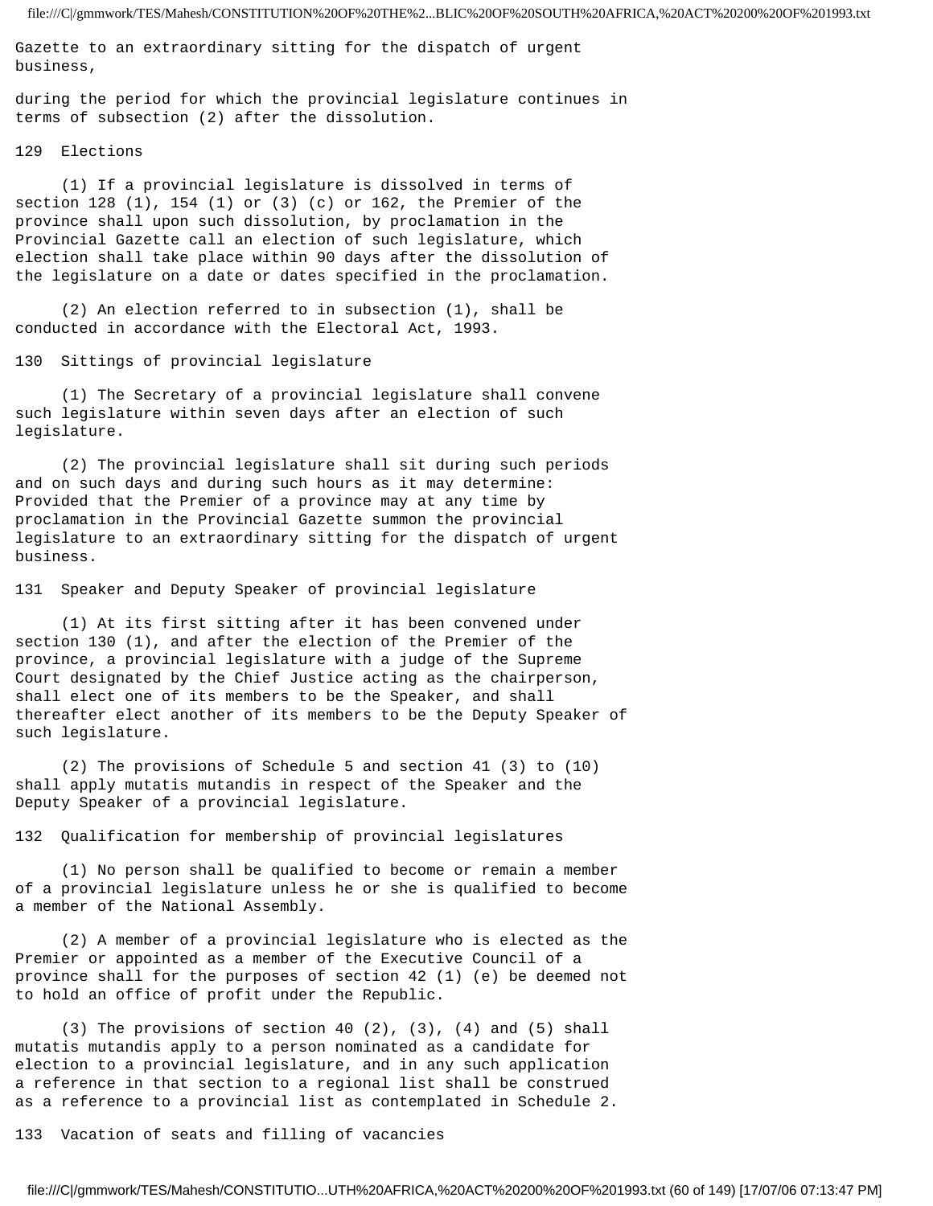Gazette to an extraordinary sitting for the dispatch of urgent business,

during the period for which the provincial legislature continues in terms of subsection (2) after the dissolution.

## 129 Elections

(1) If a provincial legislature is dissolved in terms of section 128 (1), 154 (1) or (3) (c) or 162, the Premier of the province shall upon such dissolution, by proclamation in the Provincial Gazette call an election of such legislature, which election shall take place within 90 days after the dissolution of the legislature on a date or dates specified in the proclamation.

(2) An election referred to in subsection (1), shall be conducted in accordance with the Electoral Act, 1993.

## 130 Sittings of provincial legislature

(1) The Secretary of a provincial legislature shall convene such legislature within seven days after an election of such legislature.

(2) The provincial legislature shall sit during such periods and on such days and during such hours as it may determine: Provided that the Premier of a province may at any time by proclamation in the Provincial Gazette summon the provincial legislature to an extraordinary sitting for the dispatch of urgent business.

## 131 Speaker and Deputy Speaker of provincial legislature

(1) At its first sitting after it has been convened under section 130 (1), and after the election of the Premier of the province, a provincial legislature with a judge of the Supreme Court designated by the Chief Justice acting as the chairperson, shall elect one of its members to be the Speaker, and shall thereafter elect another of its members to be the Deputy Speaker of such legislature.

(2) The provisions of Schedule 5 and section 41 (3) to (10) shall apply mutatis mutandis in respect of the Speaker and the Deputy Speaker of a provincial legislature.

## 132 Qualification for membership of provincial legislatures

(1) No person shall be qualified to become or remain a member of a provincial legislature unless he or she is qualified to become a member of the National Assembly.

(2) A member of a provincial legislature who is elected as the Premier or appointed as a member of the Executive Council of a province shall for the purposes of section 42 (1) (e) be deemed not to hold an office of profit under the Republic.

(3) The provisions of section 40 (2), (3), (4) and (5) shall mutatis mutandis apply to a person nominated as a candidate for election to a provincial legislature, and in any such application a reference in that section to a regional list shall be construed as a reference to a provincial list as contemplated in Schedule 2.

## 133 Vacation of seats and filling of vacancies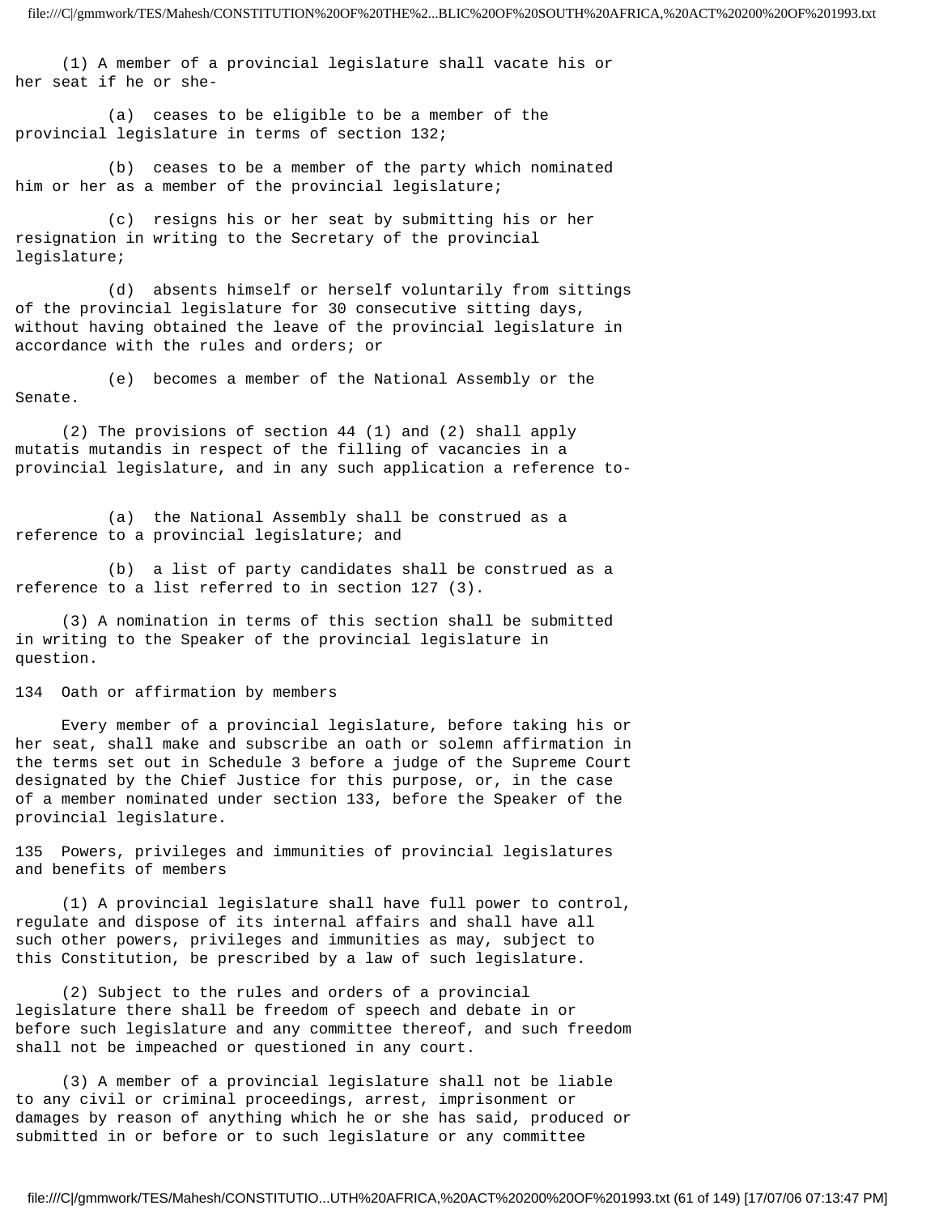(1) A member of a provincial legislature shall vacate his or her seat if he or she-

(a) ceases to be eligible to be a member of the provincial legislature in terms of section 132;

(b) ceases to be a member of the party which nominated him or her as a member of the provincial legislature;

(c) resigns his or her seat by submitting his or her resignation in writing to the Secretary of the provincial legislature;

(d) absents himself or herself voluntarily from sittings of the provincial legislature for 30 consecutive sitting days, without having obtained the leave of the provincial legislature in accordance with the rules and orders; or

(e) becomes a member of the National Assembly or the Senate.

(2) The provisions of section 44 (1) and (2) shall apply mutatis mutandis in respect of the filling of vacancies in a provincial legislature, and in any such application a reference to-

(a) the National Assembly shall be construed as a reference to a provincial legislature; and

(b) a list of party candidates shall be construed as a reference to a list referred to in section 127 (3).

(3) A nomination in terms of this section shall be submitted in writing to the Speaker of the provincial legislature in question.

## 134 Oath or affirmation by members

Every member of a provincial legislature, before taking his or her seat, shall make and subscribe an oath or solemn affirmation in the terms set out in Schedule 3 before a judge of the Supreme Court designated by the Chief Justice for this purpose, or, in the case of a member nominated under section 133, before the Speaker of the provincial legislature.

## 135 Powers, privileges and immunities of provincial legislatures and benefits of members

(1) A provincial legislature shall have full power to control, regulate and dispose of its internal affairs and shall have all such other powers, privileges and immunities as may, subject to this Constitution, be prescribed by a law of such legislature.

(2) Subject to the rules and orders of a provincial legislature there shall be freedom of speech and debate in or before such legislature and any committee thereof, and such freedom shall not be impeached or questioned in any court.

(3) A member of a provincial legislature shall not be liable to any civil or criminal proceedings, arrest, imprisonment or damages by reason of anything which he or she has said, produced or submitted in or before or to such legislature or any committee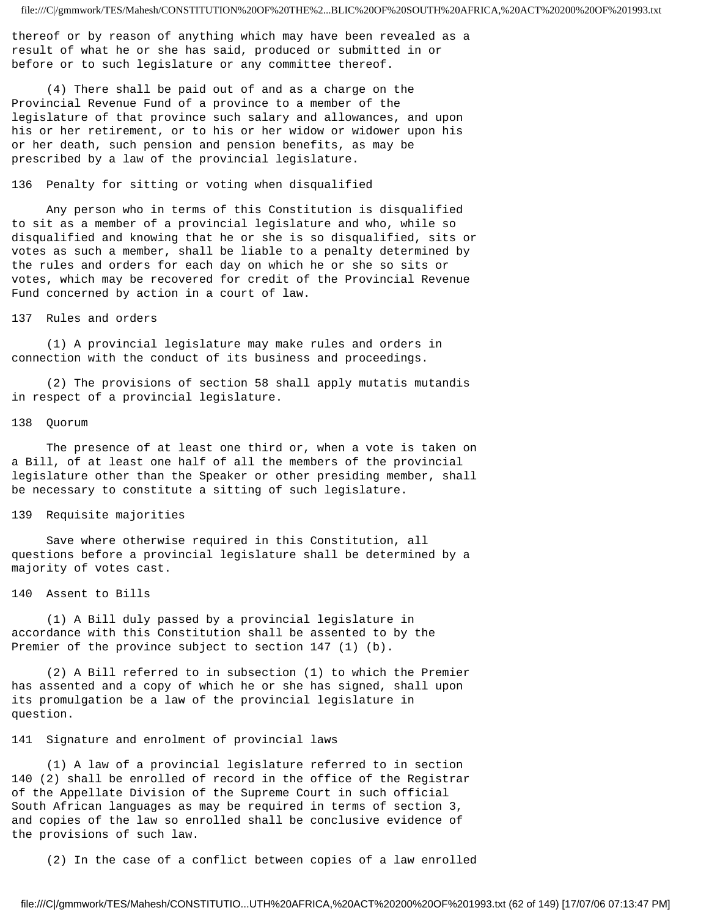thereof or by reason of anything which may have been revealed as a result of what he or she has said, produced or submitted in or before or to such legislature or any committee thereof.

(4) There shall be paid out of and as a charge on the Provincial Revenue Fund of a province to a member of the legislature of that province such salary and allowances, and upon his or her retirement, or to his or her widow or widower upon his or her death, such pension and pension benefits, as may be prescribed by a law of the provincial legislature.

### 136 Penalty for sitting or voting when disqualified

Any person who in terms of this Constitution is disqualified to sit as a member of a provincial legislature and who, while so disqualified and knowing that he or she is so disqualified, sits or votes as such a member, shall be liable to a penalty determined by the rules and orders for each day on which he or she so sits or votes, which may be recovered for credit of the Provincial Revenue Fund concerned by action in a court of law.

### 137 Rules and orders

(1) A provincial legislature may make rules and orders in connection with the conduct of its business and proceedings.

(2) The provisions of section 58 shall apply mutatis mutandis in respect of a provincial legislature.

### 138 Quorum

The presence of at least one third or, when a vote is taken on a Bill, of at least one half of all the members of the provincial legislature other than the Speaker or other presiding member, shall be necessary to constitute a sitting of such legislature.

### 139 Requisite majorities

Save where otherwise required in this Constitution, all questions before a provincial legislature shall be determined by a majority of votes cast.

### 140 Assent to Bills

(1) A Bill duly passed by a provincial legislature in accordance with this Constitution shall be assented to by the Premier of the province subject to section 147 (1) (b).

(2) A Bill referred to in subsection (1) to which the Premier has assented and a copy of which he or she has signed, shall upon its promulgation be a law of the provincial legislature in question.

### 141 Signature and enrolment of provincial laws

(1) A law of a provincial legislature referred to in section 140 (2) shall be enrolled of record in the office of the Registrar of the Appellate Division of the Supreme Court in such official South African languages as may be required in terms of section 3, and copies of the law so enrolled shall be conclusive evidence of the provisions of such law.

(2) In the case of a conflict between copies of a law enrolled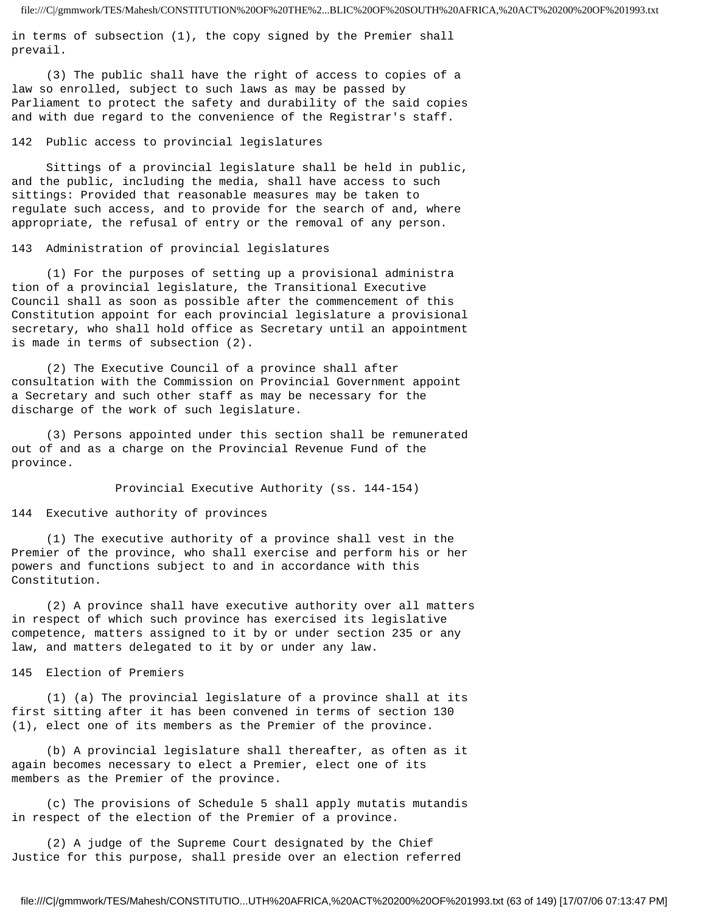in terms of subsection (1), the copy signed by the Premier shall prevail.

(3) The public shall have the right of access to copies of a law so enrolled, subject to such laws as may be passed by Parliament to protect the safety and durability of the said copies and with due regard to the convenience of the Registrar's staff.

142 Public access to provincial legislatures

Sittings of a provincial legislature shall be held in public, and the public, including the media, shall have access to such sittings: Provided that reasonable measures may be taken to regulate such access, and to provide for the search of and, where appropriate, the refusal of entry or the removal of any person.

143 Administration of provincial legislatures

(1) For the purposes of setting up a provisional administra tion of a provincial legislature, the Transitional Executive Council shall as soon as possible after the commencement of this Constitution appoint for each provincial legislature a provisional secretary, who shall hold office as Secretary until an appointment is made in terms of subsection (2).

(2) The Executive Council of a province shall after consultation with the Commission on Provincial Government appoint a Secretary and such other staff as may be necessary for the discharge of the work of such legislature.

(3) Persons appointed under this section shall be remunerated out of and as a charge on the Provincial Revenue Fund of the province.

Provincial Executive Authority (ss. 144-154)

144 Executive authority of provinces

(1) The executive authority of a province shall vest in the Premier of the province, who shall exercise and perform his or her powers and functions subject to and in accordance with this Constitution.

(2) A province shall have executive authority over all matters in respect of which such province has exercised its legislative competence, matters assigned to it by or under section 235 or any law, and matters delegated to it by or under any law.

145 Election of Premiers

(1) (a) The provincial legislature of a province shall at its first sitting after it has been convened in terms of section 130 (1), elect one of its members as the Premier of the province.

(b) A provincial legislature shall thereafter, as often as it again becomes necessary to elect a Premier, elect one of its members as the Premier of the province.

(c) The provisions of Schedule 5 shall apply mutatis mutandis in respect of the election of the Premier of a province.

(2) A judge of the Supreme Court designated by the Chief Justice for this purpose, shall preside over an election referred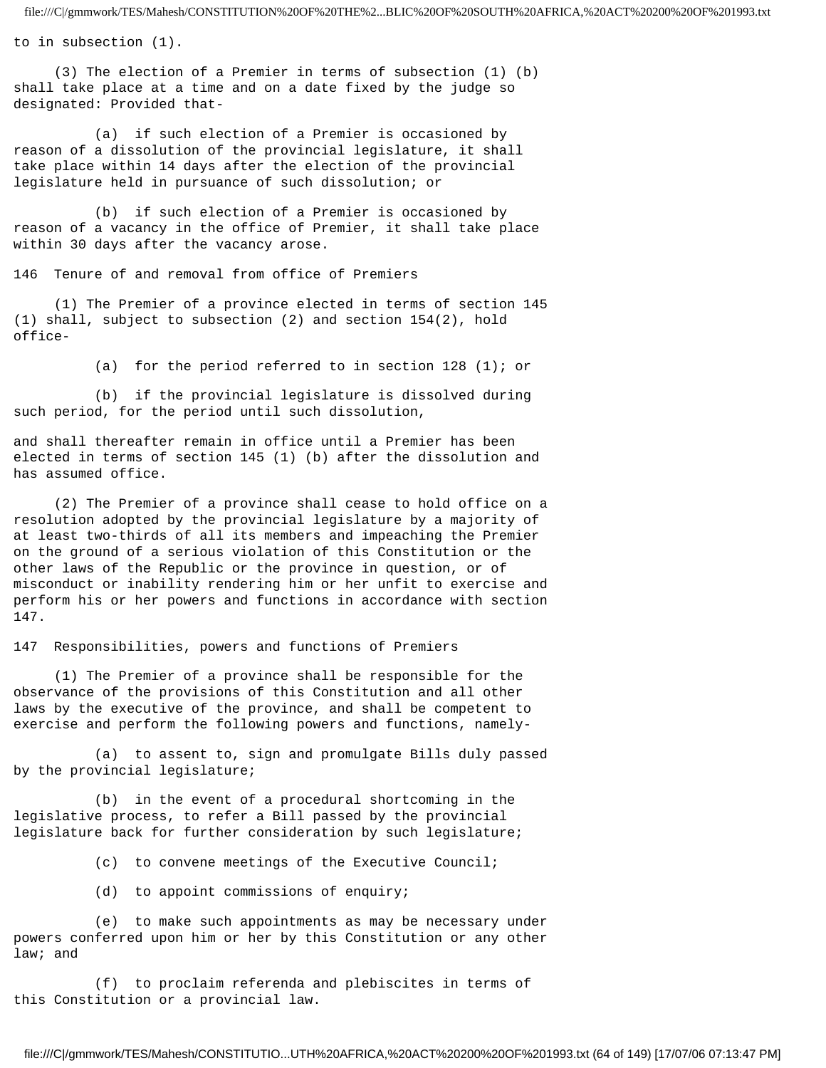to in subsection (1).

(3) The election of a Premier in terms of subsection (1) (b) shall take place at a time and on a date fixed by the judge so designated: Provided that-

(a) if such election of a Premier is occasioned by reason of a dissolution of the provincial legislature, it shall take place within 14 days after the election of the provincial legislature held in pursuance of such dissolution; or

(b) if such election of a Premier is occasioned by reason of a vacancy in the office of Premier, it shall take place within 30 days after the vacancy arose.

## 146 Tenure of and removal from office of Premiers

(1) The Premier of a province elected in terms of section 145 (1) shall, subject to subsection (2) and section 154(2), hold office-

(a) for the period referred to in section 128 (1); or

(b) if the provincial legislature is dissolved during such period, for the period until such dissolution,

and shall thereafter remain in office until a Premier has been elected in terms of section 145 (1) (b) after the dissolution and has assumed office.

(2) The Premier of a province shall cease to hold office on a resolution adopted by the provincial legislature by a majority of at least two-thirds of all its members and impeaching the Premier on the ground of a serious violation of this Constitution or the other laws of the Republic or the province in question, or of misconduct or inability rendering him or her unfit to exercise and perform his or her powers and functions in accordance with section 147.

## 147 Responsibilities, powers and functions of Premiers

(1) The Premier of a province shall be responsible for the observance of the provisions of this Constitution and all other laws by the executive of the province, and shall be competent to exercise and perform the following powers and functions, namely-

(a) to assent to, sign and promulgate Bills duly passed by the provincial legislature;

(b) in the event of a procedural shortcoming in the legislative process, to refer a Bill passed by the provincial legislature back for further consideration by such legislature;

(c) to convene meetings of the Executive Council;

(d) to appoint commissions of enquiry;

(e) to make such appointments as may be necessary under powers conferred upon him or her by this Constitution or any other law; and

(f) to proclaim referenda and plebiscites in terms of this Constitution or a provincial law.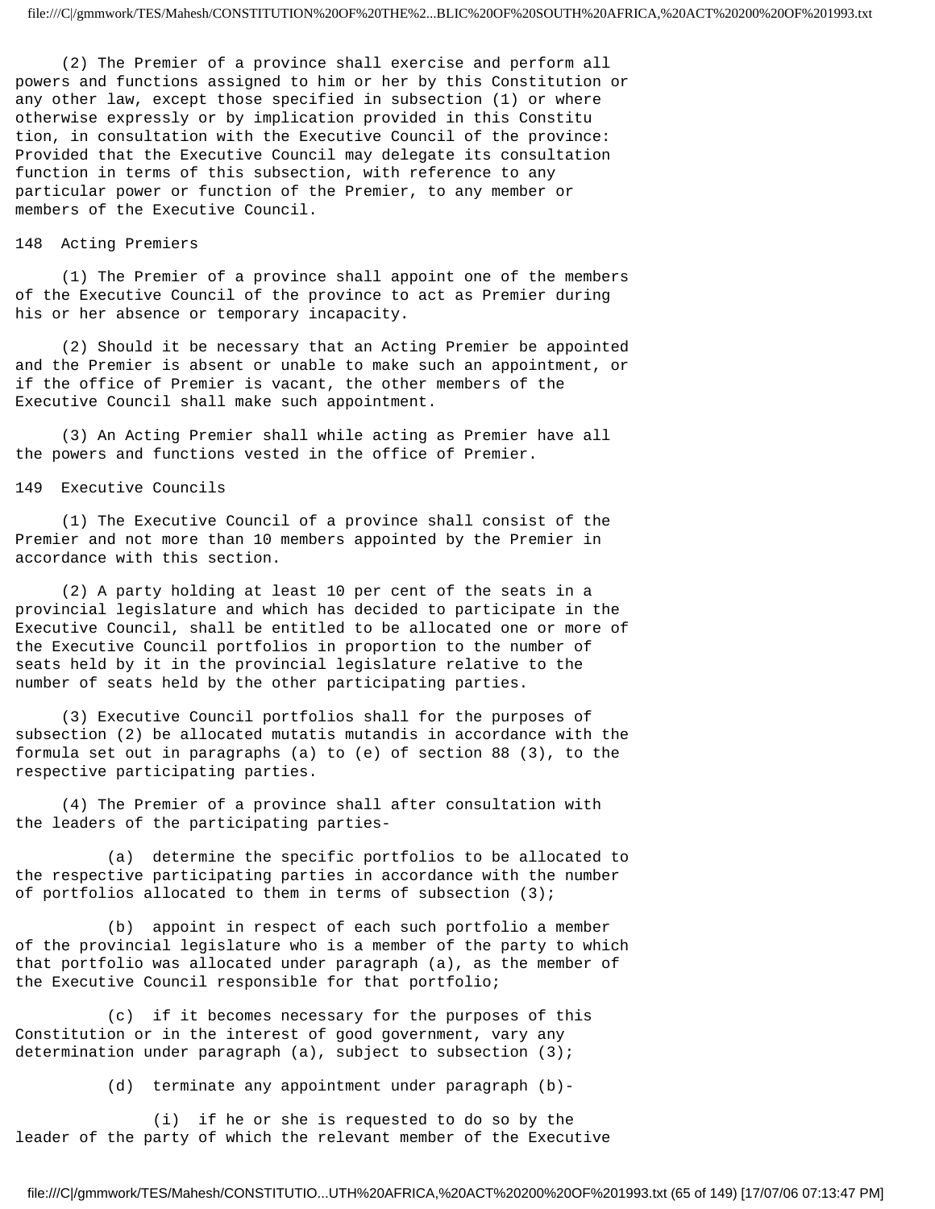(2) The Premier of a province shall exercise and perform all powers and functions assigned to him or her by this Constitution or any other law, except those specified in subsection (1) or where otherwise expressly or by implication provided in this Constitution, in consultation with the Executive Council of the province: Provided that the Executive Council may delegate its consultation function in terms of this subsection, with reference to any particular power or function of the Premier, to any member or members of the Executive Council.

## 148 Acting Premiers

(1) The Premier of a province shall appoint one of the members of the Executive Council of the province to act as Premier during his or her absence or temporary incapacity.

(2) Should it be necessary that an Acting Premier be appointed and the Premier is absent or unable to make such an appointment, or if the office of Premier is vacant, the other members of the Executive Council shall make such appointment.

(3) An Acting Premier shall while acting as Premier have all the powers and functions vested in the office of Premier.

## 149 Executive Councils

(1) The Executive Council of a province shall consist of the Premier and not more than 10 members appointed by the Premier in accordance with this section.

(2) A party holding at least 10 per cent of the seats in a provincial legislature and which has decided to participate in the Executive Council, shall be entitled to be allocated one or more of the Executive Council portfolios in proportion to the number of seats held by it in the provincial legislature relative to the number of seats held by the other participating parties.

(3) Executive Council portfolios shall for the purposes of subsection (2) be allocated mutatis mutandis in accordance with the formula set out in paragraphs (a) to (e) of section 88 (3), to the respective participating parties.

(4) The Premier of a province shall after consultation with the leaders of the participating parties-

(a) determine the specific portfolios to be allocated to the respective participating parties in accordance with the number of portfolios allocated to them in terms of subsection (3);

(b) appoint in respect of each such portfolio a member of the provincial legislature who is a member of the party to which that portfolio was allocated under paragraph (a), as the member of the Executive Council responsible for that portfolio;

(c) if it becomes necessary for the purposes of this Constitution or in the interest of good government, vary any determination under paragraph (a), subject to subsection (3);

(d) terminate any appointment under paragraph (b)-

(i) if he or she is requested to do so by the leader of the party of which the relevant member of the Executive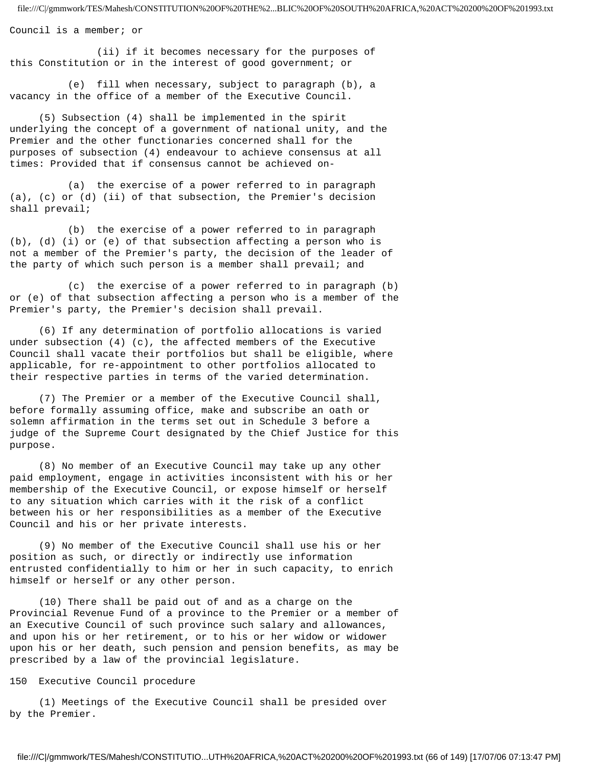Council is a member; or

(ii) if it becomes necessary for the purposes of this Constitution or in the interest of good government; or

(e) fill when necessary, subject to paragraph (b), a vacancy in the office of a member of the Executive Council.

(5) Subsection (4) shall be implemented in the spirit underlying the concept of a government of national unity, and the Premier and the other functionaries concerned shall for the purposes of subsection (4) endeavour to achieve consensus at all times: Provided that if consensus cannot be achieved on-

(a) the exercise of a power referred to in paragraph (a), (c) or (d) (ii) of that subsection, the Premier's decision shall prevail;

(b) the exercise of a power referred to in paragraph (b), (d) (i) or (e) of that subsection affecting a person who is not a member of the Premier's party, the decision of the leader of the party of which such person is a member shall prevail; and

(c) the exercise of a power referred to in paragraph (b) or (e) of that subsection affecting a person who is a member of the Premier's party, the Premier's decision shall prevail.

(6) If any determination of portfolio allocations is varied under subsection (4) (c), the affected members of the Executive Council shall vacate their portfolios but shall be eligible, where applicable, for re-appointment to other portfolios allocated to their respective parties in terms of the varied determination.

(7) The Premier or a member of the Executive Council shall, before formally assuming office, make and subscribe an oath or solemn affirmation in the terms set out in Schedule 3 before a judge of the Supreme Court designated by the Chief Justice for this purpose.

(8) No member of an Executive Council may take up any other paid employment, engage in activities inconsistent with his or her membership of the Executive Council, or expose himself or herself to any situation which carries with it the risk of a conflict between his or her responsibilities as a member of the Executive Council and his or her private interests.

(9) No member of the Executive Council shall use his or her position as such, or directly or indirectly use information entrusted confidentially to him or her in such capacity, to enrich himself or herself or any other person.

(10) There shall be paid out of and as a charge on the Provincial Revenue Fund of a province to the Premier or a member of an Executive Council of such province such salary and allowances, and upon his or her retirement, or to his or her widow or widower upon his or her death, such pension and pension benefits, as may be prescribed by a law of the provincial legislature.

150 Executive Council procedure

(1) Meetings of the Executive Council shall be presided over by the Premier.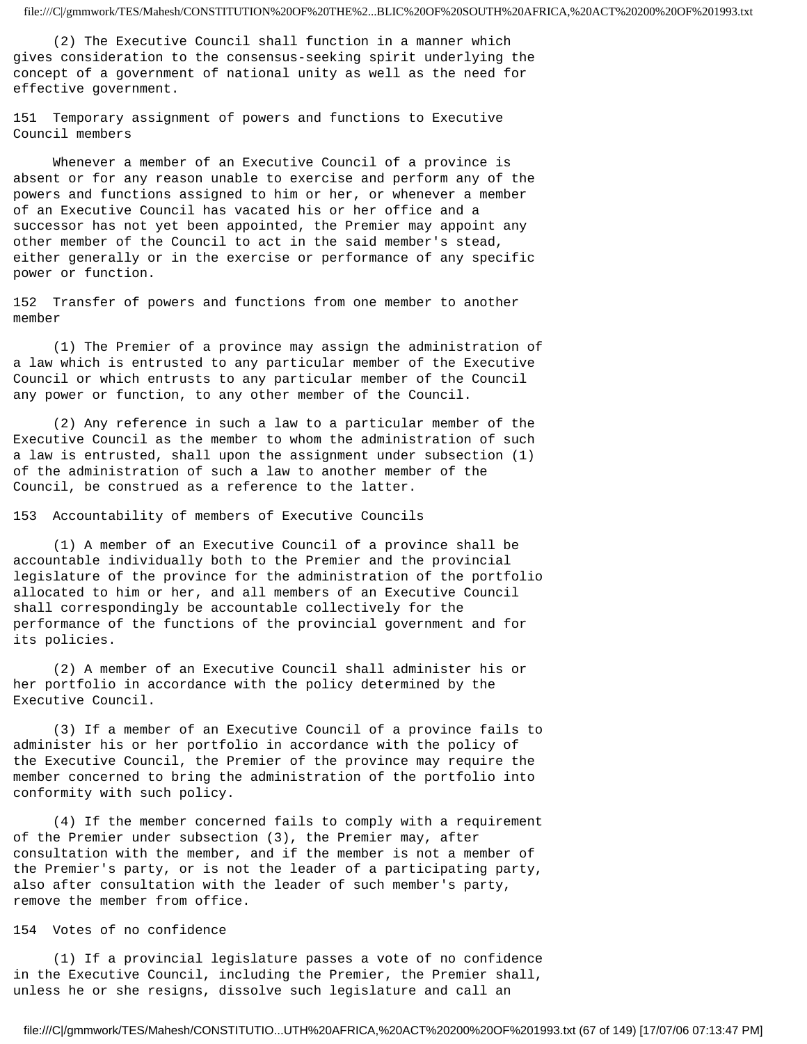(2) The Executive Council shall function in a manner which gives consideration to the consensus-seeking spirit underlying the concept of a government of national unity as well as the need for effective government.

### 151 Temporary assignment of powers and functions to Executive Council members

Whenever a member of an Executive Council of a province is absent or for any reason unable to exercise and perform any of the powers and functions assigned to him or her, or whenever a member of an Executive Council has vacated his or her office and a successor has not yet been appointed, the Premier may appoint any other member of the Council to act in the said member's stead, either generally or in the exercise or performance of any specific power or function.

### 152 Transfer of powers and functions from one member to another member

(1) The Premier of a province may assign the administration of a law which is entrusted to any particular member of the Executive Council or which entrusts to any particular member of the Council any power or function, to any other member of the Council.

(2) Any reference in such a law to a particular member of the Executive Council as the member to whom the administration of such a law is entrusted, shall upon the assignment under subsection (1) of the administration of such a law to another member of the Council, be construed as a reference to the latter.

### 153 Accountability of members of Executive Councils

(1) A member of an Executive Council of a province shall be accountable individually both to the Premier and the provincial legislature of the province for the administration of the portfolio allocated to him or her, and all members of an Executive Council shall correspondingly be accountable collectively for the performance of the functions of the provincial government and for its policies.

(2) A member of an Executive Council shall administer his or her portfolio in accordance with the policy determined by the Executive Council.

(3) If a member of an Executive Council of a province fails to administer his or her portfolio in accordance with the policy of the Executive Council, the Premier of the province may require the member concerned to bring the administration of the portfolio into conformity with such policy.

(4) If the member concerned fails to comply with a requirement of the Premier under subsection (3), the Premier may, after consultation with the member, and if the member is not a member of the Premier's party, or is not the leader of a participating party, also after consultation with the leader of such member's party, remove the member from office.

### 154 Votes of no confidence

(1) If a provincial legislature passes a vote of no confidence in the Executive Council, including the Premier, the Premier shall, unless he or she resigns, dissolve such legislature and call an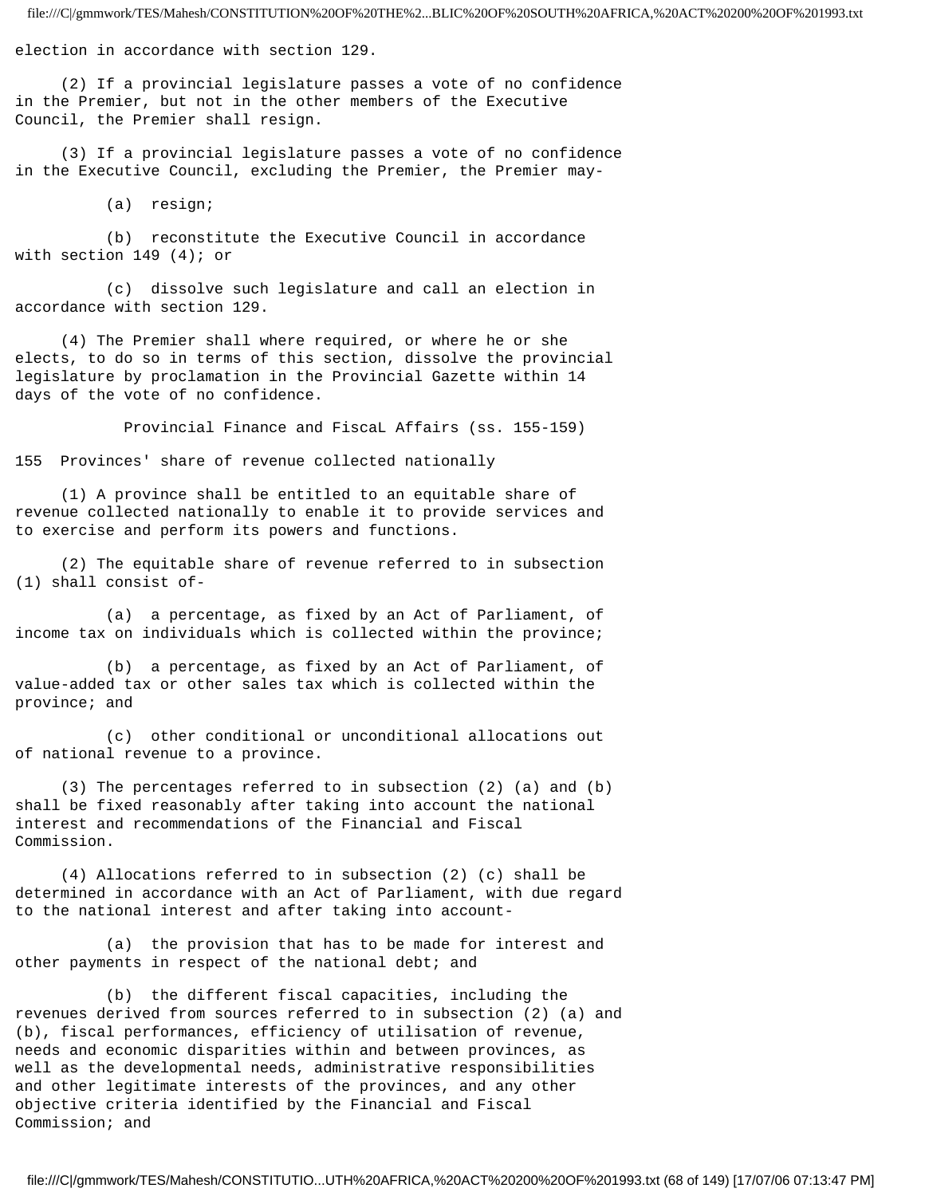election in accordance with section 129.

(2) If a provincial legislature passes a vote of no confidence in the Premier, but not in the other members of the Executive Council, the Premier shall resign.

(3) If a provincial legislature passes a vote of no confidence in the Executive Council, excluding the Premier, the Premier may-

(a) resign;

(b) reconstitute the Executive Council in accordance with section 149 (4); or

(c) dissolve such legislature and call an election in accordance with section 129.

(4) The Premier shall where required, or where he or she elects, to do so in terms of this section, dissolve the provincial legislature by proclamation in the Provincial Gazette within 14 days of the vote of no confidence.

## Provincial Finance and FiscaL Affairs (ss. 155-159)

### 155 Provinces' share of revenue collected nationally

(1) A province shall be entitled to an equitable share of revenue collected nationally to enable it to provide services and to exercise and perform its powers and functions.

(2) The equitable share of revenue referred to in subsection (1) shall consist of-

(a) a percentage, as fixed by an Act of Parliament, of income tax on individuals which is collected within the province;

(b) a percentage, as fixed by an Act of Parliament, of value-added tax or other sales tax which is collected within the province; and

(c) other conditional or unconditional allocations out of national revenue to a province.

(3) The percentages referred to in subsection (2) (a) and (b) shall be fixed reasonably after taking into account the national interest and recommendations of the Financial and Fiscal Commission.

(4) Allocations referred to in subsection (2) (c) shall be determined in accordance with an Act of Parliament, with due regard to the national interest and after taking into account-

(a) the provision that has to be made for interest and other payments in respect of the national debt; and

(b) the different fiscal capacities, including the revenues derived from sources referred to in subsection (2) (a) and (b), fiscal performances, efficiency of utilisation of revenue, needs and economic disparities within and between provinces, as well as the developmental needs, administrative responsibilities and other legitimate interests of the provinces, and any other objective criteria identified by the Financial and Fiscal Commission; and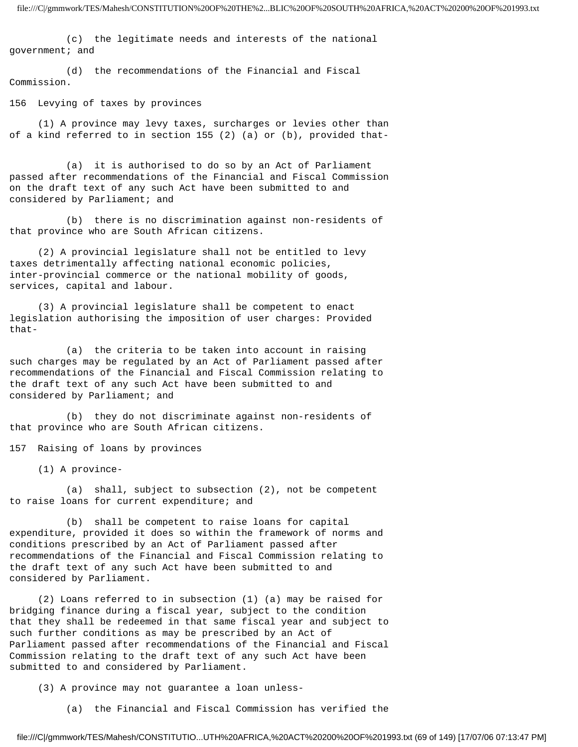(c) the legitimate needs and interests of the national government; and

(d) the recommendations of the Financial and Fiscal Commission.

## 156 Levying of taxes by provinces

(1) A province may levy taxes, surcharges or levies other than of a kind referred to in section 155 (2) (a) or (b), provided that-

(a) it is authorised to do so by an Act of Parliament passed after recommendations of the Financial and Fiscal Commission on the draft text of any such Act have been submitted to and considered by Parliament; and

(b) there is no discrimination against non-residents of that province who are South African citizens.

(2) A provincial legislature shall not be entitled to levy taxes detrimentally affecting national economic policies, inter-provincial commerce or the national mobility of goods, services, capital and labour.

(3) A provincial legislature shall be competent to enact legislation authorising the imposition of user charges: Provided that-

(a) the criteria to be taken into account in raising such charges may be regulated by an Act of Parliament passed after recommendations of the Financial and Fiscal Commission relating to the draft text of any such Act have been submitted to and considered by Parliament; and

(b) they do not discriminate against non-residents of that province who are South African citizens.

## 157 Raising of loans by provinces

(1) A province-

(a) shall, subject to subsection (2), not be competent to raise loans for current expenditure; and

(b) shall be competent to raise loans for capital expenditure, provided it does so within the framework of norms and conditions prescribed by an Act of Parliament passed after recommendations of the Financial and Fiscal Commission relating to the draft text of any such Act have been submitted to and considered by Parliament.

(2) Loans referred to in subsection (1) (a) may be raised for bridging finance during a fiscal year, subject to the condition that they shall be redeemed in that same fiscal year and subject to such further conditions as may be prescribed by an Act of Parliament passed after recommendations of the Financial and Fiscal Commission relating to the draft text of any such Act have been submitted to and considered by Parliament.

(3) A province may not guarantee a loan unless-

(a) the Financial and Fiscal Commission has verified the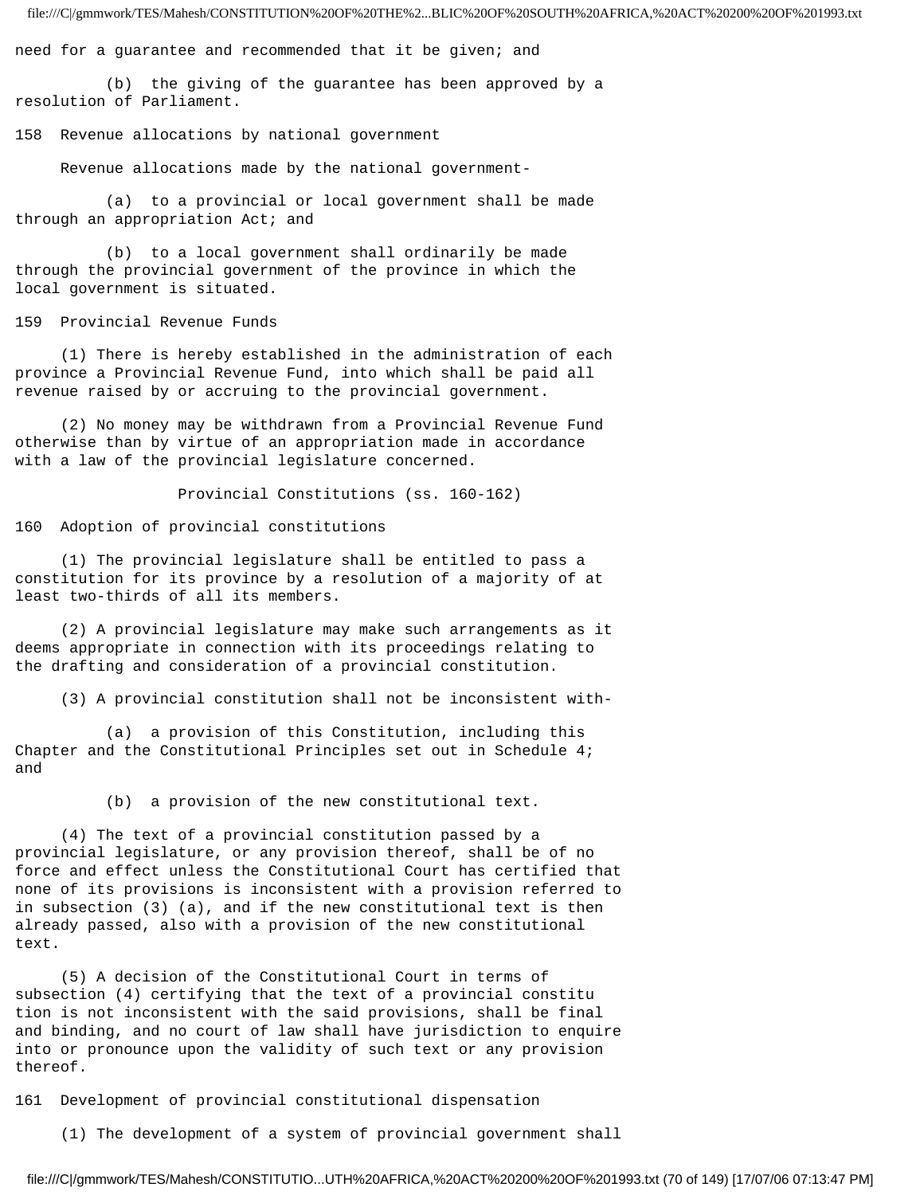need for a guarantee and recommended that it be given; and

(b) the giving of the guarantee has been approved by a resolution of Parliament.

### 158 Revenue allocations by national government

Revenue allocations made by the national government-

(a) to a provincial or local government shall be made through an appropriation Act; and

(b) to a local government shall ordinarily be made through the provincial government of the province in which the local government is situated.

### 159 Provincial Revenue Funds

(1) There is hereby established in the administration of each province a Provincial Revenue Fund, into which shall be paid all revenue raised by or accruing to the provincial government.

(2) No money may be withdrawn from a Provincial Revenue Fund otherwise than by virtue of an appropriation made in accordance with a law of the provincial legislature concerned.

## Provincial Constitutions (ss. 160-162)

### 160 Adoption of provincial constitutions

(1) The provincial legislature shall be entitled to pass a constitution for its province by a resolution of a majority of at least two-thirds of all its members.

(2) A provincial legislature may make such arrangements as it deems appropriate in connection with its proceedings relating to the drafting and consideration of a provincial constitution.

(3) A provincial constitution shall not be inconsistent with-

(a) a provision of this Constitution, including this Chapter and the Constitutional Principles set out in Schedule 4; and

(b) a provision of the new constitutional text.

(4) The text of a provincial constitution passed by a provincial legislature, or any provision thereof, shall be of no force and effect unless the Constitutional Court has certified that none of its provisions is inconsistent with a provision referred to in subsection (3) (a), and if the new constitutional text is then already passed, also with a provision of the new constitutional text.

(5) A decision of the Constitutional Court in terms of subsection (4) certifying that the text of a provincial constitution is not inconsistent with the said provisions, shall be final and binding, and no court of law shall have jurisdiction to enquire into or pronounce upon the validity of such text or any provision thereof.

### 161 Development of provincial constitutional dispensation

(1) The development of a system of provincial government shall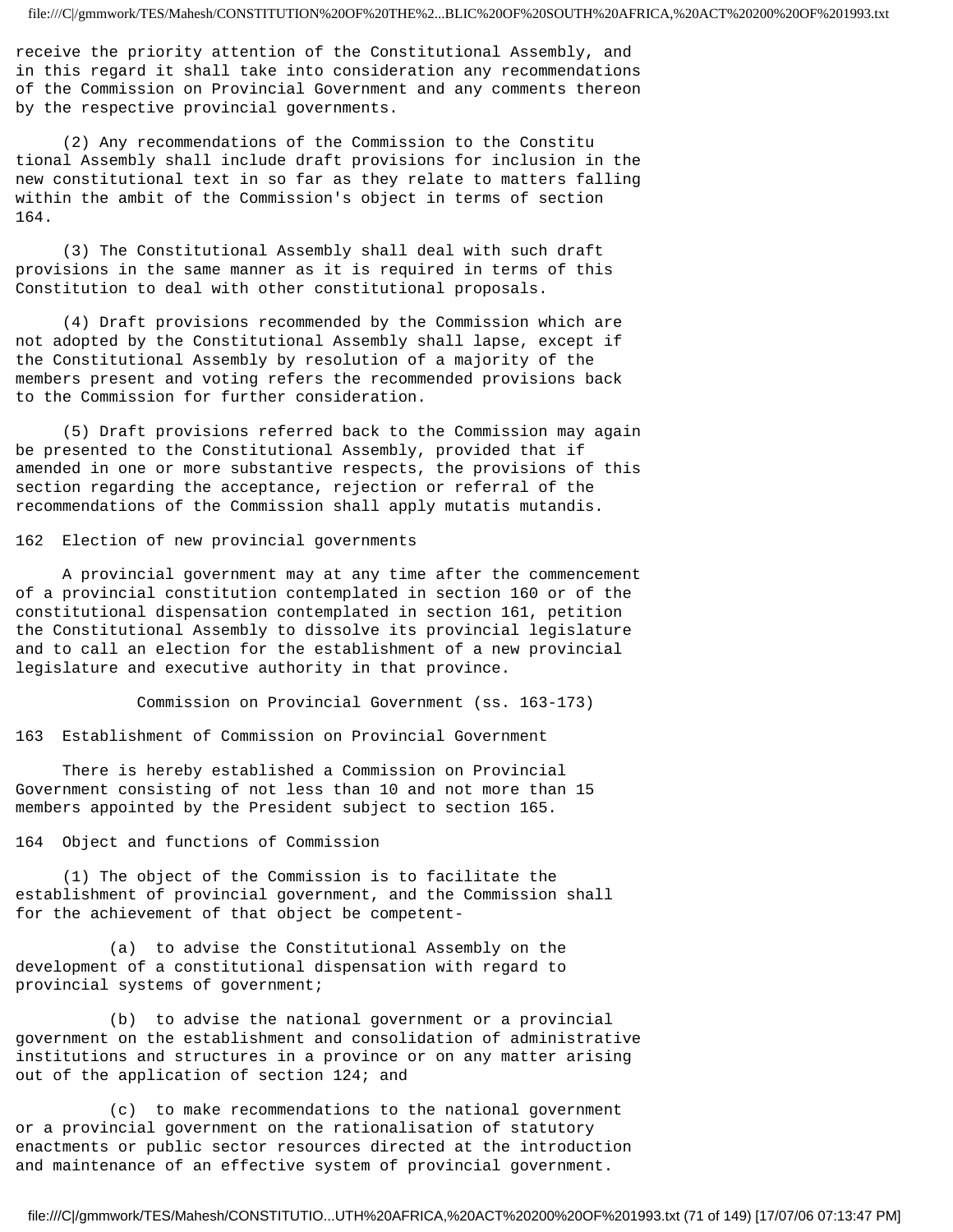receive the priority attention of the Constitutional Assembly, and in this regard it shall take into consideration any recommendations of the Commission on Provincial Government and any comments thereon by the respective provincial governments.

(2) Any recommendations of the Commission to the Constitutional Assembly shall include draft provisions for inclusion in the new constitutional text in so far as they relate to matters falling within the ambit of the Commission's object in terms of section 164.

(3) The Constitutional Assembly shall deal with such draft provisions in the same manner as it is required in terms of this Constitution to deal with other constitutional proposals.

(4) Draft provisions recommended by the Commission which are not adopted by the Constitutional Assembly shall lapse, except if the Constitutional Assembly by resolution of a majority of the members present and voting refers the recommended provisions back to the Commission for further consideration.

(5) Draft provisions referred back to the Commission may again be presented to the Constitutional Assembly, provided that if amended in one or more substantive respects, the provisions of this section regarding the acceptance, rejection or referral of the recommendations of the Commission shall apply mutatis mutandis.

### 162 Election of new provincial governments

A provincial government may at any time after the commencement of a provincial constitution contemplated in section 160 or of the constitutional dispensation contemplated in section 161, petition the Constitutional Assembly to dissolve its provincial legislature and to call an election for the establishment of a new provincial legislature and executive authority in that province.

## Commission on Provincial Government (ss. 163-173)

### 163 Establishment of Commission on Provincial Government

There is hereby established a Commission on Provincial Government consisting of not less than 10 and not more than 15 members appointed by the President subject to section 165.

### 164 Object and functions of Commission

(1) The object of the Commission is to facilitate the establishment of provincial government, and the Commission shall for the achievement of that object be competent-

(a) to advise the Constitutional Assembly on the development of a constitutional dispensation with regard to provincial systems of government;

(b) to advise the national government or a provincial government on the establishment and consolidation of administrative institutions and structures in a province or on any matter arising out of the application of section 124; and

(c) to make recommendations to the national government or a provincial government on the rationalisation of statutory enactments or public sector resources directed at the introduction and maintenance of an effective system of provincial government.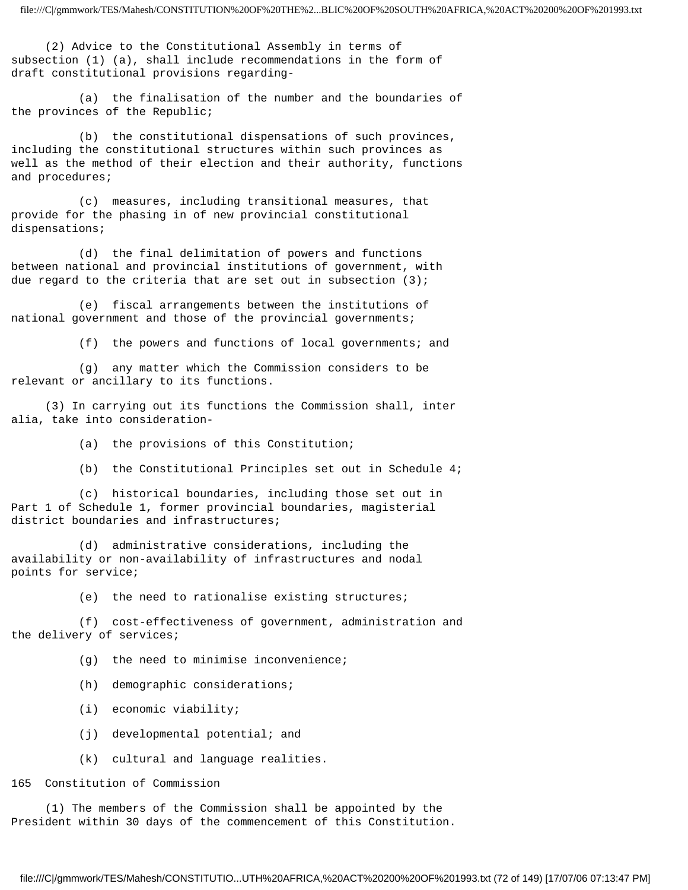(2) Advice to the Constitutional Assembly in terms of subsection (1) (a), shall include recommendations in the form of draft constitutional provisions regarding-

(a) the finalisation of the number and the boundaries of the provinces of the Republic;

(b) the constitutional dispensations of such provinces, including the constitutional structures within such provinces as well as the method of their election and their authority, functions and procedures;

(c) measures, including transitional measures, that provide for the phasing in of new provincial constitutional dispensations;

(d) the final delimitation of powers and functions between national and provincial institutions of government, with due regard to the criteria that are set out in subsection (3);

(e) fiscal arrangements between the institutions of national government and those of the provincial governments;

(f) the powers and functions of local governments; and

(g) any matter which the Commission considers to be relevant or ancillary to its functions.

(3) In carrying out its functions the Commission shall, inter alia, take into consideration-

(a) the provisions of this Constitution;

(b) the Constitutional Principles set out in Schedule 4;

(c) historical boundaries, including those set out in Part 1 of Schedule 1, former provincial boundaries, magisterial district boundaries and infrastructures;

(d) administrative considerations, including the availability or non-availability of infrastructures and nodal points for service;

(e) the need to rationalise existing structures;

(f) cost-effectiveness of government, administration and the delivery of services;

(g) the need to minimise inconvenience;

(h) demographic considerations;

(i) economic viability;

(j) developmental potential; and

(k) cultural and language realities.

165 Constitution of Commission

(1) The members of the Commission shall be appointed by the President within 30 days of the commencement of this Constitution.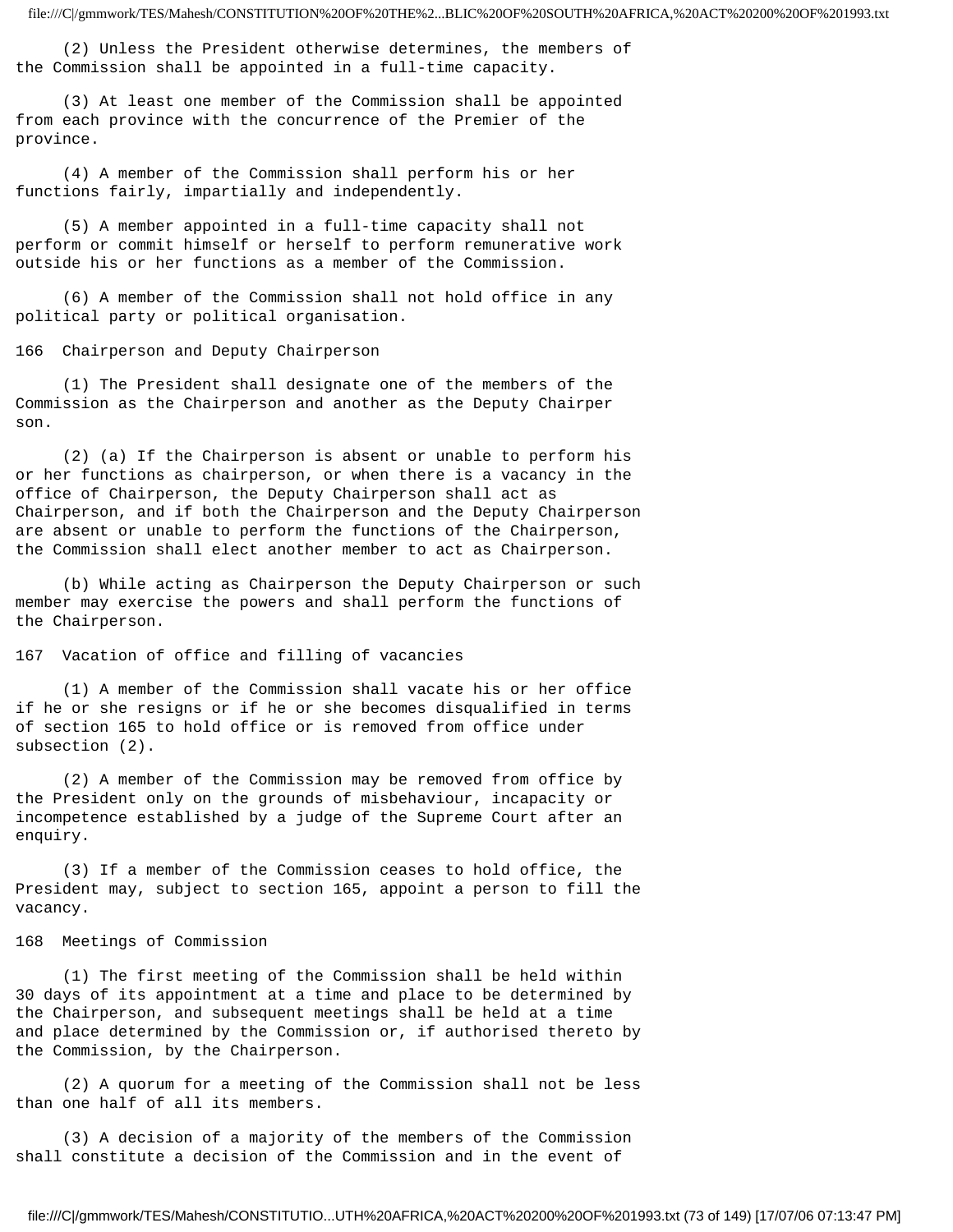(2) Unless the President otherwise determines, the members of the Commission shall be appointed in a full-time capacity.

(3) At least one member of the Commission shall be appointed from each province with the concurrence of the Premier of the province.

(4) A member of the Commission shall perform his or her functions fairly, impartially and independently.

(5) A member appointed in a full-time capacity shall not perform or commit himself or herself to perform remunerative work outside his or her functions as a member of the Commission.

(6) A member of the Commission shall not hold office in any political party or political organisation.

### 166 Chairperson and Deputy Chairperson

(1) The President shall designate one of the members of the Commission as the Chairperson and another as the Deputy Chairperson.

(2) (a) If the Chairperson is absent or unable to perform his or her functions as chairperson, or when there is a vacancy in the office of Chairperson, the Deputy Chairperson shall act as Chairperson, and if both the Chairperson and the Deputy Chairperson are absent or unable to perform the functions of the Chairperson, the Commission shall elect another member to act as Chairperson.

(b) While acting as Chairperson the Deputy Chairperson or such member may exercise the powers and shall perform the functions of the Chairperson.

### 167 Vacation of office and filling of vacancies

(1) A member of the Commission shall vacate his or her office if he or she resigns or if he or she becomes disqualified in terms of section 165 to hold office or is removed from office under subsection (2).

(2) A member of the Commission may be removed from office by the President only on the grounds of misbehaviour, incapacity or incompetence established by a judge of the Supreme Court after an enquiry.

(3) If a member of the Commission ceases to hold office, the President may, subject to section 165, appoint a person to fill the vacancy.

### 168 Meetings of Commission

(1) The first meeting of the Commission shall be held within 30 days of its appointment at a time and place to be determined by the Chairperson, and subsequent meetings shall be held at a time and place determined by the Commission or, if authorised thereto by the Commission, by the Chairperson.

(2) A quorum for a meeting of the Commission shall not be less than one half of all its members.

(3) A decision of a majority of the members of the Commission shall constitute a decision of the Commission and in the event of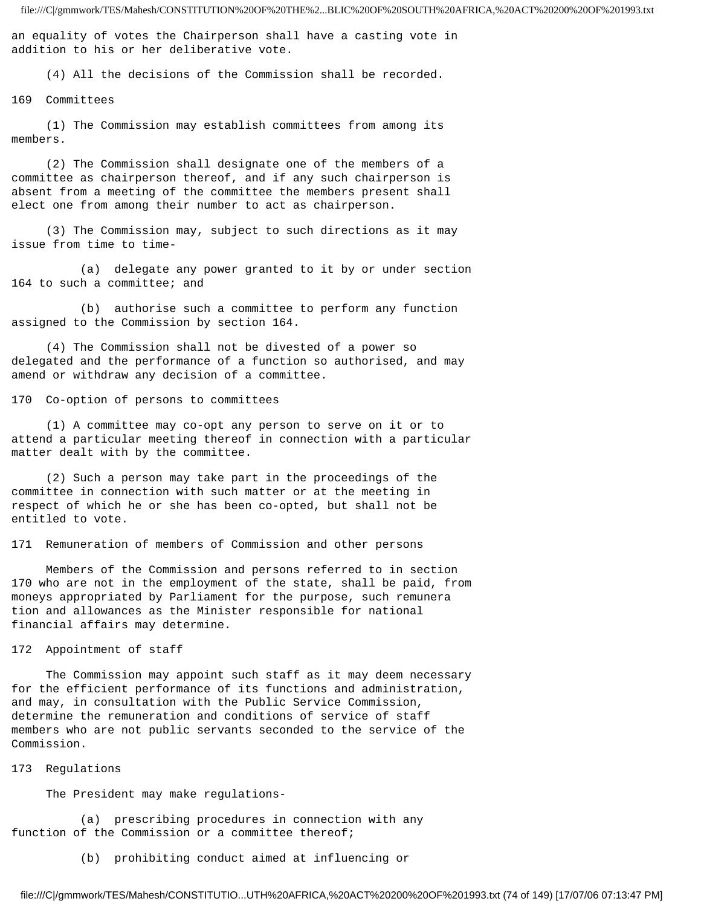an equality of votes the Chairperson shall have a casting vote in addition to his or her deliberative vote.

(4) All the decisions of the Commission shall be recorded.

## 169 Committees

(1) The Commission may establish committees from among its members.

(2) The Commission shall designate one of the members of a committee as chairperson thereof, and if any such chairperson is absent from a meeting of the committee the members present shall elect one from among their number to act as chairperson.

(3) The Commission may, subject to such directions as it may issue from time to time-

(a) delegate any power granted to it by or under section 164 to such a committee; and

(b) authorise such a committee to perform any function assigned to the Commission by section 164.

(4) The Commission shall not be divested of a power so delegated and the performance of a function so authorised, and may amend or withdraw any decision of a committee.

## 170 Co-option of persons to committees

(1) A committee may co-opt any person to serve on it or to attend a particular meeting thereof in connection with a particular matter dealt with by the committee.

(2) Such a person may take part in the proceedings of the committee in connection with such matter or at the meeting in respect of which he or she has been co-opted, but shall not be entitled to vote.

## 171 Remuneration of members of Commission and other persons

Members of the Commission and persons referred to in section 170 who are not in the employment of the state, shall be paid, from moneys appropriated by Parliament for the purpose, such remunera tion and allowances as the Minister responsible for national financial affairs may determine.

## 172 Appointment of staff

The Commission may appoint such staff as it may deem necessary for the efficient performance of its functions and administration, and may, in consultation with the Public Service Commission, determine the remuneration and conditions of service of staff members who are not public servants seconded to the service of the Commission.

## 173 Regulations

The President may make regulations-

(a) prescribing procedures in connection with any function of the Commission or a committee thereof;

(b) prohibiting conduct aimed at influencing or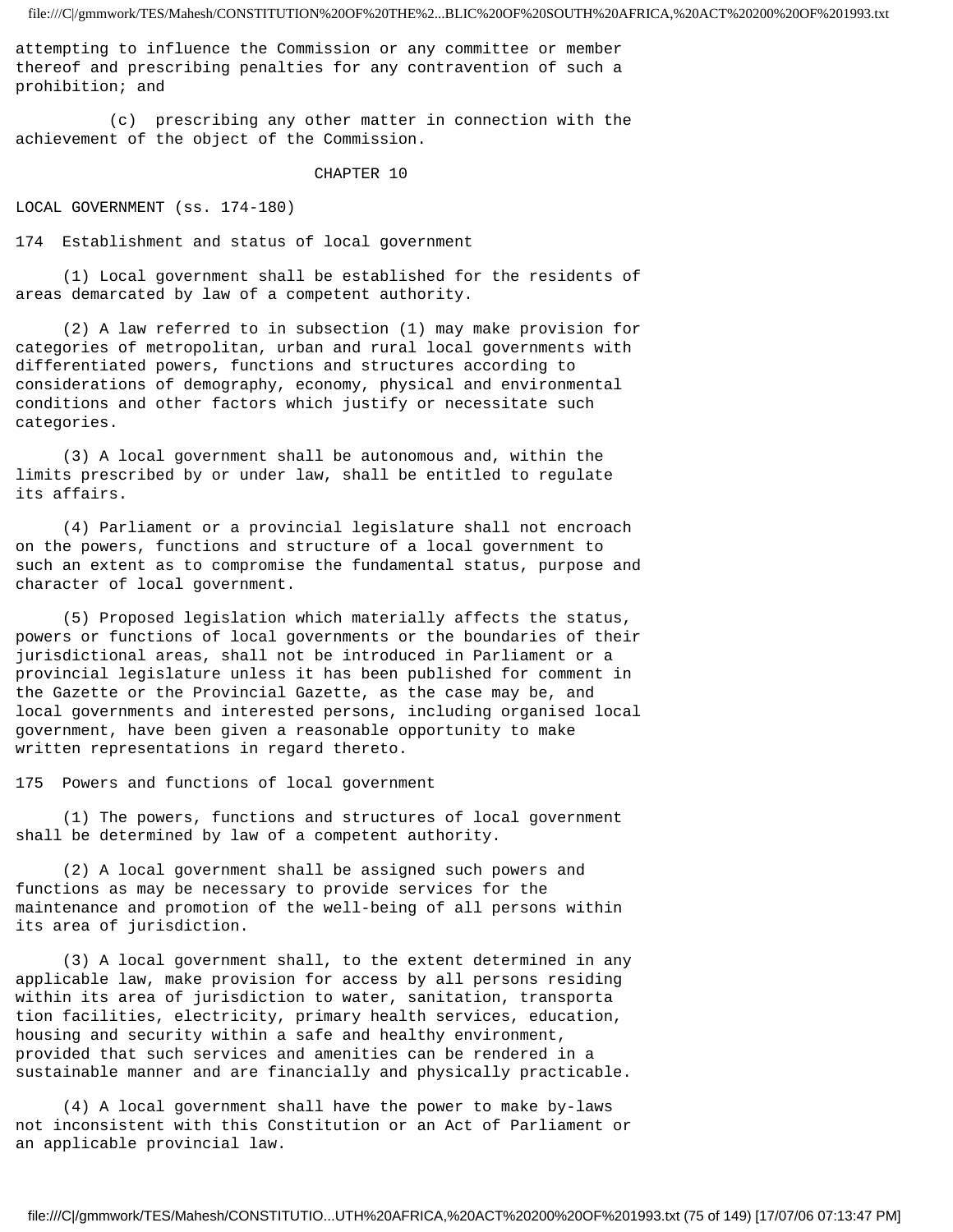attempting to influence the Commission or any committee or member thereof and prescribing penalties for any contravention of such a prohibition; and

(c) prescribing any other matter in connection with the achievement of the object of the Commission.

## CHAPTER 10

## LOCAL GOVERNMENT (ss. 174-180)

### 174 Establishment and status of local government

(1) Local government shall be established for the residents of areas demarcated by law of a competent authority.

(2) A law referred to in subsection (1) may make provision for categories of metropolitan, urban and rural local governments with differentiated powers, functions and structures according to considerations of demography, economy, physical and environmental conditions and other factors which justify or necessitate such categories.

(3) A local government shall be autonomous and, within the limits prescribed by or under law, shall be entitled to regulate its affairs.

(4) Parliament or a provincial legislature shall not encroach on the powers, functions and structure of a local government to such an extent as to compromise the fundamental status, purpose and character of local government.

(5) Proposed legislation which materially affects the status, powers or functions of local governments or the boundaries of their jurisdictional areas, shall not be introduced in Parliament or a provincial legislature unless it has been published for comment in the Gazette or the Provincial Gazette, as the case may be, and local governments and interested persons, including organised local government, have been given a reasonable opportunity to make written representations in regard thereto.

### 175 Powers and functions of local government

(1) The powers, functions and structures of local government shall be determined by law of a competent authority.

(2) A local government shall be assigned such powers and functions as may be necessary to provide services for the maintenance and promotion of the well-being of all persons within its area of jurisdiction.

(3) A local government shall, to the extent determined in any applicable law, make provision for access by all persons residing within its area of jurisdiction to water, sanitation, transportation facilities, electricity, primary health services, education, housing and security within a safe and healthy environment, provided that such services and amenities can be rendered in a sustainable manner and are financially and physically practicable.

(4) A local government shall have the power to make by-laws not inconsistent with this Constitution or an Act of Parliament or an applicable provincial law.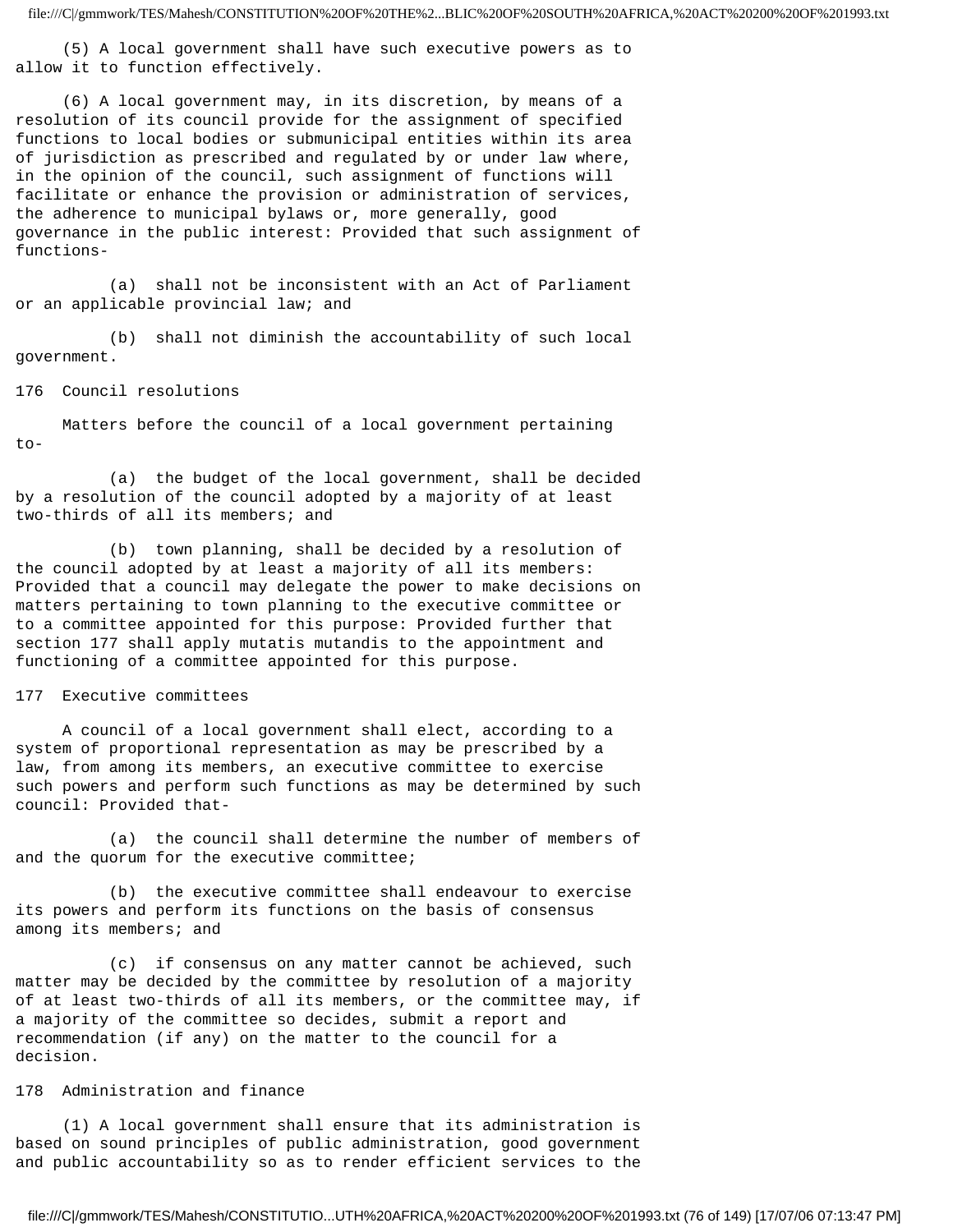(5) A local government shall have such executive powers as to allow it to function effectively.

(6) A local government may, in its discretion, by means of a resolution of its council provide for the assignment of specified functions to local bodies or submunicipal entities within its area of jurisdiction as prescribed and regulated by or under law where, in the opinion of the council, such assignment of functions will facilitate or enhance the provision or administration of services, the adherence to municipal bylaws or, more generally, good governance in the public interest: Provided that such assignment of functions-

(a) shall not be inconsistent with an Act of Parliament or an applicable provincial law; and

(b) shall not diminish the accountability of such local government.

## 176 Council resolutions

Matters before the council of a local government pertaining to-

(a) the budget of the local government, shall be decided by a resolution of the council adopted by a majority of at least two-thirds of all its members; and

(b) town planning, shall be decided by a resolution of the council adopted by at least a majority of all its members: Provided that a council may delegate the power to make decisions on matters pertaining to town planning to the executive committee or to a committee appointed for this purpose: Provided further that section 177 shall apply mutatis mutandis to the appointment and functioning of a committee appointed for this purpose.

## 177 Executive committees

A council of a local government shall elect, according to a system of proportional representation as may be prescribed by a law, from among its members, an executive committee to exercise such powers and perform such functions as may be determined by such council: Provided that-

(a) the council shall determine the number of members of and the quorum for the executive committee;

(b) the executive committee shall endeavour to exercise its powers and perform its functions on the basis of consensus among its members; and

(c) if consensus on any matter cannot be achieved, such matter may be decided by the committee by resolution of a majority of at least two-thirds of all its members, or the committee may, if a majority of the committee so decides, submit a report and recommendation (if any) on the matter to the council for a decision.

## 178 Administration and finance

(1) A local government shall ensure that its administration is based on sound principles of public administration, good government and public accountability so as to render efficient services to the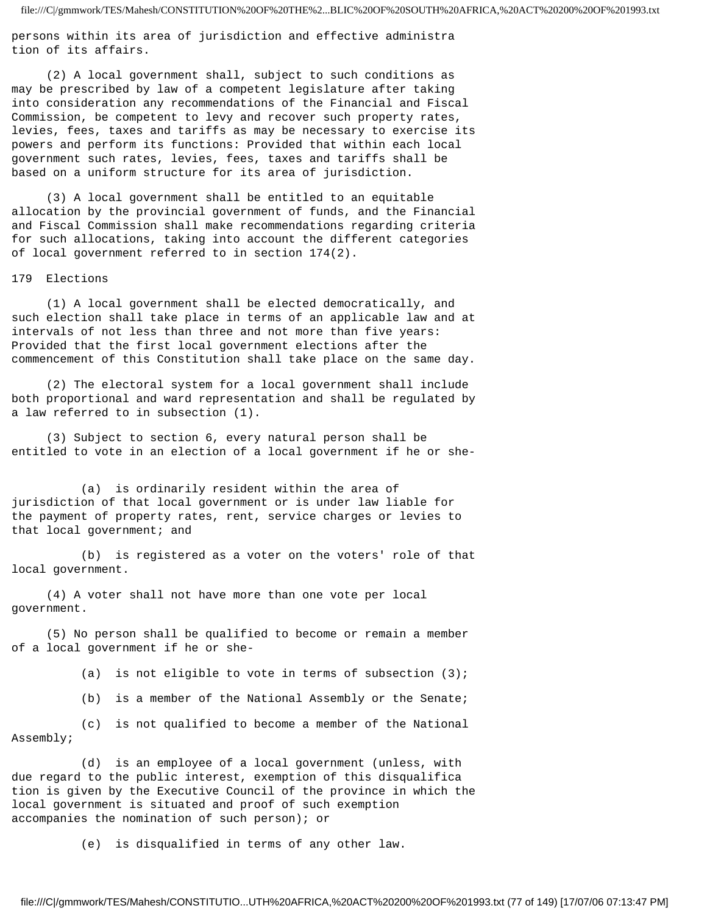persons within its area of jurisdiction and effective administration of its affairs.

(2) A local government shall, subject to such conditions as may be prescribed by law of a competent legislature after taking into consideration any recommendations of the Financial and Fiscal Commission, be competent to levy and recover such property rates, levies, fees, taxes and tariffs as may be necessary to exercise its powers and perform its functions: Provided that within each local government such rates, levies, fees, taxes and tariffs shall be based on a uniform structure for its area of jurisdiction.

(3) A local government shall be entitled to an equitable allocation by the provincial government of funds, and the Financial and Fiscal Commission shall make recommendations regarding criteria for such allocations, taking into account the different categories of local government referred to in section 174(2).

### 179 Elections

(1) A local government shall be elected democratically, and such election shall take place in terms of an applicable law and at intervals of not less than three and not more than five years: Provided that the first local government elections after the commencement of this Constitution shall take place on the same day.

(2) The electoral system for a local government shall include both proportional and ward representation and shall be regulated by a law referred to in subsection (1).

(3) Subject to section 6, every natural person shall be entitled to vote in an election of a local government if he or she-

(a) is ordinarily resident within the area of jurisdiction of that local government or is under law liable for the payment of property rates, rent, service charges or levies to that local government; and

(b) is registered as a voter on the voters' role of that local government.

(4) A voter shall not have more than one vote per local government.

(5) No person shall be qualified to become or remain a member of a local government if he or she-

(a) is not eligible to vote in terms of subsection (3);

(b) is a member of the National Assembly or the Senate;

(c) is not qualified to become a member of the National Assembly;

(d) is an employee of a local government (unless, with due regard to the public interest, exemption of this disqualification is given by the Executive Council of the province in which the local government is situated and proof of such exemption accompanies the nomination of such person); or

(e) is disqualified in terms of any other law.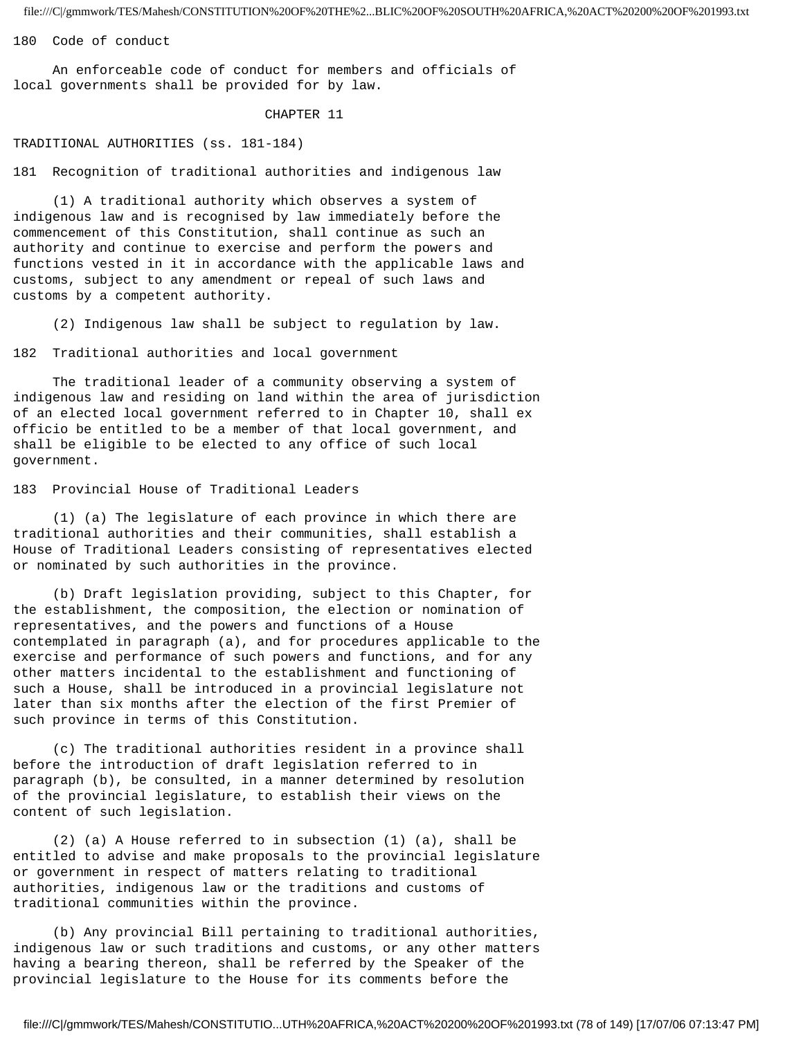180 Code of conduct

An enforceable code of conduct for members and officials of local governments shall be provided for by law.

## CHAPTER 11

## TRADITIONAL AUTHORITIES (ss. 181-184)

### 181 Recognition of traditional authorities and indigenous law

(1) A traditional authority which observes a system of indigenous law and is recognised by law immediately before the commencement of this Constitution, shall continue as such an authority and continue to exercise and perform the powers and functions vested in it in accordance with the applicable laws and customs, subject to any amendment or repeal of such laws and customs by a competent authority.

(2) Indigenous law shall be subject to regulation by law.

### 182 Traditional authorities and local government

The traditional leader of a community observing a system of indigenous law and residing on land within the area of jurisdiction of an elected local government referred to in Chapter 10, shall ex officio be entitled to be a member of that local government, and shall be eligible to be elected to any office of such local government.

### 183 Provincial House of Traditional Leaders

(1) (a) The legislature of each province in which there are traditional authorities and their communities, shall establish a House of Traditional Leaders consisting of representatives elected or nominated by such authorities in the province.

(b) Draft legislation providing, subject to this Chapter, for the establishment, the composition, the election or nomination of representatives, and the powers and functions of a House contemplated in paragraph (a), and for procedures applicable to the exercise and performance of such powers and functions, and for any other matters incidental to the establishment and functioning of such a House, shall be introduced in a provincial legislature not later than six months after the election of the first Premier of such province in terms of this Constitution.

(c) The traditional authorities resident in a province shall before the introduction of draft legislation referred to in paragraph (b), be consulted, in a manner determined by resolution of the provincial legislature, to establish their views on the content of such legislation.

(2) (a) A House referred to in subsection (1) (a), shall be entitled to advise and make proposals to the provincial legislature or government in respect of matters relating to traditional authorities, indigenous law or the traditions and customs of traditional communities within the province.

(b) Any provincial Bill pertaining to traditional authorities, indigenous law or such traditions and customs, or any other matters having a bearing thereon, shall be referred by the Speaker of the provincial legislature to the House for its comments before the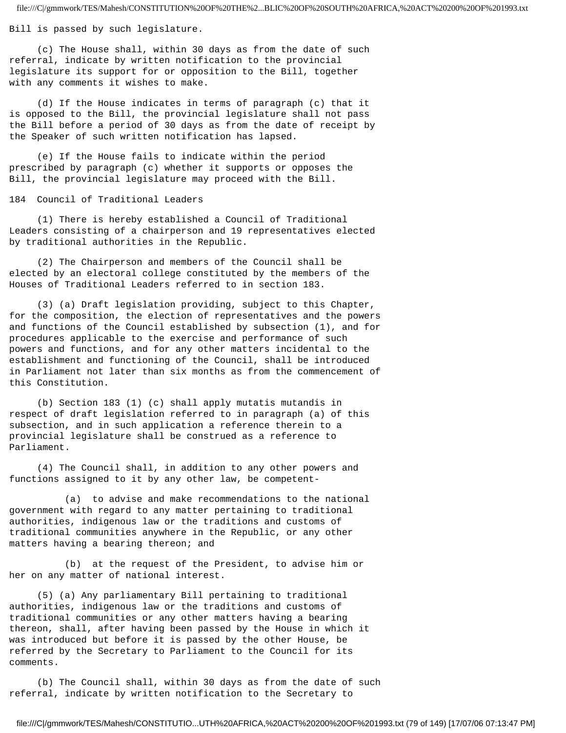Bill is passed by such legislature.

(c) The House shall, within 30 days as from the date of such referral, indicate by written notification to the provincial legislature its support for or opposition to the Bill, together with any comments it wishes to make.

(d) If the House indicates in terms of paragraph (c) that it is opposed to the Bill, the provincial legislature shall not pass the Bill before a period of 30 days as from the date of receipt by the Speaker of such written notification has lapsed.

(e) If the House fails to indicate within the period prescribed by paragraph (c) whether it supports or opposes the Bill, the provincial legislature may proceed with the Bill.

## 184 Council of Traditional Leaders

(1) There is hereby established a Council of Traditional Leaders consisting of a chairperson and 19 representatives elected by traditional authorities in the Republic.

(2) The Chairperson and members of the Council shall be elected by an electoral college constituted by the members of the Houses of Traditional Leaders referred to in section 183.

(3) (a) Draft legislation providing, subject to this Chapter, for the composition, the election of representatives and the powers and functions of the Council established by subsection (1), and for procedures applicable to the exercise and performance of such powers and functions, and for any other matters incidental to the establishment and functioning of the Council, shall be introduced in Parliament not later than six months as from the commencement of this Constitution.

(b) Section 183 (1) (c) shall apply mutatis mutandis in respect of draft legislation referred to in paragraph (a) of this subsection, and in such application a reference therein to a provincial legislature shall be construed as a reference to Parliament.

(4) The Council shall, in addition to any other powers and functions assigned to it by any other law, be competent-

(a) to advise and make recommendations to the national government with regard to any matter pertaining to traditional authorities, indigenous law or the traditions and customs of traditional communities anywhere in the Republic, or any other matters having a bearing thereon; and

(b) at the request of the President, to advise him or her on any matter of national interest.

(5) (a) Any parliamentary Bill pertaining to traditional authorities, indigenous law or the traditions and customs of traditional communities or any other matters having a bearing thereon, shall, after having been passed by the House in which it was introduced but before it is passed by the other House, be referred by the Secretary to Parliament to the Council for its comments.

(b) The Council shall, within 30 days as from the date of such referral, indicate by written notification to the Secretary to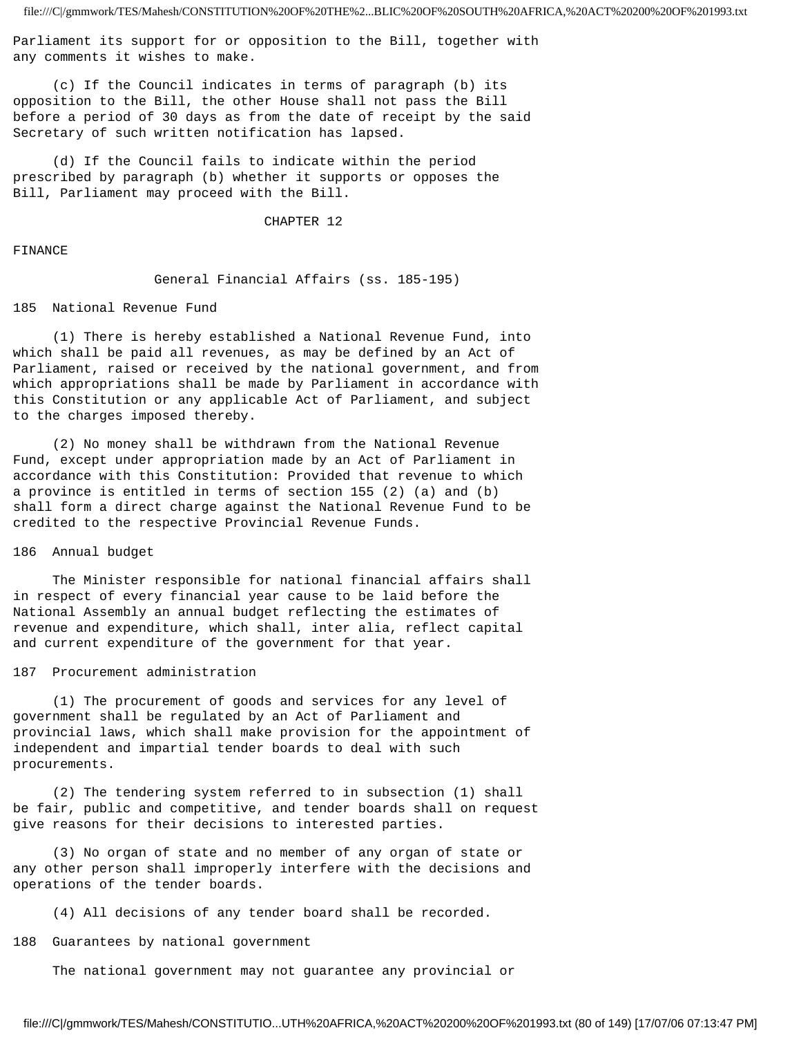Parliament its support for or opposition to the Bill, together with any comments it wishes to make.

(c) If the Council indicates in terms of paragraph (b) its opposition to the Bill, the other House shall not pass the Bill before a period of 30 days as from the date of receipt by the said Secretary of such written notification has lapsed.

(d) If the Council fails to indicate within the period prescribed by paragraph (b) whether it supports or opposes the Bill, Parliament may proceed with the Bill.

# CHAPTER 12

## FINANCE

### General Financial Affairs (ss. 185-195)

#### 185 National Revenue Fund

(1) There is hereby established a National Revenue Fund, into which shall be paid all revenues, as may be defined by an Act of Parliament, raised or received by the national government, and from which appropriations shall be made by Parliament in accordance with this Constitution or any applicable Act of Parliament, and subject to the charges imposed thereby.

(2) No money shall be withdrawn from the National Revenue Fund, except under appropriation made by an Act of Parliament in accordance with this Constitution: Provided that revenue to which a province is entitled in terms of section 155 (2) (a) and (b) shall form a direct charge against the National Revenue Fund to be credited to the respective Provincial Revenue Funds.

#### 186 Annual budget

The Minister responsible for national financial affairs shall in respect of every financial year cause to be laid before the National Assembly an annual budget reflecting the estimates of revenue and expenditure, which shall, inter alia, reflect capital and current expenditure of the government for that year.

#### 187 Procurement administration

(1) The procurement of goods and services for any level of government shall be regulated by an Act of Parliament and provincial laws, which shall make provision for the appointment of independent and impartial tender boards to deal with such procurements.

(2) The tendering system referred to in subsection (1) shall be fair, public and competitive, and tender boards shall on request give reasons for their decisions to interested parties.

(3) No organ of state and no member of any organ of state or any other person shall improperly interfere with the decisions and operations of the tender boards.

(4) All decisions of any tender board shall be recorded.

#### 188 Guarantees by national government

The national government may not guarantee any provincial or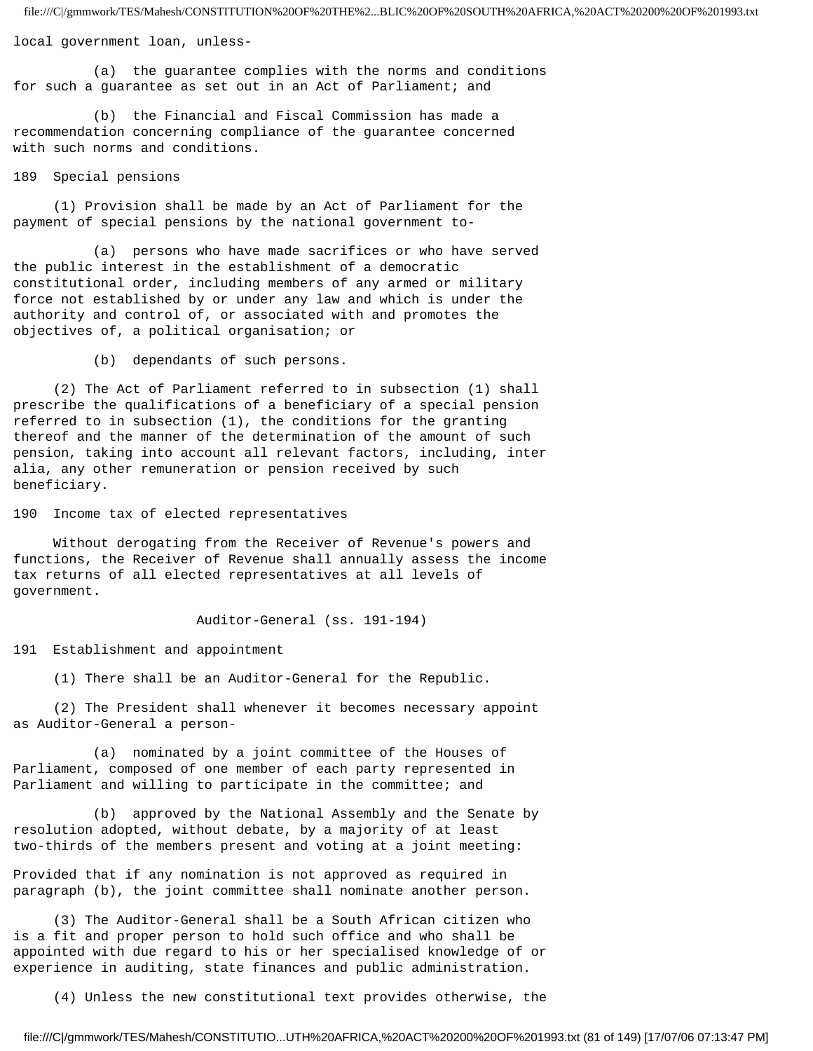local government loan, unless-

(a) the guarantee complies with the norms and conditions for such a guarantee as set out in an Act of Parliament; and

(b) the Financial and Fiscal Commission has made a recommendation concerning compliance of the guarantee concerned with such norms and conditions.

### 189 Special pensions

(1) Provision shall be made by an Act of Parliament for the payment of special pensions by the national government to-

(a) persons who have made sacrifices or who have served the public interest in the establishment of a democratic constitutional order, including members of any armed or military force not established by or under any law and which is under the authority and control of, or associated with and promotes the objectives of, a political organisation; or

(b) dependants of such persons.

(2) The Act of Parliament referred to in subsection (1) shall prescribe the qualifications of a beneficiary of a special pension referred to in subsection (1), the conditions for the granting thereof and the manner of the determination of the amount of such pension, taking into account all relevant factors, including, inter alia, any other remuneration or pension received by such beneficiary.

### 190 Income tax of elected representatives

Without derogating from the Receiver of Revenue's powers and functions, the Receiver of Revenue shall annually assess the income tax returns of all elected representatives at all levels of government.

## Auditor-General (ss. 191-194)

### 191 Establishment and appointment

(1) There shall be an Auditor-General for the Republic.

(2) The President shall whenever it becomes necessary appoint as Auditor-General a person-

(a) nominated by a joint committee of the Houses of Parliament, composed of one member of each party represented in Parliament and willing to participate in the committee; and

(b) approved by the National Assembly and the Senate by resolution adopted, without debate, by a majority of at least two-thirds of the members present and voting at a joint meeting:

Provided that if any nomination is not approved as required in paragraph (b), the joint committee shall nominate another person.

(3) The Auditor-General shall be a South African citizen who is a fit and proper person to hold such office and who shall be appointed with due regard to his or her specialised knowledge of or experience in auditing, state finances and public administration.

(4) Unless the new constitutional text provides otherwise, the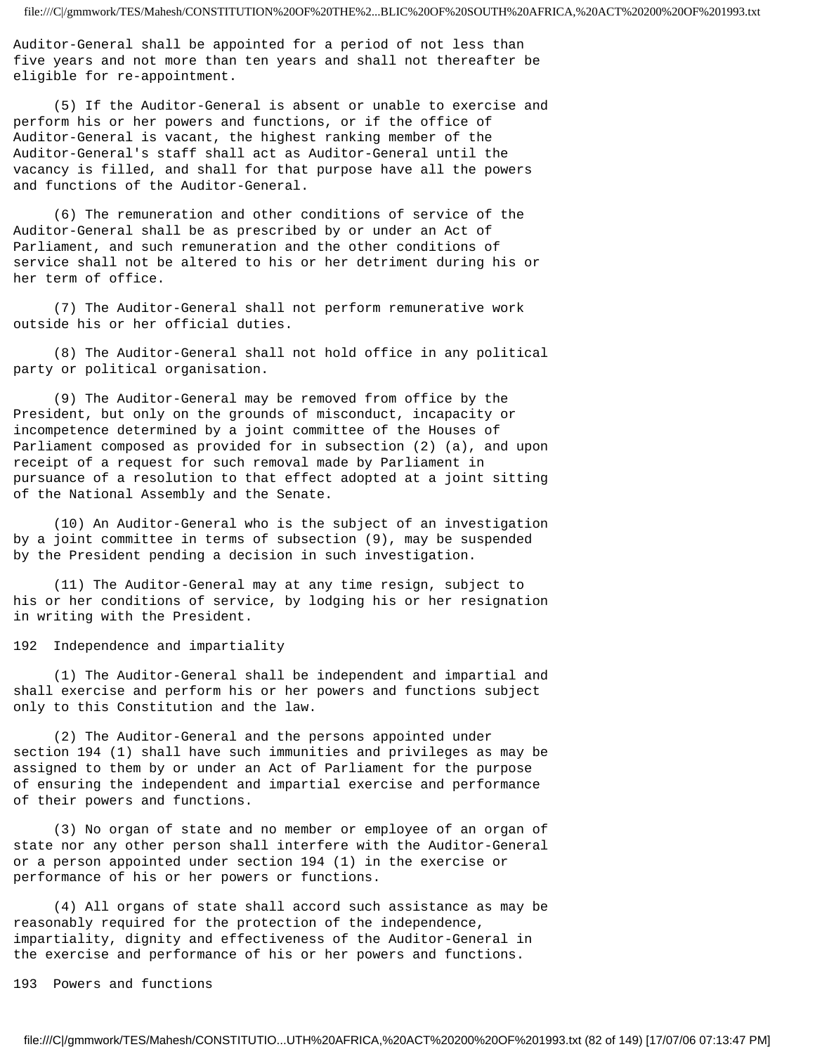Auditor-General shall be appointed for a period of not less than five years and not more than ten years and shall not thereafter be eligible for re-appointment.

(5) If the Auditor-General is absent or unable to exercise and perform his or her powers and functions, or if the office of Auditor-General is vacant, the highest ranking member of the Auditor-General's staff shall act as Auditor-General until the vacancy is filled, and shall for that purpose have all the powers and functions of the Auditor-General.

(6) The remuneration and other conditions of service of the Auditor-General shall be as prescribed by or under an Act of Parliament, and such remuneration and the other conditions of service shall not be altered to his or her detriment during his or her term of office.

(7) The Auditor-General shall not perform remunerative work outside his or her official duties.

(8) The Auditor-General shall not hold office in any political party or political organisation.

(9) The Auditor-General may be removed from office by the President, but only on the grounds of misconduct, incapacity or incompetence determined by a joint committee of the Houses of Parliament composed as provided for in subsection (2) (a), and upon receipt of a request for such removal made by Parliament in pursuance of a resolution to that effect adopted at a joint sitting of the National Assembly and the Senate.

(10) An Auditor-General who is the subject of an investigation by a joint committee in terms of subsection (9), may be suspended by the President pending a decision in such investigation.

(11) The Auditor-General may at any time resign, subject to his or her conditions of service, by lodging his or her resignation in writing with the President.

## 192 Independence and impartiality

(1) The Auditor-General shall be independent and impartial and shall exercise and perform his or her powers and functions subject only to this Constitution and the law.

(2) The Auditor-General and the persons appointed under section 194 (1) shall have such immunities and privileges as may be assigned to them by or under an Act of Parliament for the purpose of ensuring the independent and impartial exercise and performance of their powers and functions.

(3) No organ of state and no member or employee of an organ of state nor any other person shall interfere with the Auditor-General or a person appointed under section 194 (1) in the exercise or performance of his or her powers or functions.

(4) All organs of state shall accord such assistance as may be reasonably required for the protection of the independence, impartiality, dignity and effectiveness of the Auditor-General in the exercise and performance of his or her powers and functions.

## 193 Powers and functions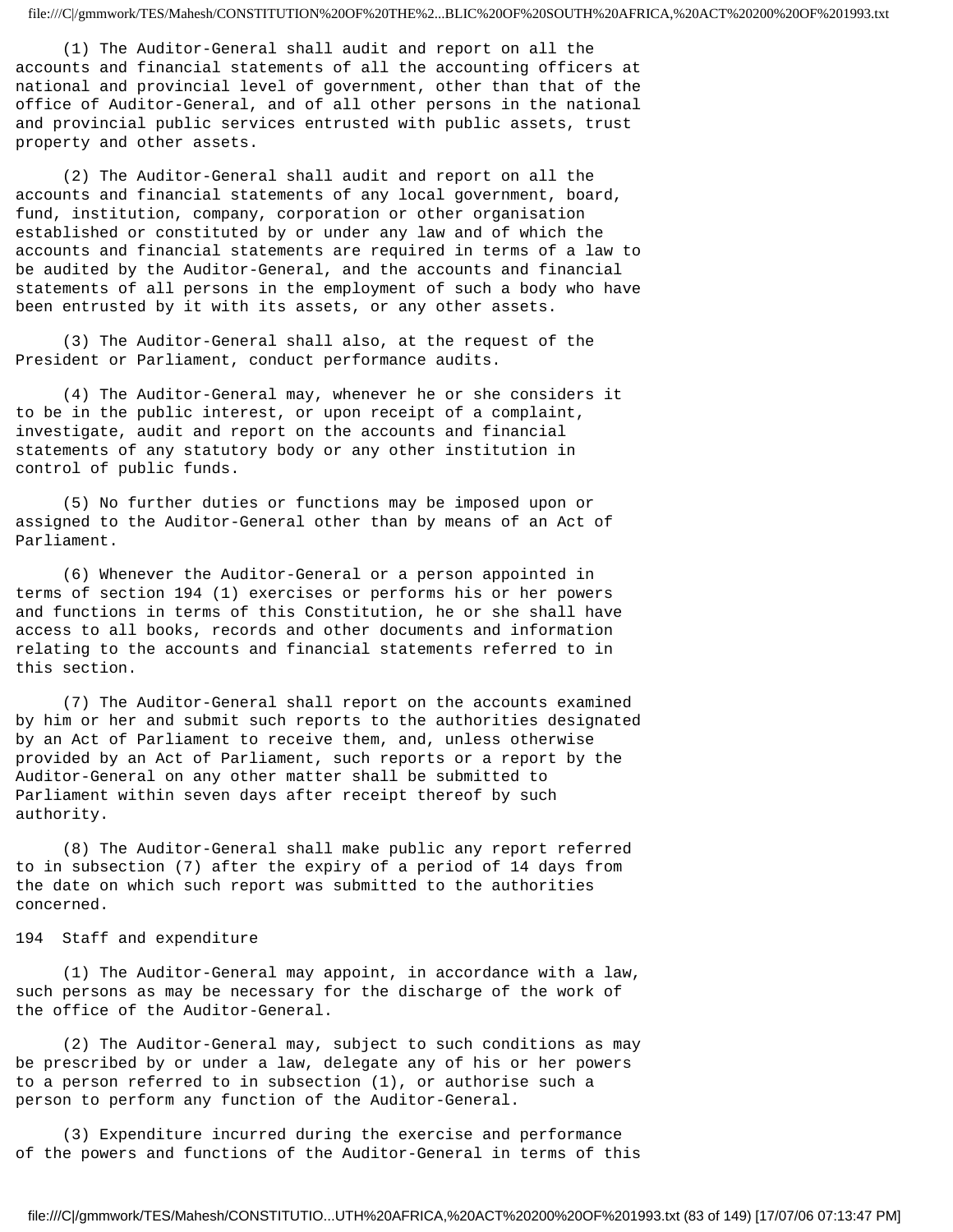(1) The Auditor-General shall audit and report on all the accounts and financial statements of all the accounting officers at national and provincial level of government, other than that of the office of Auditor-General, and of all other persons in the national and provincial public services entrusted with public assets, trust property and other assets.

(2) The Auditor-General shall audit and report on all the accounts and financial statements of any local government, board, fund, institution, company, corporation or other organisation established or constituted by or under any law and of which the accounts and financial statements are required in terms of a law to be audited by the Auditor-General, and the accounts and financial statements of all persons in the employment of such a body who have been entrusted by it with its assets, or any other assets.

(3) The Auditor-General shall also, at the request of the President or Parliament, conduct performance audits.

(4) The Auditor-General may, whenever he or she considers it to be in the public interest, or upon receipt of a complaint, investigate, audit and report on the accounts and financial statements of any statutory body or any other institution in control of public funds.

(5) No further duties or functions may be imposed upon or assigned to the Auditor-General other than by means of an Act of Parliament.

(6) Whenever the Auditor-General or a person appointed in terms of section 194 (1) exercises or performs his or her powers and functions in terms of this Constitution, he or she shall have access to all books, records and other documents and information relating to the accounts and financial statements referred to in this section.

(7) The Auditor-General shall report on the accounts examined by him or her and submit such reports to the authorities designated by an Act of Parliament to receive them, and, unless otherwise provided by an Act of Parliament, such reports or a report by the Auditor-General on any other matter shall be submitted to Parliament within seven days after receipt thereof by such authority.

(8) The Auditor-General shall make public any report referred to in subsection (7) after the expiry of a period of 14 days from the date on which such report was submitted to the authorities concerned.

## 194 Staff and expenditure

(1) The Auditor-General may appoint, in accordance with a law, such persons as may be necessary for the discharge of the work of the office of the Auditor-General.

(2) The Auditor-General may, subject to such conditions as may be prescribed by or under a law, delegate any of his or her powers to a person referred to in subsection (1), or authorise such a person to perform any function of the Auditor-General.

(3) Expenditure incurred during the exercise and performance of the powers and functions of the Auditor-General in terms of this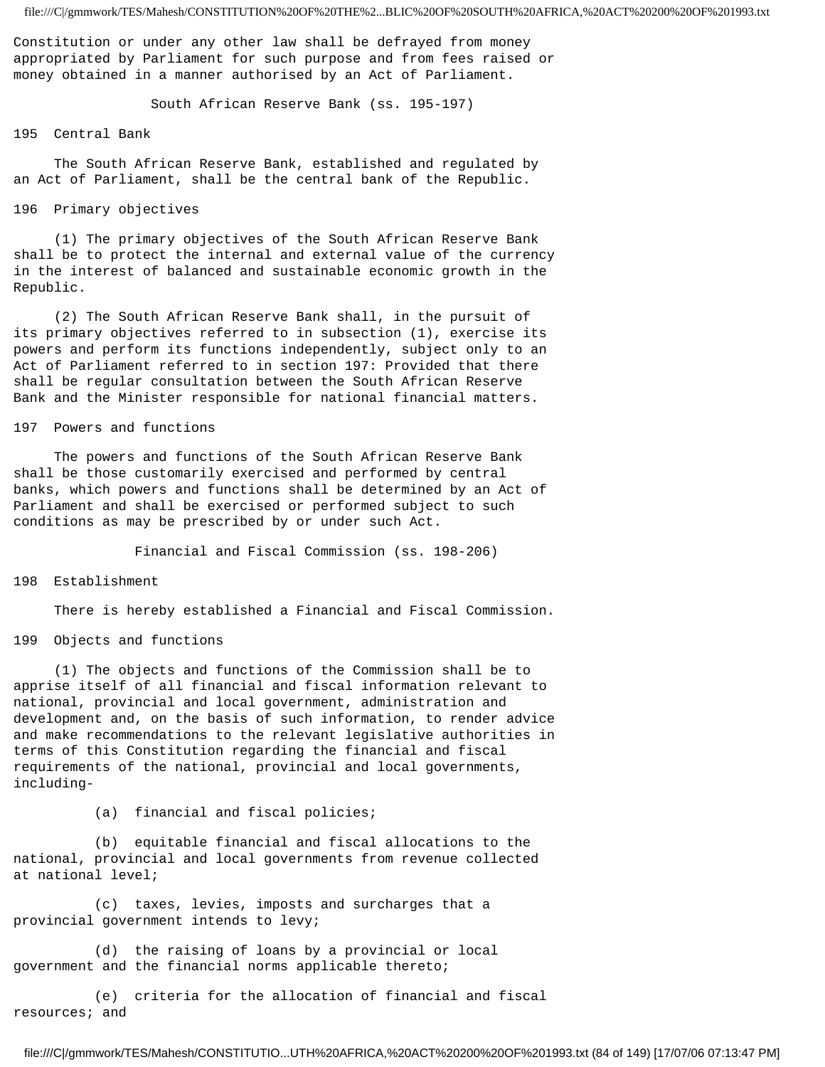Constitution or under any other law shall be defrayed from money appropriated by Parliament for such purpose and from fees raised or money obtained in a manner authorised by an Act of Parliament.

## South African Reserve Bank (ss. 195-197)

### 195 Central Bank

The South African Reserve Bank, established and regulated by an Act of Parliament, shall be the central bank of the Republic.

### 196 Primary objectives

(1) The primary objectives of the South African Reserve Bank shall be to protect the internal and external value of the currency in the interest of balanced and sustainable economic growth in the Republic.

(2) The South African Reserve Bank shall, in the pursuit of its primary objectives referred to in subsection (1), exercise its powers and perform its functions independently, subject only to an Act of Parliament referred to in section 197: Provided that there shall be regular consultation between the South African Reserve Bank and the Minister responsible for national financial matters.

### 197 Powers and functions

The powers and functions of the South African Reserve Bank shall be those customarily exercised and performed by central banks, which powers and functions shall be determined by an Act of Parliament and shall be exercised or performed subject to such conditions as may be prescribed by or under such Act.

## Financial and Fiscal Commission (ss. 198-206)

### 198 Establishment

There is hereby established a Financial and Fiscal Commission.

### 199 Objects and functions

(1) The objects and functions of the Commission shall be to apprise itself of all financial and fiscal information relevant to national, provincial and local government, administration and development and, on the basis of such information, to render advice and make recommendations to the relevant legislative authorities in terms of this Constitution regarding the financial and fiscal requirements of the national, provincial and local governments, including-

(a) financial and fiscal policies;

(b) equitable financial and fiscal allocations to the national, provincial and local governments from revenue collected at national level;

(c) taxes, levies, imposts and surcharges that a provincial government intends to levy;

(d) the raising of loans by a provincial or local government and the financial norms applicable thereto;

(e) criteria for the allocation of financial and fiscal resources; and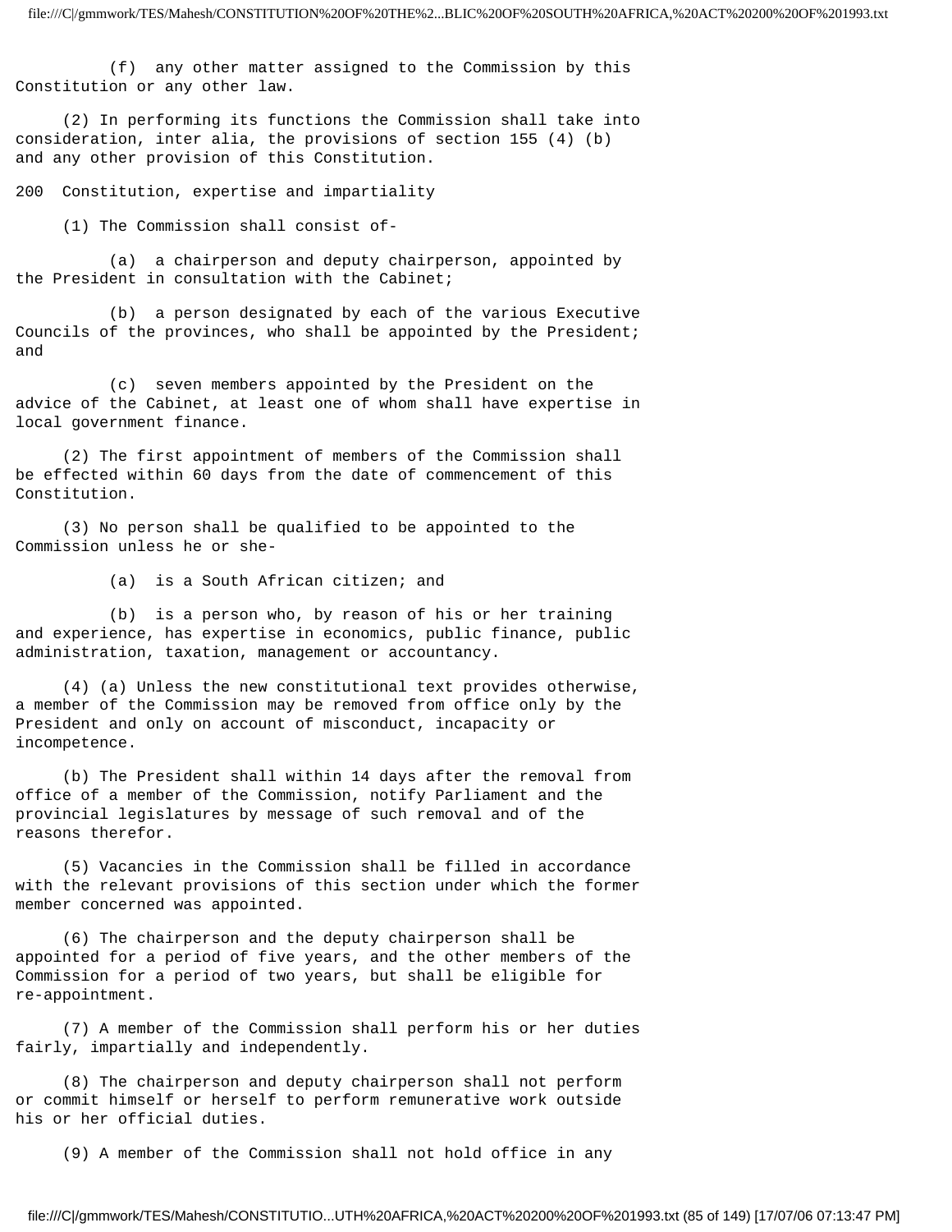(f) any other matter assigned to the Commission by this Constitution or any other law.

(2) In performing its functions the Commission shall take into consideration, inter alia, the provisions of section 155 (4) (b) and any other provision of this Constitution.

## 200 Constitution, expertise and impartiality

(1) The Commission shall consist of-

(a) a chairperson and deputy chairperson, appointed by the President in consultation with the Cabinet;

(b) a person designated by each of the various Executive Councils of the provinces, who shall be appointed by the President; and

(c) seven members appointed by the President on the advice of the Cabinet, at least one of whom shall have expertise in local government finance.

(2) The first appointment of members of the Commission shall be effected within 60 days from the date of commencement of this Constitution.

(3) No person shall be qualified to be appointed to the Commission unless he or she-

(a) is a South African citizen; and

(b) is a person who, by reason of his or her training and experience, has expertise in economics, public finance, public administration, taxation, management or accountancy.

(4) (a) Unless the new constitutional text provides otherwise, a member of the Commission may be removed from office only by the President and only on account of misconduct, incapacity or incompetence.

(b) The President shall within 14 days after the removal from office of a member of the Commission, notify Parliament and the provincial legislatures by message of such removal and of the reasons therefor.

(5) Vacancies in the Commission shall be filled in accordance with the relevant provisions of this section under which the former member concerned was appointed.

(6) The chairperson and the deputy chairperson shall be appointed for a period of five years, and the other members of the Commission for a period of two years, but shall be eligible for re-appointment.

(7) A member of the Commission shall perform his or her duties fairly, impartially and independently.

(8) The chairperson and deputy chairperson shall not perform or commit himself or herself to perform remunerative work outside his or her official duties.

(9) A member of the Commission shall not hold office in any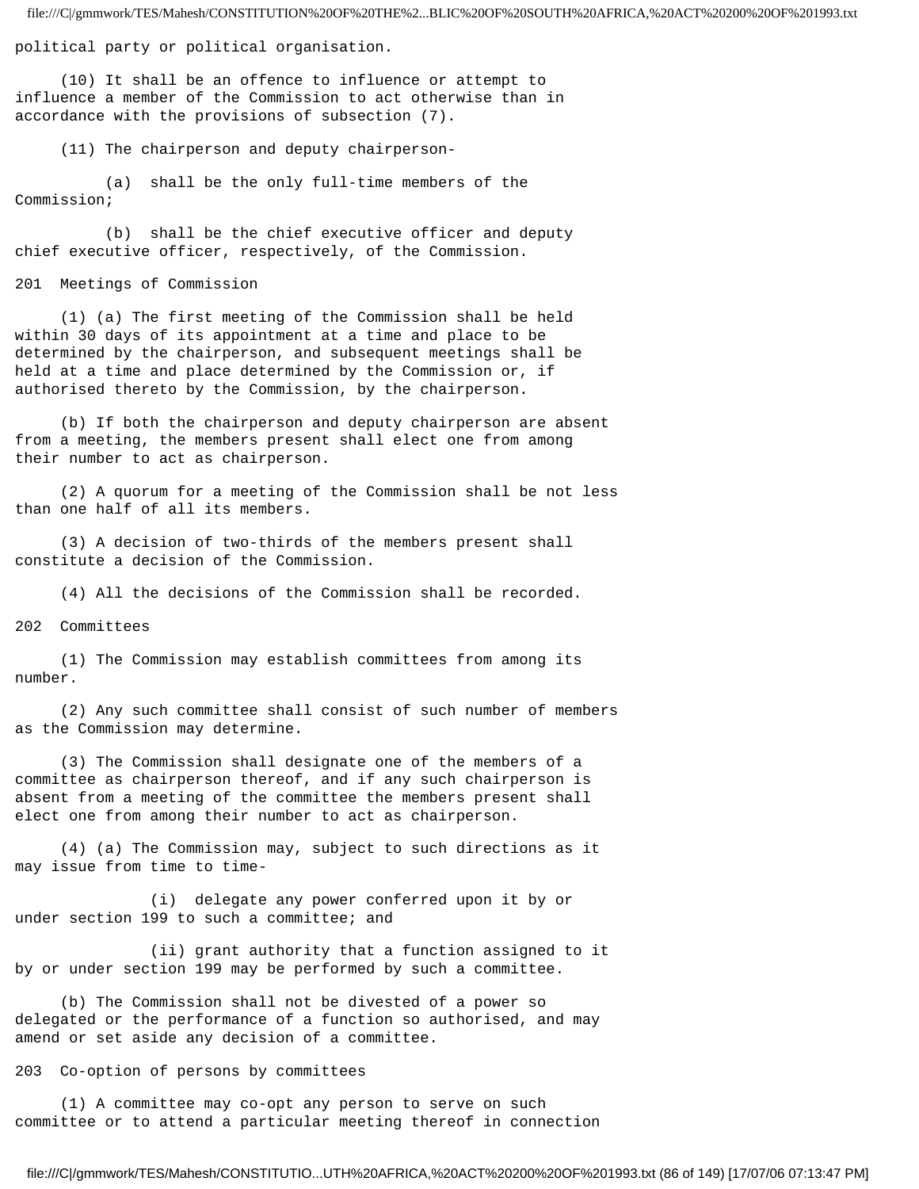political party or political organisation.

(10) It shall be an offence to influence or attempt to influence a member of the Commission to act otherwise than in accordance with the provisions of subsection (7).

(11) The chairperson and deputy chairperson-

(a) shall be the only full-time members of the Commission;

(b) shall be the chief executive officer and deputy chief executive officer, respectively, of the Commission.

201 Meetings of Commission

(1) (a) The first meeting of the Commission shall be held within 30 days of its appointment at a time and place to be determined by the chairperson, and subsequent meetings shall be held at a time and place determined by the Commission or, if authorised thereto by the Commission, by the chairperson.

(b) If both the chairperson and deputy chairperson are absent from a meeting, the members present shall elect one from among their number to act as chairperson.

(2) A quorum for a meeting of the Commission shall be not less than one half of all its members.

(3) A decision of two-thirds of the members present shall constitute a decision of the Commission.

(4) All the decisions of the Commission shall be recorded.

202 Committees

(1) The Commission may establish committees from among its number.

(2) Any such committee shall consist of such number of members as the Commission may determine.

(3) The Commission shall designate one of the members of a committee as chairperson thereof, and if any such chairperson is absent from a meeting of the committee the members present shall elect one from among their number to act as chairperson.

(4) (a) The Commission may, subject to such directions as it may issue from time to time-

(i) delegate any power conferred upon it by or under section 199 to such a committee; and

(ii) grant authority that a function assigned to it by or under section 199 may be performed by such a committee.

(b) The Commission shall not be divested of a power so delegated or the performance of a function so authorised, and may amend or set aside any decision of a committee.

203 Co-option of persons by committees

(1) A committee may co-opt any person to serve on such committee or to attend a particular meeting thereof in connection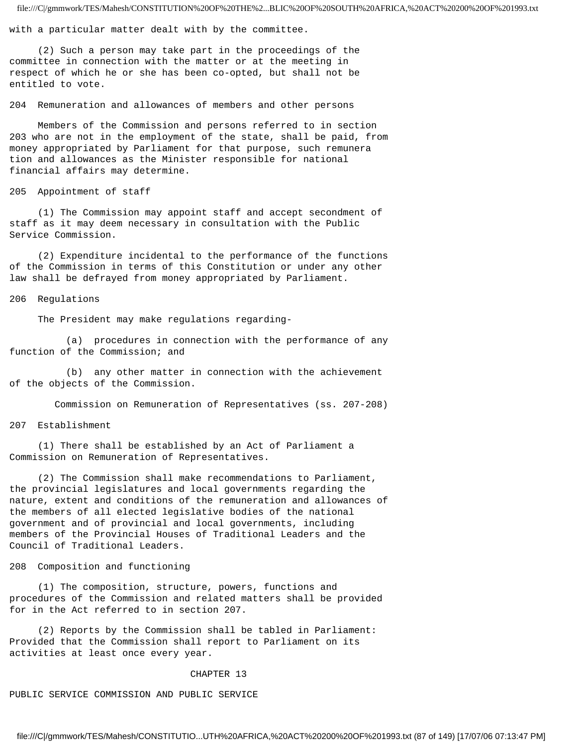with a particular matter dealt with by the committee.

(2) Such a person may take part in the proceedings of the committee in connection with the matter or at the meeting in respect of which he or she has been co-opted, but shall not be entitled to vote.

### 204 Remuneration and allowances of members and other persons

Members of the Commission and persons referred to in section 203 who are not in the employment of the state, shall be paid, from money appropriated by Parliament for that purpose, such remuneration and allowances as the Minister responsible for national financial affairs may determine.

### 205 Appointment of staff

(1) The Commission may appoint staff and accept secondment of staff as it may deem necessary in consultation with the Public Service Commission.

(2) Expenditure incidental to the performance of the functions of the Commission in terms of this Constitution or under any other law shall be defrayed from money appropriated by Parliament.

### 206 Regulations

The President may make regulations regarding-

(a) procedures in connection with the performance of any function of the Commission; and

(b) any other matter in connection with the achievement of the objects of the Commission.

## Commission on Remuneration of Representatives (ss. 207-208)

### 207 Establishment

(1) There shall be established by an Act of Parliament a Commission on Remuneration of Representatives.

(2) The Commission shall make recommendations to Parliament, the provincial legislatures and local governments regarding the nature, extent and conditions of the remuneration and allowances of the members of all elected legislative bodies of the national government and of provincial and local governments, including members of the Provincial Houses of Traditional Leaders and the Council of Traditional Leaders.

### 208 Composition and functioning

(1) The composition, structure, powers, functions and procedures of the Commission and related matters shall be provided for in the Act referred to in section 207.

(2) Reports by the Commission shall be tabled in Parliament: Provided that the Commission shall report to Parliament on its activities at least once every year.

# CHAPTER 13

# PUBLIC SERVICE COMMISSION AND PUBLIC SERVICE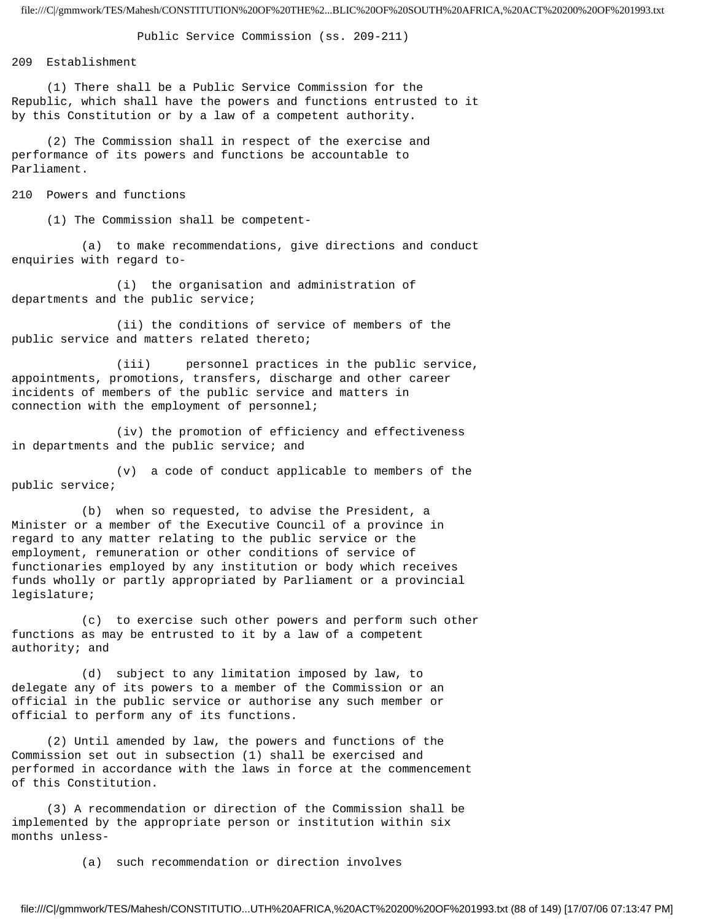## Public Service Commission (ss. 209-211)

### 209 Establishment

(1) There shall be a Public Service Commission for the Republic, which shall have the powers and functions entrusted to it by this Constitution or by a law of a competent authority.

(2) The Commission shall in respect of the exercise and performance of its powers and functions be accountable to Parliament.

### 210 Powers and functions

(1) The Commission shall be competent-

(a) to make recommendations, give directions and conduct enquiries with regard to-

(i) the organisation and administration of departments and the public service;

(ii) the conditions of service of members of the public service and matters related thereto;

(iii) personnel practices in the public service, appointments, promotions, transfers, discharge and other career incidents of members of the public service and matters in connection with the employment of personnel;

(iv) the promotion of efficiency and effectiveness in departments and the public service; and

(v) a code of conduct applicable to members of the public service;

(b) when so requested, to advise the President, a Minister or a member of the Executive Council of a province in regard to any matter relating to the public service or the employment, remuneration or other conditions of service of functionaries employed by any institution or body which receives funds wholly or partly appropriated by Parliament or a provincial legislature;

(c) to exercise such other powers and perform such other functions as may be entrusted to it by a law of a competent authority; and

(d) subject to any limitation imposed by law, to delegate any of its powers to a member of the Commission or an official in the public service or authorise any such member or official to perform any of its functions.

(2) Until amended by law, the powers and functions of the Commission set out in subsection (1) shall be exercised and performed in accordance with the laws in force at the commencement of this Constitution.

(3) A recommendation or direction of the Commission shall be implemented by the appropriate person or institution within six months unless-

(a) such recommendation or direction involves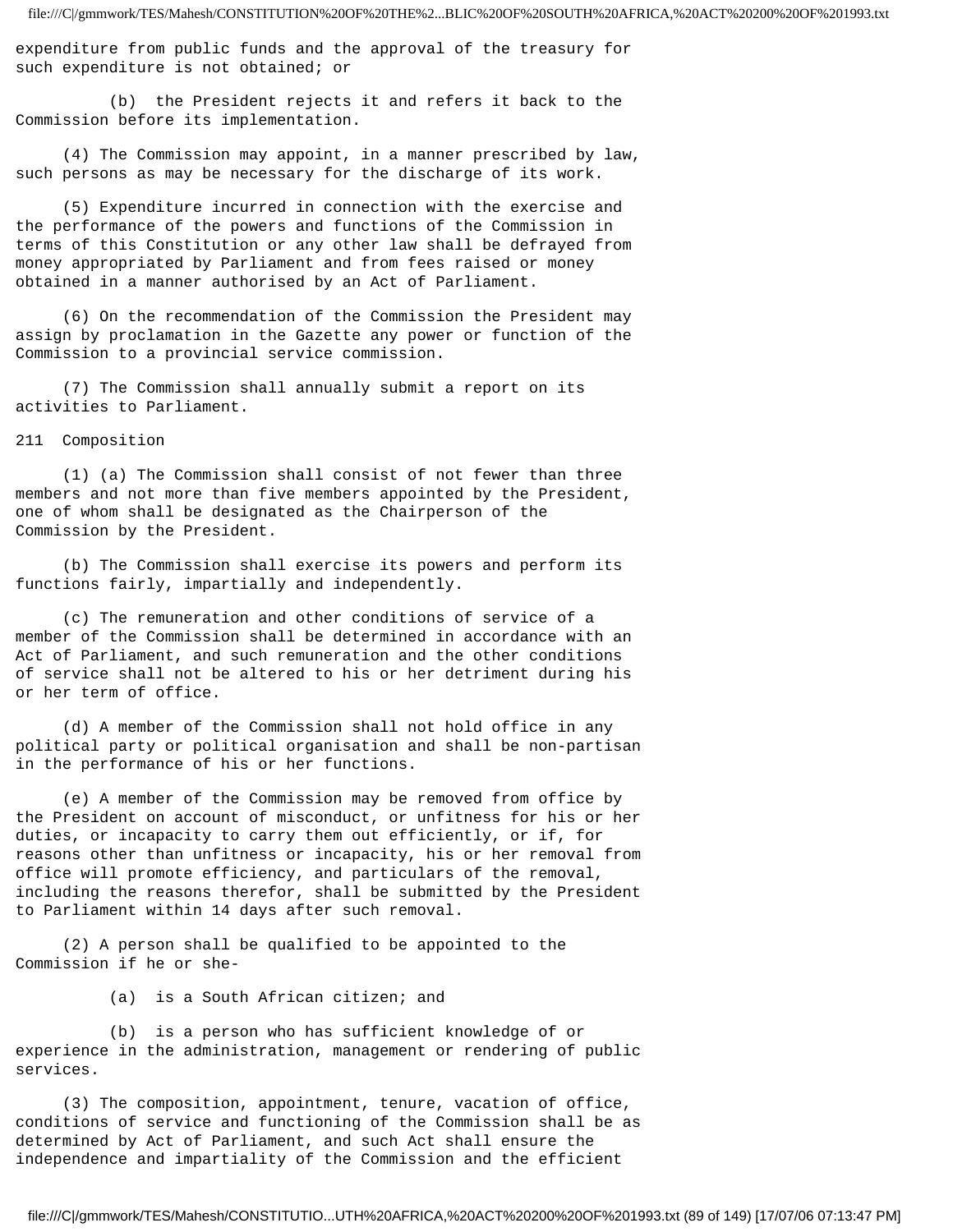expenditure from public funds and the approval of the treasury for such expenditure is not obtained; or

(b) the President rejects it and refers it back to the Commission before its implementation.

(4) The Commission may appoint, in a manner prescribed by law, such persons as may be necessary for the discharge of its work.

(5) Expenditure incurred in connection with the exercise and the performance of the powers and functions of the Commission in terms of this Constitution or any other law shall be defrayed from money appropriated by Parliament and from fees raised or money obtained in a manner authorised by an Act of Parliament.

(6) On the recommendation of the Commission the President may assign by proclamation in the Gazette any power or function of the Commission to a provincial service commission.

(7) The Commission shall annually submit a report on its activities to Parliament.

211 Composition

(1) (a) The Commission shall consist of not fewer than three members and not more than five members appointed by the President, one of whom shall be designated as the Chairperson of the Commission by the President.

(b) The Commission shall exercise its powers and perform its functions fairly, impartially and independently.

(c) The remuneration and other conditions of service of a member of the Commission shall be determined in accordance with an Act of Parliament, and such remuneration and the other conditions of service shall not be altered to his or her detriment during his or her term of office.

(d) A member of the Commission shall not hold office in any political party or political organisation and shall be non-partisan in the performance of his or her functions.

(e) A member of the Commission may be removed from office by the President on account of misconduct, or unfitness for his or her duties, or incapacity to carry them out efficiently, or if, for reasons other than unfitness or incapacity, his or her removal from office will promote efficiency, and particulars of the removal, including the reasons therefor, shall be submitted by the President to Parliament within 14 days after such removal.

(2) A person shall be qualified to be appointed to the Commission if he or she-

(a) is a South African citizen; and

(b) is a person who has sufficient knowledge of or experience in the administration, management or rendering of public services.

(3) The composition, appointment, tenure, vacation of office, conditions of service and functioning of the Commission shall be as determined by Act of Parliament, and such Act shall ensure the independence and impartiality of the Commission and the efficient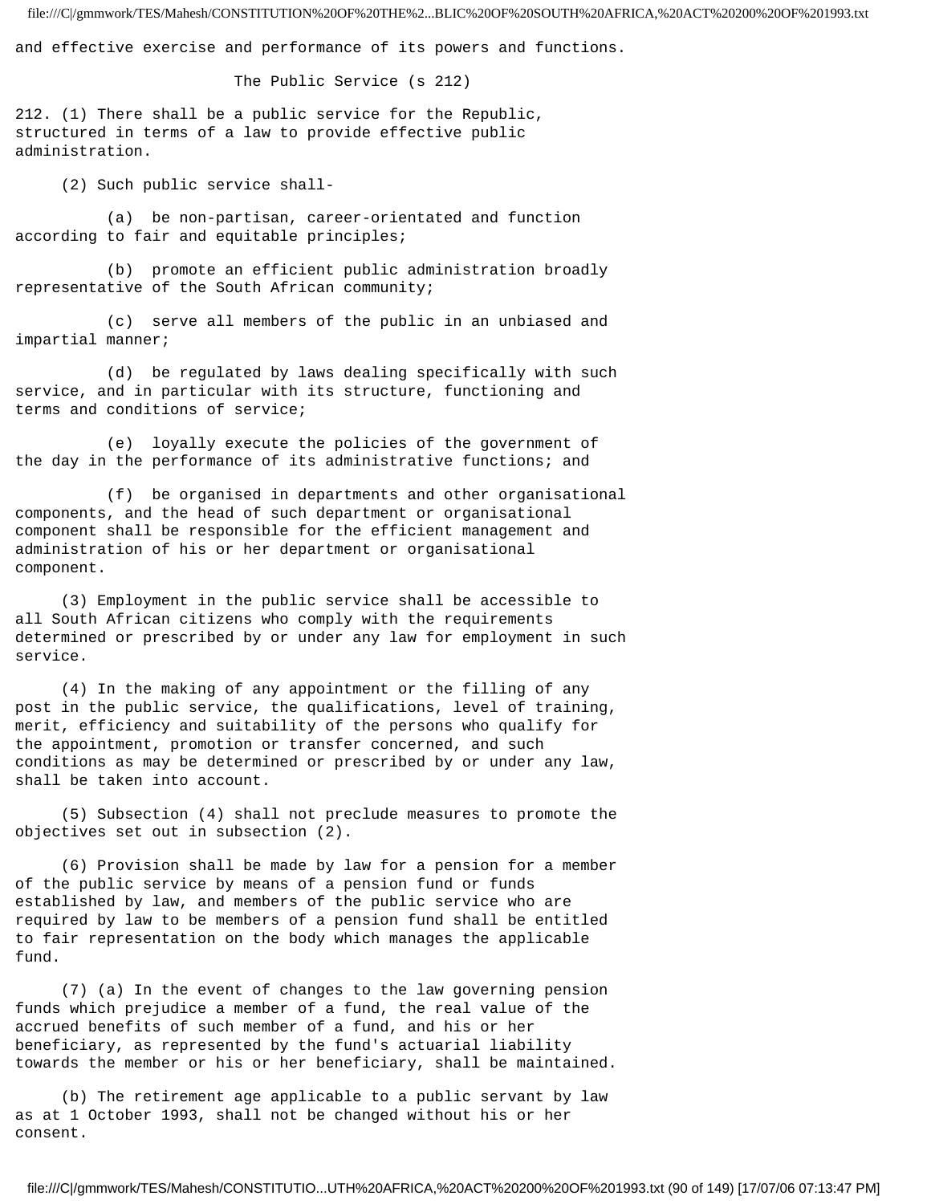and effective exercise and performance of its powers and functions.

## The Public Service (s 212)

212. (1) There shall be a public service for the Republic, structured in terms of a law to provide effective public administration.

(2) Such public service shall-

(a) be non-partisan, career-orientated and function according to fair and equitable principles;

(b) promote an efficient public administration broadly representative of the South African community;

(c) serve all members of the public in an unbiased and impartial manner;

(d) be regulated by laws dealing specifically with such service, and in particular with its structure, functioning and terms and conditions of service;

(e) loyally execute the policies of the government of the day in the performance of its administrative functions; and

(f) be organised in departments and other organisational components, and the head of such department or organisational component shall be responsible for the efficient management and administration of his or her department or organisational component.

(3) Employment in the public service shall be accessible to all South African citizens who comply with the requirements determined or prescribed by or under any law for employment in such service.

(4) In the making of any appointment or the filling of any post in the public service, the qualifications, level of training, merit, efficiency and suitability of the persons who qualify for the appointment, promotion or transfer concerned, and such conditions as may be determined or prescribed by or under any law, shall be taken into account.

(5) Subsection (4) shall not preclude measures to promote the objectives set out in subsection (2).

(6) Provision shall be made by law for a pension for a member of the public service by means of a pension fund or funds established by law, and members of the public service who are required by law to be members of a pension fund shall be entitled to fair representation on the body which manages the applicable fund.

(7) (a) In the event of changes to the law governing pension funds which prejudice a member of a fund, the real value of the accrued benefits of such member of a fund, and his or her beneficiary, as represented by the fund's actuarial liability towards the member or his or her beneficiary, shall be maintained.

(b) The retirement age applicable to a public servant by law as at 1 October 1993, shall not be changed without his or her consent.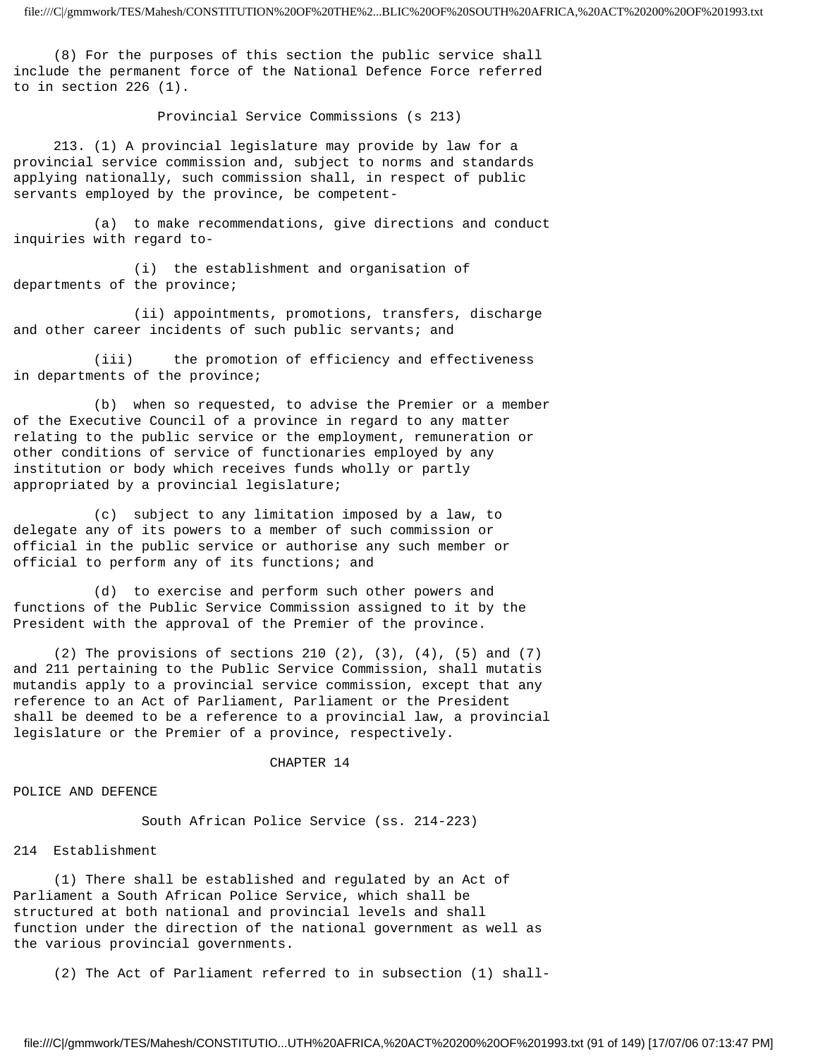(8) For the purposes of this section the public service shall include the permanent force of the National Defence Force referred to in section 226 (1).

### Provincial Service Commissions (s 213)

213. (1) A provincial legislature may provide by law for a provincial service commission and, subject to norms and standards applying nationally, such commission shall, in respect of public servants employed by the province, be competent-

(a) to make recommendations, give directions and conduct inquiries with regard to-

(i) the establishment and organisation of departments of the province;

(ii) appointments, promotions, transfers, discharge and other career incidents of such public servants; and

(iii) the promotion of efficiency and effectiveness in departments of the province;

(b) when so requested, to advise the Premier or a member of the Executive Council of a province in regard to any matter relating to the public service or the employment, remuneration or other conditions of service of functionaries employed by any institution or body which receives funds wholly or partly appropriated by a provincial legislature;

(c) subject to any limitation imposed by a law, to delegate any of its powers to a member of such commission or official in the public service or authorise any such member or official to perform any of its functions; and

(d) to exercise and perform such other powers and functions of the Public Service Commission assigned to it by the President with the approval of the Premier of the province.

(2) The provisions of sections 210 (2), (3), (4), (5) and (7) and 211 pertaining to the Public Service Commission, shall mutatis mutandis apply to a provincial service commission, except that any reference to an Act of Parliament, Parliament or the President shall be deemed to be a reference to a provincial law, a provincial legislature or the Premier of a province, respectively.

## CHAPTER 14

## POLICE AND DEFENCE

### South African Police Service (ss. 214-223)

214 Establishment

(1) There shall be established and regulated by an Act of Parliament a South African Police Service, which shall be structured at both national and provincial levels and shall function under the direction of the national government as well as the various provincial governments.

(2) The Act of Parliament referred to in subsection (1) shall-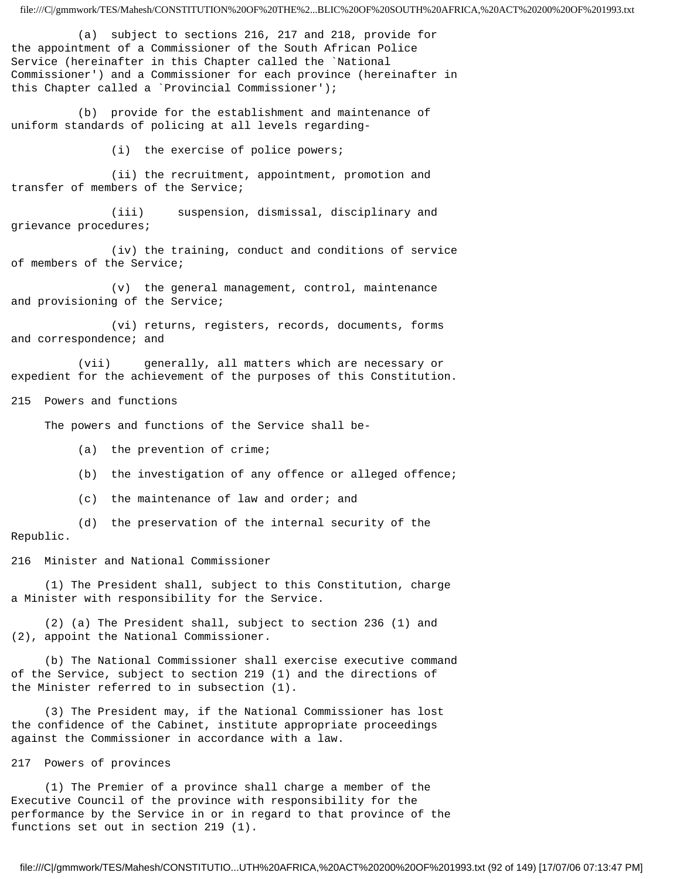(a) subject to sections 216, 217 and 218, provide for the appointment of a Commissioner of the South African Police Service (hereinafter in this Chapter called the `National Commissioner') and a Commissioner for each province (hereinafter in this Chapter called a `Provincial Commissioner');

(b) provide for the establishment and maintenance of uniform standards of policing at all levels regarding-

(i) the exercise of police powers;

(ii) the recruitment, appointment, promotion and transfer of members of the Service;

(iii) suspension, dismissal, disciplinary and grievance procedures;

(iv) the training, conduct and conditions of service of members of the Service;

(v) the general management, control, maintenance and provisioning of the Service;

(vi) returns, registers, records, documents, forms and correspondence; and

(vii) generally, all matters which are necessary or expedient for the achievement of the purposes of this Constitution.

215 Powers and functions

The powers and functions of the Service shall be-

(a) the prevention of crime;

(b) the investigation of any offence or alleged offence;

(c) the maintenance of law and order; and

(d) the preservation of the internal security of the Republic.

216 Minister and National Commissioner

(1) The President shall, subject to this Constitution, charge a Minister with responsibility for the Service.

(2) (a) The President shall, subject to section 236 (1) and (2), appoint the National Commissioner.

(b) The National Commissioner shall exercise executive command of the Service, subject to section 219 (1) and the directions of the Minister referred to in subsection (1).

(3) The President may, if the National Commissioner has lost the confidence of the Cabinet, institute appropriate proceedings against the Commissioner in accordance with a law.

217 Powers of provinces

(1) The Premier of a province shall charge a member of the Executive Council of the province with responsibility for the performance by the Service in or in regard to that province of the functions set out in section 219 (1).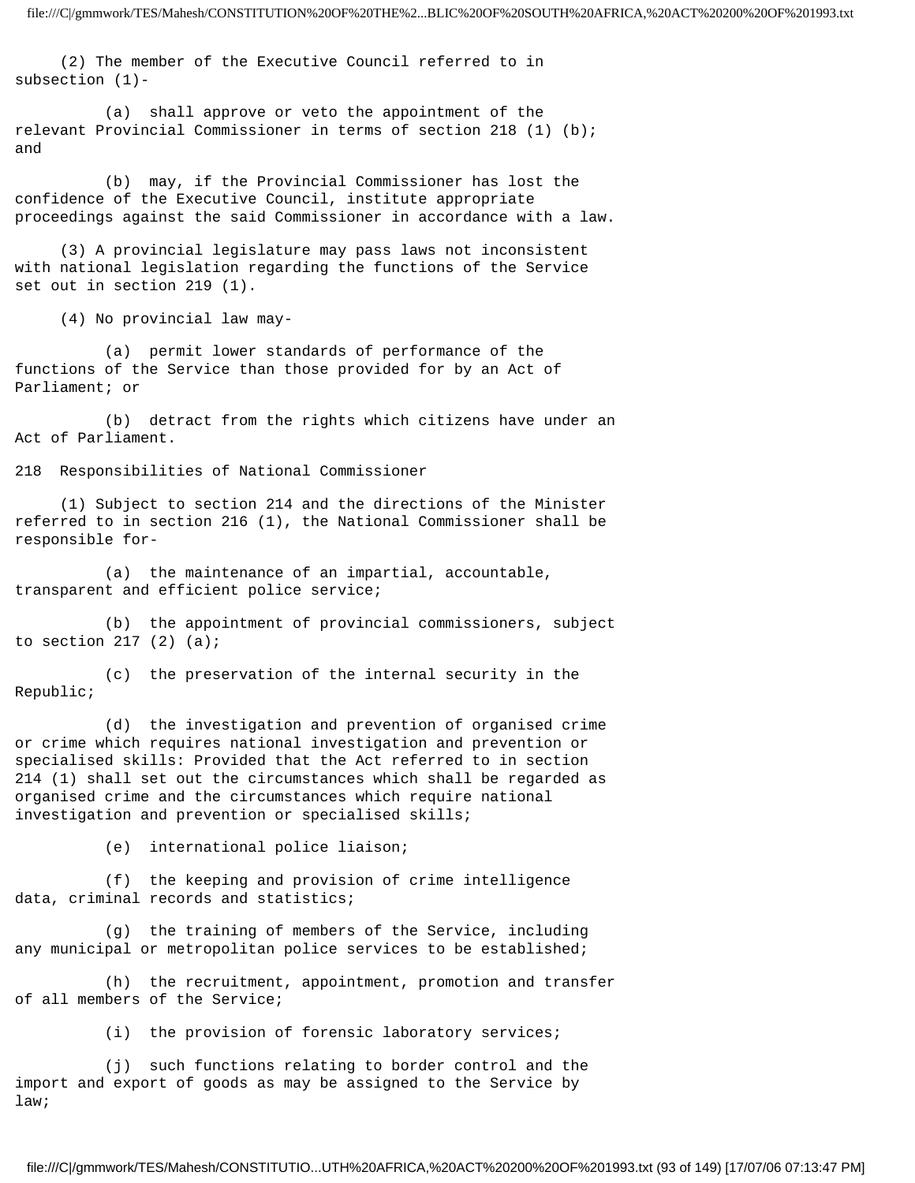(2) The member of the Executive Council referred to in subsection (1)-

(a) shall approve or veto the appointment of the relevant Provincial Commissioner in terms of section 218 (1) (b); and

(b) may, if the Provincial Commissioner has lost the confidence of the Executive Council, institute appropriate proceedings against the said Commissioner in accordance with a law.

(3) A provincial legislature may pass laws not inconsistent with national legislation regarding the functions of the Service set out in section 219 (1).

(4) No provincial law may-

(a) permit lower standards of performance of the functions of the Service than those provided for by an Act of Parliament; or

(b) detract from the rights which citizens have under an Act of Parliament.

218 Responsibilities of National Commissioner

(1) Subject to section 214 and the directions of the Minister referred to in section 216 (1), the National Commissioner shall be responsible for-

(a) the maintenance of an impartial, accountable, transparent and efficient police service;

(b) the appointment of provincial commissioners, subject to section 217 (2) (a);

(c) the preservation of the internal security in the Republic;

(d) the investigation and prevention of organised crime or crime which requires national investigation and prevention or specialised skills: Provided that the Act referred to in section 214 (1) shall set out the circumstances which shall be regarded as organised crime and the circumstances which require national investigation and prevention or specialised skills;

(e) international police liaison;

(f) the keeping and provision of crime intelligence data, criminal records and statistics;

(g) the training of members of the Service, including any municipal or metropolitan police services to be established;

(h) the recruitment, appointment, promotion and transfer of all members of the Service;

(i) the provision of forensic laboratory services;

(j) such functions relating to border control and the import and export of goods as may be assigned to the Service by law;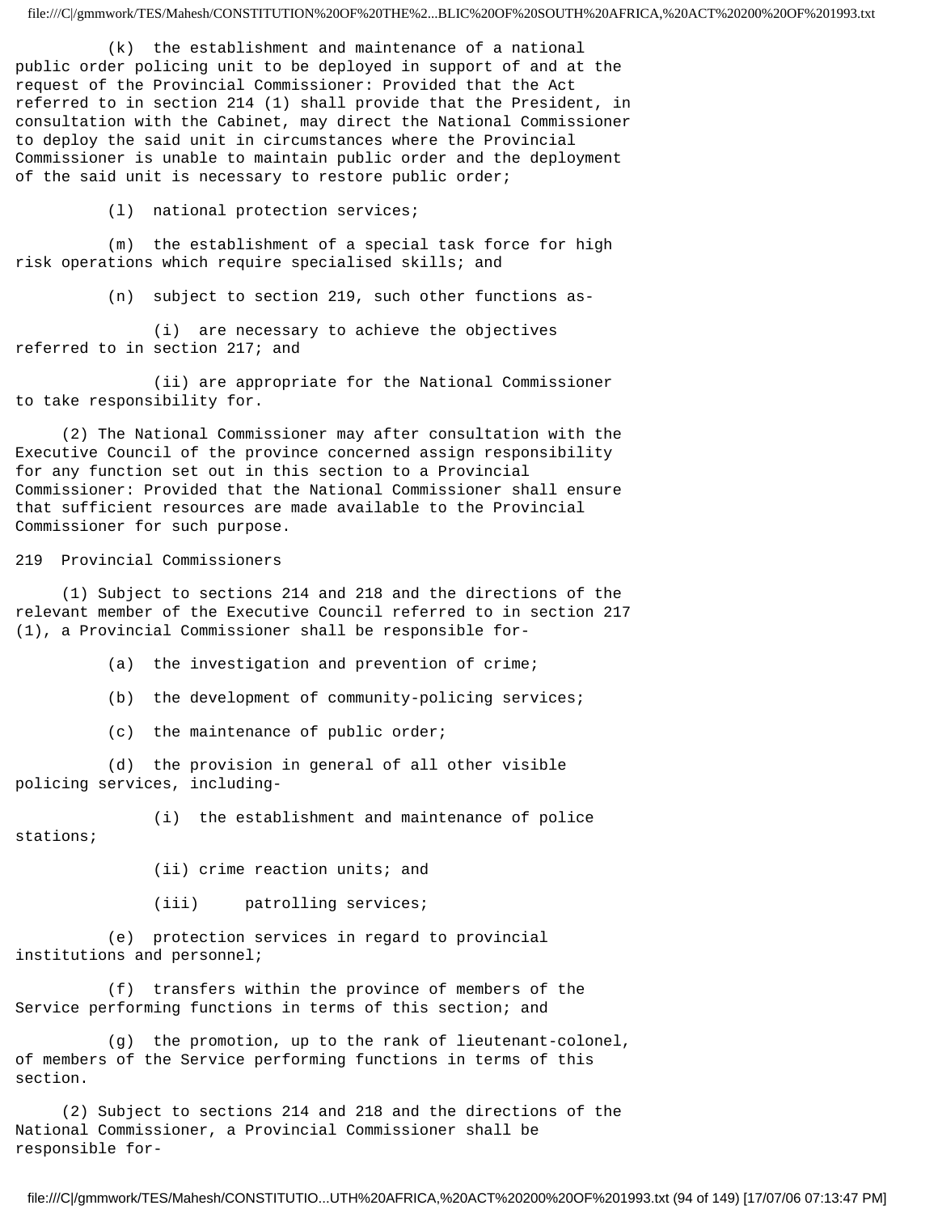(k) the establishment and maintenance of a national public order policing unit to be deployed in support of and at the request of the Provincial Commissioner: Provided that the Act referred to in section 214 (1) shall provide that the President, in consultation with the Cabinet, may direct the National Commissioner to deploy the said unit in circumstances where the Provincial Commissioner is unable to maintain public order and the deployment of the said unit is necessary to restore public order;

(l) national protection services;

(m) the establishment of a special task force for high risk operations which require specialised skills; and

(n) subject to section 219, such other functions as-

(i) are necessary to achieve the objectives referred to in section 217; and

(ii) are appropriate for the National Commissioner to take responsibility for.

(2) The National Commissioner may after consultation with the Executive Council of the province concerned assign responsibility for any function set out in this section to a Provincial Commissioner: Provided that the National Commissioner shall ensure that sufficient resources are made available to the Provincial Commissioner for such purpose.

## 219 Provincial Commissioners

(1) Subject to sections 214 and 218 and the directions of the relevant member of the Executive Council referred to in section 217 (1), a Provincial Commissioner shall be responsible for-

(a) the investigation and prevention of crime;

(b) the development of community-policing services;

(c) the maintenance of public order;

(d) the provision in general of all other visible policing services, including-

(i) the establishment and maintenance of police stations;

(ii) crime reaction units; and

(iii) patrolling services;

(e) protection services in regard to provincial institutions and personnel;

(f) transfers within the province of members of the Service performing functions in terms of this section; and

(g) the promotion, up to the rank of lieutenant-colonel, of members of the Service performing functions in terms of this section.

(2) Subject to sections 214 and 218 and the directions of the National Commissioner, a Provincial Commissioner shall be responsible for-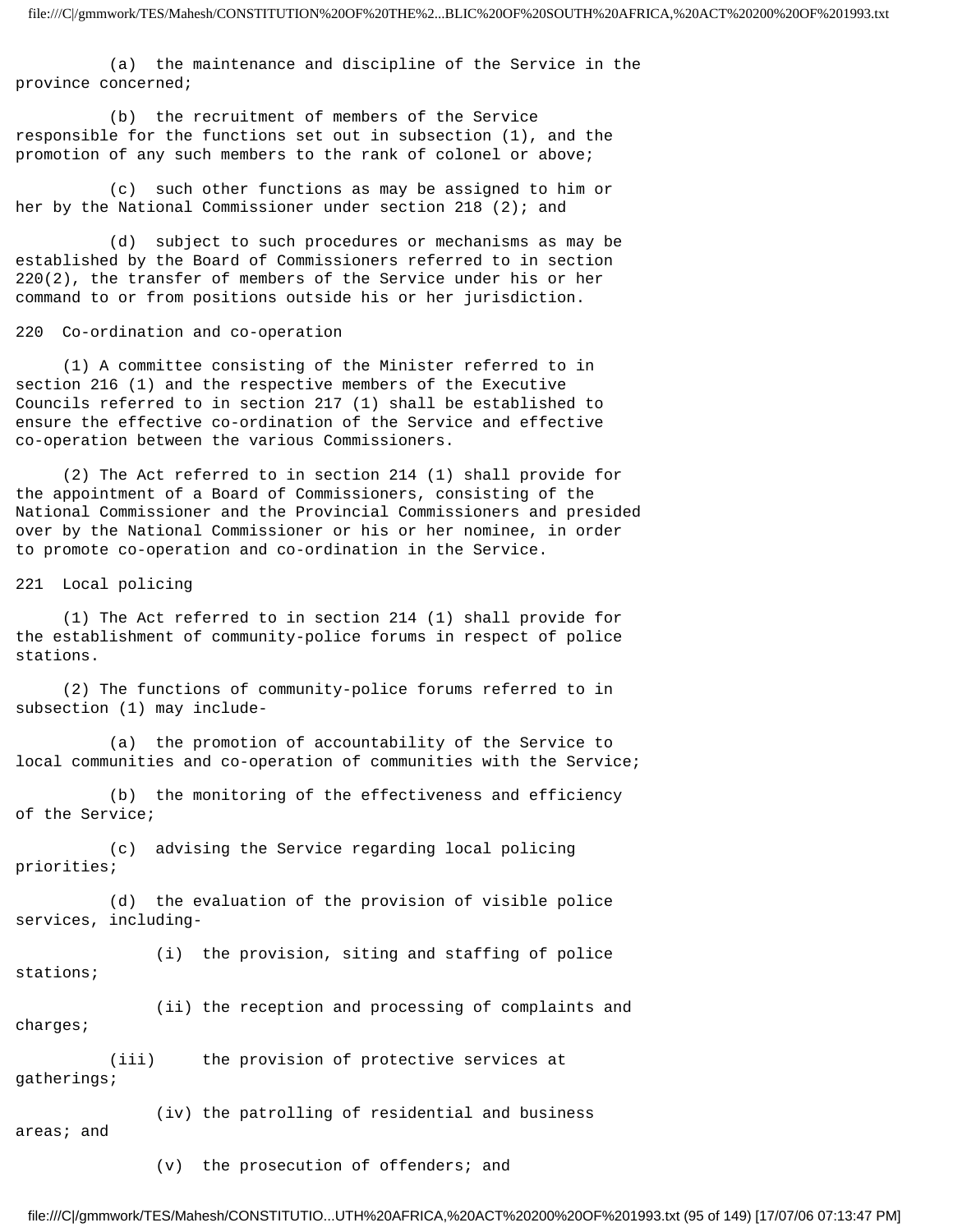(a) the maintenance and discipline of the Service in the province concerned;

(b) the recruitment of members of the Service responsible for the functions set out in subsection (1), and the promotion of any such members to the rank of colonel or above;

(c) such other functions as may be assigned to him or her by the National Commissioner under section 218 (2); and

(d) subject to such procedures or mechanisms as may be established by the Board of Commissioners referred to in section 220(2), the transfer of members of the Service under his or her command to or from positions outside his or her jurisdiction.

220 Co-ordination and co-operation

(1) A committee consisting of the Minister referred to in section 216 (1) and the respective members of the Executive Councils referred to in section 217 (1) shall be established to ensure the effective co-ordination of the Service and effective co-operation between the various Commissioners.

(2) The Act referred to in section 214 (1) shall provide for the appointment of a Board of Commissioners, consisting of the National Commissioner and the Provincial Commissioners and presided over by the National Commissioner or his or her nominee, in order to promote co-operation and co-ordination in the Service.

221 Local policing

(1) The Act referred to in section 214 (1) shall provide for the establishment of community-police forums in respect of police stations.

(2) The functions of community-police forums referred to in subsection (1) may include-

(a) the promotion of accountability of the Service to local communities and co-operation of communities with the Service;

(b) the monitoring of the effectiveness and efficiency of the Service;

(c) advising the Service regarding local policing priorities;

(d) the evaluation of the provision of visible police services, including-

(i) the provision, siting and staffing of police stations;

(ii) the reception and processing of complaints and charges;

(iii) the provision of protective services at gatherings;

(iv) the patrolling of residential and business areas; and

(v) the prosecution of offenders; and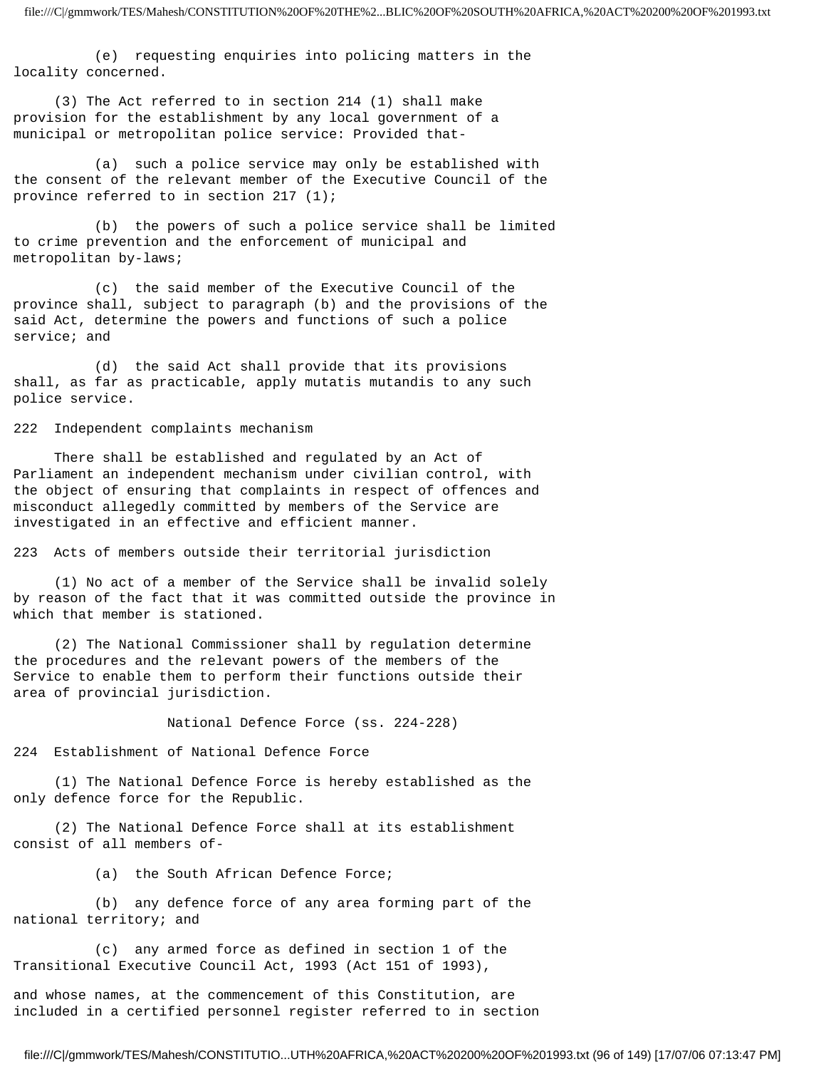(e) requesting enquiries into policing matters in the locality concerned.

(3) The Act referred to in section 214 (1) shall make provision for the establishment by any local government of a municipal or metropolitan police service: Provided that-

(a) such a police service may only be established with the consent of the relevant member of the Executive Council of the province referred to in section 217 (1);

(b) the powers of such a police service shall be limited to crime prevention and the enforcement of municipal and metropolitan by-laws;

(c) the said member of the Executive Council of the province shall, subject to paragraph (b) and the provisions of the said Act, determine the powers and functions of such a police service; and

(d) the said Act shall provide that its provisions shall, as far as practicable, apply mutatis mutandis to any such police service.

222 Independent complaints mechanism

There shall be established and regulated by an Act of Parliament an independent mechanism under civilian control, with the object of ensuring that complaints in respect of offences and misconduct allegedly committed by members of the Service are investigated in an effective and efficient manner.

223 Acts of members outside their territorial jurisdiction

(1) No act of a member of the Service shall be invalid solely by reason of the fact that it was committed outside the province in which that member is stationed.

(2) The National Commissioner shall by regulation determine the procedures and the relevant powers of the members of the Service to enable them to perform their functions outside their area of provincial jurisdiction.

National Defence Force (ss. 224-228)

224 Establishment of National Defence Force

(1) The National Defence Force is hereby established as the only defence force for the Republic.

(2) The National Defence Force shall at its establishment consist of all members of-

(a) the South African Defence Force;

(b) any defence force of any area forming part of the national territory; and

(c) any armed force as defined in section 1 of the Transitional Executive Council Act, 1993 (Act 151 of 1993),

and whose names, at the commencement of this Constitution, are included in a certified personnel register referred to in section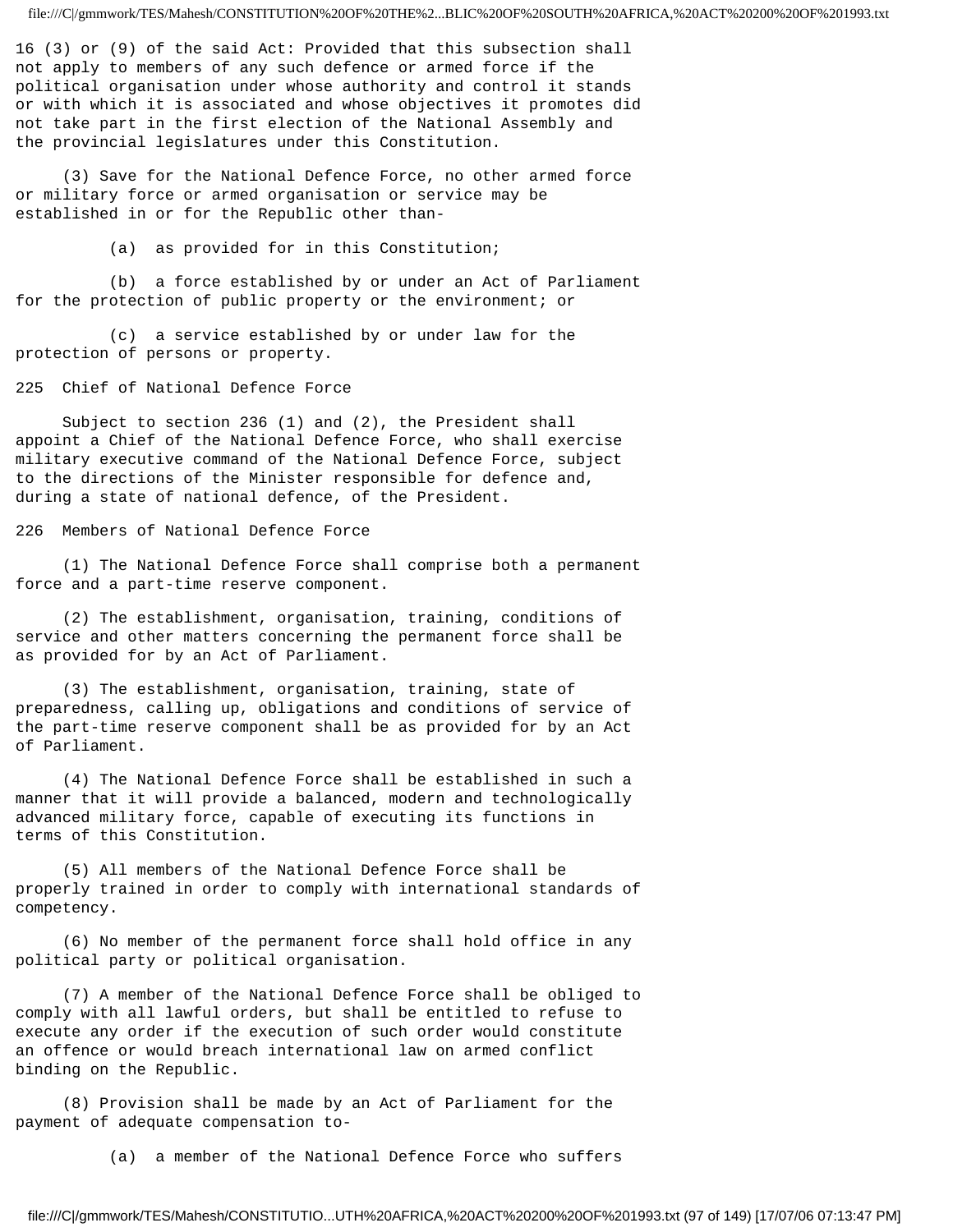16 (3) or (9) of the said Act: Provided that this subsection shall not apply to members of any such defence or armed force if the political organisation under whose authority and control it stands or with which it is associated and whose objectives it promotes did not take part in the first election of the National Assembly and the provincial legislatures under this Constitution.

(3) Save for the National Defence Force, no other armed force or military force or armed organisation or service may be established in or for the Republic other than-

(a) as provided for in this Constitution;

(b) a force established by or under an Act of Parliament for the protection of public property or the environment; or

(c) a service established by or under law for the protection of persons or property.

## 225 Chief of National Defence Force

Subject to section 236 (1) and (2), the President shall appoint a Chief of the National Defence Force, who shall exercise military executive command of the National Defence Force, subject to the directions of the Minister responsible for defence and, during a state of national defence, of the President.

## 226 Members of National Defence Force

(1) The National Defence Force shall comprise both a permanent force and a part-time reserve component.

(2) The establishment, organisation, training, conditions of service and other matters concerning the permanent force shall be as provided for by an Act of Parliament.

(3) The establishment, organisation, training, state of preparedness, calling up, obligations and conditions of service of the part-time reserve component shall be as provided for by an Act of Parliament.

(4) The National Defence Force shall be established in such a manner that it will provide a balanced, modern and technologically advanced military force, capable of executing its functions in terms of this Constitution.

(5) All members of the National Defence Force shall be properly trained in order to comply with international standards of competency.

(6) No member of the permanent force shall hold office in any political party or political organisation.

(7) A member of the National Defence Force shall be obliged to comply with all lawful orders, but shall be entitled to refuse to execute any order if the execution of such order would constitute an offence or would breach international law on armed conflict binding on the Republic.

(8) Provision shall be made by an Act of Parliament for the payment of adequate compensation to-

(a) a member of the National Defence Force who suffers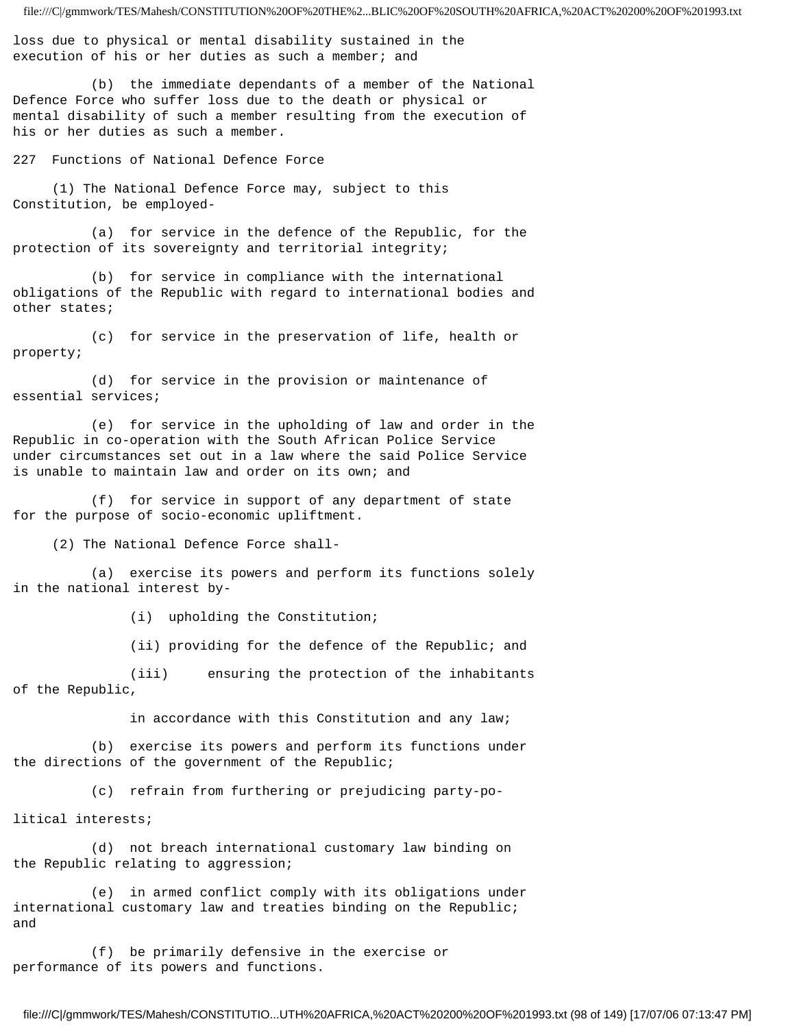loss due to physical or mental disability sustained in the execution of his or her duties as such a member; and

(b) the immediate dependants of a member of the National Defence Force who suffer loss due to the death or physical or mental disability of such a member resulting from the execution of his or her duties as such a member.

## 227 Functions of National Defence Force

(1) The National Defence Force may, subject to this Constitution, be employed-

(a) for service in the defence of the Republic, for the protection of its sovereignty and territorial integrity;

(b) for service in compliance with the international obligations of the Republic with regard to international bodies and other states;

(c) for service in the preservation of life, health or property;

(d) for service in the provision or maintenance of essential services;

(e) for service in the upholding of law and order in the Republic in co-operation with the South African Police Service under circumstances set out in a law where the said Police Service is unable to maintain law and order on its own; and

(f) for service in support of any department of state for the purpose of socio-economic upliftment.

(2) The National Defence Force shall-

(a) exercise its powers and perform its functions solely in the national interest by-

(i) upholding the Constitution;

(ii) providing for the defence of the Republic; and

(iii) ensuring the protection of the inhabitants of the Republic,

in accordance with this Constitution and any law;

(b) exercise its powers and perform its functions under the directions of the government of the Republic;

(c) refrain from furthering or prejudicing party-political interests;

(d) not breach international customary law binding on the Republic relating to aggression;

(e) in armed conflict comply with its obligations under international customary law and treaties binding on the Republic; and

(f) be primarily defensive in the exercise or performance of its powers and functions.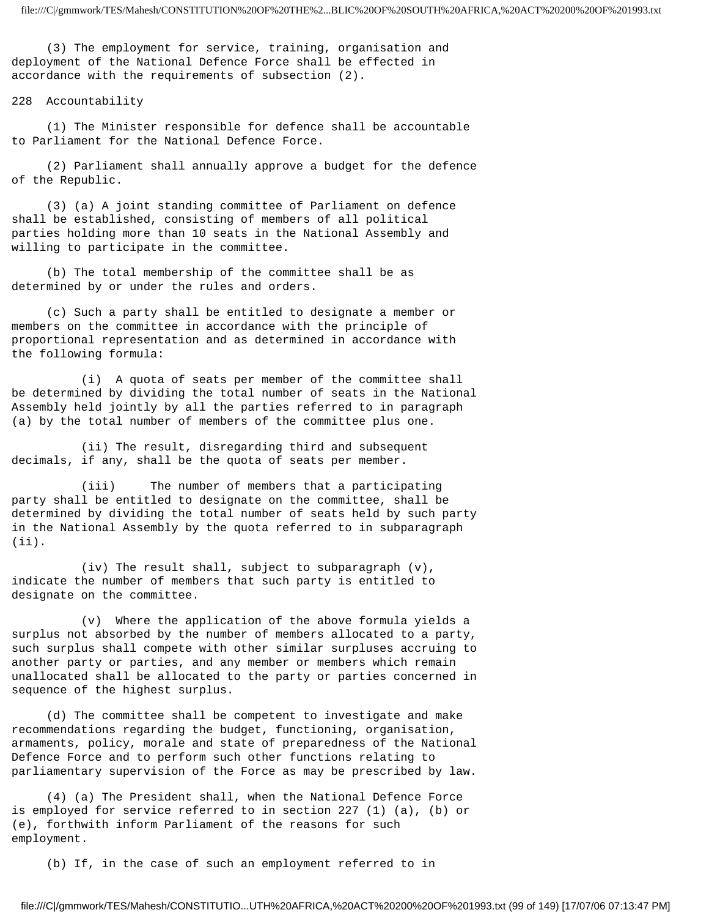(3) The employment for service, training, organisation and deployment of the National Defence Force shall be effected in accordance with the requirements of subsection (2).

## 228 Accountability

(1) The Minister responsible for defence shall be accountable to Parliament for the National Defence Force.

(2) Parliament shall annually approve a budget for the defence of the Republic.

(3) (a) A joint standing committee of Parliament on defence shall be established, consisting of members of all political parties holding more than 10 seats in the National Assembly and willing to participate in the committee.

(b) The total membership of the committee shall be as determined by or under the rules and orders.

(c) Such a party shall be entitled to designate a member or members on the committee in accordance with the principle of proportional representation and as determined in accordance with the following formula:

(i) A quota of seats per member of the committee shall be determined by dividing the total number of seats in the National Assembly held jointly by all the parties referred to in paragraph (a) by the total number of members of the committee plus one.

(ii) The result, disregarding third and subsequent decimals, if any, shall be the quota of seats per member.

(iii) The number of members that a participating party shall be entitled to designate on the committee, shall be determined by dividing the total number of seats held by such party in the National Assembly by the quota referred to in subparagraph (ii).

(iv) The result shall, subject to subparagraph (v), indicate the number of members that such party is entitled to designate on the committee.

(v) Where the application of the above formula yields a surplus not absorbed by the number of members allocated to a party, such surplus shall compete with other similar surpluses accruing to another party or parties, and any member or members which remain unallocated shall be allocated to the party or parties concerned in sequence of the highest surplus.

(d) The committee shall be competent to investigate and make recommendations regarding the budget, functioning, organisation, armaments, policy, morale and state of preparedness of the National Defence Force and to perform such other functions relating to parliamentary supervision of the Force as may be prescribed by law.

(4) (a) The President shall, when the National Defence Force is employed for service referred to in section 227 (1) (a), (b) or (e), forthwith inform Parliament of the reasons for such employment.

(b) If, in the case of such an employment referred to in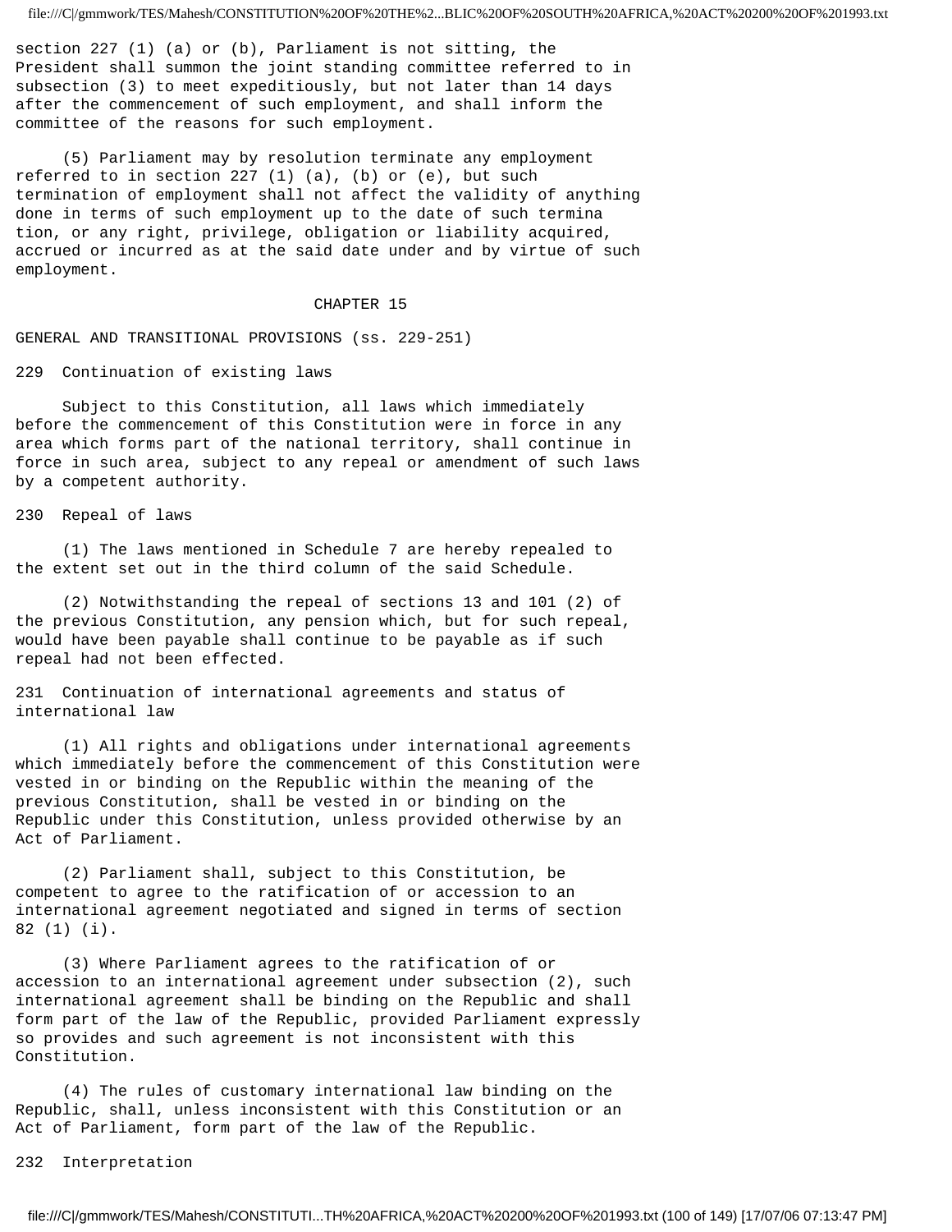section 227 (1) (a) or (b), Parliament is not sitting, the President shall summon the joint standing committee referred to in subsection (3) to meet expeditiously, but not later than 14 days after the commencement of such employment, and shall inform the committee of the reasons for such employment.

(5) Parliament may by resolution terminate any employment referred to in section 227 (1) (a), (b) or (e), but such termination of employment shall not affect the validity of anything done in terms of such employment up to the date of such termina tion, or any right, privilege, obligation or liability acquired, accrued or incurred as at the said date under and by virtue of such employment.

# CHAPTER 15

## GENERAL AND TRANSITIONAL PROVISIONS (ss. 229-251)

### 229 Continuation of existing laws

Subject to this Constitution, all laws which immediately before the commencement of this Constitution were in force in any area which forms part of the national territory, shall continue in force in such area, subject to any repeal or amendment of such laws by a competent authority.

### 230 Repeal of laws

(1) The laws mentioned in Schedule 7 are hereby repealed to the extent set out in the third column of the said Schedule.

(2) Notwithstanding the repeal of sections 13 and 101 (2) of the previous Constitution, any pension which, but for such repeal, would have been payable shall continue to be payable as if such repeal had not been effected.

### 231 Continuation of international agreements and status of international law

(1) All rights and obligations under international agreements which immediately before the commencement of this Constitution were vested in or binding on the Republic within the meaning of the previous Constitution, shall be vested in or binding on the Republic under this Constitution, unless provided otherwise by an Act of Parliament.

(2) Parliament shall, subject to this Constitution, be competent to agree to the ratification of or accession to an international agreement negotiated and signed in terms of section 82 (1) (i).

(3) Where Parliament agrees to the ratification of or accession to an international agreement under subsection (2), such international agreement shall be binding on the Republic and shall form part of the law of the Republic, provided Parliament expressly so provides and such agreement is not inconsistent with this Constitution.

(4) The rules of customary international law binding on the Republic, shall, unless inconsistent with this Constitution or an Act of Parliament, form part of the law of the Republic.

### 232 Interpretation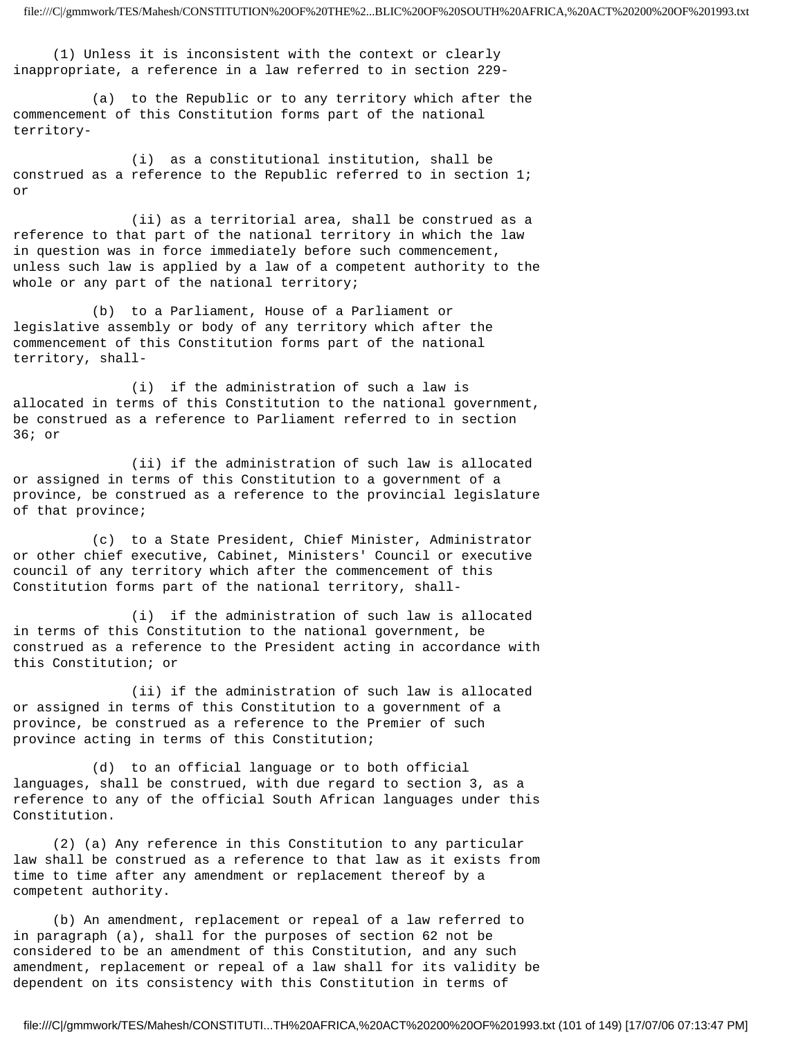(1) Unless it is inconsistent with the context or clearly inappropriate, a reference in a law referred to in section 229-

(a) to the Republic or to any territory which after the commencement of this Constitution forms part of the national territory-

(i) as a constitutional institution, shall be construed as a reference to the Republic referred to in section 1; or

(ii) as a territorial area, shall be construed as a reference to that part of the national territory in which the law in question was in force immediately before such commencement, unless such law is applied by a law of a competent authority to the whole or any part of the national territory;

(b) to a Parliament, House of a Parliament or legislative assembly or body of any territory which after the commencement of this Constitution forms part of the national territory, shall-

(i) if the administration of such a law is allocated in terms of this Constitution to the national government, be construed as a reference to Parliament referred to in section 36; or

(ii) if the administration of such law is allocated or assigned in terms of this Constitution to a government of a province, be construed as a reference to the provincial legislature of that province;

(c) to a State President, Chief Minister, Administrator or other chief executive, Cabinet, Ministers' Council or executive council of any territory which after the commencement of this Constitution forms part of the national territory, shall-

(i) if the administration of such law is allocated in terms of this Constitution to the national government, be construed as a reference to the President acting in accordance with this Constitution; or

(ii) if the administration of such law is allocated or assigned in terms of this Constitution to a government of a province, be construed as a reference to the Premier of such province acting in terms of this Constitution;

(d) to an official language or to both official languages, shall be construed, with due regard to section 3, as a reference to any of the official South African languages under this Constitution.

(2) (a) Any reference in this Constitution to any particular law shall be construed as a reference to that law as it exists from time to time after any amendment or replacement thereof by a competent authority.

(b) An amendment, replacement or repeal of a law referred to in paragraph (a), shall for the purposes of section 62 not be considered to be an amendment of this Constitution, and any such amendment, replacement or repeal of a law shall for its validity be dependent on its consistency with this Constitution in terms of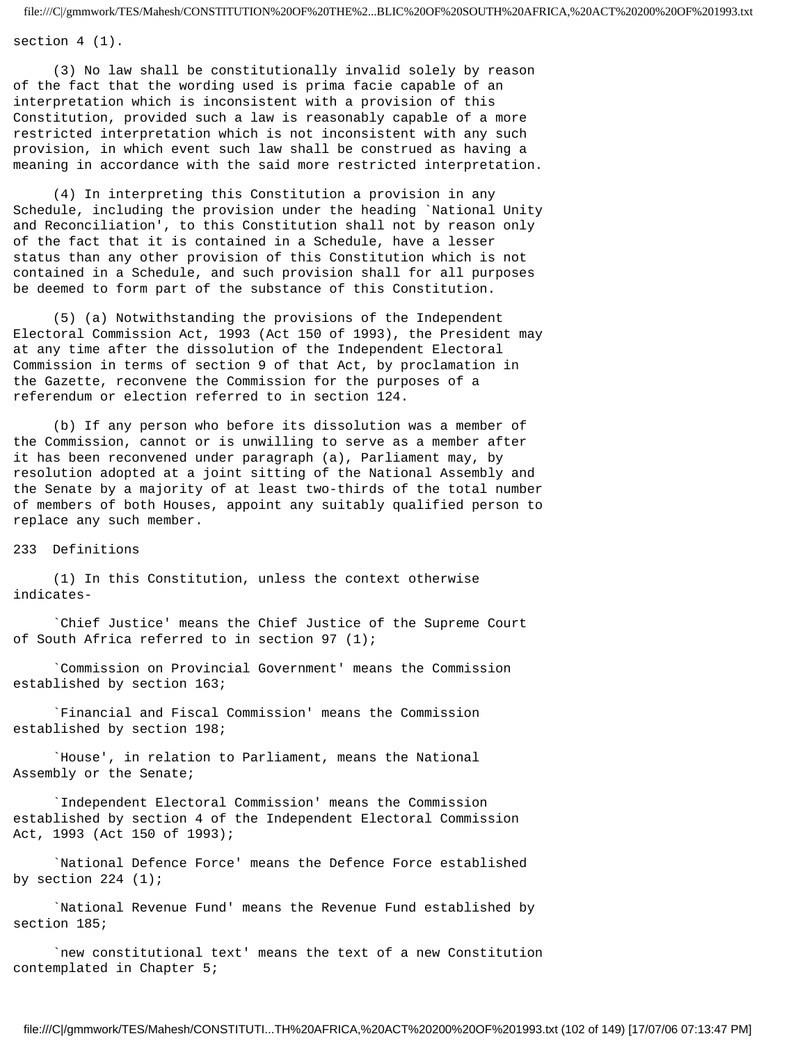section 4 (1).

(3) No law shall be constitutionally invalid solely by reason of the fact that the wording used is prima facie capable of an interpretation which is inconsistent with a provision of this Constitution, provided such a law is reasonably capable of a more restricted interpretation which is not inconsistent with any such provision, in which event such law shall be construed as having a meaning in accordance with the said more restricted interpretation.

(4) In interpreting this Constitution a provision in any Schedule, including the provision under the heading `National Unity and Reconciliation', to this Constitution shall not by reason only of the fact that it is contained in a Schedule, have a lesser status than any other provision of this Constitution which is not contained in a Schedule, and such provision shall for all purposes be deemed to form part of the substance of this Constitution.

(5) (a) Notwithstanding the provisions of the Independent Electoral Commission Act, 1993 (Act 150 of 1993), the President may at any time after the dissolution of the Independent Electoral Commission in terms of section 9 of that Act, by proclamation in the Gazette, reconvene the Commission for the purposes of a referendum or election referred to in section 124.

(b) If any person who before its dissolution was a member of the Commission, cannot or is unwilling to serve as a member after it has been reconvened under paragraph (a), Parliament may, by resolution adopted at a joint sitting of the National Assembly and the Senate by a majority of at least two-thirds of the total number of members of both Houses, appoint any suitably qualified person to replace any such member.

233 Definitions

(1) In this Constitution, unless the context otherwise indicates-

`Chief Justice' means the Chief Justice of the Supreme Court of South Africa referred to in section 97 (1);

`Commission on Provincial Government' means the Commission established by section 163;

`Financial and Fiscal Commission' means the Commission established by section 198;

`House', in relation to Parliament, means the National Assembly or the Senate;

`Independent Electoral Commission' means the Commission established by section 4 of the Independent Electoral Commission Act, 1993 (Act 150 of 1993);

`National Defence Force' means the Defence Force established by section 224 (1);

`National Revenue Fund' means the Revenue Fund established by section 185;

`new constitutional text' means the text of a new Constitution contemplated in Chapter 5;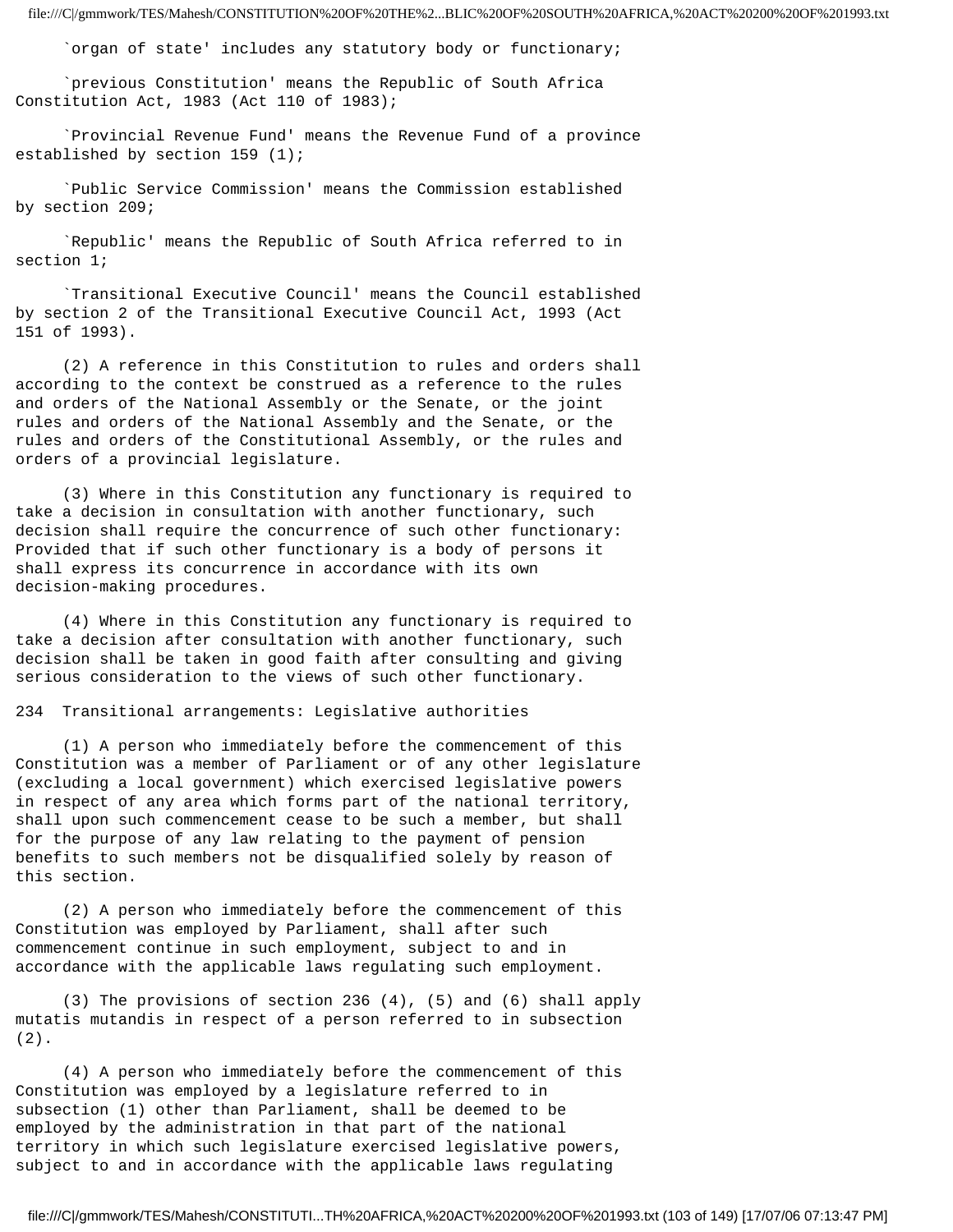`organ of state' includes any statutory body or functionary;

`previous Constitution' means the Republic of South Africa Constitution Act, 1983 (Act 110 of 1983);

`Provincial Revenue Fund' means the Revenue Fund of a province established by section 159 (1);

`Public Service Commission' means the Commission established by section 209;

`Republic' means the Republic of South Africa referred to in section 1;

`Transitional Executive Council' means the Council established by section 2 of the Transitional Executive Council Act, 1993 (Act 151 of 1993).

(2) A reference in this Constitution to rules and orders shall according to the context be construed as a reference to the rules and orders of the National Assembly or the Senate, or the joint rules and orders of the National Assembly and the Senate, or the rules and orders of the Constitutional Assembly, or the rules and orders of a provincial legislature.

(3) Where in this Constitution any functionary is required to take a decision in consultation with another functionary, such decision shall require the concurrence of such other functionary: Provided that if such other functionary is a body of persons it shall express its concurrence in accordance with its own decision-making procedures.

(4) Where in this Constitution any functionary is required to take a decision after consultation with another functionary, such decision shall be taken in good faith after consulting and giving serious consideration to the views of such other functionary.

## 234 Transitional arrangements: Legislative authorities

(1) A person who immediately before the commencement of this Constitution was a member of Parliament or of any other legislature (excluding a local government) which exercised legislative powers in respect of any area which forms part of the national territory, shall upon such commencement cease to be such a member, but shall for the purpose of any law relating to the payment of pension benefits to such members not be disqualified solely by reason of this section.

(2) A person who immediately before the commencement of this Constitution was employed by Parliament, shall after such commencement continue in such employment, subject to and in accordance with the applicable laws regulating such employment.

(3) The provisions of section 236 (4), (5) and (6) shall apply mutatis mutandis in respect of a person referred to in subsection (2).

(4) A person who immediately before the commencement of this Constitution was employed by a legislature referred to in subsection (1) other than Parliament, shall be deemed to be employed by the administration in that part of the national territory in which such legislature exercised legislative powers, subject to and in accordance with the applicable laws regulating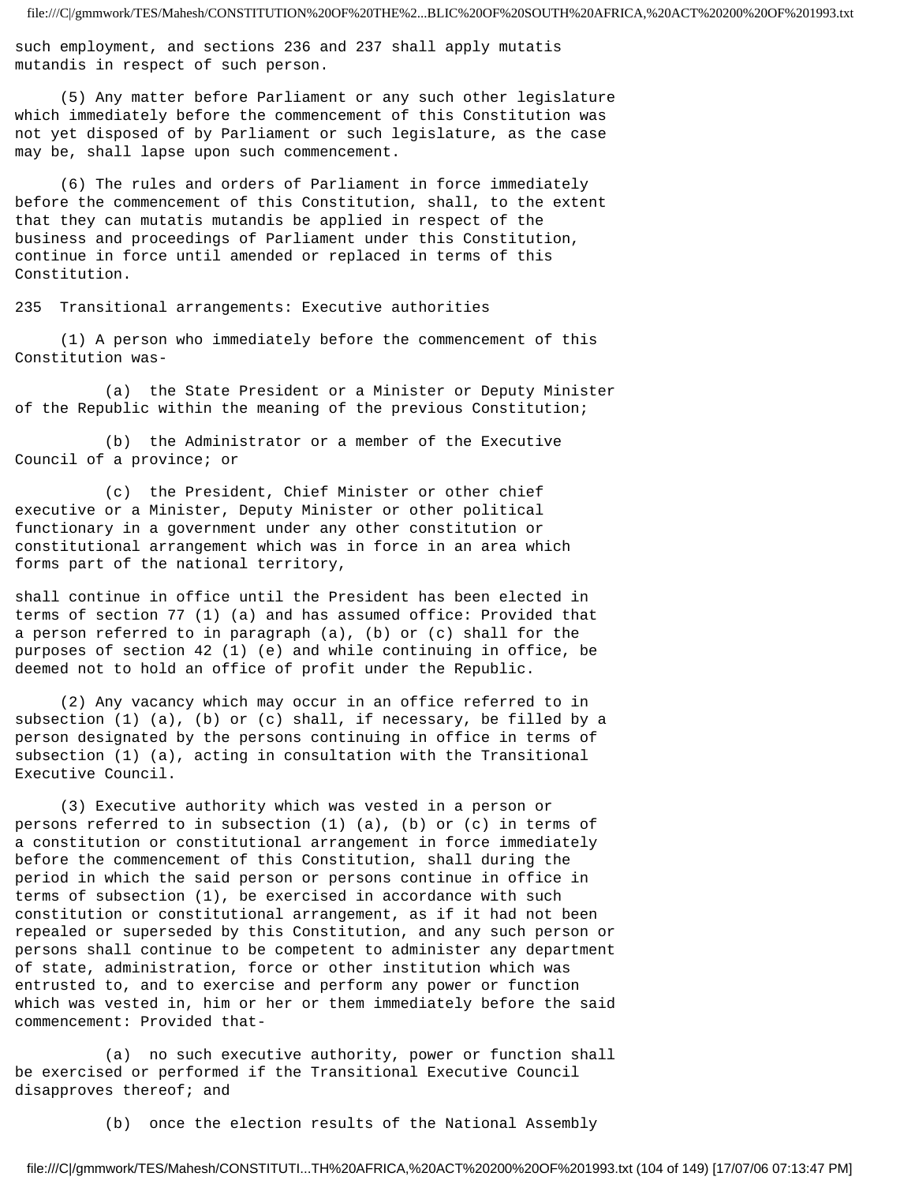such employment, and sections 236 and 237 shall apply mutatis mutandis in respect of such person.

(5) Any matter before Parliament or any such other legislature which immediately before the commencement of this Constitution was not yet disposed of by Parliament or such legislature, as the case may be, shall lapse upon such commencement.

(6) The rules and orders of Parliament in force immediately before the commencement of this Constitution, shall, to the extent that they can mutatis mutandis be applied in respect of the business and proceedings of Parliament under this Constitution, continue in force until amended or replaced in terms of this Constitution.

## 235 Transitional arrangements: Executive authorities

(1) A person who immediately before the commencement of this Constitution was-

(a) the State President or a Minister or Deputy Minister of the Republic within the meaning of the previous Constitution;

(b) the Administrator or a member of the Executive Council of a province; or

(c) the President, Chief Minister or other chief executive or a Minister, Deputy Minister or other political functionary in a government under any other constitution or constitutional arrangement which was in force in an area which forms part of the national territory,

shall continue in office until the President has been elected in terms of section 77 (1) (a) and has assumed office: Provided that a person referred to in paragraph (a), (b) or (c) shall for the purposes of section 42 (1) (e) and while continuing in office, be deemed not to hold an office of profit under the Republic.

(2) Any vacancy which may occur in an office referred to in subsection (1) (a), (b) or (c) shall, if necessary, be filled by a person designated by the persons continuing in office in terms of subsection (1) (a), acting in consultation with the Transitional Executive Council.

(3) Executive authority which was vested in a person or persons referred to in subsection (1) (a), (b) or (c) in terms of a constitution or constitutional arrangement in force immediately before the commencement of this Constitution, shall during the period in which the said person or persons continue in office in terms of subsection (1), be exercised in accordance with such constitution or constitutional arrangement, as if it had not been repealed or superseded by this Constitution, and any such person or persons shall continue to be competent to administer any department of state, administration, force or other institution which was entrusted to, and to exercise and perform any power or function which was vested in, him or her or them immediately before the said commencement: Provided that-

(a) no such executive authority, power or function shall be exercised or performed if the Transitional Executive Council disapproves thereof; and

(b) once the election results of the National Assembly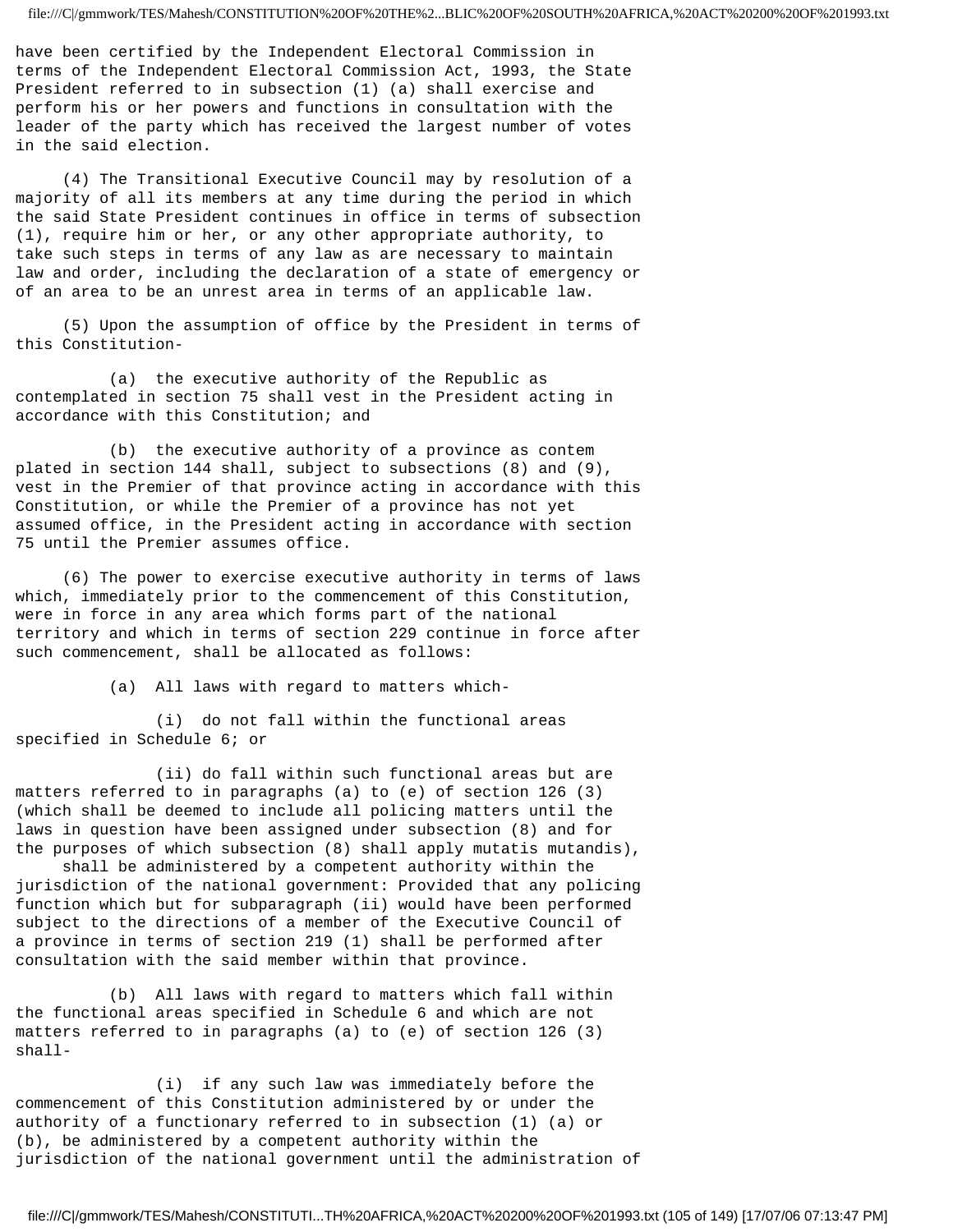have been certified by the Independent Electoral Commission in terms of the Independent Electoral Commission Act, 1993, the State President referred to in subsection (1) (a) shall exercise and perform his or her powers and functions in consultation with the leader of the party which has received the largest number of votes in the said election.

(4) The Transitional Executive Council may by resolution of a majority of all its members at any time during the period in which the said State President continues in office in terms of subsection (1), require him or her, or any other appropriate authority, to take such steps in terms of any law as are necessary to maintain law and order, including the declaration of a state of emergency or of an area to be an unrest area in terms of an applicable law.

(5) Upon the assumption of office by the President in terms of this Constitution-

(a) the executive authority of the Republic as contemplated in section 75 shall vest in the President acting in accordance with this Constitution; and

(b) the executive authority of a province as contem plated in section 144 shall, subject to subsections (8) and (9), vest in the Premier of that province acting in accordance with this Constitution, or while the Premier of a province has not yet assumed office, in the President acting in accordance with section 75 until the Premier assumes office.

(6) The power to exercise executive authority in terms of laws which, immediately prior to the commencement of this Constitution, were in force in any area which forms part of the national territory and which in terms of section 229 continue in force after such commencement, shall be allocated as follows:

(a) All laws with regard to matters which-

(i) do not fall within the functional areas specified in Schedule 6; or

(ii) do fall within such functional areas but are matters referred to in paragraphs (a) to (e) of section 126 (3) (which shall be deemed to include all policing matters until the laws in question have been assigned under subsection (8) and for the purposes of which subsection (8) shall apply mutatis mutandis),

shall be administered by a competent authority within the jurisdiction of the national government: Provided that any policing function which but for subparagraph (ii) would have been performed subject to the directions of a member of the Executive Council of a province in terms of section 219 (1) shall be performed after consultation with the said member within that province.

(b) All laws with regard to matters which fall within the functional areas specified in Schedule 6 and which are not matters referred to in paragraphs (a) to (e) of section 126 (3) shall-

(i) if any such law was immediately before the commencement of this Constitution administered by or under the authority of a functionary referred to in subsection (1) (a) or (b), be administered by a competent authority within the jurisdiction of the national government until the administration of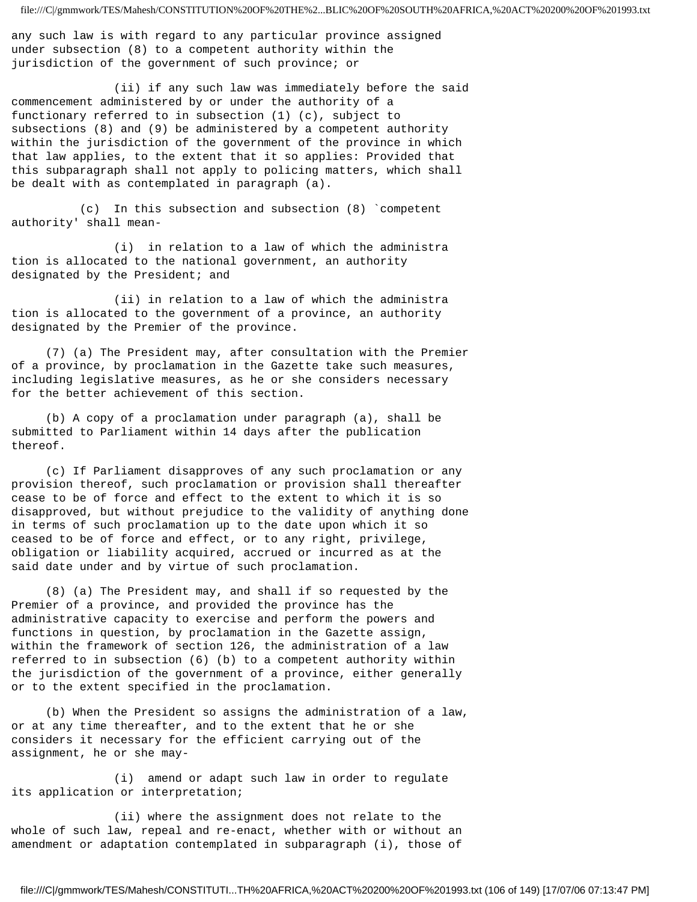any such law is with regard to any particular province assigned under subsection (8) to a competent authority within the jurisdiction of the government of such province; or

(ii) if any such law was immediately before the said commencement administered by or under the authority of a functionary referred to in subsection (1) (c), subject to subsections (8) and (9) be administered by a competent authority within the jurisdiction of the government of the province in which that law applies, to the extent that it so applies: Provided that this subparagraph shall not apply to policing matters, which shall be dealt with as contemplated in paragraph (a).

(c) In this subsection and subsection (8) `competent authority' shall mean-

(i) in relation to a law of which the administration is allocated to the national government, an authority designated by the President; and

(ii) in relation to a law of which the administration is allocated to the government of a province, an authority designated by the Premier of the province.

(7) (a) The President may, after consultation with the Premier of a province, by proclamation in the Gazette take such measures, including legislative measures, as he or she considers necessary for the better achievement of this section.

(b) A copy of a proclamation under paragraph (a), shall be submitted to Parliament within 14 days after the publication thereof.

(c) If Parliament disapproves of any such proclamation or any provision thereof, such proclamation or provision shall thereafter cease to be of force and effect to the extent to which it is so disapproved, but without prejudice to the validity of anything done in terms of such proclamation up to the date upon which it so ceased to be of force and effect, or to any right, privilege, obligation or liability acquired, accrued or incurred as at the said date under and by virtue of such proclamation.

(8) (a) The President may, and shall if so requested by the Premier of a province, and provided the province has the administrative capacity to exercise and perform the powers and functions in question, by proclamation in the Gazette assign, within the framework of section 126, the administration of a law referred to in subsection (6) (b) to a competent authority within the jurisdiction of the government of a province, either generally or to the extent specified in the proclamation.

(b) When the President so assigns the administration of a law, or at any time thereafter, and to the extent that he or she considers it necessary for the efficient carrying out of the assignment, he or she may-

(i) amend or adapt such law in order to regulate its application or interpretation;

(ii) where the assignment does not relate to the whole of such law, repeal and re-enact, whether with or without an amendment or adaptation contemplated in subparagraph (i), those of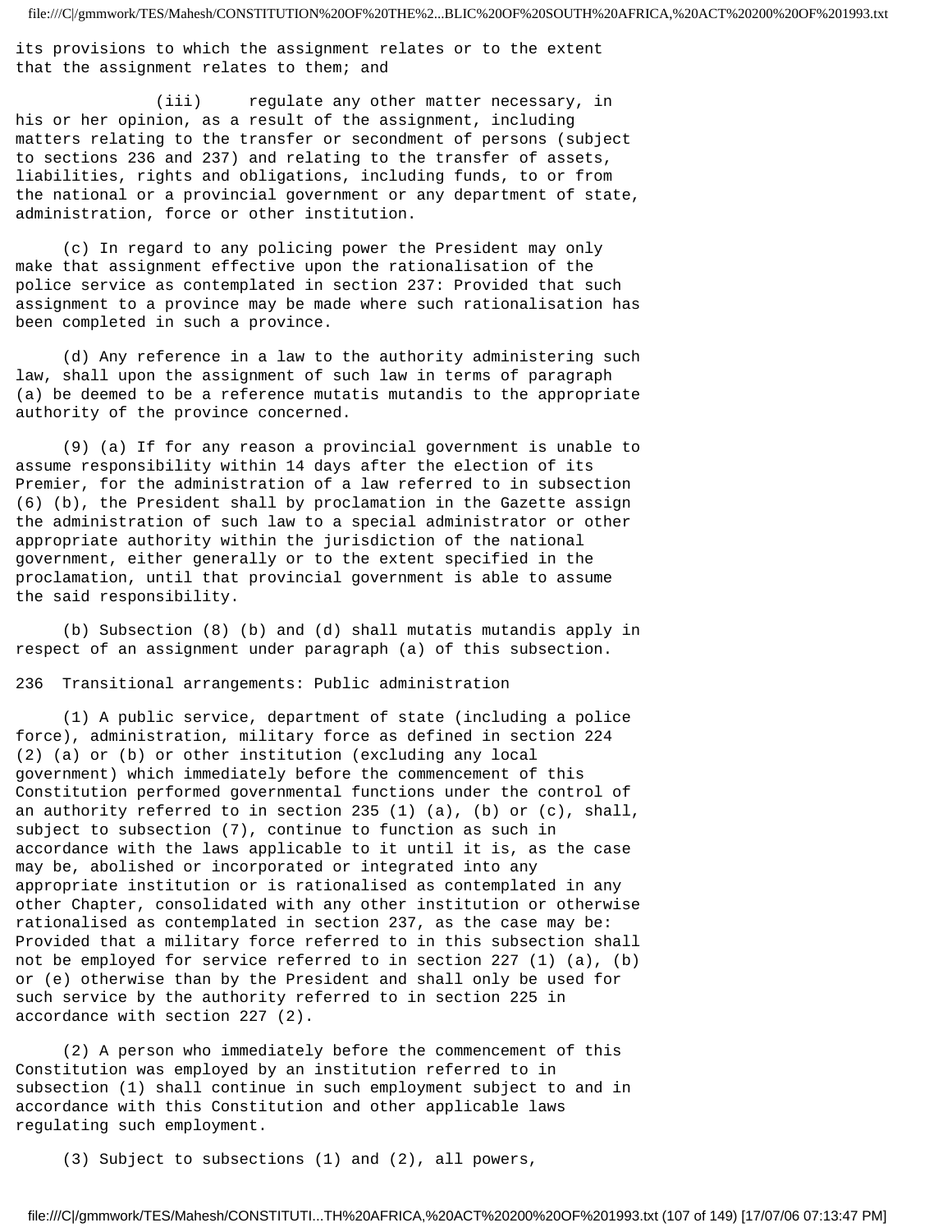its provisions to which the assignment relates or to the extent that the assignment relates to them; and

(iii) regulate any other matter necessary, in his or her opinion, as a result of the assignment, including matters relating to the transfer or secondment of persons (subject to sections 236 and 237) and relating to the transfer of assets, liabilities, rights and obligations, including funds, to or from the national or a provincial government or any department of state, administration, force or other institution.

(c) In regard to any policing power the President may only make that assignment effective upon the rationalisation of the police service as contemplated in section 237: Provided that such assignment to a province may be made where such rationalisation has been completed in such a province.

(d) Any reference in a law to the authority administering such law, shall upon the assignment of such law in terms of paragraph (a) be deemed to be a reference mutatis mutandis to the appropriate authority of the province concerned.

(9) (a) If for any reason a provincial government is unable to assume responsibility within 14 days after the election of its Premier, for the administration of a law referred to in subsection (6) (b), the President shall by proclamation in the Gazette assign the administration of such law to a special administrator or other appropriate authority within the jurisdiction of the national government, either generally or to the extent specified in the proclamation, until that provincial government is able to assume the said responsibility.

(b) Subsection (8) (b) and (d) shall mutatis mutandis apply in respect of an assignment under paragraph (a) of this subsection.

## 236 Transitional arrangements: Public administration

(1) A public service, department of state (including a police force), administration, military force as defined in section 224 (2) (a) or (b) or other institution (excluding any local government) which immediately before the commencement of this Constitution performed governmental functions under the control of an authority referred to in section 235 (1) (a), (b) or (c), shall, subject to subsection (7), continue to function as such in accordance with the laws applicable to it until it is, as the case may be, abolished or incorporated or integrated into any appropriate institution or is rationalised as contemplated in any other Chapter, consolidated with any other institution or otherwise rationalised as contemplated in section 237, as the case may be: Provided that a military force referred to in this subsection shall not be employed for service referred to in section 227 (1) (a), (b) or (e) otherwise than by the President and shall only be used for such service by the authority referred to in section 225 in accordance with section 227 (2).

(2) A person who immediately before the commencement of this Constitution was employed by an institution referred to in subsection (1) shall continue in such employment subject to and in accordance with this Constitution and other applicable laws regulating such employment.

(3) Subject to subsections (1) and (2), all powers,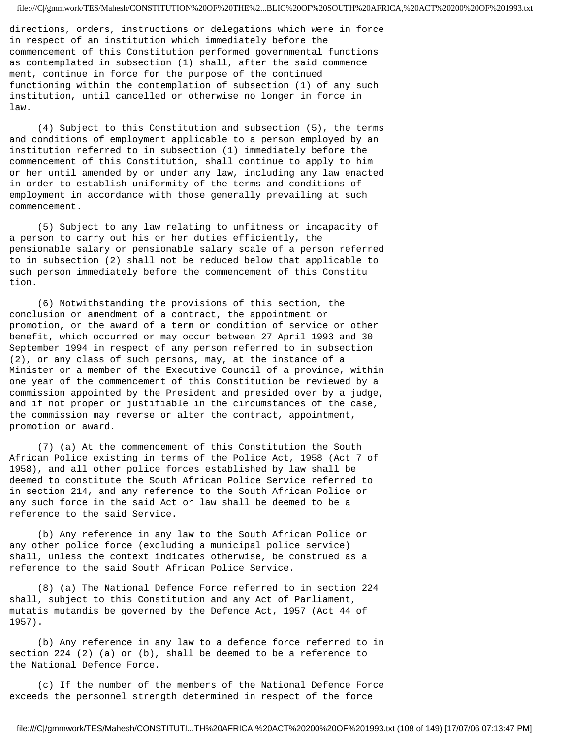directions, orders, instructions or delegations which were in force in respect of an institution which immediately before the commencement of this Constitution performed governmental functions as contemplated in subsection (1) shall, after the said commencement, continue in force for the purpose of the continued functioning within the contemplation of subsection (1) of any such institution, until cancelled or otherwise no longer in force in law.

(4) Subject to this Constitution and subsection (5), the terms and conditions of employment applicable to a person employed by an institution referred to in subsection (1) immediately before the commencement of this Constitution, shall continue to apply to him or her until amended by or under any law, including any law enacted in order to establish uniformity of the terms and conditions of employment in accordance with those generally prevailing at such commencement.

(5) Subject to any law relating to unfitness or incapacity of a person to carry out his or her duties efficiently, the pensionable salary or pensionable salary scale of a person referred to in subsection (2) shall not be reduced below that applicable to such person immediately before the commencement of this Constitution.

(6) Notwithstanding the provisions of this section, the conclusion or amendment of a contract, the appointment or promotion, or the award of a term or condition of service or other benefit, which occurred or may occur between 27 April 1993 and 30 September 1994 in respect of any person referred to in subsection (2), or any class of such persons, may, at the instance of a Minister or a member of the Executive Council of a province, within one year of the commencement of this Constitution be reviewed by a commission appointed by the President and presided over by a judge, and if not proper or justifiable in the circumstances of the case, the commission may reverse or alter the contract, appointment, promotion or award.

(7) (a) At the commencement of this Constitution the South African Police existing in terms of the Police Act, 1958 (Act 7 of 1958), and all other police forces established by law shall be deemed to constitute the South African Police Service referred to in section 214, and any reference to the South African Police or any such force in the said Act or law shall be deemed to be a reference to the said Service.

(b) Any reference in any law to the South African Police or any other police force (excluding a municipal police service) shall, unless the context indicates otherwise, be construed as a reference to the said South African Police Service.

(8) (a) The National Defence Force referred to in section 224 shall, subject to this Constitution and any Act of Parliament, mutatis mutandis be governed by the Defence Act, 1957 (Act 44 of 1957).

(b) Any reference in any law to a defence force referred to in section 224 (2) (a) or (b), shall be deemed to be a reference to the National Defence Force.

(c) If the number of the members of the National Defence Force exceeds the personnel strength determined in respect of the force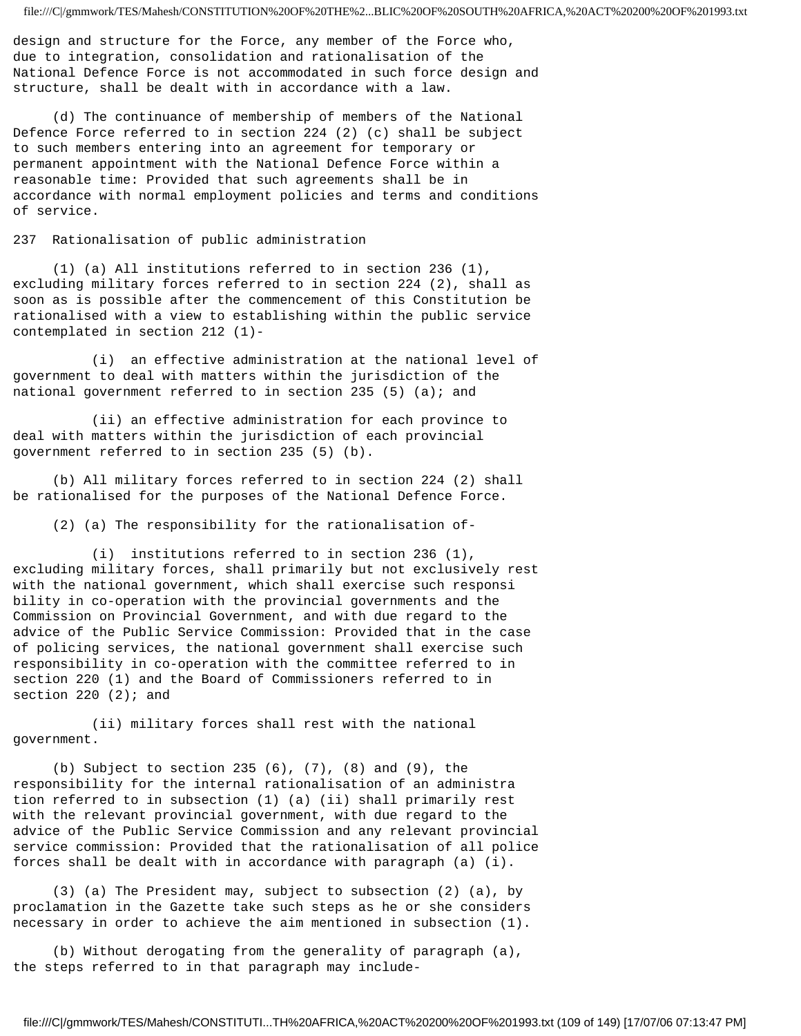design and structure for the Force, any member of the Force who, due to integration, consolidation and rationalisation of the National Defence Force is not accommodated in such force design and structure, shall be dealt with in accordance with a law.

(d) The continuance of membership of members of the National Defence Force referred to in section 224 (2) (c) shall be subject to such members entering into an agreement for temporary or permanent appointment with the National Defence Force within a reasonable time: Provided that such agreements shall be in accordance with normal employment policies and terms and conditions of service.

237 Rationalisation of public administration

(1) (a) All institutions referred to in section 236 (1), excluding military forces referred to in section 224 (2), shall as soon as is possible after the commencement of this Constitution be rationalised with a view to establishing within the public service contemplated in section 212 (1)-

(i) an effective administration at the national level of government to deal with matters within the jurisdiction of the national government referred to in section 235 (5) (a); and

(ii) an effective administration for each province to deal with matters within the jurisdiction of each provincial government referred to in section 235 (5) (b).

(b) All military forces referred to in section 224 (2) shall be rationalised for the purposes of the National Defence Force.

(2) (a) The responsibility for the rationalisation of-

(i) institutions referred to in section 236 (1), excluding military forces, shall primarily but not exclusively rest with the national government, which shall exercise such responsi bility in co-operation with the provincial governments and the Commission on Provincial Government, and with due regard to the advice of the Public Service Commission: Provided that in the case of policing services, the national government shall exercise such responsibility in co-operation with the committee referred to in section 220 (1) and the Board of Commissioners referred to in section 220 (2); and

(ii) military forces shall rest with the national government.

(b) Subject to section 235 (6), (7), (8) and (9), the responsibility for the internal rationalisation of an administra tion referred to in subsection (1) (a) (ii) shall primarily rest with the relevant provincial government, with due regard to the advice of the Public Service Commission and any relevant provincial service commission: Provided that the rationalisation of all police forces shall be dealt with in accordance with paragraph (a) (i).

(3) (a) The President may, subject to subsection (2) (a), by proclamation in the Gazette take such steps as he or she considers necessary in order to achieve the aim mentioned in subsection (1).

(b) Without derogating from the generality of paragraph (a), the steps referred to in that paragraph may include-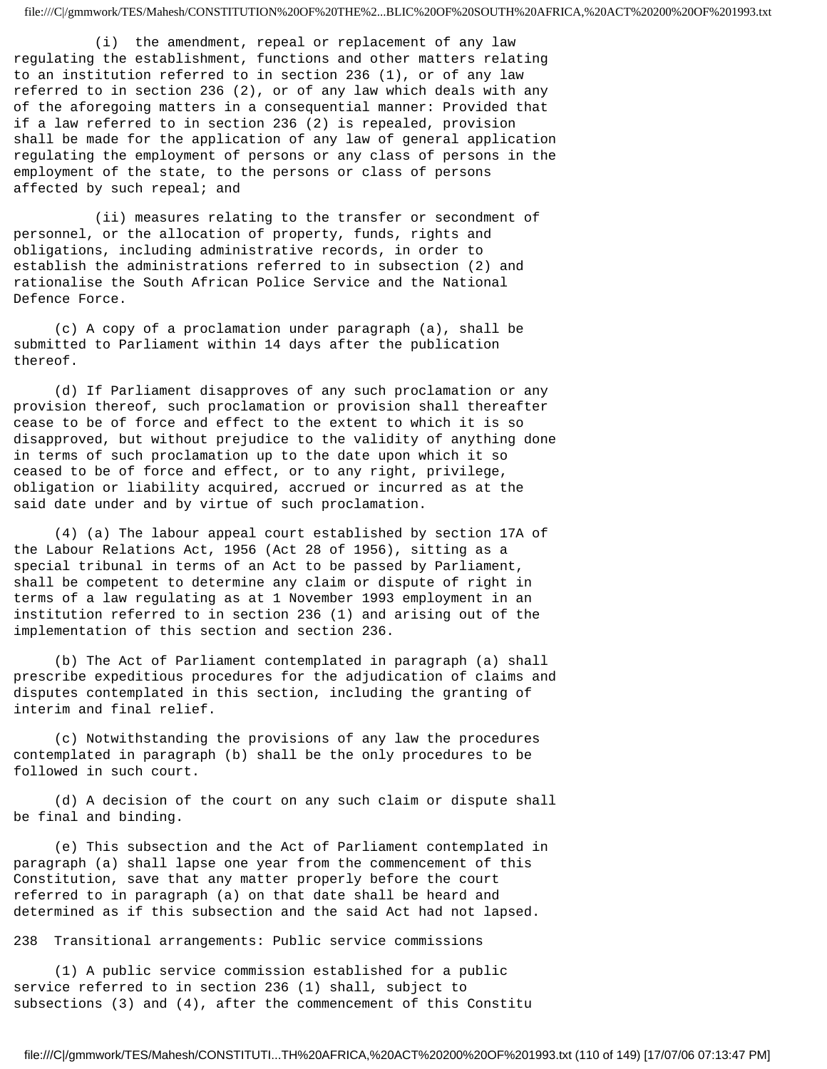(i) the amendment, repeal or replacement of any law regulating the establishment, functions and other matters relating to an institution referred to in section 236 (1), or of any law referred to in section 236 (2), or of any law which deals with any of the aforegoing matters in a consequential manner: Provided that if a law referred to in section 236 (2) is repealed, provision shall be made for the application of any law of general application regulating the employment of persons or any class of persons in the employment of the state, to the persons or class of persons affected by such repeal; and

(ii) measures relating to the transfer or secondment of personnel, or the allocation of property, funds, rights and obligations, including administrative records, in order to establish the administrations referred to in subsection (2) and rationalise the South African Police Service and the National Defence Force.

(c) A copy of a proclamation under paragraph (a), shall be submitted to Parliament within 14 days after the publication thereof.

(d) If Parliament disapproves of any such proclamation or any provision thereof, such proclamation or provision shall thereafter cease to be of force and effect to the extent to which it is so disapproved, but without prejudice to the validity of anything done in terms of such proclamation up to the date upon which it so ceased to be of force and effect, or to any right, privilege, obligation or liability acquired, accrued or incurred as at the said date under and by virtue of such proclamation.

(4) (a) The labour appeal court established by section 17A of the Labour Relations Act, 1956 (Act 28 of 1956), sitting as a special tribunal in terms of an Act to be passed by Parliament, shall be competent to determine any claim or dispute of right in terms of a law regulating as at 1 November 1993 employment in an institution referred to in section 236 (1) and arising out of the implementation of this section and section 236.

(b) The Act of Parliament contemplated in paragraph (a) shall prescribe expeditious procedures for the adjudication of claims and disputes contemplated in this section, including the granting of interim and final relief.

(c) Notwithstanding the provisions of any law the procedures contemplated in paragraph (b) shall be the only procedures to be followed in such court.

(d) A decision of the court on any such claim or dispute shall be final and binding.

(e) This subsection and the Act of Parliament contemplated in paragraph (a) shall lapse one year from the commencement of this Constitution, save that any matter properly before the court referred to in paragraph (a) on that date shall be heard and determined as if this subsection and the said Act had not lapsed.

## 238 Transitional arrangements: Public service commissions

(1) A public service commission established for a public service referred to in section 236 (1) shall, subject to subsections (3) and (4), after the commencement of this Constitu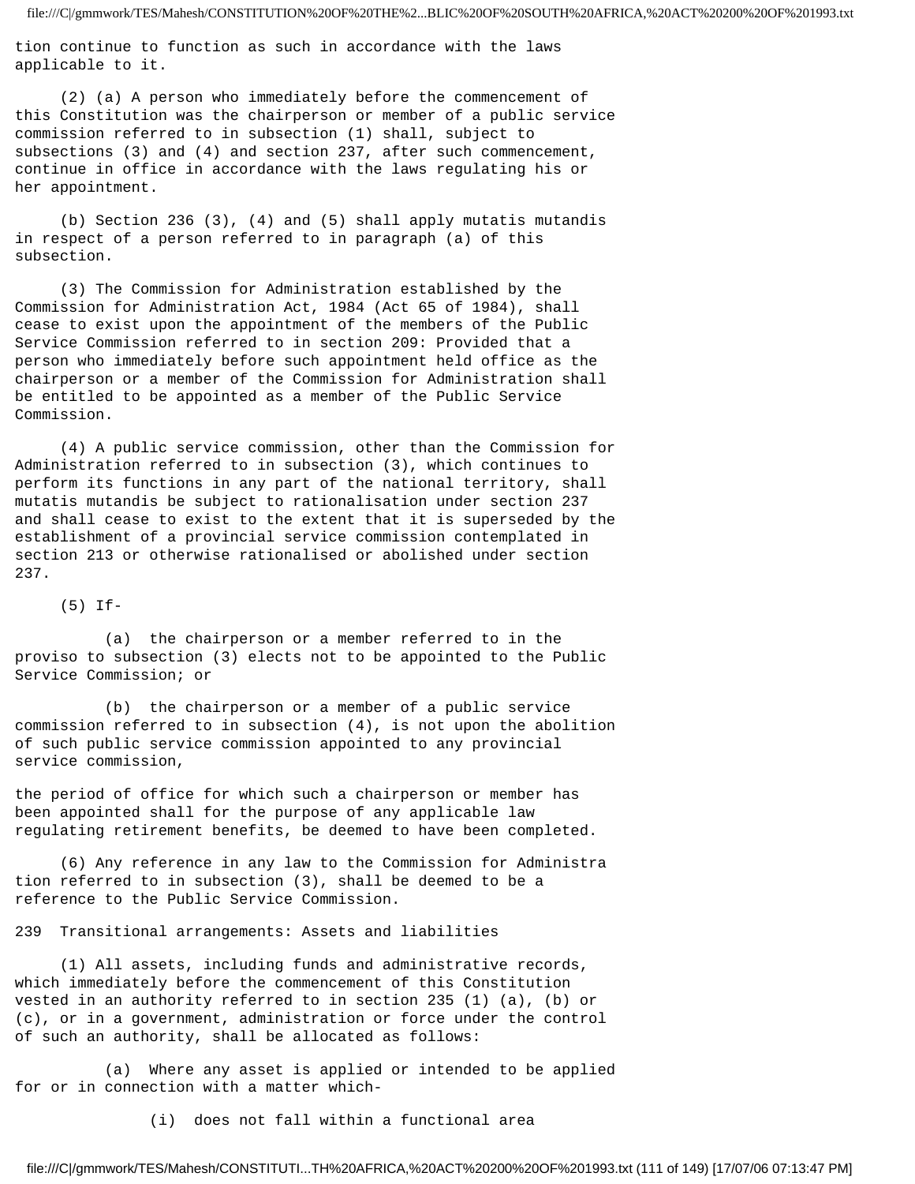tion continue to function as such in accordance with the laws applicable to it.

(2) (a) A person who immediately before the commencement of this Constitution was the chairperson or member of a public service commission referred to in subsection (1) shall, subject to subsections (3) and (4) and section 237, after such commencement, continue in office in accordance with the laws regulating his or her appointment.

(b) Section 236 (3), (4) and (5) shall apply mutatis mutandis in respect of a person referred to in paragraph (a) of this subsection.

(3) The Commission for Administration established by the Commission for Administration Act, 1984 (Act 65 of 1984), shall cease to exist upon the appointment of the members of the Public Service Commission referred to in section 209: Provided that a person who immediately before such appointment held office as the chairperson or a member of the Commission for Administration shall be entitled to be appointed as a member of the Public Service Commission.

(4) A public service commission, other than the Commission for Administration referred to in subsection (3), which continues to perform its functions in any part of the national territory, shall mutatis mutandis be subject to rationalisation under section 237 and shall cease to exist to the extent that it is superseded by the establishment of a provincial service commission contemplated in section 213 or otherwise rationalised or abolished under section 237.

(5) If-

(a) the chairperson or a member referred to in the proviso to subsection (3) elects not to be appointed to the Public Service Commission; or

(b) the chairperson or a member of a public service commission referred to in subsection (4), is not upon the abolition of such public service commission appointed to any provincial service commission,

the period of office for which such a chairperson or member has been appointed shall for the purpose of any applicable law regulating retirement benefits, be deemed to have been completed.

(6) Any reference in any law to the Commission for Administra tion referred to in subsection (3), shall be deemed to be a reference to the Public Service Commission.

239 Transitional arrangements: Assets and liabilities

(1) All assets, including funds and administrative records, which immediately before the commencement of this Constitution vested in an authority referred to in section 235 (1) (a), (b) or (c), or in a government, administration or force under the control of such an authority, shall be allocated as follows:

(a) Where any asset is applied or intended to be applied for or in connection with a matter which-

(i) does not fall within a functional area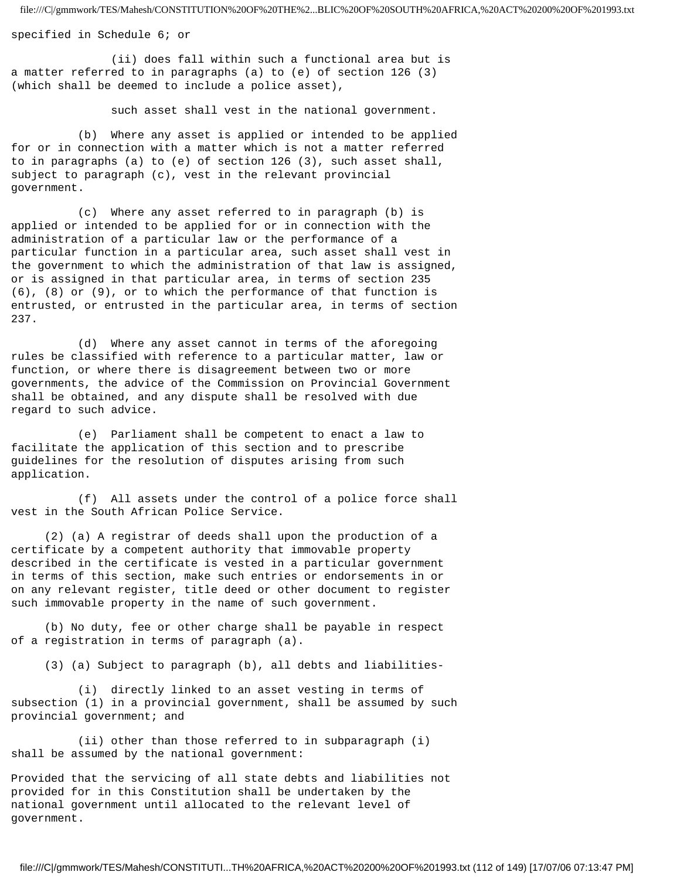specified in Schedule 6; or

(ii) does fall within such a functional area but is a matter referred to in paragraphs (a) to (e) of section 126 (3) (which shall be deemed to include a police asset),

such asset shall vest in the national government.

(b) Where any asset is applied or intended to be applied for or in connection with a matter which is not a matter referred to in paragraphs (a) to (e) of section 126 (3), such asset shall, subject to paragraph (c), vest in the relevant provincial government.

(c) Where any asset referred to in paragraph (b) is applied or intended to be applied for or in connection with the administration of a particular law or the performance of a particular function in a particular area, such asset shall vest in the government to which the administration of that law is assigned, or is assigned in that particular area, in terms of section 235 (6), (8) or (9), or to which the performance of that function is entrusted, or entrusted in the particular area, in terms of section 237.

(d) Where any asset cannot in terms of the aforegoing rules be classified with reference to a particular matter, law or function, or where there is disagreement between two or more governments, the advice of the Commission on Provincial Government shall be obtained, and any dispute shall be resolved with due regard to such advice.

(e) Parliament shall be competent to enact a law to facilitate the application of this section and to prescribe guidelines for the resolution of disputes arising from such application.

(f) All assets under the control of a police force shall vest in the South African Police Service.

(2) (a) A registrar of deeds shall upon the production of a certificate by a competent authority that immovable property described in the certificate is vested in a particular government in terms of this section, make such entries or endorsements in or on any relevant register, title deed or other document to register such immovable property in the name of such government.

(b) No duty, fee or other charge shall be payable in respect of a registration in terms of paragraph (a).

(3) (a) Subject to paragraph (b), all debts and liabilities-

(i) directly linked to an asset vesting in terms of subsection (1) in a provincial government, shall be assumed by such provincial government; and

(ii) other than those referred to in subparagraph (i) shall be assumed by the national government:

Provided that the servicing of all state debts and liabilities not provided for in this Constitution shall be undertaken by the national government until allocated to the relevant level of government.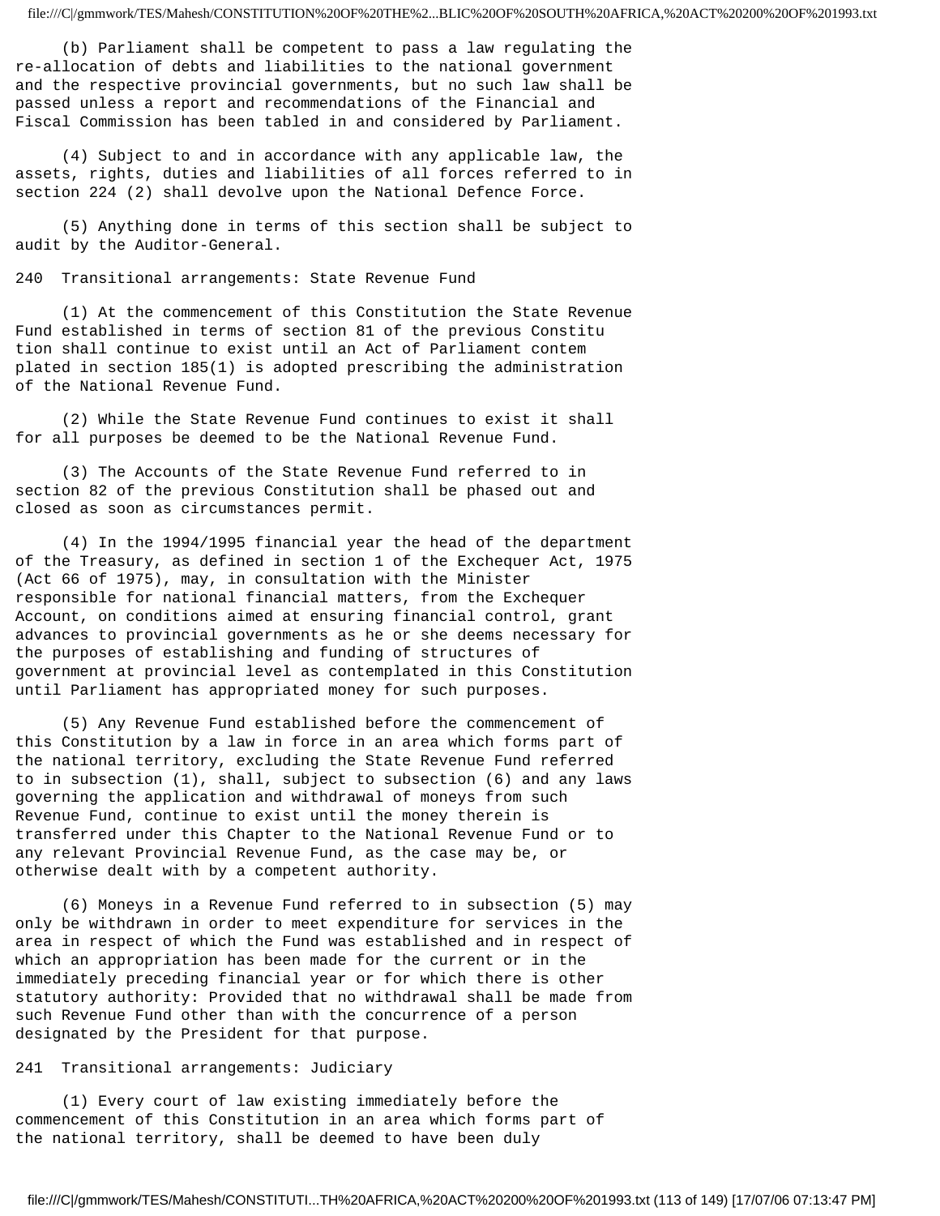(b) Parliament shall be competent to pass a law regulating the re-allocation of debts and liabilities to the national government and the respective provincial governments, but no such law shall be passed unless a report and recommendations of the Financial and Fiscal Commission has been tabled in and considered by Parliament.

(4) Subject to and in accordance with any applicable law, the assets, rights, duties and liabilities of all forces referred to in section 224 (2) shall devolve upon the National Defence Force.

(5) Anything done in terms of this section shall be subject to audit by the Auditor-General.

240 Transitional arrangements: State Revenue Fund

(1) At the commencement of this Constitution the State Revenue Fund established in terms of section 81 of the previous Constitu tion shall continue to exist until an Act of Parliament contem plated in section 185(1) is adopted prescribing the administration of the National Revenue Fund.

(2) While the State Revenue Fund continues to exist it shall for all purposes be deemed to be the National Revenue Fund.

(3) The Accounts of the State Revenue Fund referred to in section 82 of the previous Constitution shall be phased out and closed as soon as circumstances permit.

(4) In the 1994/1995 financial year the head of the department of the Treasury, as defined in section 1 of the Exchequer Act, 1975 (Act 66 of 1975), may, in consultation with the Minister responsible for national financial matters, from the Exchequer Account, on conditions aimed at ensuring financial control, grant advances to provincial governments as he or she deems necessary for the purposes of establishing and funding of structures of government at provincial level as contemplated in this Constitution until Parliament has appropriated money for such purposes.

(5) Any Revenue Fund established before the commencement of this Constitution by a law in force in an area which forms part of the national territory, excluding the State Revenue Fund referred to in subsection (1), shall, subject to subsection (6) and any laws governing the application and withdrawal of moneys from such Revenue Fund, continue to exist until the money therein is transferred under this Chapter to the National Revenue Fund or to any relevant Provincial Revenue Fund, as the case may be, or otherwise dealt with by a competent authority.

(6) Moneys in a Revenue Fund referred to in subsection (5) may only be withdrawn in order to meet expenditure for services in the area in respect of which the Fund was established and in respect of which an appropriation has been made for the current or in the immediately preceding financial year or for which there is other statutory authority: Provided that no withdrawal shall be made from such Revenue Fund other than with the concurrence of a person designated by the President for that purpose.

241 Transitional arrangements: Judiciary

(1) Every court of law existing immediately before the commencement of this Constitution in an area which forms part of the national territory, shall be deemed to have been duly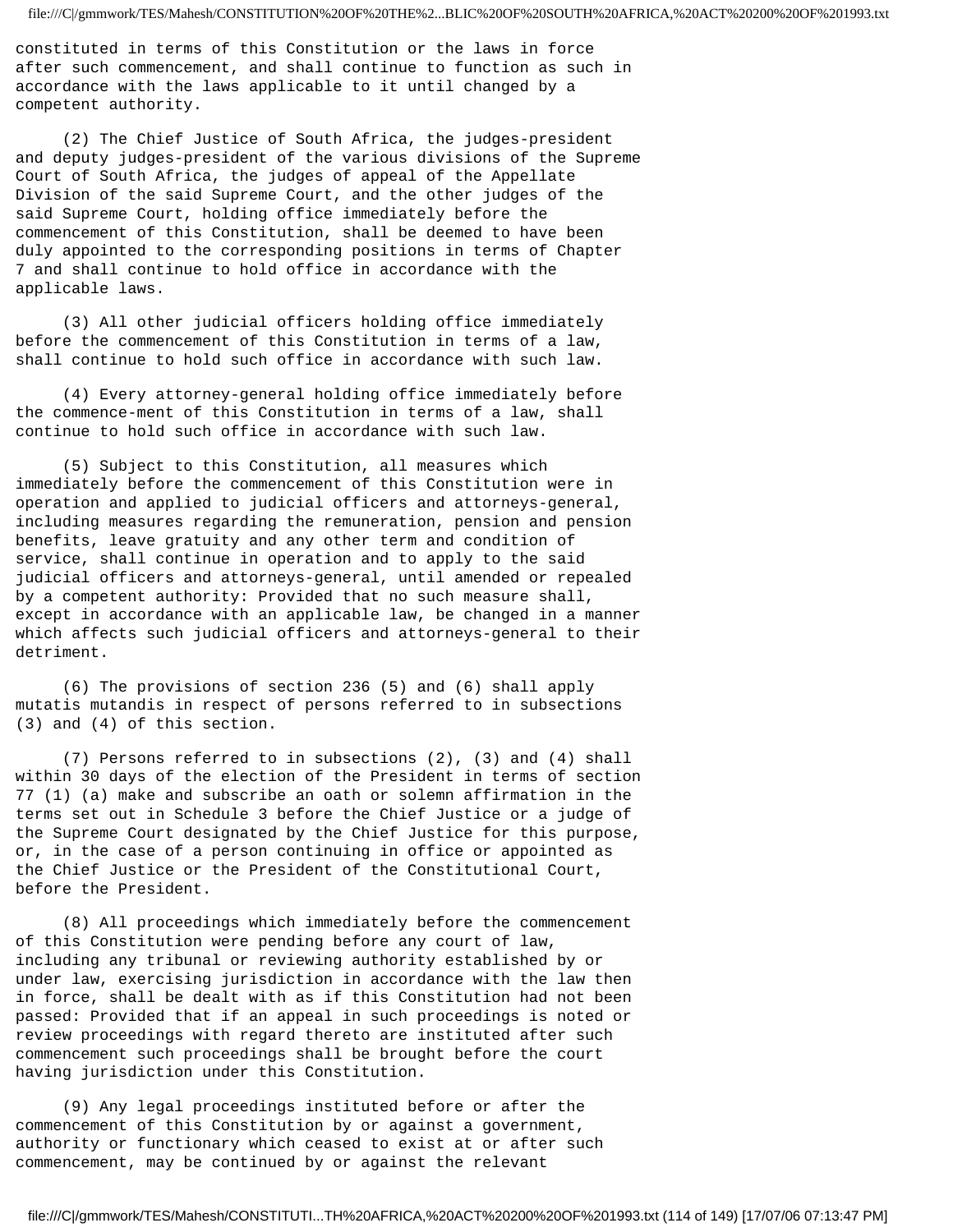constituted in terms of this Constitution or the laws in force after such commencement, and shall continue to function as such in accordance with the laws applicable to it until changed by a competent authority.

(2) The Chief Justice of South Africa, the judges-president and deputy judges-president of the various divisions of the Supreme Court of South Africa, the judges of appeal of the Appellate Division of the said Supreme Court, and the other judges of the said Supreme Court, holding office immediately before the commencement of this Constitution, shall be deemed to have been duly appointed to the corresponding positions in terms of Chapter 7 and shall continue to hold office in accordance with the applicable laws.

(3) All other judicial officers holding office immediately before the commencement of this Constitution in terms of a law, shall continue to hold such office in accordance with such law.

(4) Every attorney-general holding office immediately before the commence-ment of this Constitution in terms of a law, shall continue to hold such office in accordance with such law.

(5) Subject to this Constitution, all measures which immediately before the commencement of this Constitution were in operation and applied to judicial officers and attorneys-general, including measures regarding the remuneration, pension and pension benefits, leave gratuity and any other term and condition of service, shall continue in operation and to apply to the said judicial officers and attorneys-general, until amended or repealed by a competent authority: Provided that no such measure shall, except in accordance with an applicable law, be changed in a manner which affects such judicial officers and attorneys-general to their detriment.

(6) The provisions of section 236 (5) and (6) shall apply mutatis mutandis in respect of persons referred to in subsections (3) and (4) of this section.

(7) Persons referred to in subsections (2), (3) and (4) shall within 30 days of the election of the President in terms of section 77 (1) (a) make and subscribe an oath or solemn affirmation in the terms set out in Schedule 3 before the Chief Justice or a judge of the Supreme Court designated by the Chief Justice for this purpose, or, in the case of a person continuing in office or appointed as the Chief Justice or the President of the Constitutional Court, before the President.

(8) All proceedings which immediately before the commencement of this Constitution were pending before any court of law, including any tribunal or reviewing authority established by or under law, exercising jurisdiction in accordance with the law then in force, shall be dealt with as if this Constitution had not been passed: Provided that if an appeal in such proceedings is noted or review proceedings with regard thereto are instituted after such commencement such proceedings shall be brought before the court having jurisdiction under this Constitution.

(9) Any legal proceedings instituted before or after the commencement of this Constitution by or against a government, authority or functionary which ceased to exist at or after such commencement, may be continued by or against the relevant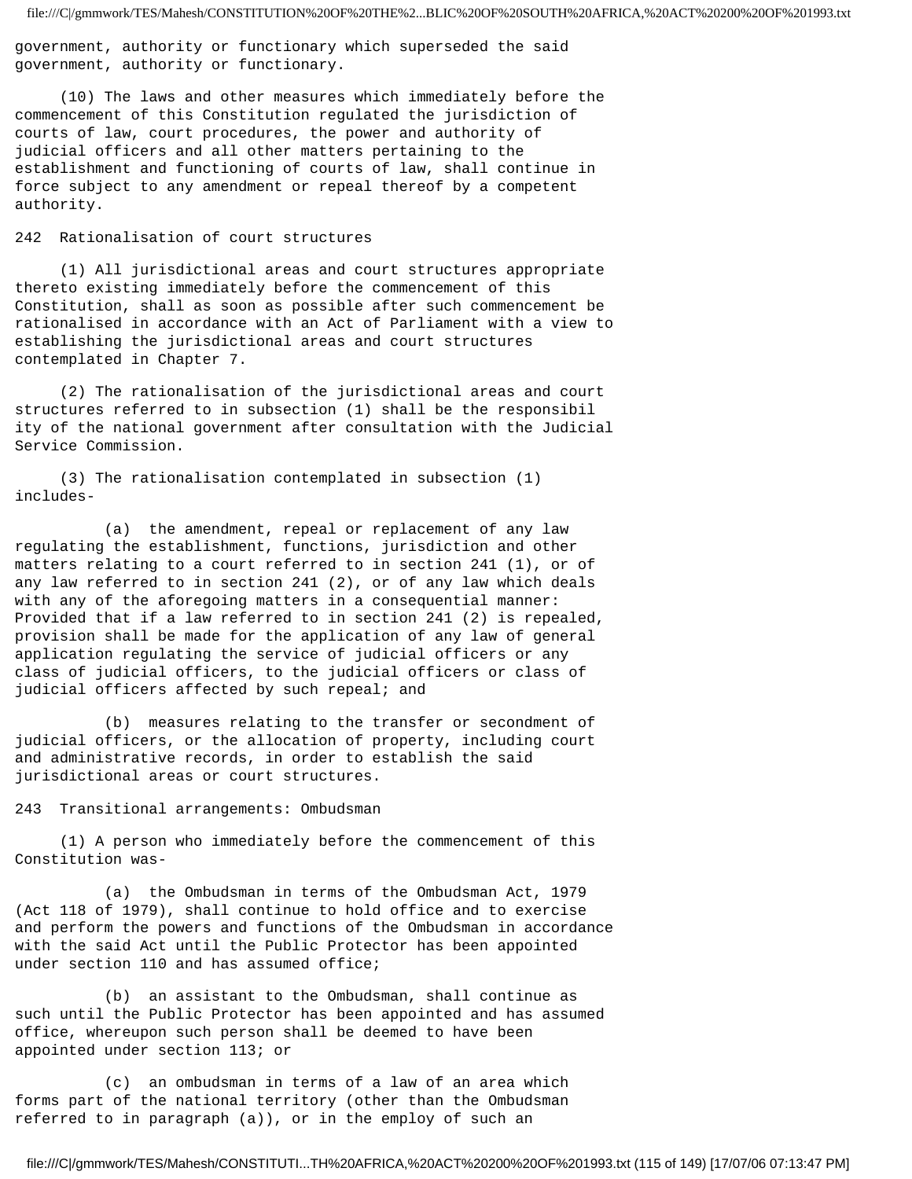government, authority or functionary which superseded the said government, authority or functionary.

(10) The laws and other measures which immediately before the commencement of this Constitution regulated the jurisdiction of courts of law, court procedures, the power and authority of judicial officers and all other matters pertaining to the establishment and functioning of courts of law, shall continue in force subject to any amendment or repeal thereof by a competent authority.

## 242 Rationalisation of court structures

(1) All jurisdictional areas and court structures appropriate thereto existing immediately before the commencement of this Constitution, shall as soon as possible after such commencement be rationalised in accordance with an Act of Parliament with a view to establishing the jurisdictional areas and court structures contemplated in Chapter 7.

(2) The rationalisation of the jurisdictional areas and court structures referred to in subsection (1) shall be the responsibility of the national government after consultation with the Judicial Service Commission.

(3) The rationalisation contemplated in subsection (1) includes-

(a) the amendment, repeal or replacement of any law regulating the establishment, functions, jurisdiction and other matters relating to a court referred to in section 241 (1), or of any law referred to in section 241 (2), or of any law which deals with any of the aforegoing matters in a consequential manner: Provided that if a law referred to in section 241 (2) is repealed, provision shall be made for the application of any law of general application regulating the service of judicial officers or any class of judicial officers, to the judicial officers or class of judicial officers affected by such repeal; and

(b) measures relating to the transfer or secondment of judicial officers, or the allocation of property, including court and administrative records, in order to establish the said jurisdictional areas or court structures.

## 243 Transitional arrangements: Ombudsman

(1) A person who immediately before the commencement of this Constitution was-

(a) the Ombudsman in terms of the Ombudsman Act, 1979 (Act 118 of 1979), shall continue to hold office and to exercise and perform the powers and functions of the Ombudsman in accordance with the said Act until the Public Protector has been appointed under section 110 and has assumed office;

(b) an assistant to the Ombudsman, shall continue as such until the Public Protector has been appointed and has assumed office, whereupon such person shall be deemed to have been appointed under section 113; or

(c) an ombudsman in terms of a law of an area which forms part of the national territory (other than the Ombudsman referred to in paragraph (a)), or in the employ of such an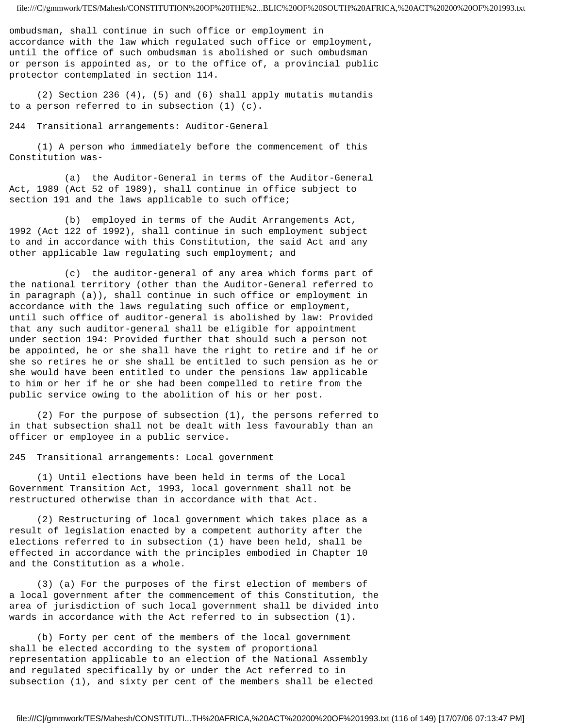ombudsman, shall continue in such office or employment in accordance with the law which regulated such office or employment, until the office of such ombudsman is abolished or such ombudsman or person is appointed as, or to the office of, a provincial public protector contemplated in section 114.

(2) Section 236 (4), (5) and (6) shall apply mutatis mutandis to a person referred to in subsection (1) (c).

### 244 Transitional arrangements: Auditor-General

(1) A person who immediately before the commencement of this Constitution was-

(a) the Auditor-General in terms of the Auditor-General Act, 1989 (Act 52 of 1989), shall continue in office subject to section 191 and the laws applicable to such office;

(b) employed in terms of the Audit Arrangements Act, 1992 (Act 122 of 1992), shall continue in such employment subject to and in accordance with this Constitution, the said Act and any other applicable law regulating such employment; and

(c) the auditor-general of any area which forms part of the national territory (other than the Auditor-General referred to in paragraph (a)), shall continue in such office or employment in accordance with the laws regulating such office or employment, until such office of auditor-general is abolished by law: Provided that any such auditor-general shall be eligible for appointment under section 194: Provided further that should such a person not be appointed, he or she shall have the right to retire and if he or she so retires he or she shall be entitled to such pension as he or she would have been entitled to under the pensions law applicable to him or her if he or she had been compelled to retire from the public service owing to the abolition of his or her post.

(2) For the purpose of subsection (1), the persons referred to in that subsection shall not be dealt with less favourably than an officer or employee in a public service.

### 245 Transitional arrangements: Local government

(1) Until elections have been held in terms of the Local Government Transition Act, 1993, local government shall not be restructured otherwise than in accordance with that Act.

(2) Restructuring of local government which takes place as a result of legislation enacted by a competent authority after the elections referred to in subsection (1) have been held, shall be effected in accordance with the principles embodied in Chapter 10 and the Constitution as a whole.

(3) (a) For the purposes of the first election of members of a local government after the commencement of this Constitution, the area of jurisdiction of such local government shall be divided into wards in accordance with the Act referred to in subsection (1).

(b) Forty per cent of the members of the local government shall be elected according to the system of proportional representation applicable to an election of the National Assembly and regulated specifically by or under the Act referred to in subsection (1), and sixty per cent of the members shall be elected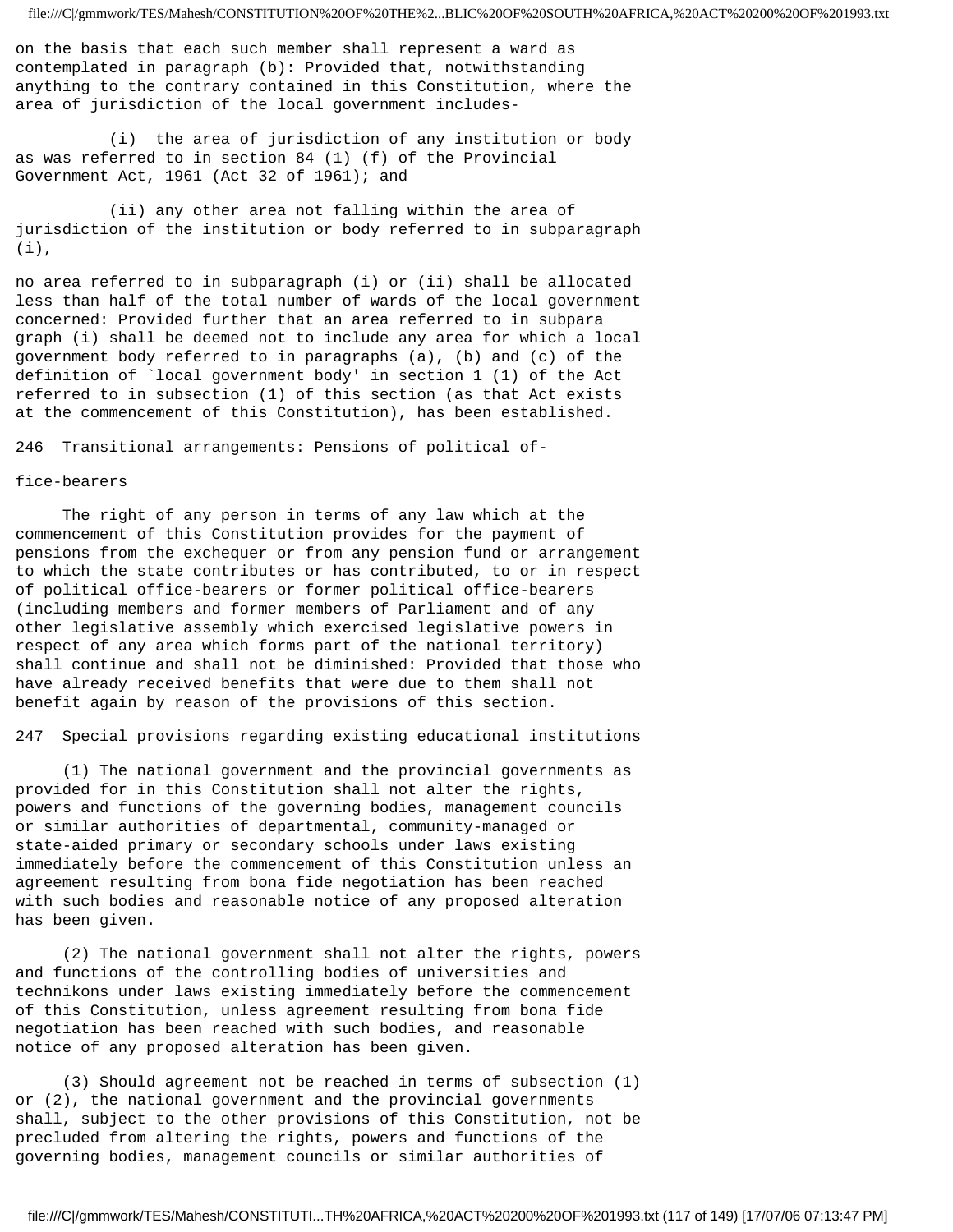on the basis that each such member shall represent a ward as contemplated in paragraph (b): Provided that, notwithstanding anything to the contrary contained in this Constitution, where the area of jurisdiction of the local government includes-

(i) the area of jurisdiction of any institution or body as was referred to in section 84 (1) (f) of the Provincial Government Act, 1961 (Act 32 of 1961); and

(ii) any other area not falling within the area of jurisdiction of the institution or body referred to in subparagraph (i),

no area referred to in subparagraph (i) or (ii) shall be allocated less than half of the total number of wards of the local government concerned: Provided further that an area referred to in subpara graph (i) shall be deemed not to include any area for which a local government body referred to in paragraphs (a), (b) and (c) of the definition of `local government body' in section 1 (1) of the Act referred to in subsection (1) of this section (as that Act exists at the commencement of this Constitution), has been established.

## 246 Transitional arrangements: Pensions of political office-bearers

The right of any person in terms of any law which at the commencement of this Constitution provides for the payment of pensions from the exchequer or from any pension fund or arrangement to which the state contributes or has contributed, to or in respect of political office-bearers or former political office-bearers (including members and former members of Parliament and of any other legislative assembly which exercised legislative powers in respect of any area which forms part of the national territory) shall continue and shall not be diminished: Provided that those who have already received benefits that were due to them shall not benefit again by reason of the provisions of this section.

## 247 Special provisions regarding existing educational institutions

(1) The national government and the provincial governments as provided for in this Constitution shall not alter the rights, powers and functions of the governing bodies, management councils or similar authorities of departmental, community-managed or state-aided primary or secondary schools under laws existing immediately before the commencement of this Constitution unless an agreement resulting from bona fide negotiation has been reached with such bodies and reasonable notice of any proposed alteration has been given.

(2) The national government shall not alter the rights, powers and functions of the controlling bodies of universities and technikons under laws existing immediately before the commencement of this Constitution, unless agreement resulting from bona fide negotiation has been reached with such bodies, and reasonable notice of any proposed alteration has been given.

(3) Should agreement not be reached in terms of subsection (1) or (2), the national government and the provincial governments shall, subject to the other provisions of this Constitution, not be precluded from altering the rights, powers and functions of the governing bodies, management councils or similar authorities of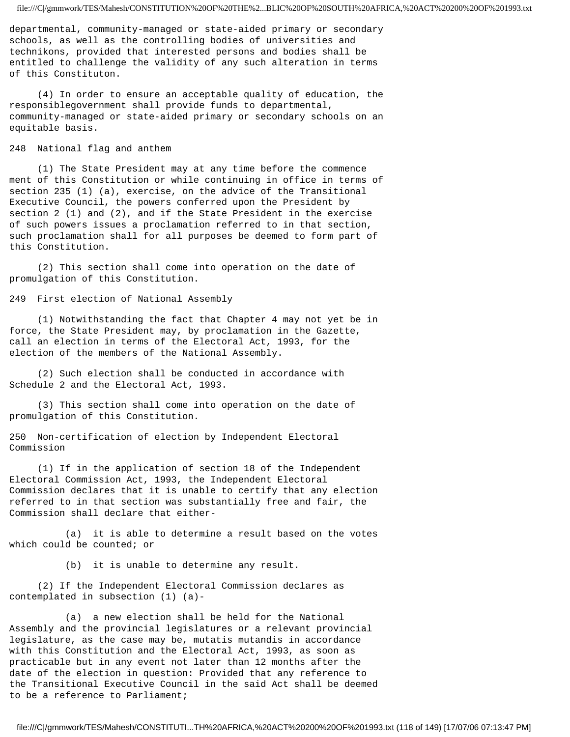departmental, community-managed or state-aided primary or secondary schools, as well as the controlling bodies of universities and technikons, provided that interested persons and bodies shall be entitled to challenge the validity of any such alteration in terms of this Constituton.

(4) In order to ensure an acceptable quality of education, the responsiblegovernment shall provide funds to departmental, community-managed or state-aided primary or secondary schools on an equitable basis.

## 248 National flag and anthem

(1) The State President may at any time before the commence ment of this Constitution or while continuing in office in terms of section 235 (1) (a), exercise, on the advice of the Transitional Executive Council, the powers conferred upon the President by section 2 (1) and (2), and if the State President in the exercise of such powers issues a proclamation referred to in that section, such proclamation shall for all purposes be deemed to form part of this Constitution.

(2) This section shall come into operation on the date of promulgation of this Constitution.

## 249 First election of National Assembly

(1) Notwithstanding the fact that Chapter 4 may not yet be in force, the State President may, by proclamation in the Gazette, call an election in terms of the Electoral Act, 1993, for the election of the members of the National Assembly.

(2) Such election shall be conducted in accordance with Schedule 2 and the Electoral Act, 1993.

(3) This section shall come into operation on the date of promulgation of this Constitution.

## 250 Non-certification of election by Independent Electoral Commission

(1) If in the application of section 18 of the Independent Electoral Commission Act, 1993, the Independent Electoral Commission declares that it is unable to certify that any election referred to in that section was substantially free and fair, the Commission shall declare that either-

(a) it is able to determine a result based on the votes which could be counted; or

(b) it is unable to determine any result.

(2) If the Independent Electoral Commission declares as contemplated in subsection (1) (a)-

(a) a new election shall be held for the National Assembly and the provincial legislatures or a relevant provincial legislature, as the case may be, mutatis mutandis in accordance with this Constitution and the Electoral Act, 1993, as soon as practicable but in any event not later than 12 months after the date of the election in question: Provided that any reference to the Transitional Executive Council in the said Act shall be deemed to be a reference to Parliament;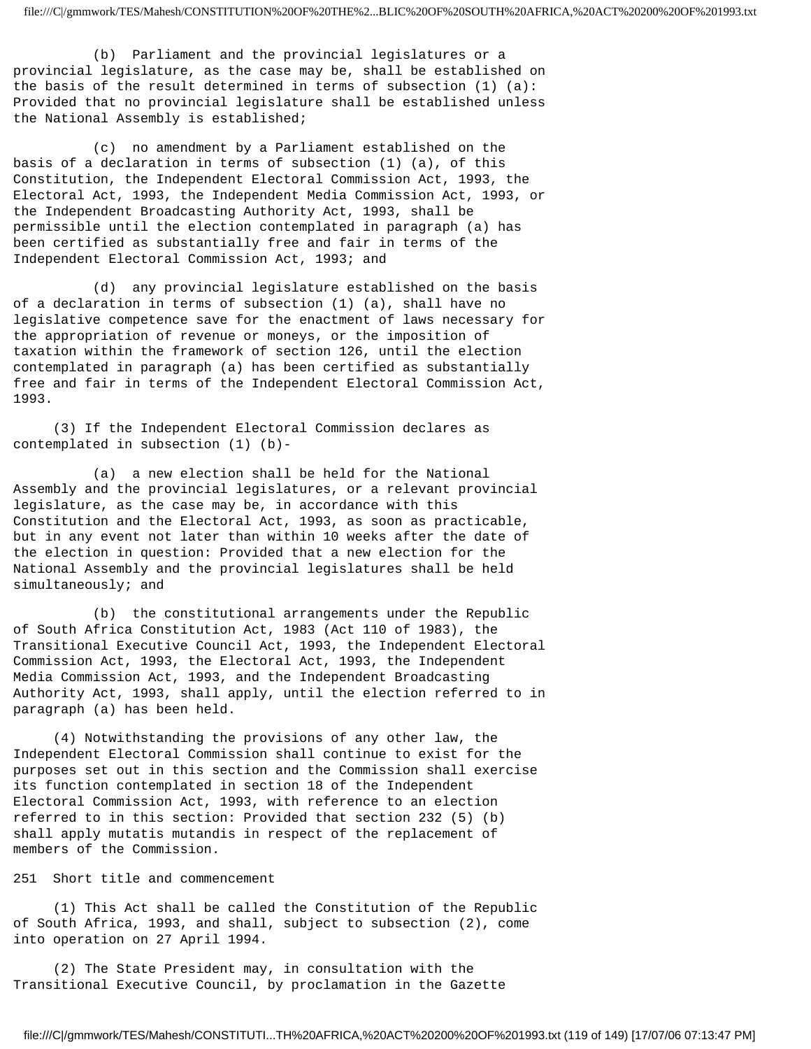(b) Parliament and the provincial legislatures or a provincial legislature, as the case may be, shall be established on the basis of the result determined in terms of subsection (1) (a): Provided that no provincial legislature shall be established unless the National Assembly is established;

(c) no amendment by a Parliament established on the basis of a declaration in terms of subsection (1) (a), of this Constitution, the Independent Electoral Commission Act, 1993, the Electoral Act, 1993, the Independent Media Commission Act, 1993, or the Independent Broadcasting Authority Act, 1993, shall be permissible until the election contemplated in paragraph (a) has been certified as substantially free and fair in terms of the Independent Electoral Commission Act, 1993; and

(d) any provincial legislature established on the basis of a declaration in terms of subsection (1) (a), shall have no legislative competence save for the enactment of laws necessary for the appropriation of revenue or moneys, or the imposition of taxation within the framework of section 126, until the election contemplated in paragraph (a) has been certified as substantially free and fair in terms of the Independent Electoral Commission Act, 1993.

(3) If the Independent Electoral Commission declares as contemplated in subsection (1) (b)-

(a) a new election shall be held for the National Assembly and the provincial legislatures, or a relevant provincial legislature, as the case may be, in accordance with this Constitution and the Electoral Act, 1993, as soon as practicable, but in any event not later than within 10 weeks after the date of the election in question: Provided that a new election for the National Assembly and the provincial legislatures shall be held simultaneously; and

(b) the constitutional arrangements under the Republic of South Africa Constitution Act, 1983 (Act 110 of 1983), the Transitional Executive Council Act, 1993, the Independent Electoral Commission Act, 1993, the Electoral Act, 1993, the Independent Media Commission Act, 1993, and the Independent Broadcasting Authority Act, 1993, shall apply, until the election referred to in paragraph (a) has been held.

(4) Notwithstanding the provisions of any other law, the Independent Electoral Commission shall continue to exist for the purposes set out in this section and the Commission shall exercise its function contemplated in section 18 of the Independent Electoral Commission Act, 1993, with reference to an election referred to in this section: Provided that section 232 (5) (b) shall apply mutatis mutandis in respect of the replacement of members of the Commission.

251 Short title and commencement

(1) This Act shall be called the Constitution of the Republic of South Africa, 1993, and shall, subject to subsection (2), come into operation on 27 April 1994.

(2) The State President may, in consultation with the Transitional Executive Council, by proclamation in the Gazette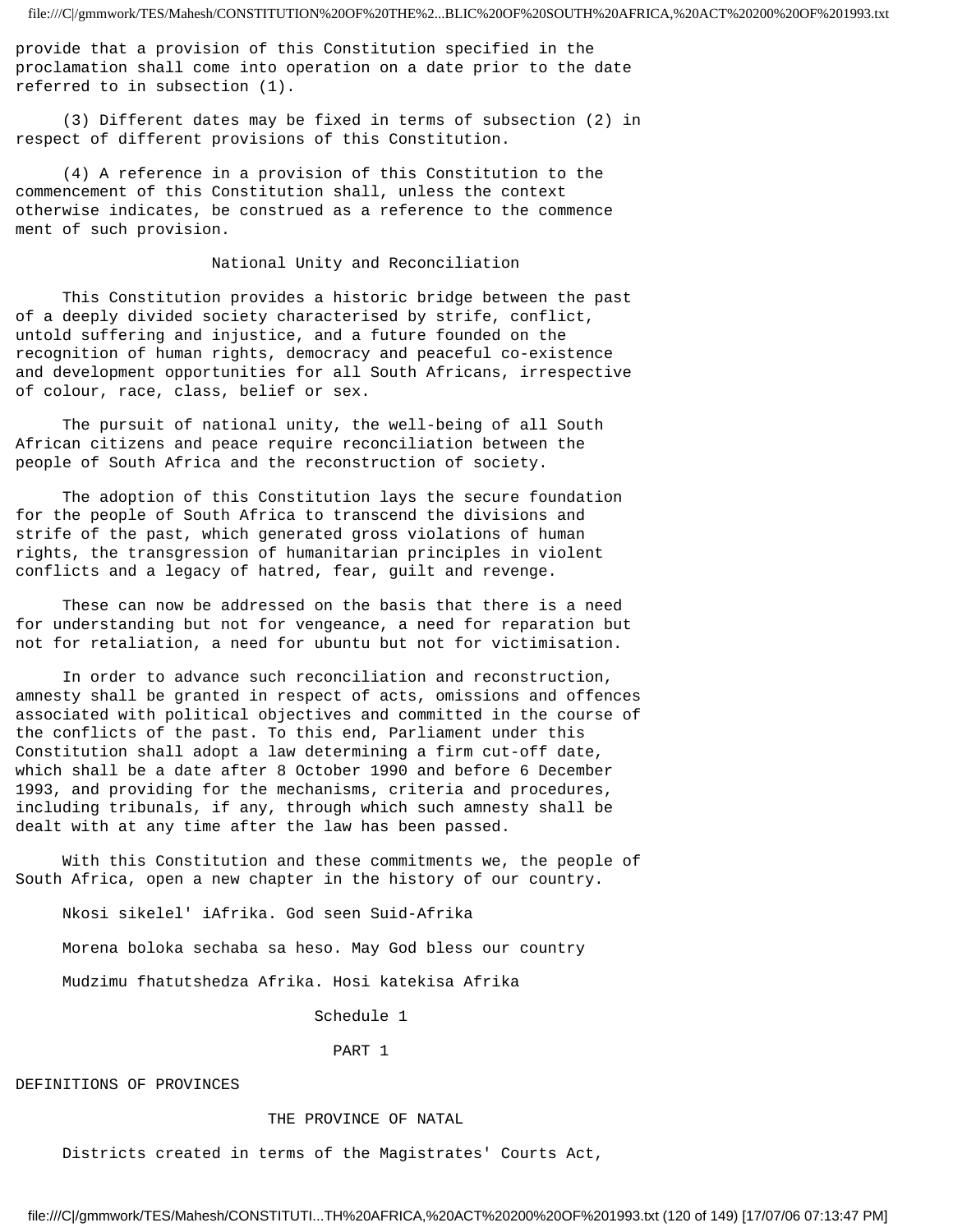provide that a provision of this Constitution specified in the proclamation shall come into operation on a date prior to the date referred to in subsection (1).

(3) Different dates may be fixed in terms of subsection (2) in respect of different provisions of this Constitution.

(4) A reference in a provision of this Constitution to the commencement of this Constitution shall, unless the context otherwise indicates, be construed as a reference to the commencement of such provision.

## National Unity and Reconciliation

This Constitution provides a historic bridge between the past of a deeply divided society characterised by strife, conflict, untold suffering and injustice, and a future founded on the recognition of human rights, democracy and peaceful co-existence and development opportunities for all South Africans, irrespective of colour, race, class, belief or sex.

The pursuit of national unity, the well-being of all South African citizens and peace require reconciliation between the people of South Africa and the reconstruction of society.

The adoption of this Constitution lays the secure foundation for the people of South Africa to transcend the divisions and strife of the past, which generated gross violations of human rights, the transgression of humanitarian principles in violent conflicts and a legacy of hatred, fear, guilt and revenge.

These can now be addressed on the basis that there is a need for understanding but not for vengeance, a need for reparation but not for retaliation, a need for ubuntu but not for victimisation.

In order to advance such reconciliation and reconstruction, amnesty shall be granted in respect of acts, omissions and offences associated with political objectives and committed in the course of the conflicts of the past. To this end, Parliament under this Constitution shall adopt a law determining a firm cut-off date, which shall be a date after 8 October 1990 and before 6 December 1993, and providing for the mechanisms, criteria and procedures, including tribunals, if any, through which such amnesty shall be dealt with at any time after the law has been passed.

With this Constitution and these commitments we, the people of South Africa, open a new chapter in the history of our country.

Nkosi sikelel' iAfrika. God seen Suid-Afrika

Morena boloka sechaba sa heso. May God bless our country

Mudzimu fhatutshedza Afrika. Hosi katekisa Afrika

## Schedule 1

### PART 1

DEFINITIONS OF PROVINCES

#### THE PROVINCE OF NATAL

Districts created in terms of the Magistrates' Courts Act,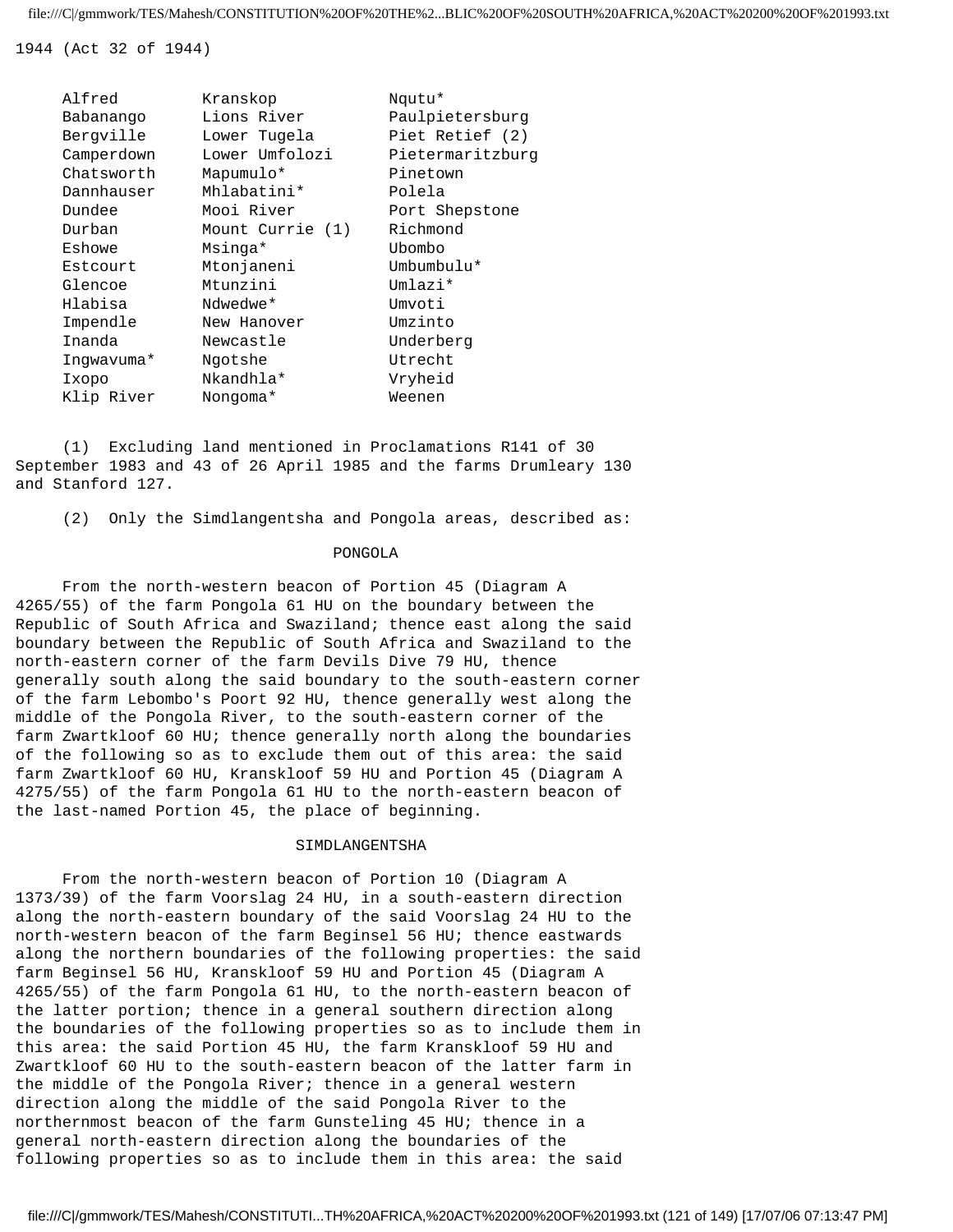1944 (Act 32 of 1944)

| | | |
|---|---|---|
| Alfred | Kranskop | Nqutu* |
| Babanango | Lions River | Paulpietersburg |
| Bergville | Lower Tugela | Piet Retief (2) |
| Camperdown | Lower Umfolozi | Pietermaritzburg |
| Chatsworth | Mapumulo* | Pinetown |
| Dannhauser | Mhlabatini* | Polela |
| Dundee | Mooi River | Port Shepstone |
| Durban | Mount Currie (1) | Richmond |
| Eshowe | Msinga* | Ubombo |
| Estcourt | Mtonjaneni | Umbumbulu* |
| Glencoe | Mtunzini | Umlazi* |
| Hlabisa | Ndwedwe* | Umvoti |
| Impendle | New Hanover | Umzinto |
| Inanda | Newcastle | Underberg |
| Ingwavuma* | Ngotshe | Utrecht |
| Ixopo | Nkandhla* | Vryheid |
| Klip River | Nongoma* | Weenen |

(1) Excluding land mentioned in Proclamations R141 of 30 September 1983 and 43 of 26 April 1985 and the farms Drumleary 130 and Stanford 127.

(2) Only the Simdlangentsha and Pongola areas, described as:

PONGOLA

From the north-western beacon of Portion 45 (Diagram A 4265/55) of the farm Pongola 61 HU on the boundary between the Republic of South Africa and Swaziland; thence east along the said boundary between the Republic of South Africa and Swaziland to the north-eastern corner of the farm Devils Dive 79 HU, thence generally south along the said boundary to the south-eastern corner of the farm Lebombo's Poort 92 HU, thence generally west along the middle of the Pongola River, to the south-eastern corner of the farm Zwartkloof 60 HU; thence generally north along the boundaries of the following so as to exclude them out of this area: the said farm Zwartkloof 60 HU, Kranskloof 59 HU and Portion 45 (Diagram A 4275/55) of the farm Pongola 61 HU to the north-eastern beacon of the last-named Portion 45, the place of beginning.

SIMDLANGENTSHA

From the north-western beacon of Portion 10 (Diagram A 1373/39) of the farm Voorslag 24 HU, in a south-eastern direction along the north-eastern boundary of the said Voorslag 24 HU to the north-western beacon of the farm Beginsel 56 HU; thence eastwards along the northern boundaries of the following properties: the said farm Beginsel 56 HU, Kranskloof 59 HU and Portion 45 (Diagram A 4265/55) of the farm Pongola 61 HU, to the north-eastern beacon of the latter portion; thence in a general southern direction along the boundaries of the following properties so as to include them in this area: the said Portion 45 HU, the farm Kranskloof 59 HU and Zwartkloof 60 HU to the south-eastern beacon of the latter farm in the middle of the Pongola River; thence in a general western direction along the middle of the said Pongola River to the northernmost beacon of the farm Gunsteling 45 HU; thence in a general north-eastern direction along the boundaries of the following properties so as to include them in this area: the said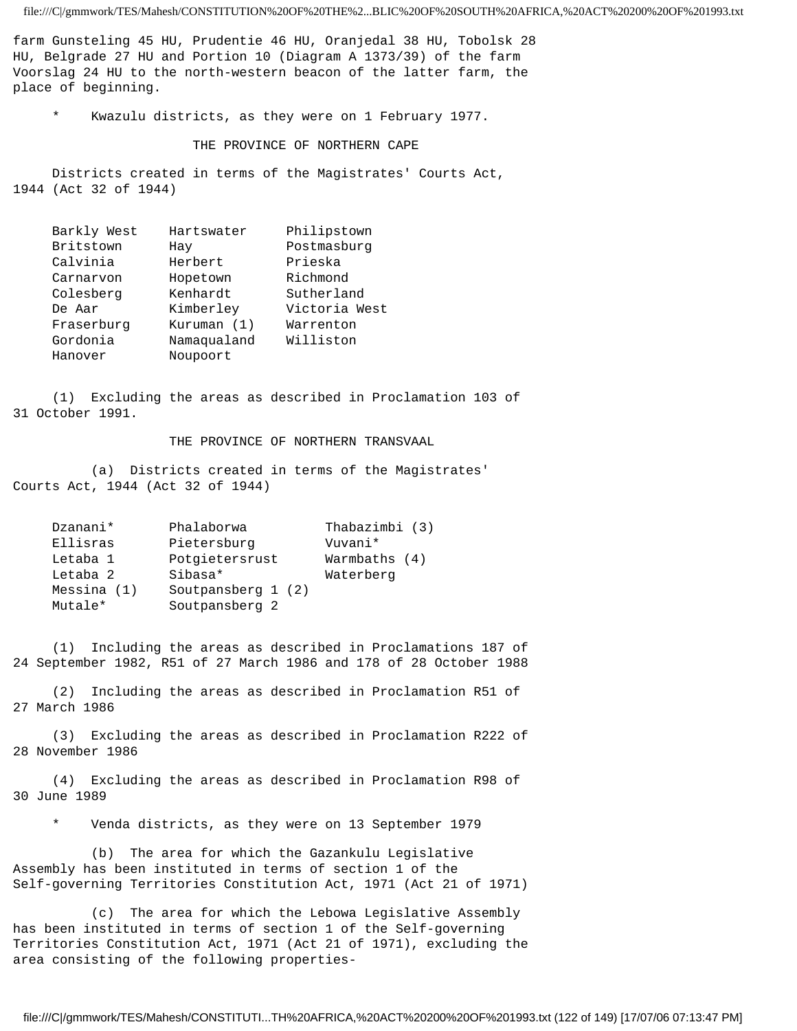farm Gunsteling 45 HU, Prudentie 46 HU, Oranjedal 38 HU, Tobolsk 28 HU, Belgrade 27 HU and Portion 10 (Diagram A 1373/39) of the farm Voorslag 24 HU to the north-western beacon of the latter farm, the place of beginning.

\* Kwazulu districts, as they were on 1 February 1977.

## THE PROVINCE OF NORTHERN CAPE

Districts created in terms of the Magistrates' Courts Act, 1944 (Act 32 of 1944)

| | | |
|---|---|---|
| Barkly West | Hartswater | Philipstown |
| Britstown | Hay | Postmasburg |
| Calvinia | Herbert | Prieska |
| Carnarvon | Hopetown | Richmond |
| Colesberg | Kenhardt | Sutherland |
| De Aar | Kimberley | Victoria West |
| Fraserburg | Kuruman (1) | Warrenton |
| Gordonia | Namaqualand | Williston |
| Hanover | Noupoort | |

(1) Excluding the areas as described in Proclamation 103 of 31 October 1991.

## THE PROVINCE OF NORTHERN TRANSVAAL

(a) Districts created in terms of the Magistrates' Courts Act, 1944 (Act 32 of 1944)

| | | |
|---|---|---|
| Dzanani* | Phalaborwa | Thabazimbi (3) |
| Ellisras | Pietersburg | Vuvani* |
| Letaba 1 | Potgietersrust | Warmbaths (4) |
| Letaba 2 | Sibasa* | Waterberg |
| Messina (1) | Soutpansberg 1 (2) | |
| Mutale* | Soutpansberg 2 | |

(1) Including the areas as described in Proclamations 187 of 24 September 1982, R51 of 27 March 1986 and 178 of 28 October 1988

(2) Including the areas as described in Proclamation R51 of 27 March 1986

(3) Excluding the areas as described in Proclamation R222 of 28 November 1986

(4) Excluding the areas as described in Proclamation R98 of 30 June 1989

\* Venda districts, as they were on 13 September 1979

(b) The area for which the Gazankulu Legislative Assembly has been instituted in terms of section 1 of the Self-governing Territories Constitution Act, 1971 (Act 21 of 1971)

(c) The area for which the Lebowa Legislative Assembly has been instituted in terms of section 1 of the Self-governing Territories Constitution Act, 1971 (Act 21 of 1971), excluding the area consisting of the following properties-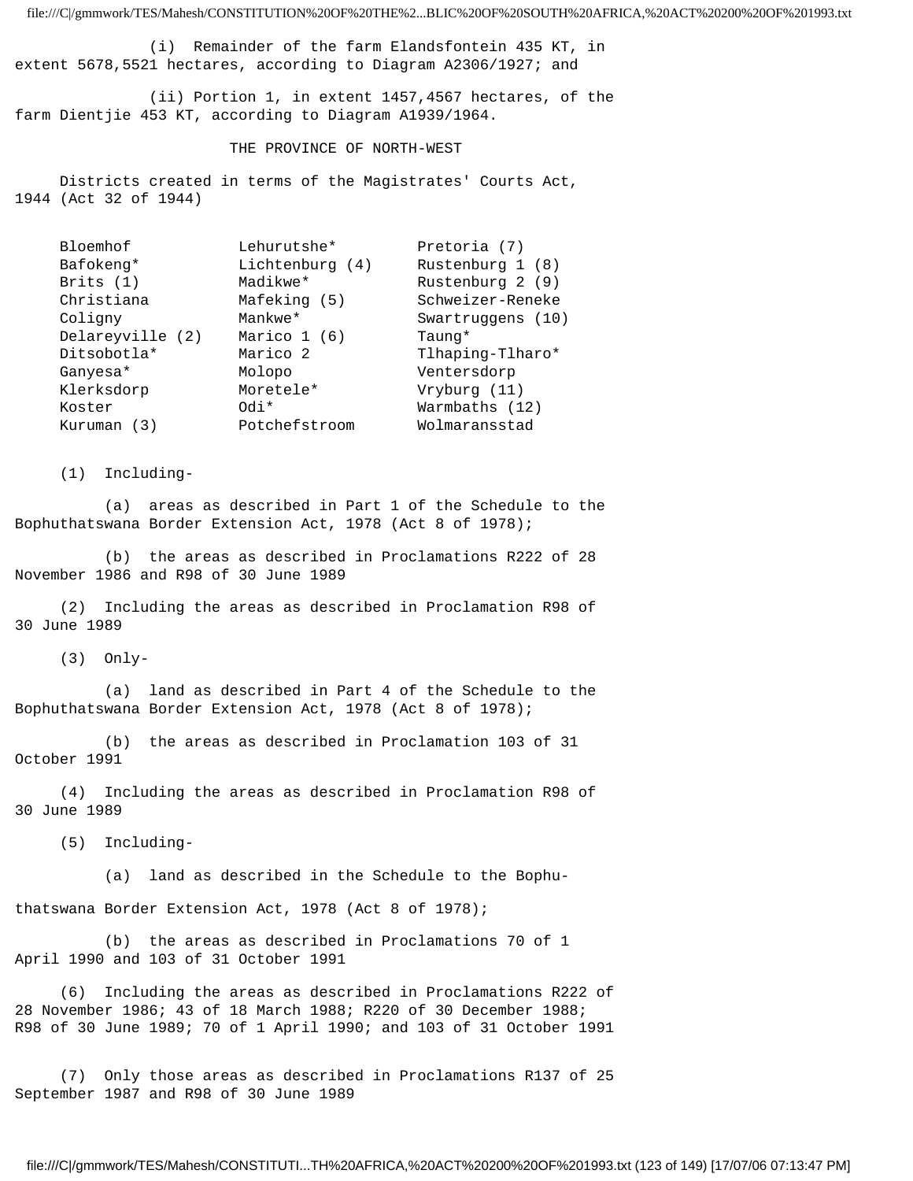(i) Remainder of the farm Elandsfontein 435 KT, in extent 5678,5521 hectares, according to Diagram A2306/1927; and

(ii) Portion 1, in extent 1457,4567 hectares, of the farm Dientjie 453 KT, according to Diagram A1939/1964.

## THE PROVINCE OF NORTH-WEST

Districts created in terms of the Magistrates' Courts Act, 1944 (Act 32 of 1944)

| | | |
|---|---|---|
| Bloemhof | Lehurutshe* | Pretoria (7) |
| Bafokeng* | Lichtenburg (4) | Rustenburg 1 (8) |
| Brits (1) | Madikwe* | Rustenburg 2 (9) |
| Christiana | Mafeking (5) | Schweizer-Reneke |
| Coligny | Mankwe* | Swartruggens (10) |
| Delareyville (2) | Marico 1 (6) | Taung* |
| Ditsobotla* | Marico 2 | Tlhaping-Tlharo* |
| Ganyesa* | Molopo | Ventersdorp |
| Klerksdorp | Moretele* | Vryburg (11) |
| Koster | Odi* | Warmbaths (12) |
| Kuruman (3) | Potchefstroom | Wolmaransstad |

(1) Including-

(a) areas as described in Part 1 of the Schedule to the Bophuthatswana Border Extension Act, 1978 (Act 8 of 1978);

(b) the areas as described in Proclamations R222 of 28 November 1986 and R98 of 30 June 1989

(2) Including the areas as described in Proclamation R98 of 30 June 1989

(3) Only-

(a) land as described in Part 4 of the Schedule to the Bophuthatswana Border Extension Act, 1978 (Act 8 of 1978);

(b) the areas as described in Proclamation 103 of 31 October 1991

(4) Including the areas as described in Proclamation R98 of 30 June 1989

(5) Including-

(a) land as described in the Schedule to the Bophuthatswana Border Extension Act, 1978 (Act 8 of 1978);

(b) the areas as described in Proclamations 70 of 1 April 1990 and 103 of 31 October 1991

(6) Including the areas as described in Proclamations R222 of 28 November 1986; 43 of 18 March 1988; R220 of 30 December 1988; R98 of 30 June 1989; 70 of 1 April 1990; and 103 of 31 October 1991

(7) Only those areas as described in Proclamations R137 of 25 September 1987 and R98 of 30 June 1989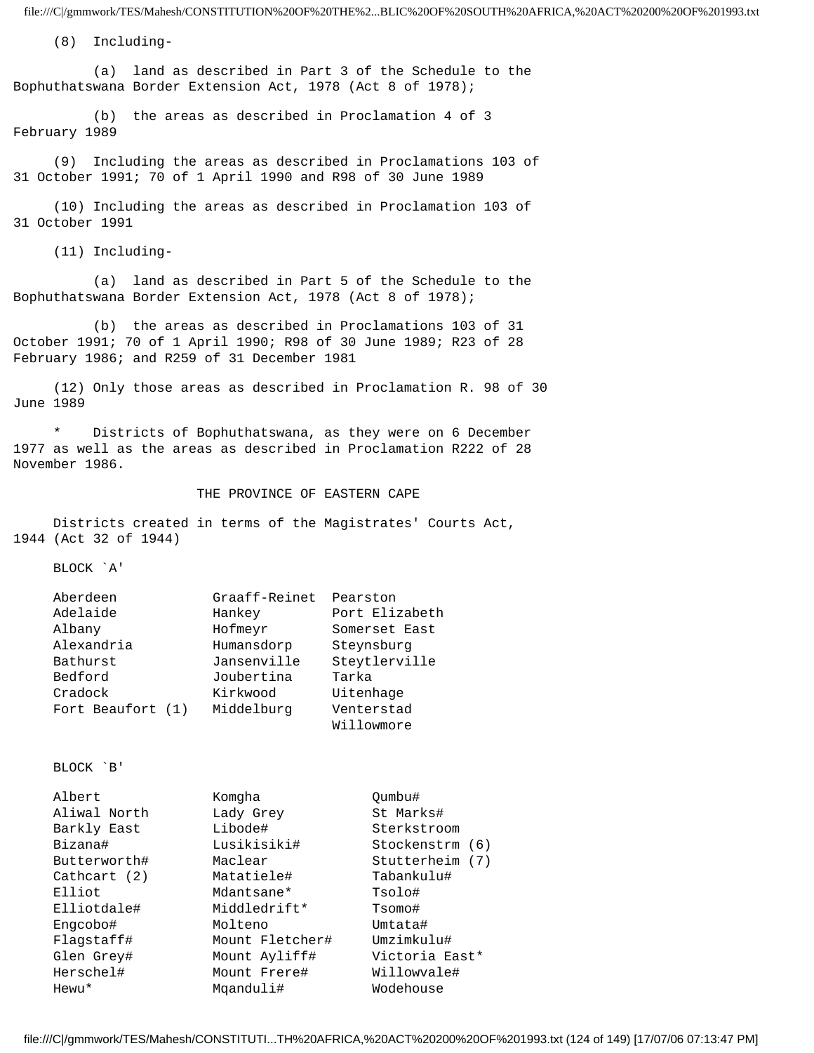(8) Including-

(a) land as described in Part 3 of the Schedule to the Bophuthatswana Border Extension Act, 1978 (Act 8 of 1978);

(b) the areas as described in Proclamation 4 of 3 February 1989

(9) Including the areas as described in Proclamations 103 of 31 October 1991; 70 of 1 April 1990 and R98 of 30 June 1989

(10) Including the areas as described in Proclamation 103 of 31 October 1991

(11) Including-

(a) land as described in Part 5 of the Schedule to the Bophuthatswana Border Extension Act, 1978 (Act 8 of 1978);

(b) the areas as described in Proclamations 103 of 31 October 1991; 70 of 1 April 1990; R98 of 30 June 1989; R23 of 28 February 1986; and R259 of 31 December 1981

(12) Only those areas as described in Proclamation R. 98 of 30 June 1989

* Districts of Bophuthatswana, as they were on 6 December 1977 as well as the areas as described in Proclamation R222 of 28 November 1986.

## THE PROVINCE OF EASTERN CAPE

Districts created in terms of the Magistrates' Courts Act, 1944 (Act 32 of 1944)

BLOCK `A'

| | | |
|---|---|---|
| Aberdeen | Graaff-Reinet | Pearston |
| Adelaide | Hankey | Port Elizabeth |
| Albany | Hofmeyr | Somerset East |
| Alexandria | Humansdorp | Steynsburg |
| Bathurst | Jansenville | Steytlerville |
| Bedford | Joubertina | Tarka |
| Cradock | Kirkwood | Uitenhage |
| Fort Beaufort (1) | Middelburg | Venterstad |
| | | Willowmore |

BLOCK `B'

| | | |
|---|---|---|
| Albert | Komgha | Qumbu# |
| Aliwal North | Lady Grey | St Marks# |
| Barkly East | Libode# | Sterkstroom |
| Bizana# | Lusikisiki# | Stockenstrm (6) |
| Butterworth# | Maclear | Stutterheim (7) |
| Cathcart (2) | Matatiele# | Tabankulu# |
| Elliot | Mdantsane* | Tsolo# |
| Elliotdale# | Middledrift* | Tsomo# |
| Engcobo# | Molteno | Umtata# |
| Flagstaff# | Mount Fletcher# | Umzimkulu# |
| Glen Grey# | Mount Ayliff# | Victoria East* |
| Herschel# | Mount Frere# | Willowvale# |
| Hewu* | Mqanduli# | Wodehouse |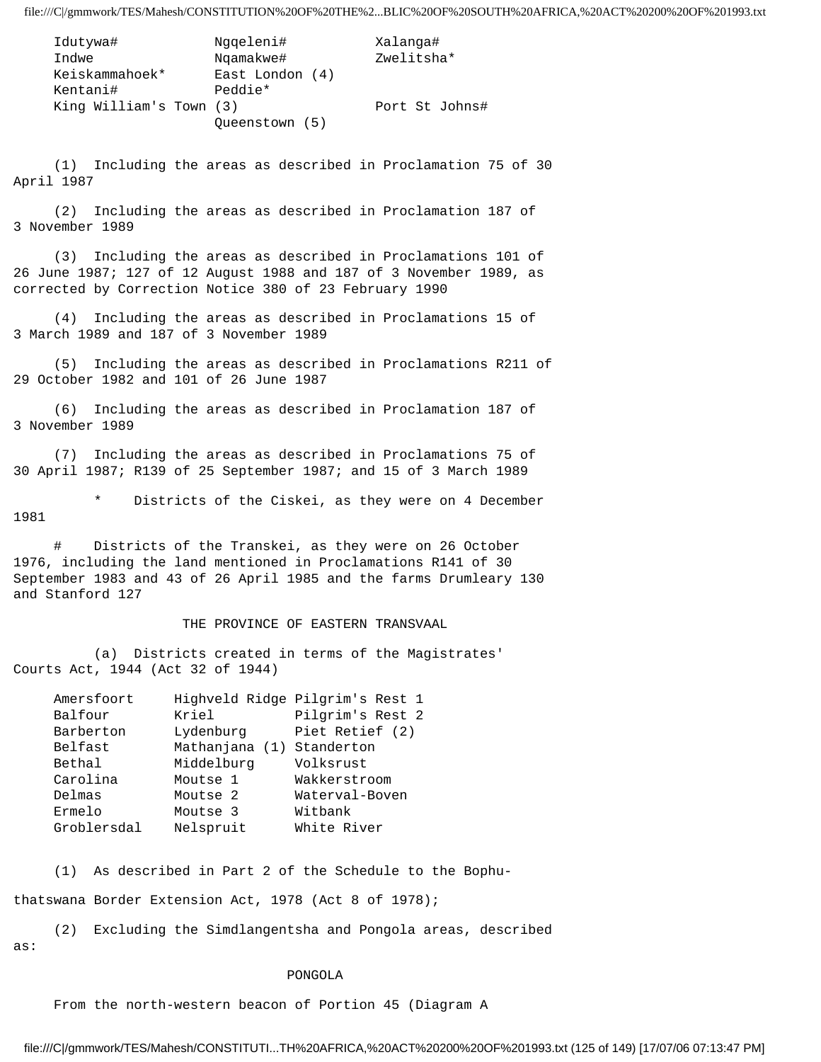| | | |
|---|---|---|
| Idutywa# | Ngqeleni# | Xalanga# |
| Indwe | Nqamakwe# | Zwelitsha* |
| Keiskammahoek* | East London (4) | |
| Kentani# | Peddie* | |
| King William's Town (3) | | Port St Johns# |
| | Queenstown (5) | |

(1) Including the areas as described in Proclamation 75 of 30 April 1987

(2) Including the areas as described in Proclamation 187 of 3 November 1989

(3) Including the areas as described in Proclamations 101 of 26 June 1987; 127 of 12 August 1988 and 187 of 3 November 1989, as corrected by Correction Notice 380 of 23 February 1990

(4) Including the areas as described in Proclamations 15 of 3 March 1989 and 187 of 3 November 1989

(5) Including the areas as described in Proclamations R211 of 29 October 1982 and 101 of 26 June 1987

(6) Including the areas as described in Proclamation 187 of 3 November 1989

(7) Including the areas as described in Proclamations 75 of 30 April 1987; R139 of 25 September 1987; and 15 of 3 March 1989

\* Districts of the Ciskei, as they were on 4 December 1981

\# Districts of the Transkei, as they were on 26 October 1976, including the land mentioned in Proclamations R141 of 30 September 1983 and 43 of 26 April 1985 and the farms Drumleary 130 and Stanford 127

## THE PROVINCE OF EASTERN TRANSVAAL

(a) Districts created in terms of the Magistrates' Courts Act, 1944 (Act 32 of 1944)

| | | |
|---|---|---|
| Amersfoort | Highveld Ridge | Pilgrim's Rest 1 |
| Balfour | Kriel | Pilgrim's Rest 2 |
| Barberton | Lydenburg | Piet Retief (2) |
| Belfast | Mathanjana (1) | Standerton |
| Bethal | Middelburg | Volksrust |
| Carolina | Moutse 1 | Wakkerstroom |
| Delmas | Moutse 2 | Waterval-Boven |
| Ermelo | Moutse 3 | Witbank |
| Groblersdal | Nelspruit | White River |

(1) As described in Part 2 of the Schedule to the Bophuthatswana Border Extension Act, 1978 (Act 8 of 1978);

(2) Excluding the Simdlangentsha and Pongola areas, described as:

### PONGOLA

From the north-western beacon of Portion 45 (Diagram A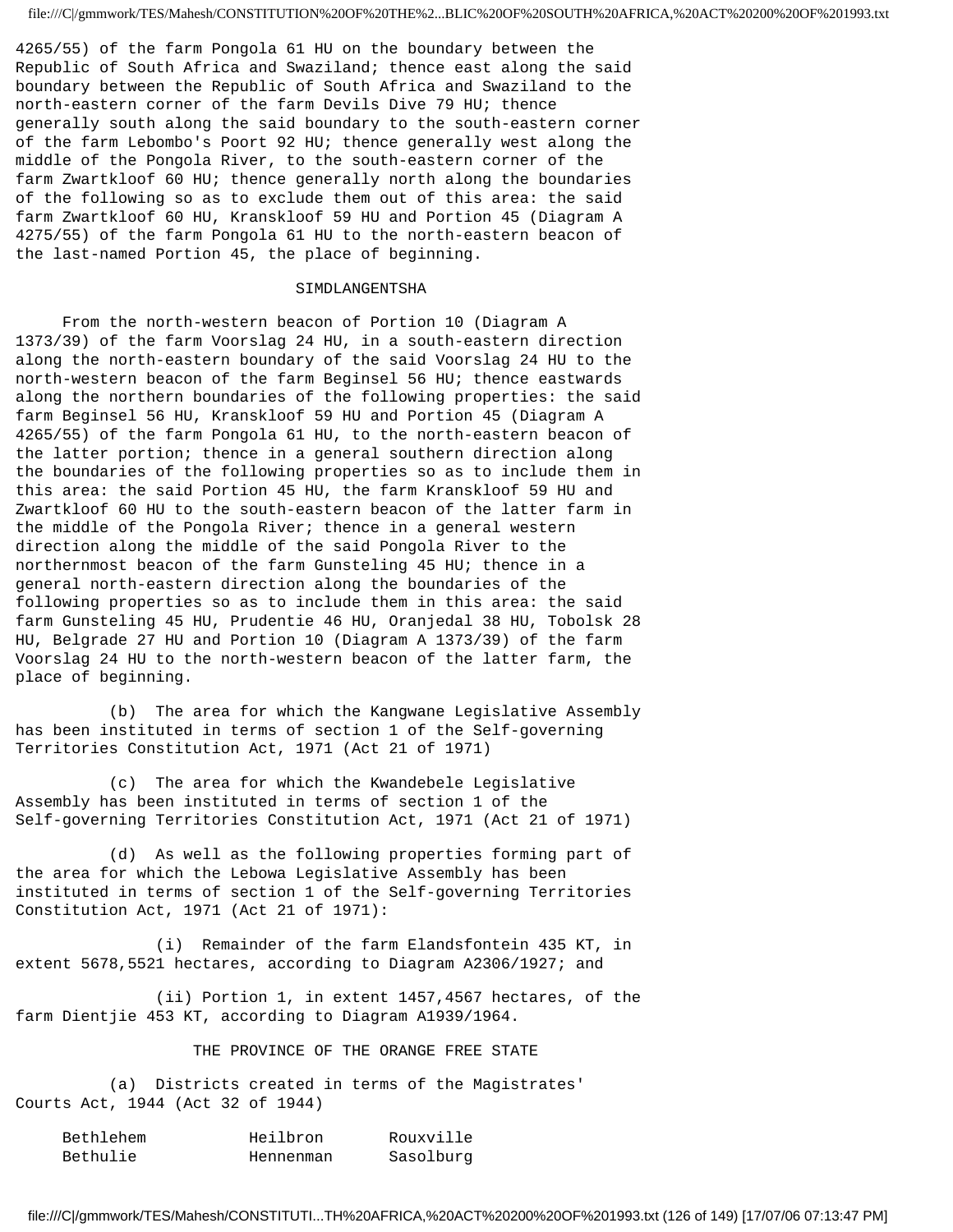4265/55) of the farm Pongola 61 HU on the boundary between the Republic of South Africa and Swaziland; thence east along the said boundary between the Republic of South Africa and Swaziland to the north-eastern corner of the farm Devils Dive 79 HU; thence generally south along the said boundary to the south-eastern corner of the farm Lebombo's Poort 92 HU; thence generally west along the middle of the Pongola River, to the south-eastern corner of the farm Zwartkloof 60 HU; thence generally north along the boundaries of the following so as to exclude them out of this area: the said farm Zwartkloof 60 HU, Kranskloof 59 HU and Portion 45 (Diagram A 4275/55) of the farm Pongola 61 HU to the north-eastern beacon of the last-named Portion 45, the place of beginning.

SIMDLANGENTSHA

From the north-western beacon of Portion 10 (Diagram A 1373/39) of the farm Voorslag 24 HU, in a south-eastern direction along the north-eastern boundary of the said Voorslag 24 HU to the north-western beacon of the farm Beginsel 56 HU; thence eastwards along the northern boundaries of the following properties: the said farm Beginsel 56 HU, Kranskloof 59 HU and Portion 45 (Diagram A 4265/55) of the farm Pongola 61 HU, to the north-eastern beacon of the latter portion; thence in a general southern direction along the boundaries of the following properties so as to include them in this area: the said Portion 45 HU, the farm Kranskloof 59 HU and Zwartkloof 60 HU to the south-eastern beacon of the latter farm in the middle of the Pongola River; thence in a general western direction along the middle of the said Pongola River to the northernmost beacon of the farm Gunsteling 45 HU; thence in a general north-eastern direction along the boundaries of the following properties so as to include them in this area: the said farm Gunsteling 45 HU, Prudentie 46 HU, Oranjedal 38 HU, Tobolsk 28 HU, Belgrade 27 HU and Portion 10 (Diagram A 1373/39) of the farm Voorslag 24 HU to the north-western beacon of the latter farm, the place of beginning.

(b) The area for which the Kangwane Legislative Assembly has been instituted in terms of section 1 of the Self-governing Territories Constitution Act, 1971 (Act 21 of 1971)

(c) The area for which the Kwandebele Legislative Assembly has been instituted in terms of section 1 of the Self-governing Territories Constitution Act, 1971 (Act 21 of 1971)

(d) As well as the following properties forming part of the area for which the Lebowa Legislative Assembly has been instituted in terms of section 1 of the Self-governing Territories Constitution Act, 1971 (Act 21 of 1971):

(i) Remainder of the farm Elandsfontein 435 KT, in extent 5678,5521 hectares, according to Diagram A2306/1927; and

(ii) Portion 1, in extent 1457,4567 hectares, of the farm Dientjie 453 KT, according to Diagram A1939/1964.

THE PROVINCE OF THE ORANGE FREE STATE

(a) Districts created in terms of the Magistrates' Courts Act, 1944 (Act 32 of 1944)

| | | |
|---|---|---|
| Bethlehem | Heilbron | Rouxville |
| Bethulie | Hennenman | Sasolburg |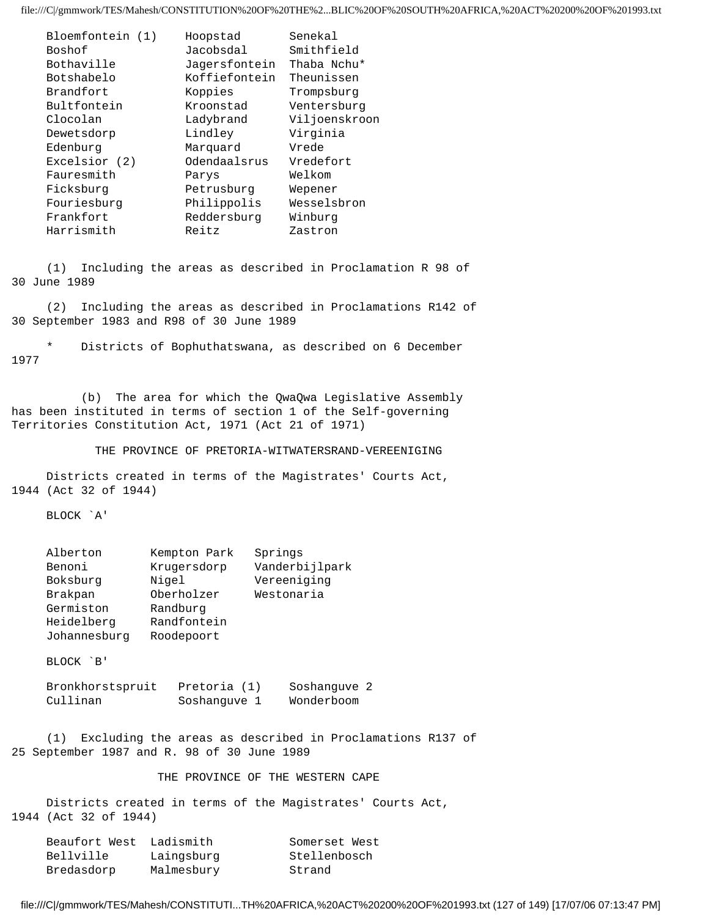| | | |
|---|---|---|
| Bloemfontein (1) | Hoopstad | Senekal |
| Boshof | Jacobsdal | Smithfield |
| Bothaville | Jagersfontein | Thaba Nchu* |
| Botshabelo | Koffiefontein | Theunissen |
| Brandfort | Koppies | Trompsburg |
| Bultfontein | Kroonstad | Ventersburg |
| Clocolan | Ladybrand | Viljoenskroon |
| Dewetsdorp | Lindley | Virginia |
| Edenburg | Marquard | Vrede |
| Excelsior (2) | Odendaalsrus | Vredefort |
| Fauresmith | Parys | Welkom |
| Ficksburg | Petrusburg | Wepener |
| Fouriesburg | Philippolis | Wesselsbron |
| Frankfort | Reddersburg | Winburg |
| Harrismith | Reitz | Zastron |

(1) Including the areas as described in Proclamation R 98 of 30 June 1989

(2) Including the areas as described in Proclamations R142 of 30 September 1983 and R98 of 30 June 1989

\* Districts of Bophuthatswana, as described on 6 December 1977

(b) The area for which the QwaQwa Legislative Assembly has been instituted in terms of section 1 of the Self-governing Territories Constitution Act, 1971 (Act 21 of 1971)

THE PROVINCE OF PRETORIA-WITWATERSRAND-VEREENIGING

Districts created in terms of the Magistrates' Courts Act, 1944 (Act 32 of 1944)

BLOCK `A'

| | | |
|---|---|---|
| Alberton | Kempton Park | Springs |
| Benoni | Krugersdorp | Vanderbijlpark |
| Boksburg | Nigel | Vereeniging |
| Brakpan | Oberholzer | Westonaria |
| Germiston | Randburg | |
| Heidelberg | Randfontein | |
| Johannesburg | Roodepoort | |

BLOCK `B'

| | | |
|---|---|---|
| Bronkhorstspruit | Pretoria (1) | Soshanguve 2 |
| Cullinan | Soshanguve 1 | Wonderboom |

(1) Excluding the areas as described in Proclamations R137 of 25 September 1987 and R. 98 of 30 June 1989

THE PROVINCE OF THE WESTERN CAPE

Districts created in terms of the Magistrates' Courts Act, 1944 (Act 32 of 1944)

| | | |
|---|---|---|
| Beaufort West | Ladismith | Somerset West |
| Bellville | Laingsburg | Stellenbosch |
| Bredasdorp | Malmesbury | Strand |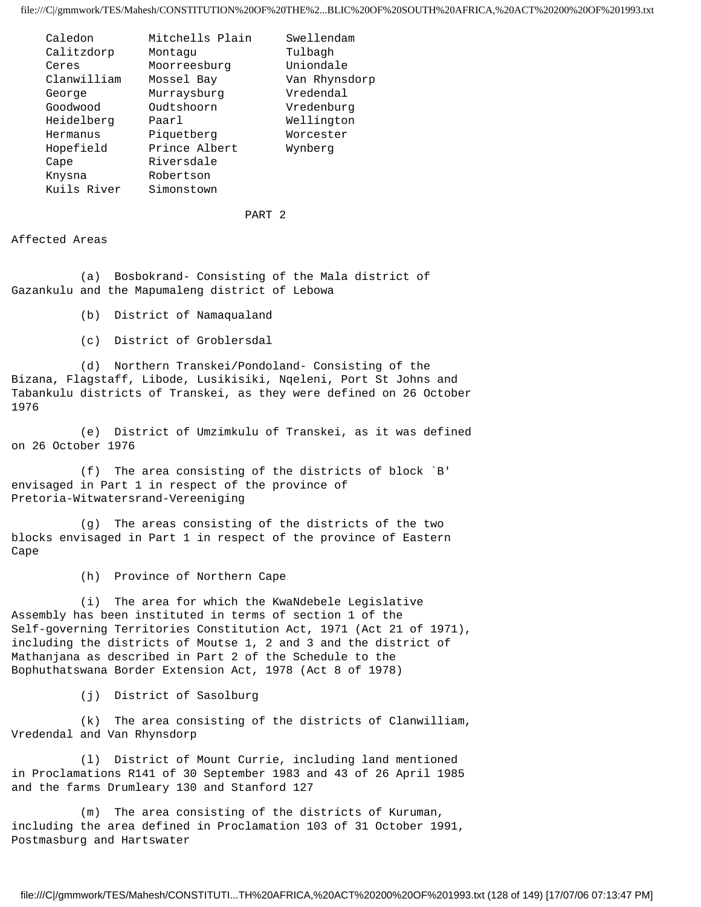| | | |
|---|---|---|
| Caledon | Mitchells Plain | Swellendam |
| Calitzdorp | Montagu | Tulbagh |
| Ceres | Moorreesburg | Uniondale |
| Clanwilliam | Mossel Bay | Van Rhynsdorp |
| George | Murraysburg | Vredendal |
| Goodwood | Oudtshoorn | Vredenburg |
| Heidelberg | Paarl | Wellington |
| Hermanus | Piquetberg | Worcester |
| Hopefield | Prince Albert | Wynberg |
| Cape | Riversdale | |
| Knysna | Robertson | |
| Kuils River | Simonstown | |

PART 2

Affected Areas

(a) Bosbokrand- Consisting of the Mala district of Gazankulu and the Mapumaleng district of Lebowa

(b) District of Namaqualand

(c) District of Groblersdal

(d) Northern Transkei/Pondoland- Consisting of the Bizana, Flagstaff, Libode, Lusikisiki, Nqeleni, Port St Johns and Tabankulu districts of Transkei, as they were defined on 26 October 1976

(e) District of Umzimkulu of Transkei, as it was defined on 26 October 1976

(f) The area consisting of the districts of block `B' envisaged in Part 1 in respect of the province of Pretoria-Witwatersrand-Vereeniging

(g) The areas consisting of the districts of the two blocks envisaged in Part 1 in respect of the province of Eastern Cape

(h) Province of Northern Cape

(i) The area for which the KwaNdebele Legislative Assembly has been instituted in terms of section 1 of the Self-governing Territories Constitution Act, 1971 (Act 21 of 1971), including the districts of Moutse 1, 2 and 3 and the district of Mathanjana as described in Part 2 of the Schedule to the Bophuthatswana Border Extension Act, 1978 (Act 8 of 1978)

(j) District of Sasolburg

(k) The area consisting of the districts of Clanwilliam, Vredendal and Van Rhynsdorp

(l) District of Mount Currie, including land mentioned in Proclamations R141 of 30 September 1983 and 43 of 26 April 1985 and the farms Drumleary 130 and Stanford 127

(m) The area consisting of the districts of Kuruman, including the area defined in Proclamation 103 of 31 October 1991, Postmasburg and Hartswater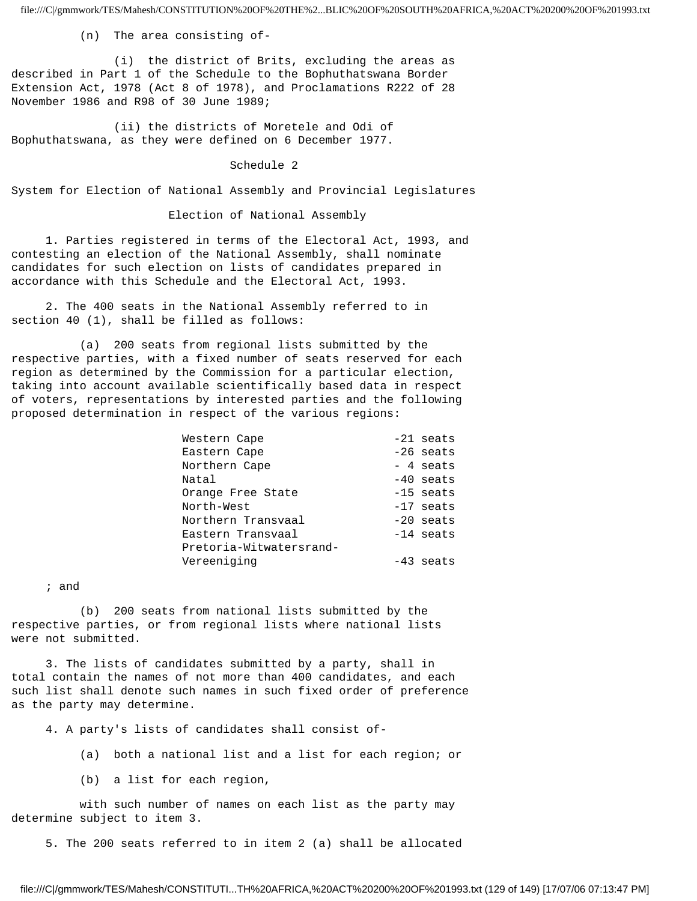(n) The area consisting of-

(i) the district of Brits, excluding the areas as described in Part 1 of the Schedule to the Bophuthatswana Border Extension Act, 1978 (Act 8 of 1978), and Proclamations R222 of 28 November 1986 and R98 of 30 June 1989;

(ii) the districts of Moretele and Odi of Bophuthatswana, as they were defined on 6 December 1977.

## Schedule 2

## System for Election of National Assembly and Provincial Legislatures

### Election of National Assembly

1. Parties registered in terms of the Electoral Act, 1993, and contesting an election of the National Assembly, shall nominate candidates for such election on lists of candidates prepared in accordance with this Schedule and the Electoral Act, 1993.

2. The 400 seats in the National Assembly referred to in section 40 (1), shall be filled as follows:

(a) 200 seats from regional lists submitted by the respective parties, with a fixed number of seats reserved for each region as determined by the Commission for a particular election, taking into account available scientifically based data in respect of voters, representations by interested parties and the following proposed determination in respect of the various regions:

| Region | Seats |
|---|---|
| Western Cape | -21 seats |
| Eastern Cape | -26 seats |
| Northern Cape | - 4 seats |
| Natal | -40 seats |
| Orange Free State | -15 seats |
| North-West | -17 seats |
| Northern Transvaal | -20 seats |
| Eastern Transvaal | -14 seats |
| Pretoria-Witwatersrand-Vereeniging | -43 seats |

; and

(b) 200 seats from national lists submitted by the respective parties, or from regional lists where national lists were not submitted.

3. The lists of candidates submitted by a party, shall in total contain the names of not more than 400 candidates, and each such list shall denote such names in such fixed order of preference as the party may determine.

4. A party's lists of candidates shall consist of-

(a) both a national list and a list for each region; or

(b) a list for each region,

with such number of names on each list as the party may determine subject to item 3.

5. The 200 seats referred to in item 2 (a) shall be allocated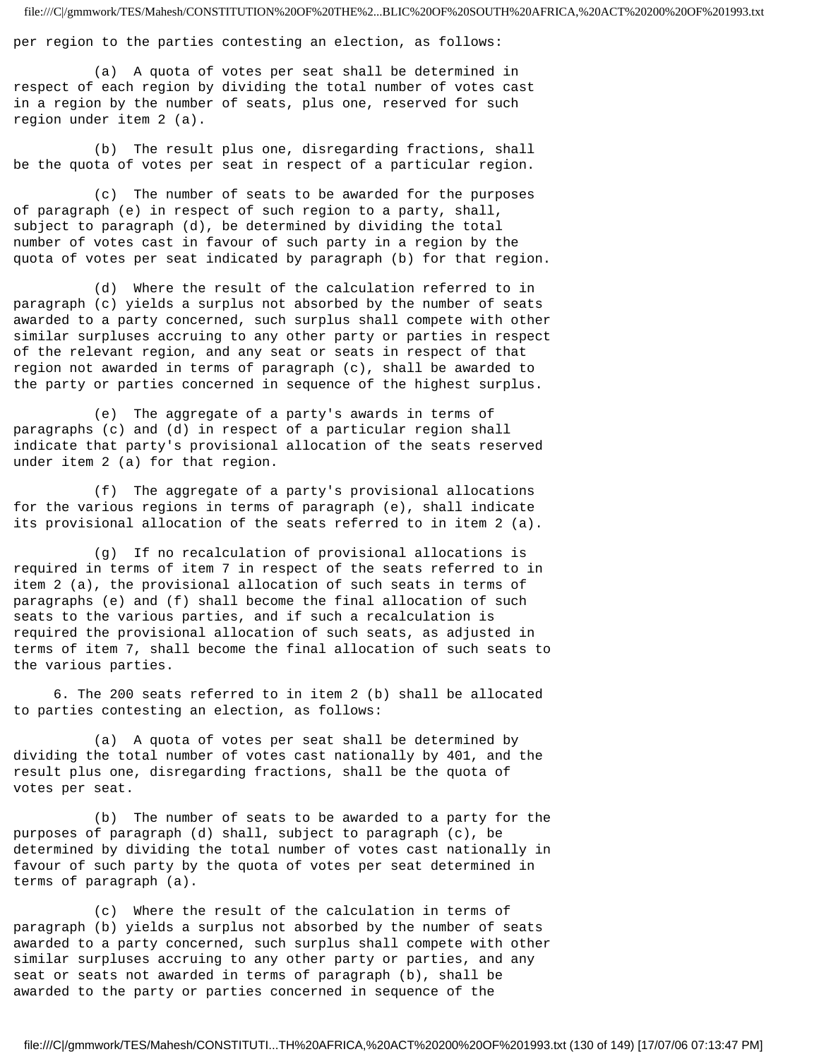per region to the parties contesting an election, as follows:

(a) A quota of votes per seat shall be determined in respect of each region by dividing the total number of votes cast in a region by the number of seats, plus one, reserved for such region under item 2 (a).

(b) The result plus one, disregarding fractions, shall be the quota of votes per seat in respect of a particular region.

(c) The number of seats to be awarded for the purposes of paragraph (e) in respect of such region to a party, shall, subject to paragraph (d), be determined by dividing the total number of votes cast in favour of such party in a region by the quota of votes per seat indicated by paragraph (b) for that region.

(d) Where the result of the calculation referred to in paragraph (c) yields a surplus not absorbed by the number of seats awarded to a party concerned, such surplus shall compete with other similar surpluses accruing to any other party or parties in respect of the relevant region, and any seat or seats in respect of that region not awarded in terms of paragraph (c), shall be awarded to the party or parties concerned in sequence of the highest surplus.

(e) The aggregate of a party's awards in terms of paragraphs (c) and (d) in respect of a particular region shall indicate that party's provisional allocation of the seats reserved under item 2 (a) for that region.

(f) The aggregate of a party's provisional allocations for the various regions in terms of paragraph (e), shall indicate its provisional allocation of the seats referred to in item 2 (a).

(g) If no recalculation of provisional allocations is required in terms of item 7 in respect of the seats referred to in item 2 (a), the provisional allocation of such seats in terms of paragraphs (e) and (f) shall become the final allocation of such seats to the various parties, and if such a recalculation is required the provisional allocation of such seats, as adjusted in terms of item 7, shall become the final allocation of such seats to the various parties.

6. The 200 seats referred to in item 2 (b) shall be allocated to parties contesting an election, as follows:

(a) A quota of votes per seat shall be determined by dividing the total number of votes cast nationally by 401, and the result plus one, disregarding fractions, shall be the quota of votes per seat.

(b) The number of seats to be awarded to a party for the purposes of paragraph (d) shall, subject to paragraph (c), be determined by dividing the total number of votes cast nationally in favour of such party by the quota of votes per seat determined in terms of paragraph (a).

(c) Where the result of the calculation in terms of paragraph (b) yields a surplus not absorbed by the number of seats awarded to a party concerned, such surplus shall compete with other similar surpluses accruing to any other party or parties, and any seat or seats not awarded in terms of paragraph (b), shall be awarded to the party or parties concerned in sequence of the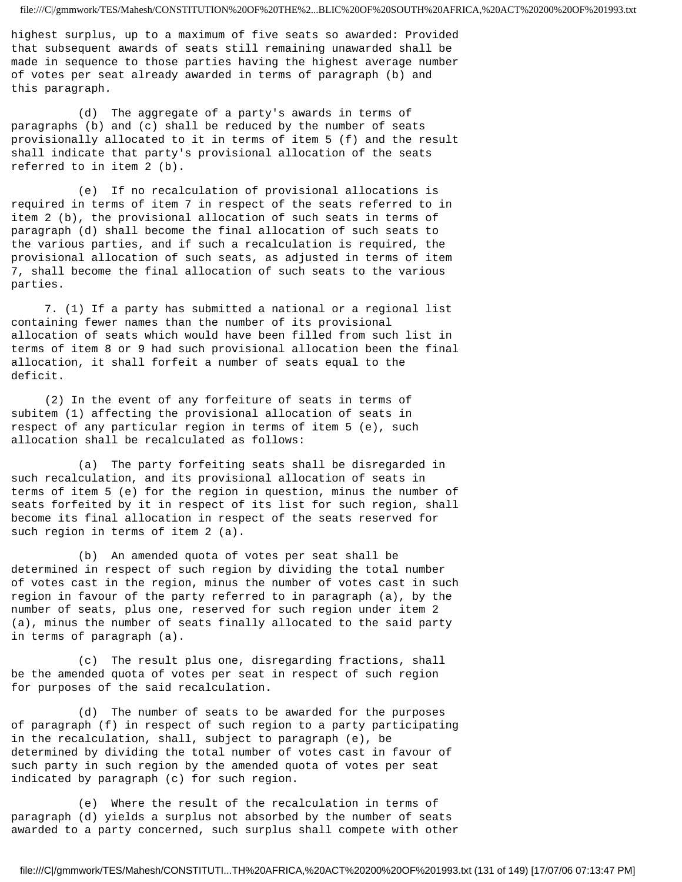highest surplus, up to a maximum of five seats so awarded: Provided that subsequent awards of seats still remaining unawarded shall be made in sequence to those parties having the highest average number of votes per seat already awarded in terms of paragraph (b) and this paragraph.

(d) The aggregate of a party's awards in terms of paragraphs (b) and (c) shall be reduced by the number of seats provisionally allocated to it in terms of item 5 (f) and the result shall indicate that party's provisional allocation of the seats referred to in item 2 (b).

(e) If no recalculation of provisional allocations is required in terms of item 7 in respect of the seats referred to in item 2 (b), the provisional allocation of such seats in terms of paragraph (d) shall become the final allocation of such seats to the various parties, and if such a recalculation is required, the provisional allocation of such seats, as adjusted in terms of item 7, shall become the final allocation of such seats to the various parties.

7. (1) If a party has submitted a national or a regional list containing fewer names than the number of its provisional allocation of seats which would have been filled from such list in terms of item 8 or 9 had such provisional allocation been the final allocation, it shall forfeit a number of seats equal to the deficit.

(2) In the event of any forfeiture of seats in terms of subitem (1) affecting the provisional allocation of seats in respect of any particular region in terms of item 5 (e), such allocation shall be recalculated as follows:

(a) The party forfeiting seats shall be disregarded in such recalculation, and its provisional allocation of seats in terms of item 5 (e) for the region in question, minus the number of seats forfeited by it in respect of its list for such region, shall become its final allocation in respect of the seats reserved for such region in terms of item 2 (a).

(b) An amended quota of votes per seat shall be determined in respect of such region by dividing the total number of votes cast in the region, minus the number of votes cast in such region in favour of the party referred to in paragraph (a), by the number of seats, plus one, reserved for such region under item 2 (a), minus the number of seats finally allocated to the said party in terms of paragraph (a).

(c) The result plus one, disregarding fractions, shall be the amended quota of votes per seat in respect of such region for purposes of the said recalculation.

(d) The number of seats to be awarded for the purposes of paragraph (f) in respect of such region to a party participating in the recalculation, shall, subject to paragraph (e), be determined by dividing the total number of votes cast in favour of such party in such region by the amended quota of votes per seat indicated by paragraph (c) for such region.

(e) Where the result of the recalculation in terms of paragraph (d) yields a surplus not absorbed by the number of seats awarded to a party concerned, such surplus shall compete with other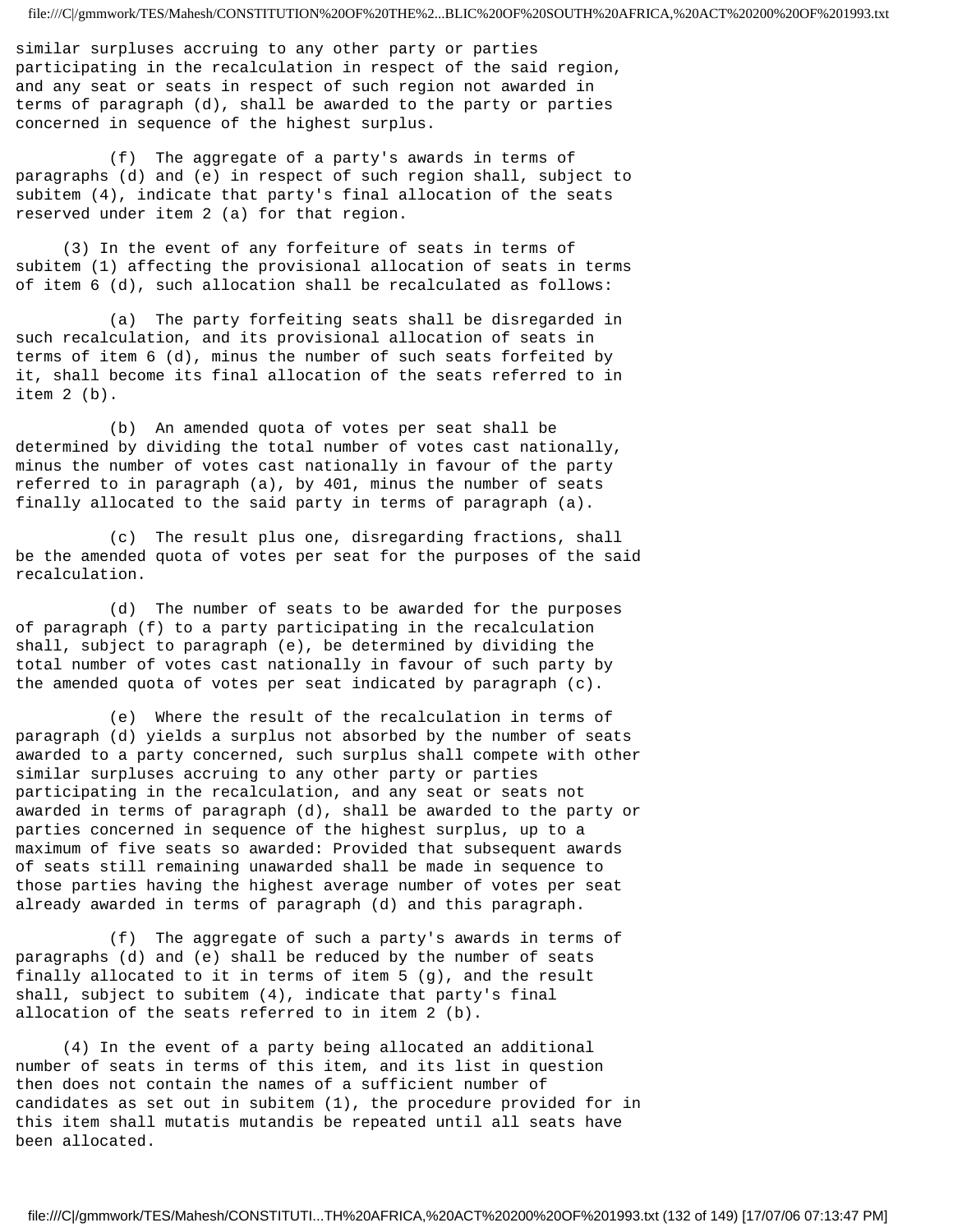similar surpluses accruing to any other party or parties participating in the recalculation in respect of the said region, and any seat or seats in respect of such region not awarded in terms of paragraph (d), shall be awarded to the party or parties concerned in sequence of the highest surplus.

(f) The aggregate of a party's awards in terms of paragraphs (d) and (e) in respect of such region shall, subject to subitem (4), indicate that party's final allocation of the seats reserved under item 2 (a) for that region.

(3) In the event of any forfeiture of seats in terms of subitem (1) affecting the provisional allocation of seats in terms of item 6 (d), such allocation shall be recalculated as follows:

(a) The party forfeiting seats shall be disregarded in such recalculation, and its provisional allocation of seats in terms of item 6 (d), minus the number of such seats forfeited by it, shall become its final allocation of the seats referred to in item 2 (b).

(b) An amended quota of votes per seat shall be determined by dividing the total number of votes cast nationally, minus the number of votes cast nationally in favour of the party referred to in paragraph (a), by 401, minus the number of seats finally allocated to the said party in terms of paragraph (a).

(c) The result plus one, disregarding fractions, shall be the amended quota of votes per seat for the purposes of the said recalculation.

(d) The number of seats to be awarded for the purposes of paragraph (f) to a party participating in the recalculation shall, subject to paragraph (e), be determined by dividing the total number of votes cast nationally in favour of such party by the amended quota of votes per seat indicated by paragraph (c).

(e) Where the result of the recalculation in terms of paragraph (d) yields a surplus not absorbed by the number of seats awarded to a party concerned, such surplus shall compete with other similar surpluses accruing to any other party or parties participating in the recalculation, and any seat or seats not awarded in terms of paragraph (d), shall be awarded to the party or parties concerned in sequence of the highest surplus, up to a maximum of five seats so awarded: Provided that subsequent awards of seats still remaining unawarded shall be made in sequence to those parties having the highest average number of votes per seat already awarded in terms of paragraph (d) and this paragraph.

(f) The aggregate of such a party's awards in terms of paragraphs (d) and (e) shall be reduced by the number of seats finally allocated to it in terms of item 5 (g), and the result shall, subject to subitem (4), indicate that party's final allocation of the seats referred to in item 2 (b).

(4) In the event of a party being allocated an additional number of seats in terms of this item, and its list in question then does not contain the names of a sufficient number of candidates as set out in subitem (1), the procedure provided for in this item shall mutatis mutandis be repeated until all seats have been allocated.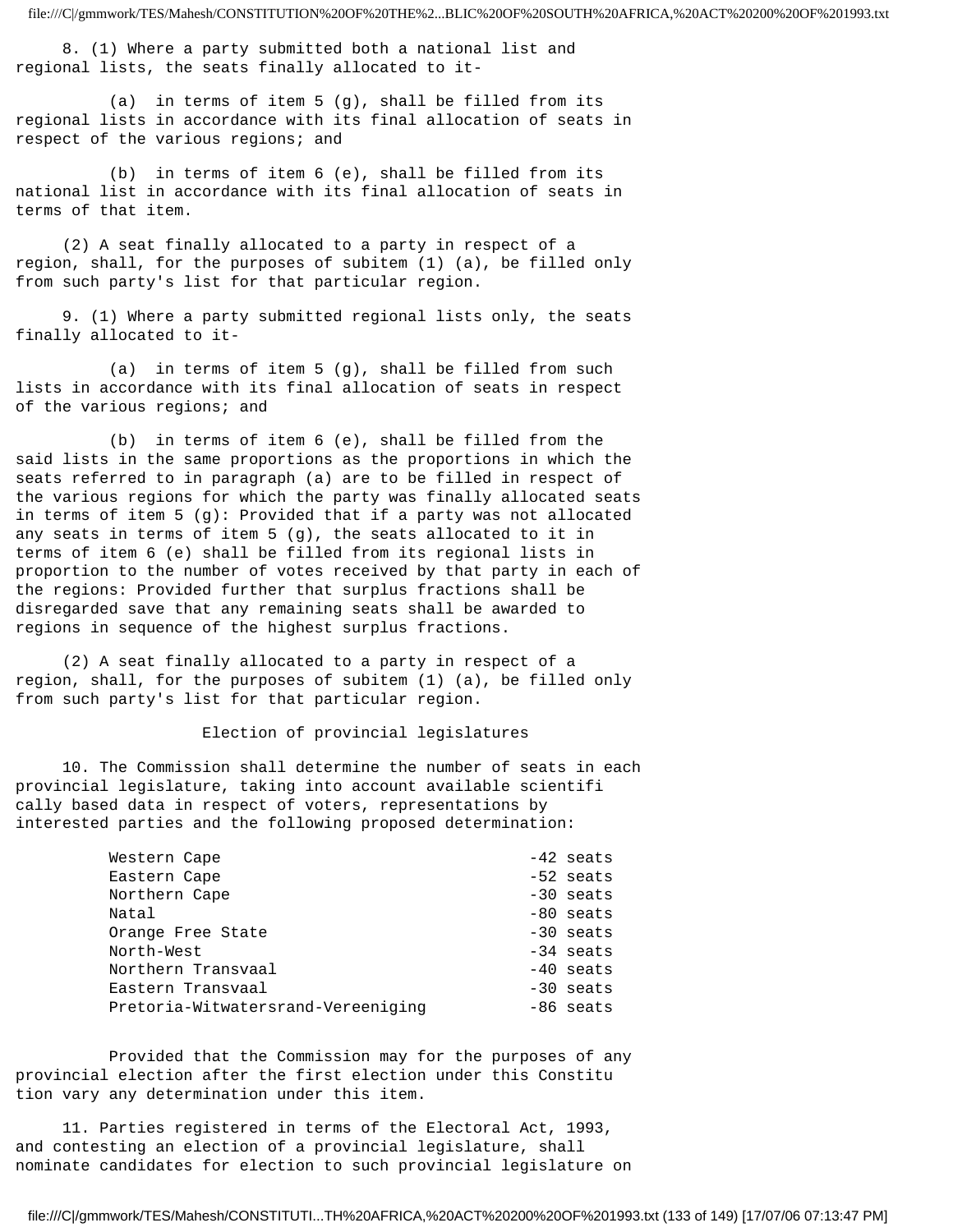8. (1) Where a party submitted both a national list and regional lists, the seats finally allocated to it-

(a) in terms of item 5 (g), shall be filled from its regional lists in accordance with its final allocation of seats in respect of the various regions; and

(b) in terms of item 6 (e), shall be filled from its national list in accordance with its final allocation of seats in terms of that item.

(2) A seat finally allocated to a party in respect of a region, shall, for the purposes of subitem (1) (a), be filled only from such party's list for that particular region.

9. (1) Where a party submitted regional lists only, the seats finally allocated to it-

(a) in terms of item 5 (g), shall be filled from such lists in accordance with its final allocation of seats in respect of the various regions; and

(b) in terms of item 6 (e), shall be filled from the said lists in the same proportions as the proportions in which the seats referred to in paragraph (a) are to be filled in respect of the various regions for which the party was finally allocated seats in terms of item 5 (g): Provided that if a party was not allocated any seats in terms of item 5 (g), the seats allocated to it in terms of item 6 (e) shall be filled from its regional lists in proportion to the number of votes received by that party in each of the regions: Provided further that surplus fractions shall be disregarded save that any remaining seats shall be awarded to regions in sequence of the highest surplus fractions.

(2) A seat finally allocated to a party in respect of a region, shall, for the purposes of subitem (1) (a), be filled only from such party's list for that particular region.

## Election of provincial legislatures

10. The Commission shall determine the number of seats in each provincial legislature, taking into account available scientifically based data in respect of voters, representations by interested parties and the following proposed determination:

| | |
|---|---|
| Western Cape | -42 seats |
| Eastern Cape | -52 seats |
| Northern Cape | -30 seats |
| Natal | -80 seats |
| Orange Free State | -30 seats |
| North-West | -34 seats |
| Northern Transvaal | -40 seats |
| Eastern Transvaal | -30 seats |
| Pretoria-Witwatersrand-Vereeniging | -86 seats |

Provided that the Commission may for the purposes of any provincial election after the first election under this Constitution vary any determination under this item.

11. Parties registered in terms of the Electoral Act, 1993, and contesting an election of a provincial legislature, shall nominate candidates for election to such provincial legislature on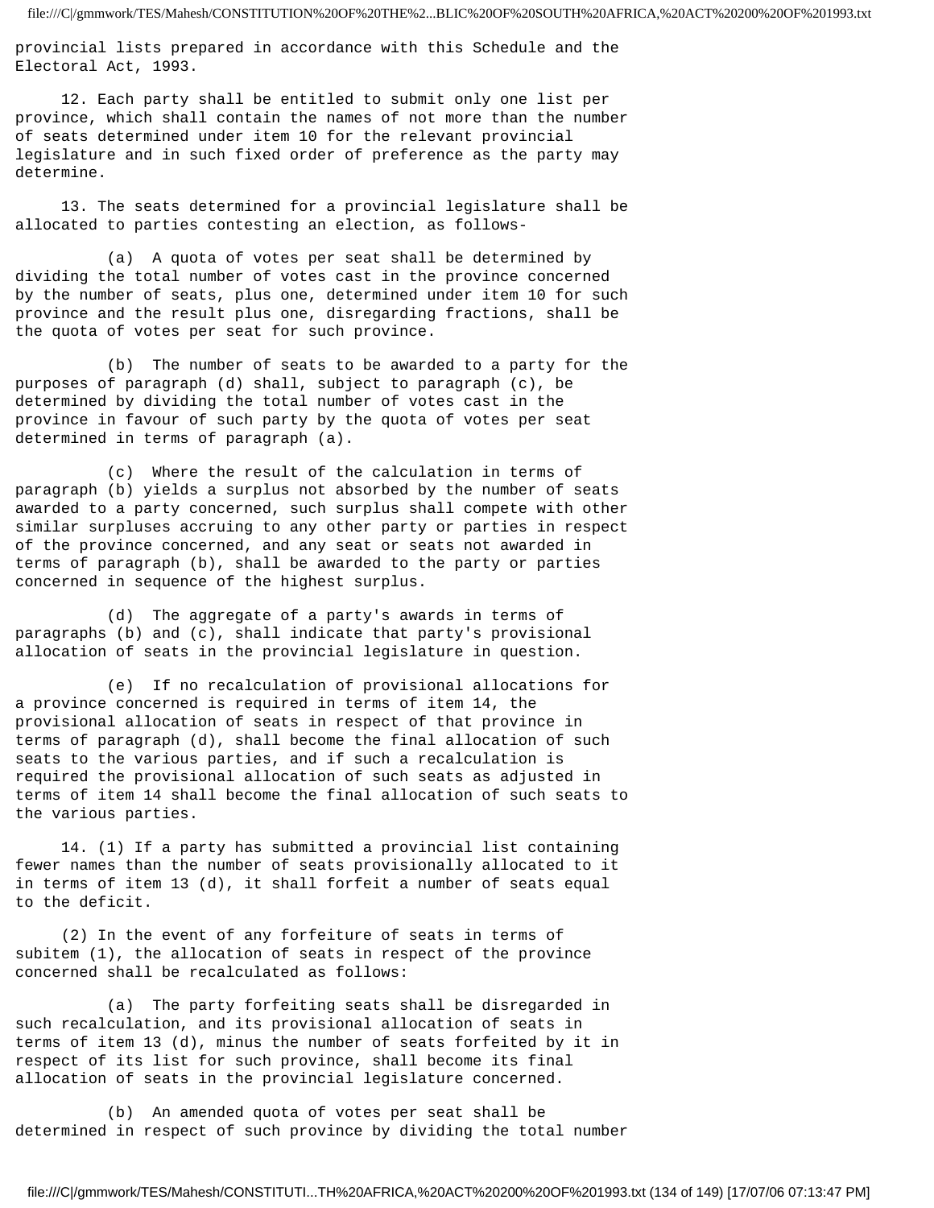provincial lists prepared in accordance with this Schedule and the Electoral Act, 1993.

12. Each party shall be entitled to submit only one list per province, which shall contain the names of not more than the number of seats determined under item 10 for the relevant provincial legislature and in such fixed order of preference as the party may determine.

13. The seats determined for a provincial legislature shall be allocated to parties contesting an election, as follows-

(a) A quota of votes per seat shall be determined by dividing the total number of votes cast in the province concerned by the number of seats, plus one, determined under item 10 for such province and the result plus one, disregarding fractions, shall be the quota of votes per seat for such province.

(b) The number of seats to be awarded to a party for the purposes of paragraph (d) shall, subject to paragraph (c), be determined by dividing the total number of votes cast in the province in favour of such party by the quota of votes per seat determined in terms of paragraph (a).

(c) Where the result of the calculation in terms of paragraph (b) yields a surplus not absorbed by the number of seats awarded to a party concerned, such surplus shall compete with other similar surpluses accruing to any other party or parties in respect of the province concerned, and any seat or seats not awarded in terms of paragraph (b), shall be awarded to the party or parties concerned in sequence of the highest surplus.

(d) The aggregate of a party's awards in terms of paragraphs (b) and (c), shall indicate that party's provisional allocation of seats in the provincial legislature in question.

(e) If no recalculation of provisional allocations for a province concerned is required in terms of item 14, the provisional allocation of seats in respect of that province in terms of paragraph (d), shall become the final allocation of such seats to the various parties, and if such a recalculation is required the provisional allocation of such seats as adjusted in terms of item 14 shall become the final allocation of such seats to the various parties.

14. (1) If a party has submitted a provincial list containing fewer names than the number of seats provisionally allocated to it in terms of item 13 (d), it shall forfeit a number of seats equal to the deficit.

(2) In the event of any forfeiture of seats in terms of subitem (1), the allocation of seats in respect of the province concerned shall be recalculated as follows:

(a) The party forfeiting seats shall be disregarded in such recalculation, and its provisional allocation of seats in terms of item 13 (d), minus the number of seats forfeited by it in respect of its list for such province, shall become its final allocation of seats in the provincial legislature concerned.

(b) An amended quota of votes per seat shall be determined in respect of such province by dividing the total number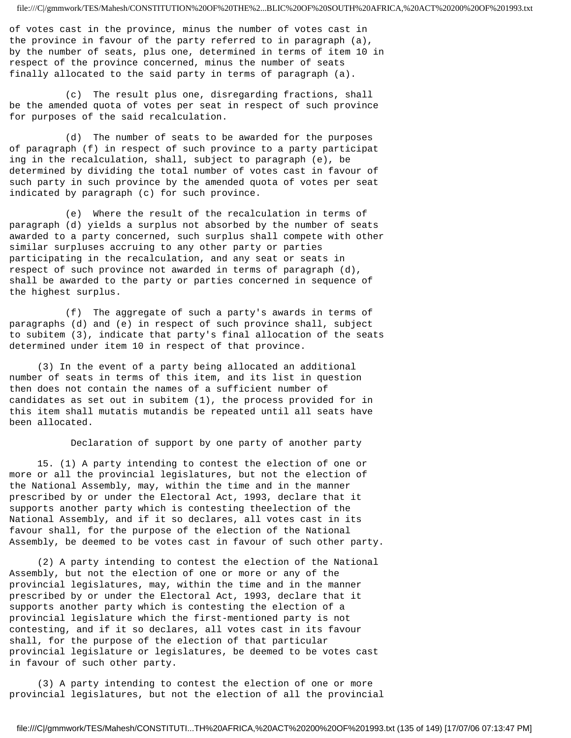of votes cast in the province, minus the number of votes cast in the province in favour of the party referred to in paragraph (a), by the number of seats, plus one, determined in terms of item 10 in respect of the province concerned, minus the number of seats finally allocated to the said party in terms of paragraph (a).

(c) The result plus one, disregarding fractions, shall be the amended quota of votes per seat in respect of such province for purposes of the said recalculation.

(d) The number of seats to be awarded for the purposes of paragraph (f) in respect of such province to a party participat ing in the recalculation, shall, subject to paragraph (e), be determined by dividing the total number of votes cast in favour of such party in such province by the amended quota of votes per seat indicated by paragraph (c) for such province.

(e) Where the result of the recalculation in terms of paragraph (d) yields a surplus not absorbed by the number of seats awarded to a party concerned, such surplus shall compete with other similar surpluses accruing to any other party or parties participating in the recalculation, and any seat or seats in respect of such province not awarded in terms of paragraph (d), shall be awarded to the party or parties concerned in sequence of the highest surplus.

(f) The aggregate of such a party's awards in terms of paragraphs (d) and (e) in respect of such province shall, subject to subitem (3), indicate that party's final allocation of the seats determined under item 10 in respect of that province.

(3) In the event of a party being allocated an additional number of seats in terms of this item, and its list in question then does not contain the names of a sufficient number of candidates as set out in subitem (1), the process provided for in this item shall mutatis mutandis be repeated until all seats have been allocated.

### Declaration of support by one party of another party

15. (1) A party intending to contest the election of one or more or all the provincial legislatures, but not the election of the National Assembly, may, within the time and in the manner prescribed by or under the Electoral Act, 1993, declare that it supports another party which is contesting theelection of the National Assembly, and if it so declares, all votes cast in its favour shall, for the purpose of the election of the National Assembly, be deemed to be votes cast in favour of such other party.

(2) A party intending to contest the election of the National Assembly, but not the election of one or more or any of the provincial legislatures, may, within the time and in the manner prescribed by or under the Electoral Act, 1993, declare that it supports another party which is contesting the election of a provincial legislature which the first-mentioned party is not contesting, and if it so declares, all votes cast in its favour shall, for the purpose of the election of that particular provincial legislature or legislatures, be deemed to be votes cast in favour of such other party.

(3) A party intending to contest the election of one or more provincial legislatures, but not the election of all the provincial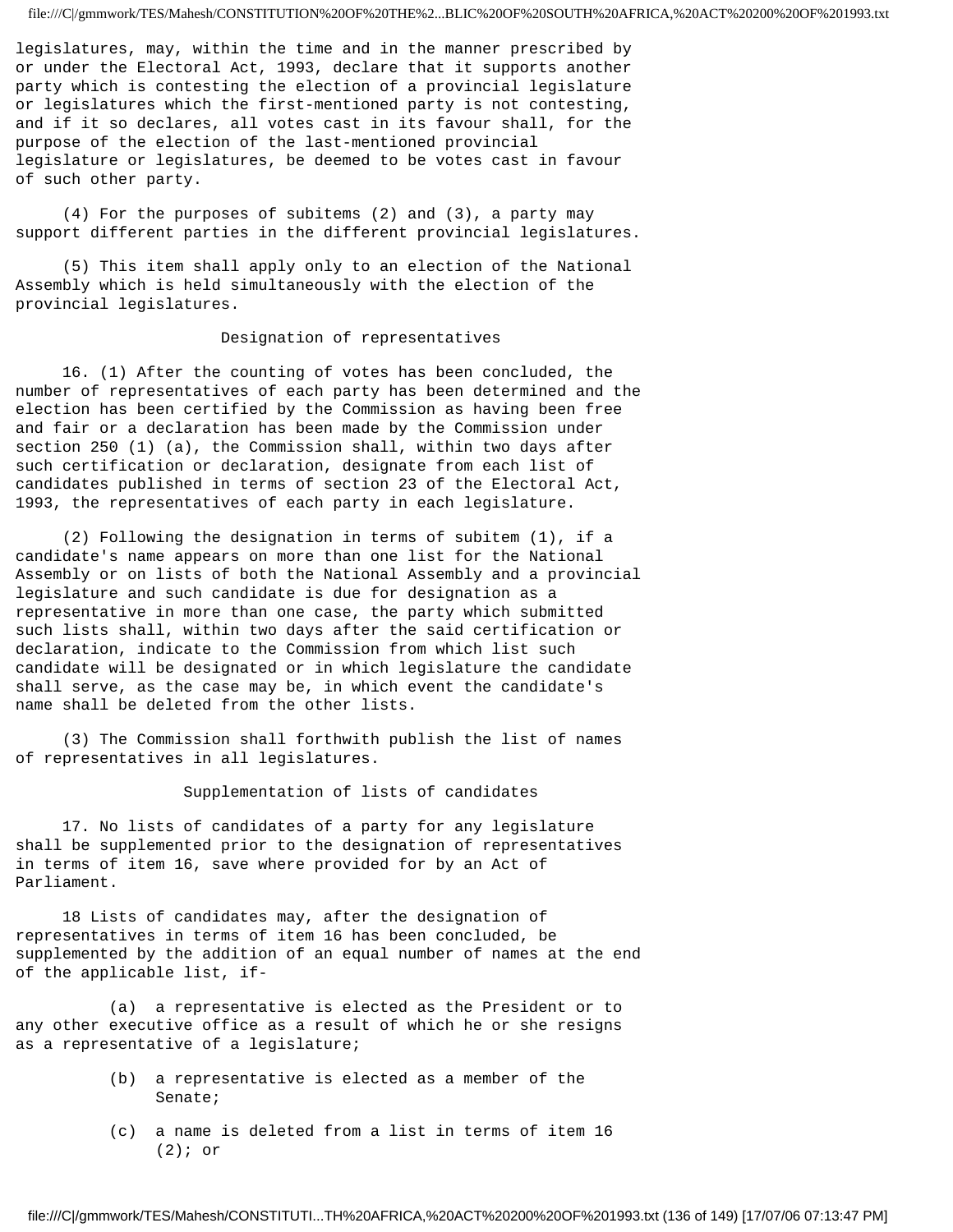legislatures, may, within the time and in the manner prescribed by or under the Electoral Act, 1993, declare that it supports another party which is contesting the election of a provincial legislature or legislatures which the first-mentioned party is not contesting, and if it so declares, all votes cast in its favour shall, for the purpose of the election of the last-mentioned provincial legislature or legislatures, be deemed to be votes cast in favour of such other party.

(4) For the purposes of subitems (2) and (3), a party may support different parties in the different provincial legislatures.

(5) This item shall apply only to an election of the National Assembly which is held simultaneously with the election of the provincial legislatures.

### Designation of representatives

16. (1) After the counting of votes has been concluded, the number of representatives of each party has been determined and the election has been certified by the Commission as having been free and fair or a declaration has been made by the Commission under section 250 (1) (a), the Commission shall, within two days after such certification or declaration, designate from each list of candidates published in terms of section 23 of the Electoral Act, 1993, the representatives of each party in each legislature.

(2) Following the designation in terms of subitem (1), if a candidate's name appears on more than one list for the National Assembly or on lists of both the National Assembly and a provincial legislature and such candidate is due for designation as a representative in more than one case, the party which submitted such lists shall, within two days after the said certification or declaration, indicate to the Commission from which list such candidate will be designated or in which legislature the candidate shall serve, as the case may be, in which event the candidate's name shall be deleted from the other lists.

(3) The Commission shall forthwith publish the list of names of representatives in all legislatures.

### Supplementation of lists of candidates

17. No lists of candidates of a party for any legislature shall be supplemented prior to the designation of representatives in terms of item 16, save where provided for by an Act of Parliament.

18 Lists of candidates may, after the designation of representatives in terms of item 16 has been concluded, be supplemented by the addition of an equal number of names at the end of the applicable list, if-

(a) a representative is elected as the President or to any other executive office as a result of which he or she resigns as a representative of a legislature;

(b) a representative is elected as a member of the Senate;

(c) a name is deleted from a list in terms of item 16 (2); or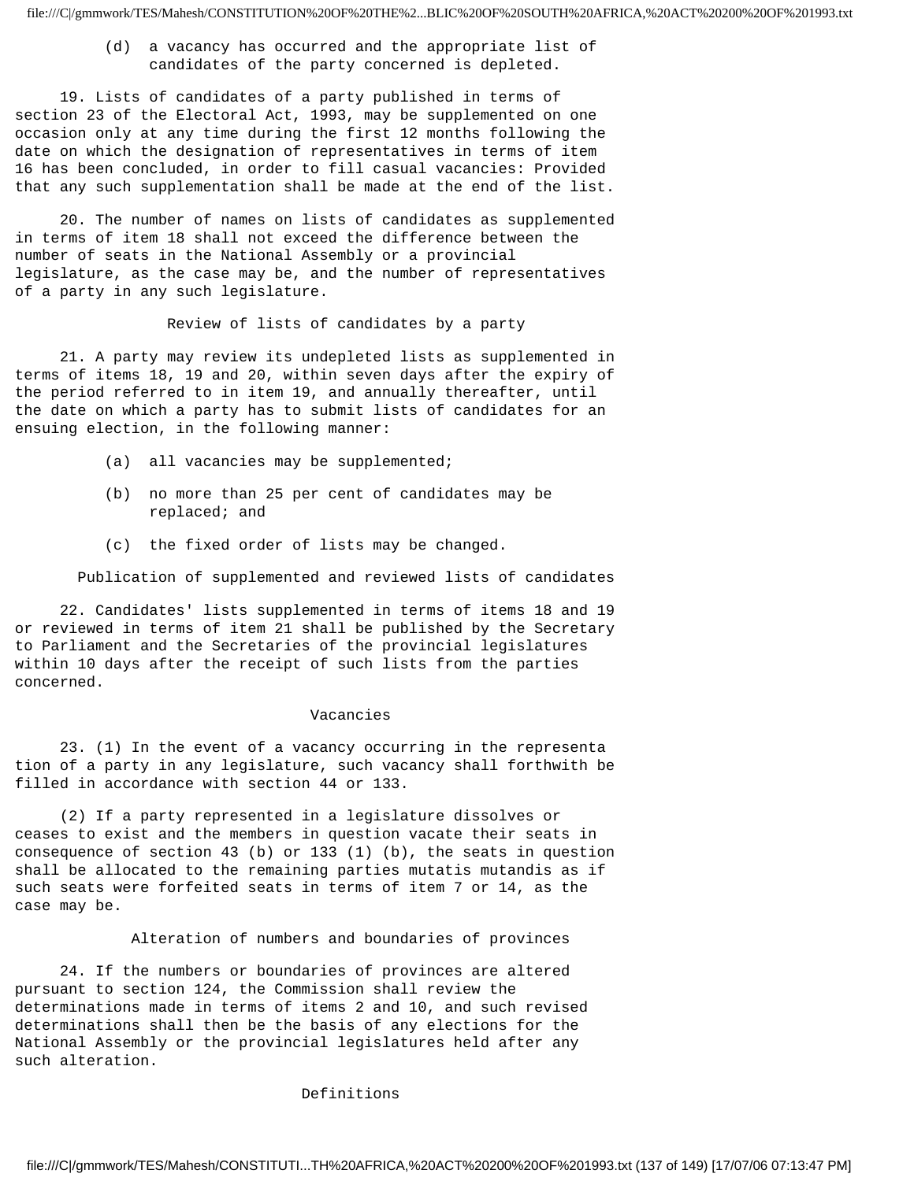(d) a vacancy has occurred and the appropriate list of candidates of the party concerned is depleted.

19. Lists of candidates of a party published in terms of section 23 of the Electoral Act, 1993, may be supplemented on one occasion only at any time during the first 12 months following the date on which the designation of representatives in terms of item 16 has been concluded, in order to fill casual vacancies: Provided that any such supplementation shall be made at the end of the list.

20. The number of names on lists of candidates as supplemented in terms of item 18 shall not exceed the difference between the number of seats in the National Assembly or a provincial legislature, as the case may be, and the number of representatives of a party in any such legislature.

### Review of lists of candidates by a party

21. A party may review its undepleted lists as supplemented in terms of items 18, 19 and 20, within seven days after the expiry of the period referred to in item 19, and annually thereafter, until the date on which a party has to submit lists of candidates for an ensuing election, in the following manner:

(a) all vacancies may be supplemented;

(b) no more than 25 per cent of candidates may be replaced; and

(c) the fixed order of lists may be changed.

### Publication of supplemented and reviewed lists of candidates

22. Candidates' lists supplemented in terms of items 18 and 19 or reviewed in terms of item 21 shall be published by the Secretary to Parliament and the Secretaries of the provincial legislatures within 10 days after the receipt of such lists from the parties concerned.

### Vacancies

23. (1) In the event of a vacancy occurring in the representation of a party in any legislature, such vacancy shall forthwith be filled in accordance with section 44 or 133.

(2) If a party represented in a legislature dissolves or ceases to exist and the members in question vacate their seats in consequence of section 43 (b) or 133 (1) (b), the seats in question shall be allocated to the remaining parties mutatis mutandis as if such seats were forfeited seats in terms of item 7 or 14, as the case may be.

### Alteration of numbers and boundaries of provinces

24. If the numbers or boundaries of provinces are altered pursuant to section 124, the Commission shall review the determinations made in terms of items 2 and 10, and such revised determinations shall then be the basis of any elections for the National Assembly or the provincial legislatures held after any such alteration.

### Definitions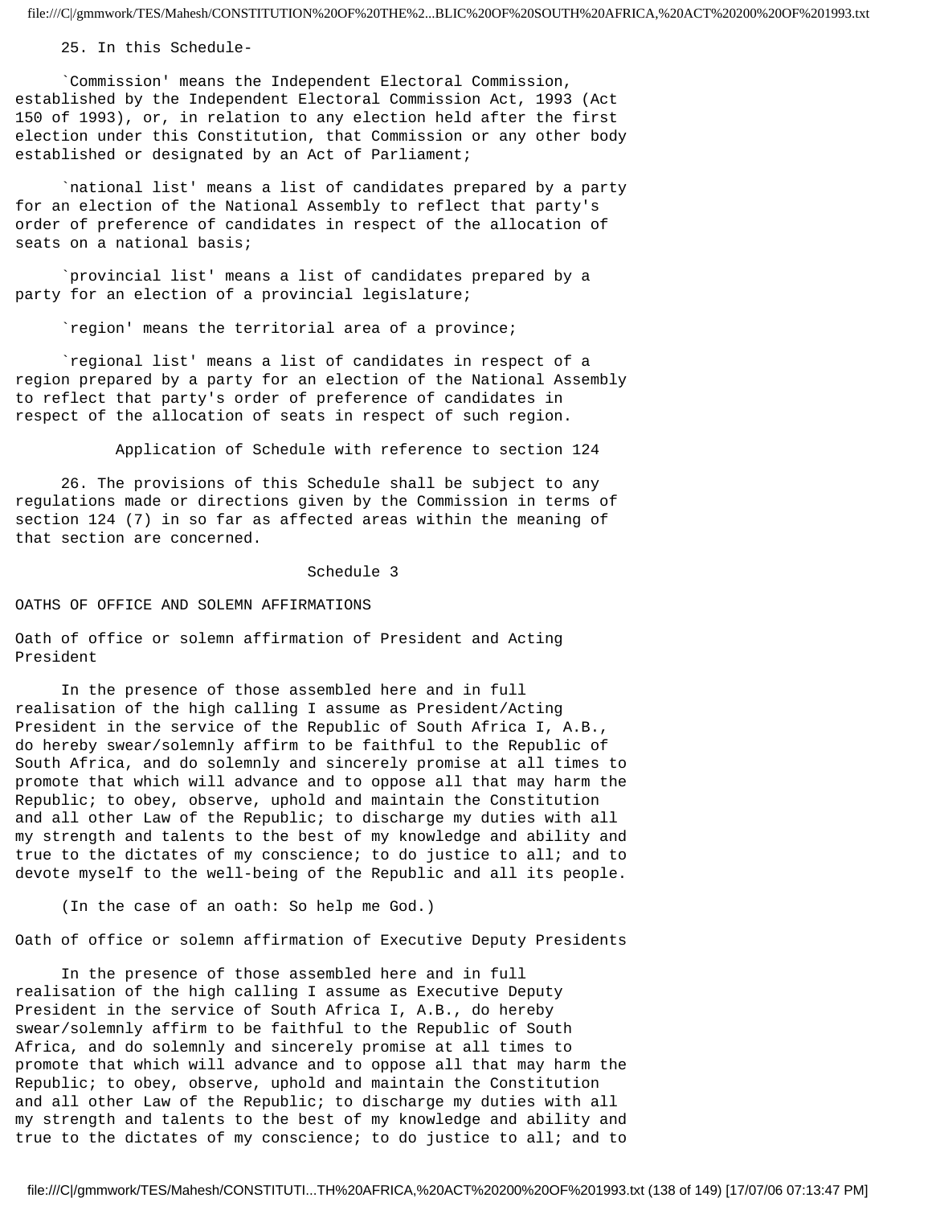25. In this Schedule-

`Commission' means the Independent Electoral Commission, established by the Independent Electoral Commission Act, 1993 (Act 150 of 1993), or, in relation to any election held after the first election under this Constitution, that Commission or any other body established or designated by an Act of Parliament;

`national list' means a list of candidates prepared by a party for an election of the National Assembly to reflect that party's order of preference of candidates in respect of the allocation of seats on a national basis;

`provincial list' means a list of candidates prepared by a party for an election of a provincial legislature;

`region' means the territorial area of a province;

`regional list' means a list of candidates in respect of a region prepared by a party for an election of the National Assembly to reflect that party's order of preference of candidates in respect of the allocation of seats in respect of such region.

### Application of Schedule with reference to section 124

26. The provisions of this Schedule shall be subject to any regulations made or directions given by the Commission in terms of section 124 (7) in so far as affected areas within the meaning of that section are concerned.

## Schedule 3

## OATHS OF OFFICE AND SOLEMN AFFIRMATIONS

### Oath of office or solemn affirmation of President and Acting President

In the presence of those assembled here and in full realisation of the high calling I assume as President/Acting President in the service of the Republic of South Africa I, A.B., do hereby swear/solemnly affirm to be faithful to the Republic of South Africa, and do solemnly and sincerely promise at all times to promote that which will advance and to oppose all that may harm the Republic; to obey, observe, uphold and maintain the Constitution and all other Law of the Republic; to discharge my duties with all my strength and talents to the best of my knowledge and ability and true to the dictates of my conscience; to do justice to all; and to devote myself to the well-being of the Republic and all its people.

(In the case of an oath: So help me God.)

### Oath of office or solemn affirmation of Executive Deputy Presidents

In the presence of those assembled here and in full realisation of the high calling I assume as Executive Deputy President in the service of South Africa I, A.B., do hereby swear/solemnly affirm to be faithful to the Republic of South Africa, and do solemnly and sincerely promise at all times to promote that which will advance and to oppose all that may harm the Republic; to obey, observe, uphold and maintain the Constitution and all other Law of the Republic; to discharge my duties with all my strength and talents to the best of my knowledge and ability and true to the dictates of my conscience; to do justice to all; and to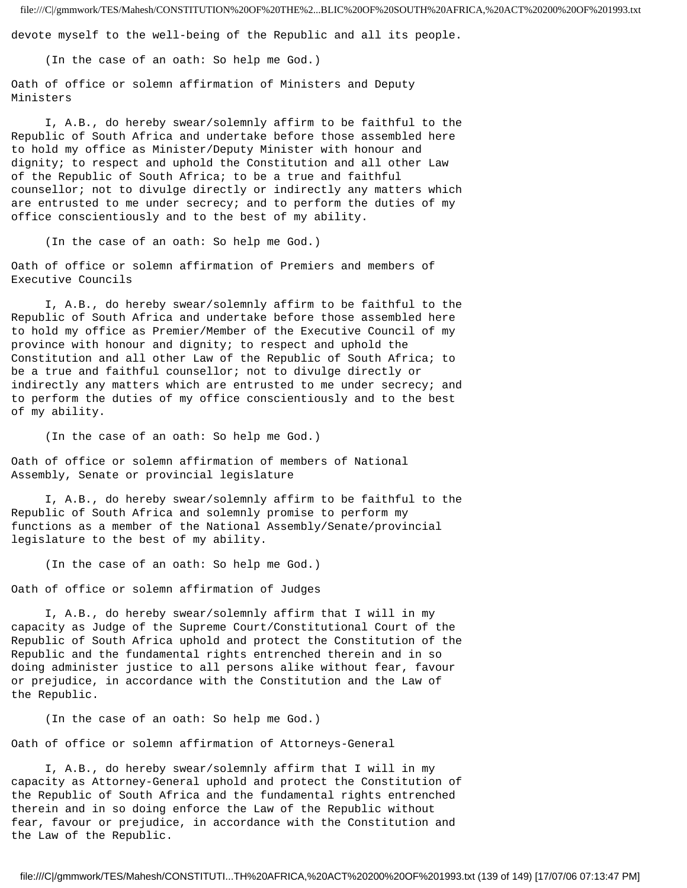devote myself to the well-being of the Republic and all its people.

(In the case of an oath: So help me God.)

Oath of office or solemn affirmation of Ministers and Deputy Ministers

I, A.B., do hereby swear/solemnly affirm to be faithful to the Republic of South Africa and undertake before those assembled here to hold my office as Minister/Deputy Minister with honour and dignity; to respect and uphold the Constitution and all other Law of the Republic of South Africa; to be a true and faithful counsellor; not to divulge directly or indirectly any matters which are entrusted to me under secrecy; and to perform the duties of my office conscientiously and to the best of my ability.

(In the case of an oath: So help me God.)

Oath of office or solemn affirmation of Premiers and members of Executive Councils

I, A.B., do hereby swear/solemnly affirm to be faithful to the Republic of South Africa and undertake before those assembled here to hold my office as Premier/Member of the Executive Council of my province with honour and dignity; to respect and uphold the Constitution and all other Law of the Republic of South Africa; to be a true and faithful counsellor; not to divulge directly or indirectly any matters which are entrusted to me under secrecy; and to perform the duties of my office conscientiously and to the best of my ability.

(In the case of an oath: So help me God.)

Oath of office or solemn affirmation of members of National Assembly, Senate or provincial legislature

I, A.B., do hereby swear/solemnly affirm to be faithful to the Republic of South Africa and solemnly promise to perform my functions as a member of the National Assembly/Senate/provincial legislature to the best of my ability.

(In the case of an oath: So help me God.)

Oath of office or solemn affirmation of Judges

I, A.B., do hereby swear/solemnly affirm that I will in my capacity as Judge of the Supreme Court/Constitutional Court of the Republic of South Africa uphold and protect the Constitution of the Republic and the fundamental rights entrenched therein and in so doing administer justice to all persons alike without fear, favour or prejudice, in accordance with the Constitution and the Law of the Republic.

(In the case of an oath: So help me God.)

Oath of office or solemn affirmation of Attorneys-General

I, A.B., do hereby swear/solemnly affirm that I will in my capacity as Attorney-General uphold and protect the Constitution of the Republic of South Africa and the fundamental rights entrenched therein and in so doing enforce the Law of the Republic without fear, favour or prejudice, in accordance with the Constitution and the Law of the Republic.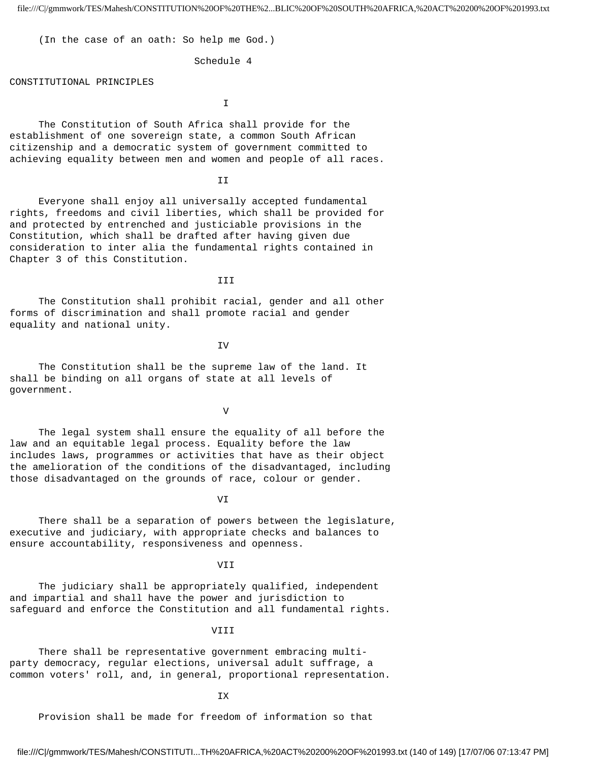(In the case of an oath: So help me God.)

## Schedule 4

### CONSTITUTIONAL PRINCIPLES

#### I

The Constitution of South Africa shall provide for the establishment of one sovereign state, a common South African citizenship and a democratic system of government committed to achieving equality between men and women and people of all races.

#### II

Everyone shall enjoy all universally accepted fundamental rights, freedoms and civil liberties, which shall be provided for and protected by entrenched and justiciable provisions in the Constitution, which shall be drafted after having given due consideration to inter alia the fundamental rights contained in Chapter 3 of this Constitution.

#### III

The Constitution shall prohibit racial, gender and all other forms of discrimination and shall promote racial and gender equality and national unity.

#### IV

The Constitution shall be the supreme law of the land. It shall be binding on all organs of state at all levels of government.

#### V

The legal system shall ensure the equality of all before the law and an equitable legal process. Equality before the law includes laws, programmes or activities that have as their object the amelioration of the conditions of the disadvantaged, including those disadvantaged on the grounds of race, colour or gender.

#### VI

There shall be a separation of powers between the legislature, executive and judiciary, with appropriate checks and balances to ensure accountability, responsiveness and openness.

#### VII

The judiciary shall be appropriately qualified, independent and impartial and shall have the power and jurisdiction to safeguard and enforce the Constitution and all fundamental rights.

#### VIII

There shall be representative government embracing multi-party democracy, regular elections, universal adult suffrage, a common voters' roll, and, in general, proportional representation.

#### IX

Provision shall be made for freedom of information so that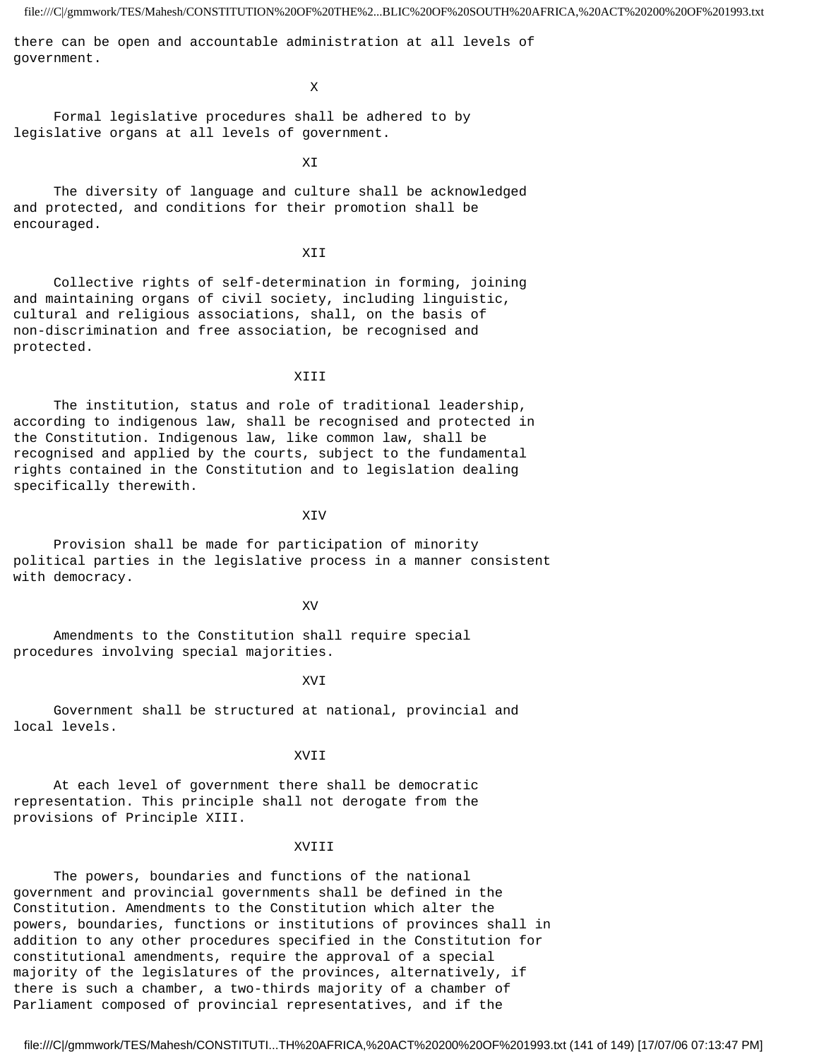there can be open and accountable administration at all levels of government.

X

Formal legislative procedures shall be adhered to by legislative organs at all levels of government.

XI

The diversity of language and culture shall be acknowledged and protected, and conditions for their promotion shall be encouraged.

XII

Collective rights of self-determination in forming, joining and maintaining organs of civil society, including linguistic, cultural and religious associations, shall, on the basis of non-discrimination and free association, be recognised and protected.

XIII

The institution, status and role of traditional leadership, according to indigenous law, shall be recognised and protected in the Constitution. Indigenous law, like common law, shall be recognised and applied by the courts, subject to the fundamental rights contained in the Constitution and to legislation dealing specifically therewith.

XIV

Provision shall be made for participation of minority political parties in the legislative process in a manner consistent with democracy.

XV

Amendments to the Constitution shall require special procedures involving special majorities.

XVI

Government shall be structured at national, provincial and local levels.

XVII

At each level of government there shall be democratic representation. This principle shall not derogate from the provisions of Principle XIII.

XVIII

The powers, boundaries and functions of the national government and provincial governments shall be defined in the Constitution. Amendments to the Constitution which alter the powers, boundaries, functions or institutions of provinces shall in addition to any other procedures specified in the Constitution for constitutional amendments, require the approval of a special majority of the legislatures of the provinces, alternatively, if there is such a chamber, a two-thirds majority of a chamber of Parliament composed of provincial representatives, and if the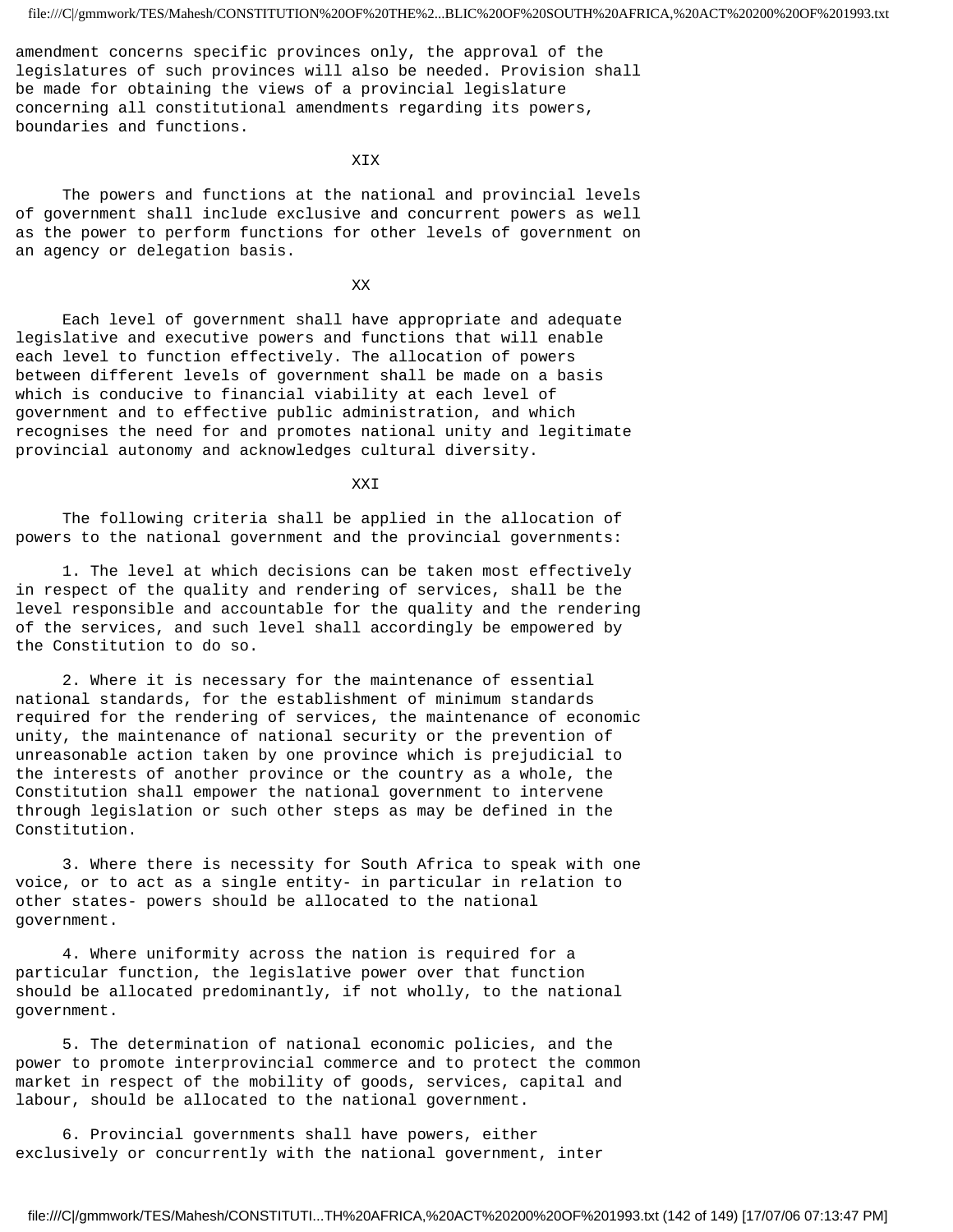amendment concerns specific provinces only, the approval of the legislatures of such provinces will also be needed. Provision shall be made for obtaining the views of a provincial legislature concerning all constitutional amendments regarding its powers, boundaries and functions.

XIX

The powers and functions at the national and provincial levels of government shall include exclusive and concurrent powers as well as the power to perform functions for other levels of government on an agency or delegation basis.

XX

Each level of government shall have appropriate and adequate legislative and executive powers and functions that will enable each level to function effectively. The allocation of powers between different levels of government shall be made on a basis which is conducive to financial viability at each level of government and to effective public administration, and which recognises the need for and promotes national unity and legitimate provincial autonomy and acknowledges cultural diversity.

XXI

The following criteria shall be applied in the allocation of powers to the national government and the provincial governments:

1. The level at which decisions can be taken most effectively in respect of the quality and rendering of services, shall be the level responsible and accountable for the quality and the rendering of the services, and such level shall accordingly be empowered by the Constitution to do so.

2. Where it is necessary for the maintenance of essential national standards, for the establishment of minimum standards required for the rendering of services, the maintenance of economic unity, the maintenance of national security or the prevention of unreasonable action taken by one province which is prejudicial to the interests of another province or the country as a whole, the Constitution shall empower the national government to intervene through legislation or such other steps as may be defined in the Constitution.

3. Where there is necessity for South Africa to speak with one voice, or to act as a single entity- in particular in relation to other states- powers should be allocated to the national government.

4. Where uniformity across the nation is required for a particular function, the legislative power over that function should be allocated predominantly, if not wholly, to the national government.

5. The determination of national economic policies, and the power to promote interprovincial commerce and to protect the common market in respect of the mobility of goods, services, capital and labour, should be allocated to the national government.

6. Provincial governments shall have powers, either exclusively or concurrently with the national government, inter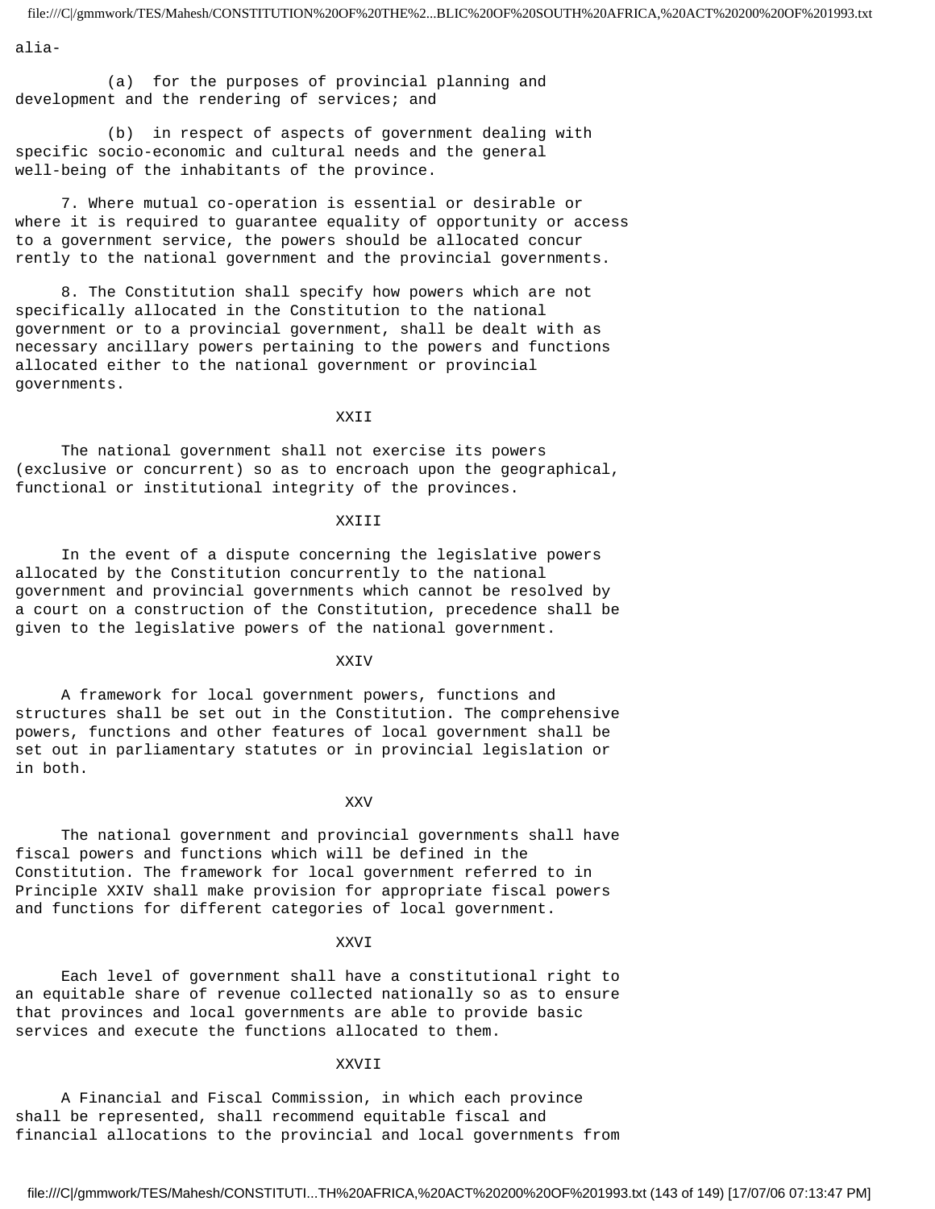alia-

(a) for the purposes of provincial planning and development and the rendering of services; and

(b) in respect of aspects of government dealing with specific socio-economic and cultural needs and the general well-being of the inhabitants of the province.

7. Where mutual co-operation is essential or desirable or where it is required to guarantee equality of opportunity or access to a government service, the powers should be allocated concurrently to the national government and the provincial governments.

8. The Constitution shall specify how powers which are not specifically allocated in the Constitution to the national government or to a provincial government, shall be dealt with as necessary ancillary powers pertaining to the powers and functions allocated either to the national government or provincial governments.

XXII

The national government shall not exercise its powers (exclusive or concurrent) so as to encroach upon the geographical, functional or institutional integrity of the provinces.

XXIII

In the event of a dispute concerning the legislative powers allocated by the Constitution concurrently to the national government and provincial governments which cannot be resolved by a court on a construction of the Constitution, precedence shall be given to the legislative powers of the national government.

XXIV

A framework for local government powers, functions and structures shall be set out in the Constitution. The comprehensive powers, functions and other features of local government shall be set out in parliamentary statutes or in provincial legislation or in both.

XXV

The national government and provincial governments shall have fiscal powers and functions which will be defined in the Constitution. The framework for local government referred to in Principle XXIV shall make provision for appropriate fiscal powers and functions for different categories of local government.

XXVI

Each level of government shall have a constitutional right to an equitable share of revenue collected nationally so as to ensure that provinces and local governments are able to provide basic services and execute the functions allocated to them.

XXVII

A Financial and Fiscal Commission, in which each province shall be represented, shall recommend equitable fiscal and financial allocations to the provincial and local governments from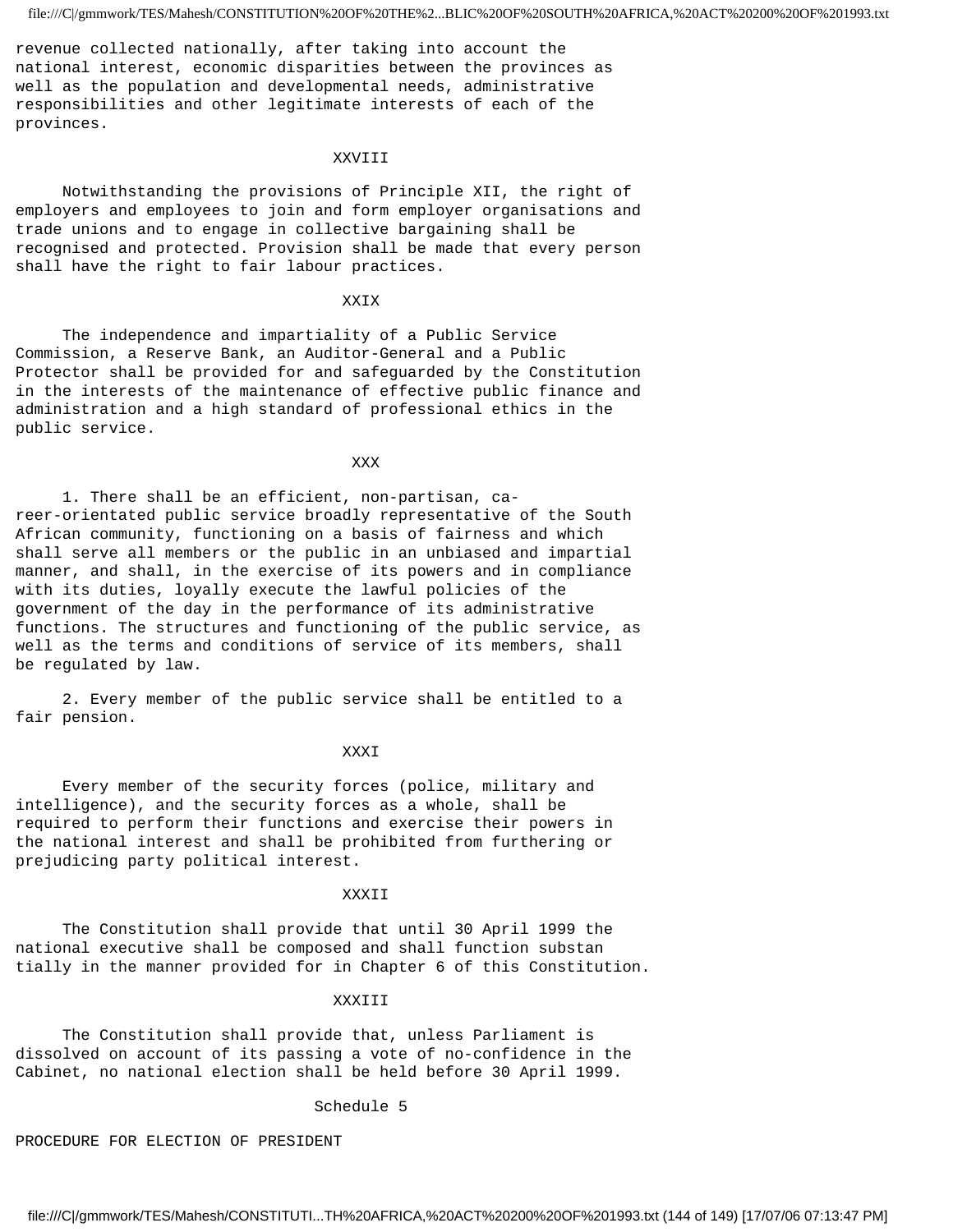revenue collected nationally, after taking into account the national interest, economic disparities between the provinces as well as the population and developmental needs, administrative responsibilities and other legitimate interests of each of the provinces.

XXVIII

Notwithstanding the provisions of Principle XII, the right of employers and employees to join and form employer organisations and trade unions and to engage in collective bargaining shall be recognised and protected. Provision shall be made that every person shall have the right to fair labour practices.

XXIX

The independence and impartiality of a Public Service Commission, a Reserve Bank, an Auditor-General and a Public Protector shall be provided for and safeguarded by the Constitution in the interests of the maintenance of effective public finance and administration and a high standard of professional ethics in the public service.

XXX

1. There shall be an efficient, non-partisan, career-orientated public service broadly representative of the South African community, functioning on a basis of fairness and which shall serve all members or the public in an unbiased and impartial manner, and shall, in the exercise of its powers and in compliance with its duties, loyally execute the lawful policies of the government of the day in the performance of its administrative functions. The structures and functioning of the public service, as well as the terms and conditions of service of its members, shall be regulated by law.

2. Every member of the public service shall be entitled to a fair pension.

XXXI

Every member of the security forces (police, military and intelligence), and the security forces as a whole, shall be required to perform their functions and exercise their powers in the national interest and shall be prohibited from furthering or prejudicing party political interest.

XXXII

The Constitution shall provide that until 30 April 1999 the national executive shall be composed and shall function substantially in the manner provided for in Chapter 6 of this Constitution.

XXXIII

The Constitution shall provide that, unless Parliament is dissolved on account of its passing a vote of no-confidence in the Cabinet, no national election shall be held before 30 April 1999.

Schedule 5

PROCEDURE FOR ELECTION OF PRESIDENT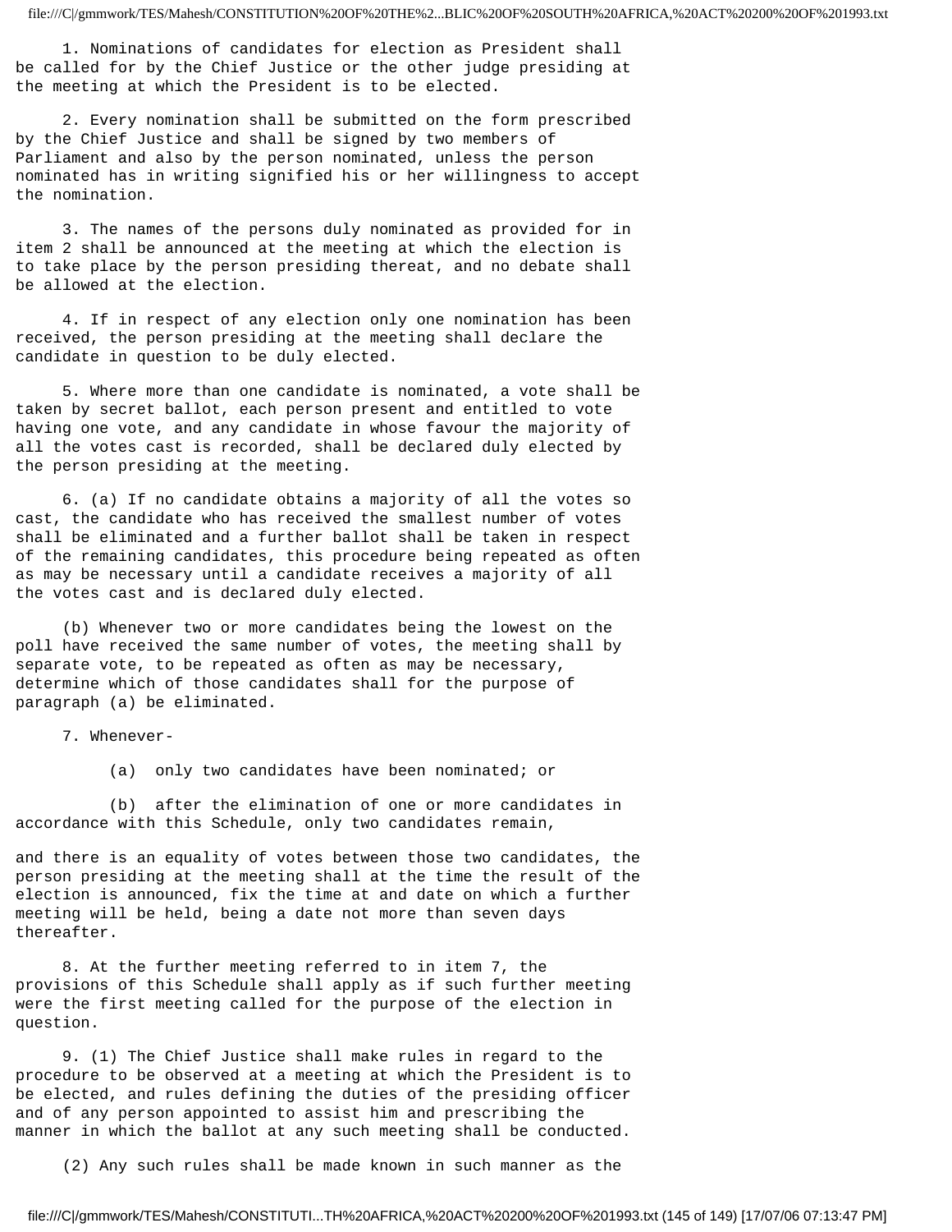1. Nominations of candidates for election as President shall be called for by the Chief Justice or the other judge presiding at the meeting at which the President is to be elected.

2. Every nomination shall be submitted on the form prescribed by the Chief Justice and shall be signed by two members of Parliament and also by the person nominated, unless the person nominated has in writing signified his or her willingness to accept the nomination.

3. The names of the persons duly nominated as provided for in item 2 shall be announced at the meeting at which the election is to take place by the person presiding thereat, and no debate shall be allowed at the election.

4. If in respect of any election only one nomination has been received, the person presiding at the meeting shall declare the candidate in question to be duly elected.

5. Where more than one candidate is nominated, a vote shall be taken by secret ballot, each person present and entitled to vote having one vote, and any candidate in whose favour the majority of all the votes cast is recorded, shall be declared duly elected by the person presiding at the meeting.

6. (a) If no candidate obtains a majority of all the votes so cast, the candidate who has received the smallest number of votes shall be eliminated and a further ballot shall be taken in respect of the remaining candidates, this procedure being repeated as often as may be necessary until a candidate receives a majority of all the votes cast and is declared duly elected.

(b) Whenever two or more candidates being the lowest on the poll have received the same number of votes, the meeting shall by separate vote, to be repeated as often as may be necessary, determine which of those candidates shall for the purpose of paragraph (a) be eliminated.

7. Whenever-

(a) only two candidates have been nominated; or

(b) after the elimination of one or more candidates in accordance with this Schedule, only two candidates remain,

and there is an equality of votes between those two candidates, the person presiding at the meeting shall at the time the result of the election is announced, fix the time at and date on which a further meeting will be held, being a date not more than seven days thereafter.

8. At the further meeting referred to in item 7, the provisions of this Schedule shall apply as if such further meeting were the first meeting called for the purpose of the election in question.

9. (1) The Chief Justice shall make rules in regard to the procedure to be observed at a meeting at which the President is to be elected, and rules defining the duties of the presiding officer and of any person appointed to assist him and prescribing the manner in which the ballot at any such meeting shall be conducted.

(2) Any such rules shall be made known in such manner as the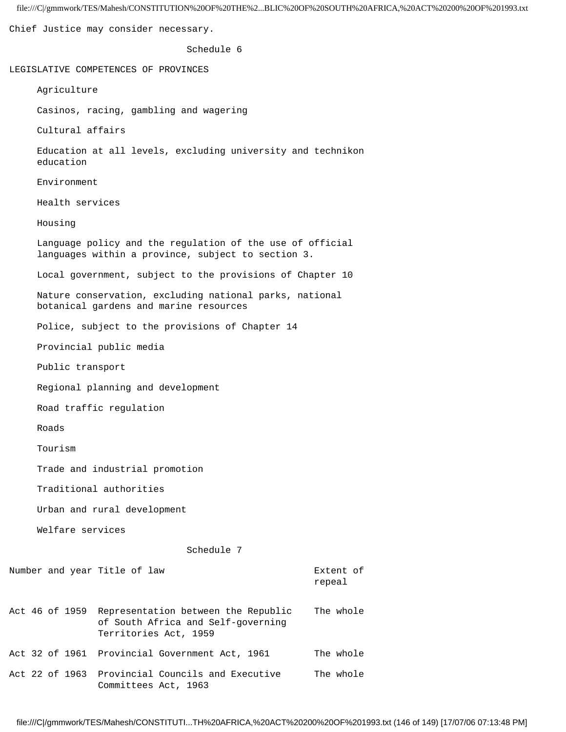Chief Justice may consider necessary.

## Schedule 6

### LEGISLATIVE COMPETENCES OF PROVINCES

Agriculture

Casinos, racing, gambling and wagering

Cultural affairs

Education at all levels, excluding university and technikon education

Environment

Health services

Housing

Language policy and the regulation of the use of official languages within a province, subject to section 3.

Local government, subject to the provisions of Chapter 10

Nature conservation, excluding national parks, national botanical gardens and marine resources

Police, subject to the provisions of Chapter 14

Provincial public media

Public transport

Regional planning and development

Road traffic regulation

Roads

Tourism

Trade and industrial promotion

Traditional authorities

Urban and rural development

Welfare services

## Schedule 7

| Number and year | Title of law | Extent of repeal |
|---|---|---|
| Act 46 of 1959 | Representation between the Republic of South Africa and Self-governing Territories Act, 1959 | The whole |
| Act 32 of 1961 | Provincial Government Act, 1961 | The whole |
| Act 22 of 1963 | Provincial Councils and Executive Committees Act, 1963 | The whole |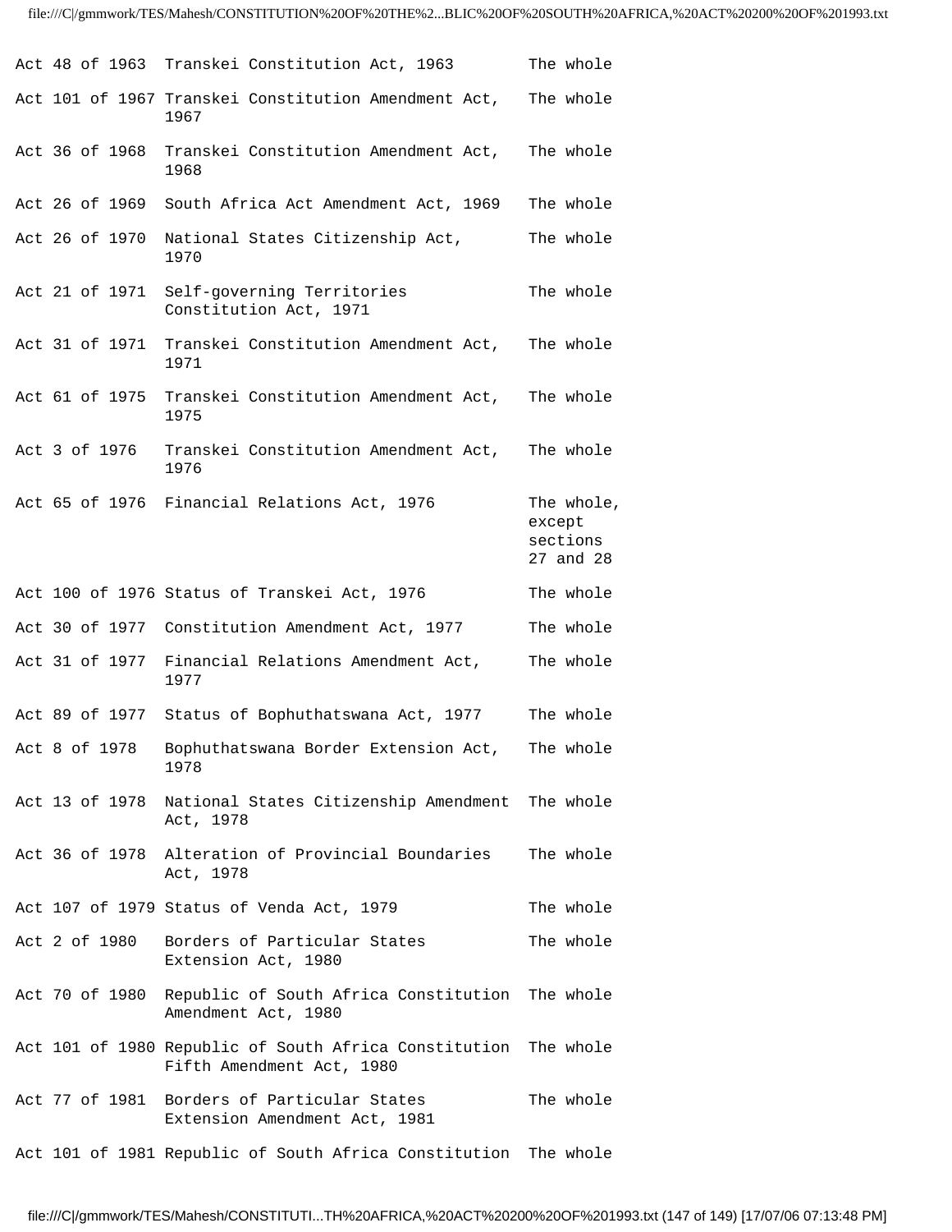| | | |
|---|---|---|
| Act 48 of 1963 | Transkei Constitution Act, 1963 | The whole |
| Act 101 of 1967 | Transkei Constitution Amendment Act, 1967 | The whole |
| Act 36 of 1968 | Transkei Constitution Amendment Act, 1968 | The whole |
| Act 26 of 1969 | South Africa Act Amendment Act, 1969 | The whole |
| Act 26 of 1970 | National States Citizenship Act, 1970 | The whole |
| Act 21 of 1971 | Self-governing Territories Constitution Act, 1971 | The whole |
| Act 31 of 1971 | Transkei Constitution Amendment Act, 1971 | The whole |
| Act 61 of 1975 | Transkei Constitution Amendment Act, 1975 | The whole |
| Act 3 of 1976 | Transkei Constitution Amendment Act, 1976 | The whole |
| Act 65 of 1976 | Financial Relations Act, 1976 | The whole, except sections 27 and 28 |
| Act 100 of 1976 | Status of Transkei Act, 1976 | The whole |
| Act 30 of 1977 | Constitution Amendment Act, 1977 | The whole |
| Act 31 of 1977 | Financial Relations Amendment Act, 1977 | The whole |
| Act 89 of 1977 | Status of Bophuthatswana Act, 1977 | The whole |
| Act 8 of 1978 | Bophuthatswana Border Extension Act, 1978 | The whole |
| Act 13 of 1978 | National States Citizenship Amendment Act, 1978 | The whole |
| Act 36 of 1978 | Alteration of Provincial Boundaries Act, 1978 | The whole |
| Act 107 of 1979 | Status of Venda Act, 1979 | The whole |
| Act 2 of 1980 | Borders of Particular States Extension Act, 1980 | The whole |
| Act 70 of 1980 | Republic of South Africa Constitution Amendment Act, 1980 | The whole |
| Act 101 of 1980 | Republic of South Africa Constitution Fifth Amendment Act, 1980 | The whole |
| Act 77 of 1981 | Borders of Particular States Extension Amendment Act, 1981 | The whole |
| Act 101 of 1981 | Republic of South Africa Constitution | The whole |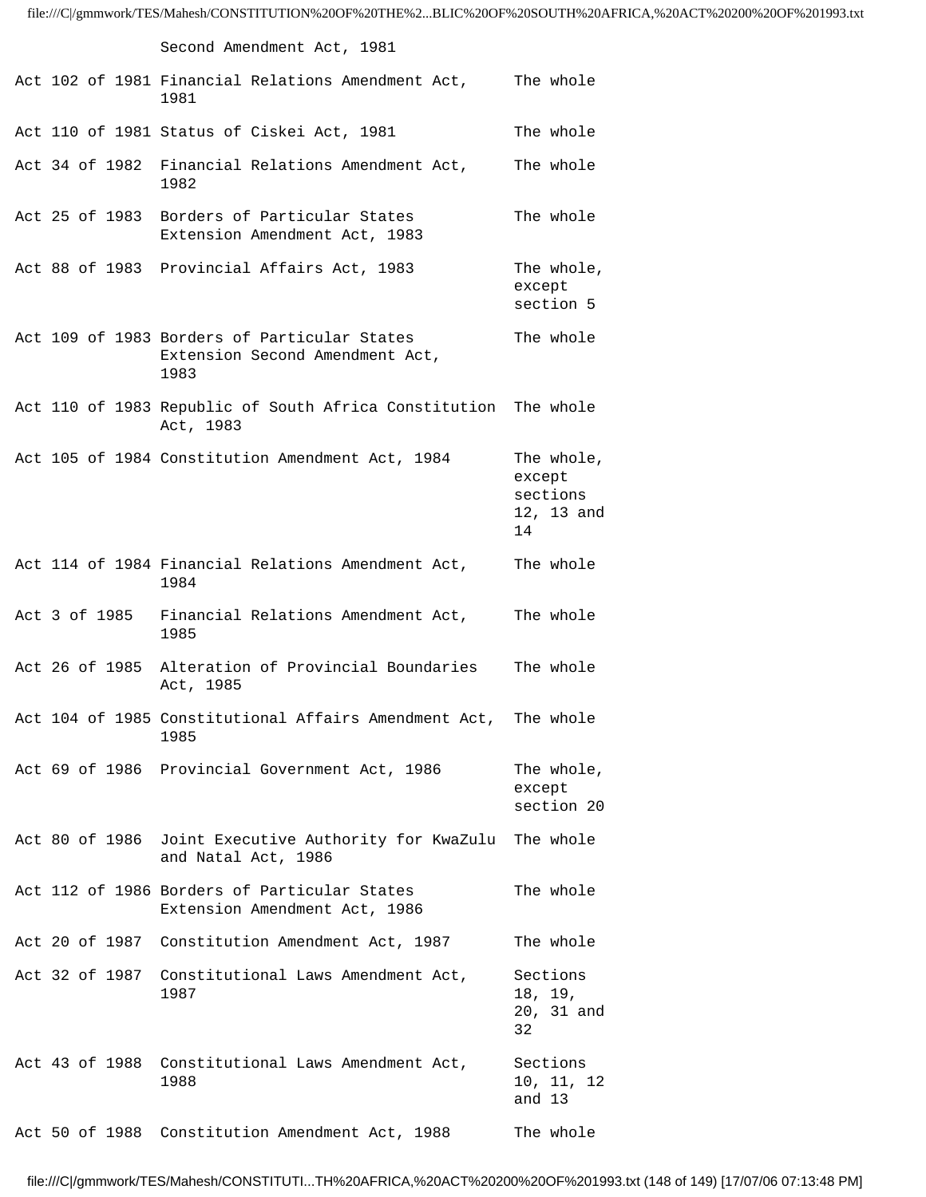| | | |
|---|---|---|
| | Second Amendment Act, 1981 | |
| Act 102 of 1981 | Financial Relations Amendment Act, 1981 | The whole |
| Act 110 of 1981 | Status of Ciskei Act, 1981 | The whole |
| Act 34 of 1982 | Financial Relations Amendment Act, 1982 | The whole |
| Act 25 of 1983 | Borders of Particular States Extension Amendment Act, 1983 | The whole |
| Act 88 of 1983 | Provincial Affairs Act, 1983 | The whole, except section 5 |
| Act 109 of 1983 | Borders of Particular States Extension Second Amendment Act, 1983 | The whole |
| Act 110 of 1983 | Republic of South Africa Constitution Act, 1983 | The whole |
| Act 105 of 1984 | Constitution Amendment Act, 1984 | The whole, except sections 12, 13 and 14 |
| Act 114 of 1984 | Financial Relations Amendment Act, 1984 | The whole |
| Act 3 of 1985 | Financial Relations Amendment Act, 1985 | The whole |
| Act 26 of 1985 | Alteration of Provincial Boundaries Act, 1985 | The whole |
| Act 104 of 1985 | Constitutional Affairs Amendment Act, 1985 | The whole |
| Act 69 of 1986 | Provincial Government Act, 1986 | The whole, except section 20 |
| Act 80 of 1986 | Joint Executive Authority for KwaZulu and Natal Act, 1986 | The whole |
| Act 112 of 1986 | Borders of Particular States Extension Amendment Act, 1986 | The whole |
| Act 20 of 1987 | Constitution Amendment Act, 1987 | The whole |
| Act 32 of 1987 | Constitutional Laws Amendment Act, 1987 | Sections 18, 19, 20, 31 and 32 |
| Act 43 of 1988 | Constitutional Laws Amendment Act, 1988 | Sections 10, 11, 12 and 13 |
| Act 50 of 1988 | Constitution Amendment Act, 1988 | The whole |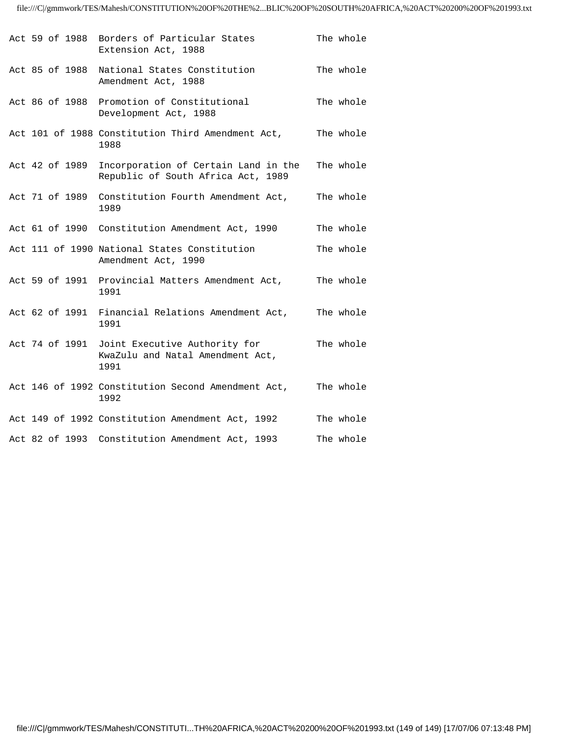| | | |
|---|---|---|
| Act 59 of 1988 | Borders of Particular States Extension Act, 1988 | The whole |
| Act 85 of 1988 | National States Constitution Amendment Act, 1988 | The whole |
| Act 86 of 1988 | Promotion of Constitutional Development Act, 1988 | The whole |
| Act 101 of 1988 | Constitution Third Amendment Act, 1988 | The whole |
| Act 42 of 1989 | Incorporation of Certain Land in the Republic of South Africa Act, 1989 | The whole |
| Act 71 of 1989 | Constitution Fourth Amendment Act, 1989 | The whole |
| Act 61 of 1990 | Constitution Amendment Act, 1990 | The whole |
| Act 111 of 1990 | National States Constitution Amendment Act, 1990 | The whole |
| Act 59 of 1991 | Provincial Matters Amendment Act, 1991 | The whole |
| Act 62 of 1991 | Financial Relations Amendment Act, 1991 | The whole |
| Act 74 of 1991 | Joint Executive Authority for KwaZulu and Natal Amendment Act, 1991 | The whole |
| Act 146 of 1992 | Constitution Second Amendment Act, 1992 | The whole |
| Act 149 of 1992 | Constitution Amendment Act, 1992 | The whole |
| Act 82 of 1993 | Constitution Amendment Act, 1993 | The whole |